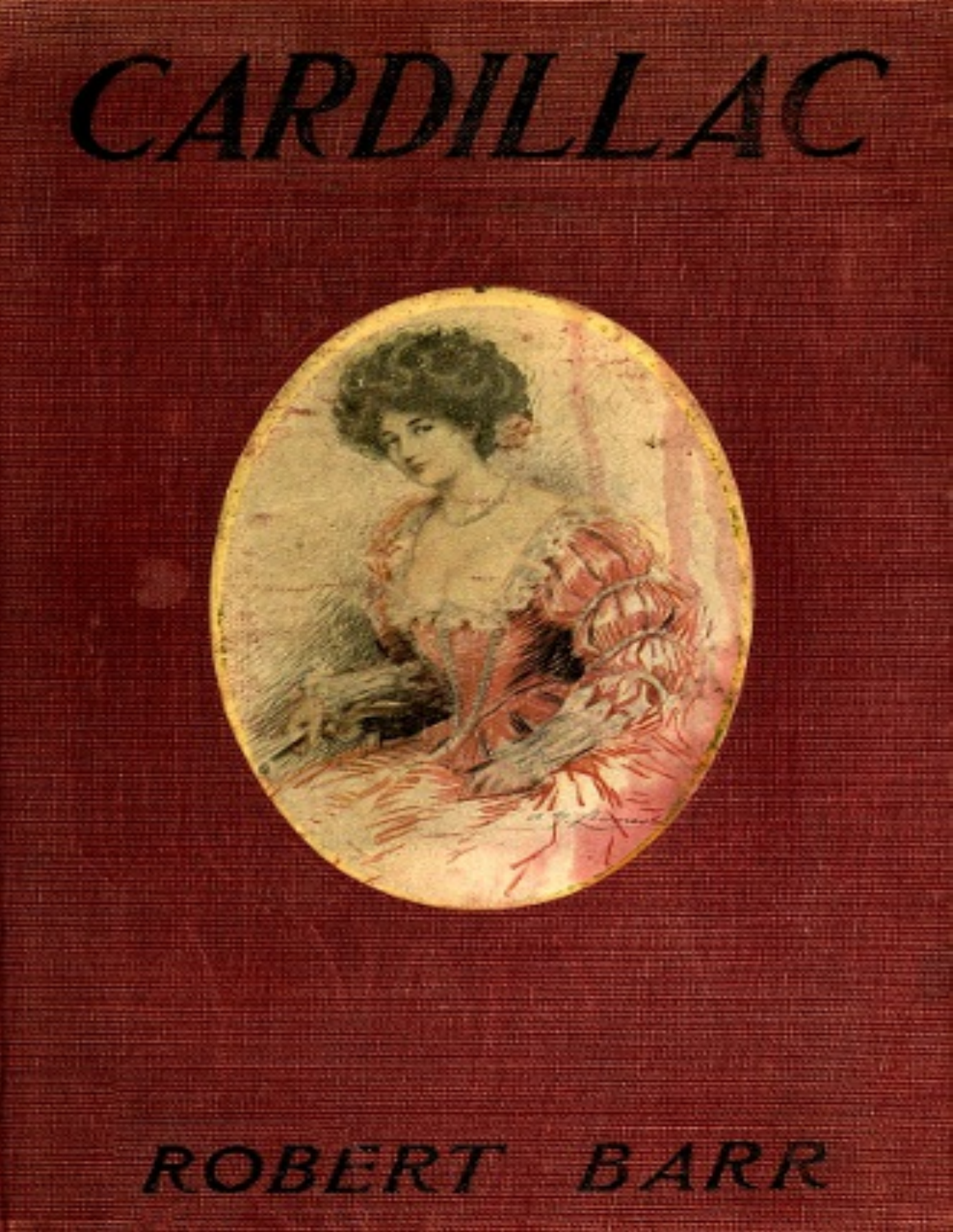# CARDILLAC

ROBERT BARR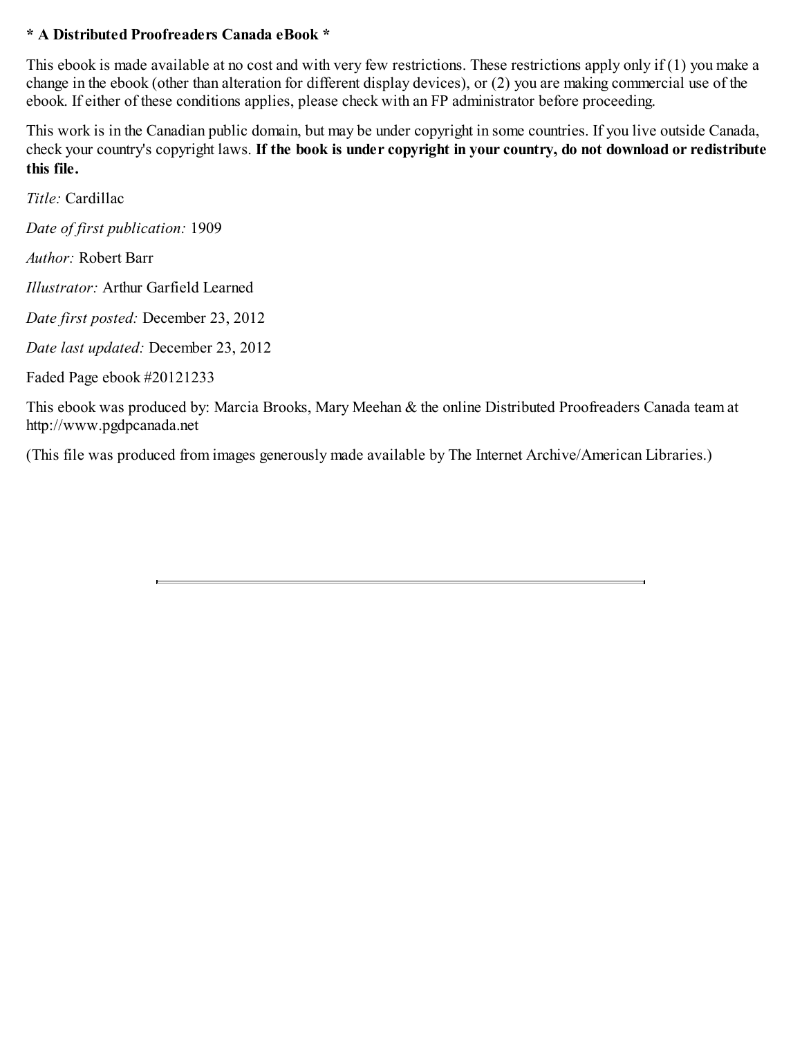**\* A Distributed Proofreaders Canada eBook \***

This ebook is made available at no cost and with very few restrictions. These restrictions apply only if (1) you make a change in the ebook (other than alteration for different display devices), or (2) you are making commercial use of the ebook. If either of these conditions applies, please check with an FP administrator before proceeding.

This work is in the Canadian public domain, but may be under copyright in some countries. If you live outside Canada, check your country's copyright laws. **If the book is under copyright in your country, do not download or redistribute this file.**

*Title:* Cardillac

*Date of first publication:* 1909

*Author:* Robert Barr

*Illustrator:* Arthur Garfield Learned

*Date first posted:* December 23, 2012

*Date last updated:* December 23, 2012

Faded Page ebook #20121233

This ebook was produced by: Marcia Brooks, Mary Meehan & the online Distributed Proofreaders Canada team at http://www.pgdpcanada.net

(This file was produced from images generously made available by The Internet Archive/American Libraries.)

---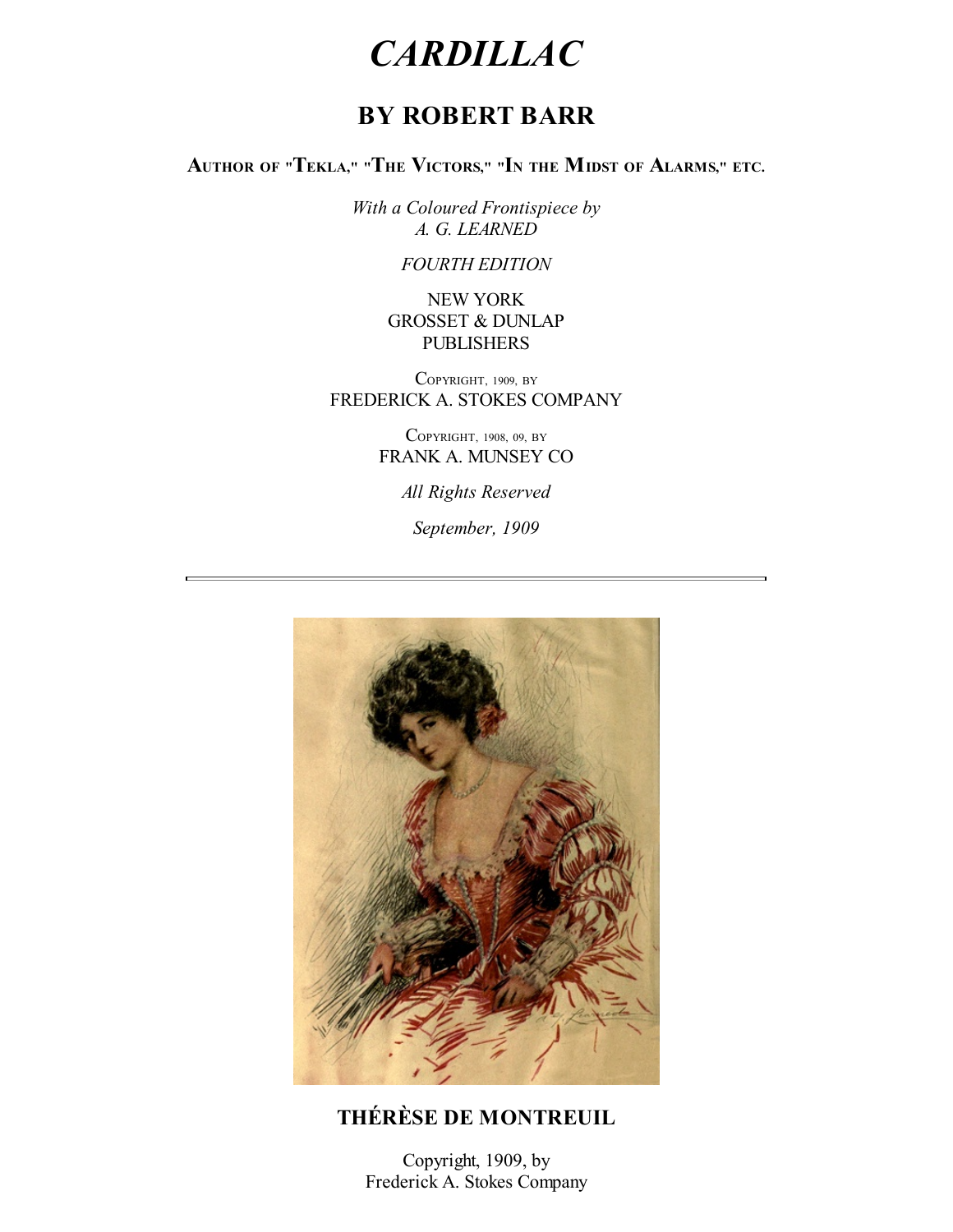# *CARDILLAC*

## BY ROBERT BARR

AUTHOR OF "TEKLA," "THE VICTORS," "IN THE MIDST OF ALARMS," ETC.

*With a Coloured Frontispiece by*
*A. G. LEARNED*

*FOURTH EDITION*

NEW YORK
GROSSET & DUNLAP
PUBLISHERS

COPYRIGHT, 1909, BY
FREDERICK A. STOKES COMPANY

COPYRIGHT, 1908, 09, BY
FRANK A. MUNSEY CO

*All Rights Reserved*

*September, 1909*

---

**THÉRÈSE DE MONTREUIL**

Copyright, 1909, by
Frederick A. Stokes Company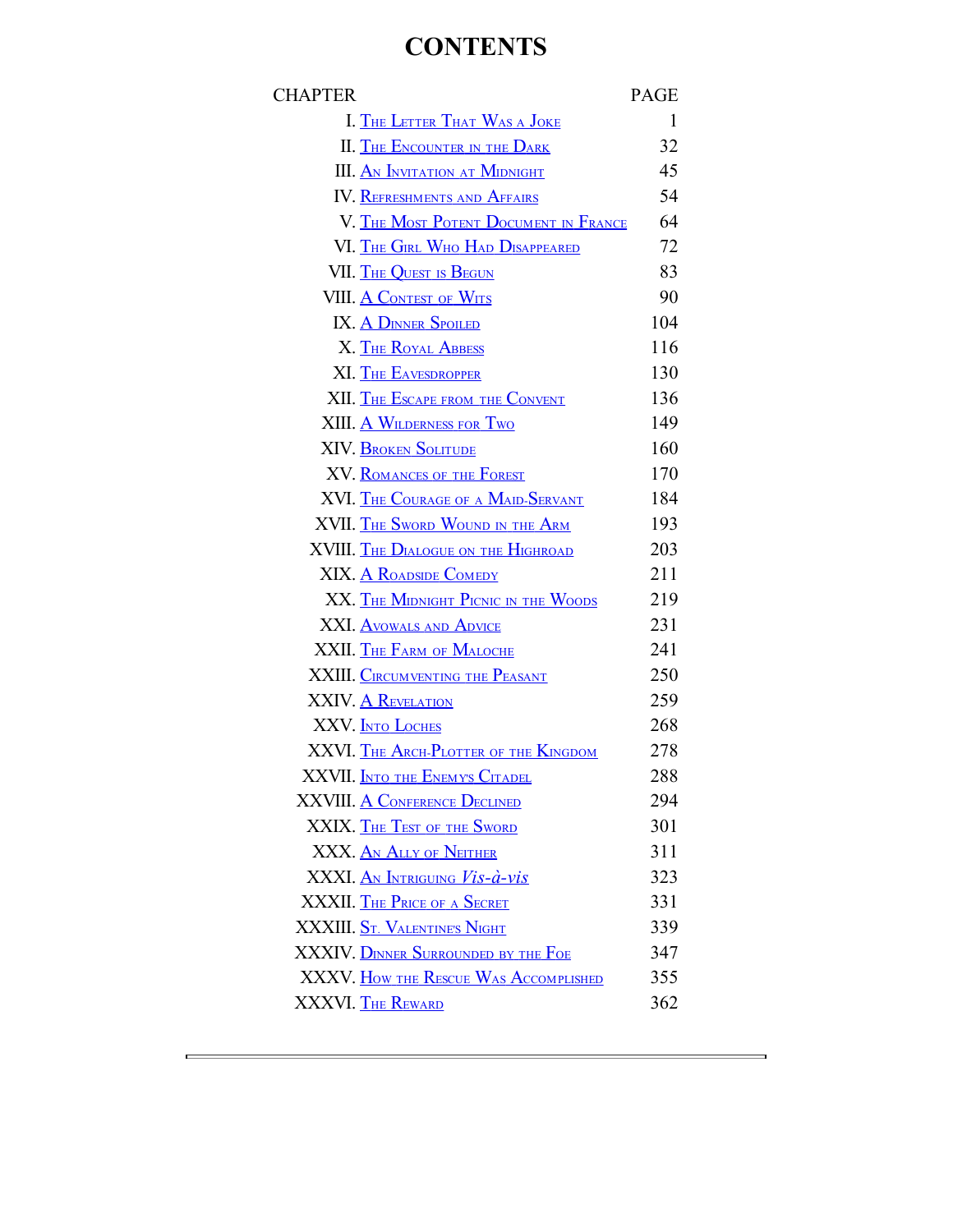# CONTENTS

| CHAPTER | | PAGE |
| --- | --- | --- |
| I. | The Letter That Was a Joke | 1 |
| II. | The Encounter in the Dark | 32 |
| III. | An Invitation at Midnight | 45 |
| IV. | Refreshments and Affairs | 54 |
| V. | The Most Potent Document in France | 64 |
| VI. | The Girl Who Had Disappeared | 72 |
| VII. | The Quest is Begun | 83 |
| VIII. | A Contest of Wits | 90 |
| IX. | A Dinner Spoiled | 104 |
| X. | The Royal Abbess | 116 |
| XI. | The Eavesdropper | 130 |
| XII. | The Escape from the Convent | 136 |
| XIII. | A Wilderness for Two | 149 |
| XIV. | Broken Solitude | 160 |
| XV. | Romances of the Forest | 170 |
| XVI. | The Courage of a Maid-Servant | 184 |
| XVII. | The Sword Wound in the Arm | 193 |
| XVIII. | The Dialogue on the Highroad | 203 |
| XIX. | A Roadside Comedy | 211 |
| XX. | The Midnight Picnic in the Woods | 219 |
| XXI. | Avowals and Advice | 231 |
| XXII. | The Farm of Maloche | 241 |
| XXIII. | Circumventing the Peasant | 250 |
| XXIV. | A Revelation | 259 |
| XXV. | Into Loches | 268 |
| XXVI. | The Arch-Plotter of the Kingdom | 278 |
| XXVII. | Into the Enemy's Citadel | 288 |
| XXVIII. | A Conference Declined | 294 |
| XXIX. | The Test of the Sword | 301 |
| XXX. | An Ally of Neither | 311 |
| XXXI. | An Intriguing *Vis-à-vis* | 323 |
| XXXII. | The Price of a Secret | 331 |
| XXXIII. | St. Valentine's Night | 339 |
| XXXIV. | Dinner Surrounded by the Foe | 347 |
| XXXV. | How the Rescue Was Accomplished | 355 |
| XXXVI. | The Reward | 362 |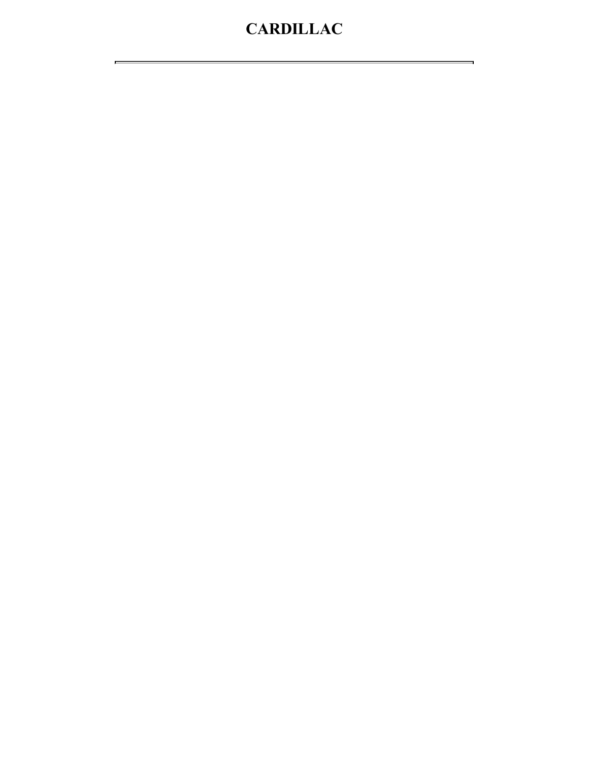# CARDILLAC

---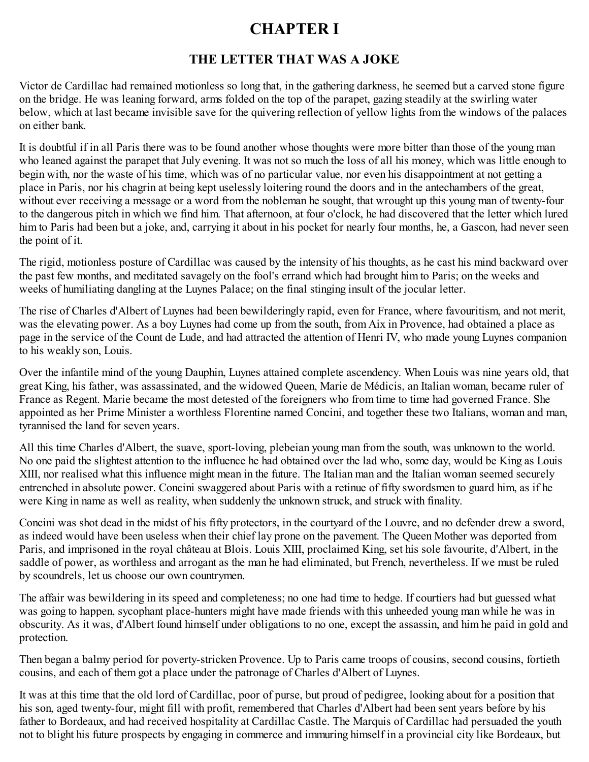# CHAPTER I

## THE LETTER THAT WAS A JOKE

Victor de Cardillac had remained motionless so long that, in the gathering darkness, he seemed but a carved stone figure on the bridge. He was leaning forward, arms folded on the top of the parapet, gazing steadily at the swirling water below, which at last became invisible save for the quivering reflection of yellow lights from the windows of the palaces on either bank.

It is doubtful if in all Paris there was to be found another whose thoughts were more bitter than those of the young man who leaned against the parapet that July evening. It was not so much the loss of all his money, which was little enough to begin with, nor the waste of his time, which was of no particular value, nor even his disappointment at not getting a place in Paris, nor his chagrin at being kept uselessly loitering round the doors and in the antechambers of the great, without ever receiving a message or a word from the nobleman he sought, that wrought up this young man of twenty-four to the dangerous pitch in which we find him. That afternoon, at four o'clock, he had discovered that the letter which lured him to Paris had been but a joke, and, carrying it about in his pocket for nearly four months, he, a Gascon, had never seen the point of it.

The rigid, motionless posture of Cardillac was caused by the intensity of his thoughts, as he cast his mind backward over the past few months, and meditated savagely on the fool's errand which had brought him to Paris; on the weeks and weeks of humiliating dangling at the Luynes Palace; on the final stinging insult of the jocular letter.

The rise of Charles d'Albert of Luynes had been bewilderingly rapid, even for France, where favouritism, and not merit, was the elevating power. As a boy Luynes had come up from the south, from Aix in Provence, had obtained a place as page in the service of the Count de Lude, and had attracted the attention of Henri IV, who made young Luynes companion to his weakly son, Louis.

Over the infantile mind of the young Dauphin, Luynes attained complete ascendency. When Louis was nine years old, that great King, his father, was assassinated, and the widowed Queen, Marie de Médicis, an Italian woman, became ruler of France as Regent. Marie became the most detested of the foreigners who from time to time had governed France. She appointed as her Prime Minister a worthless Florentine named Concini, and together these two Italians, woman and man, tyrannised the land for seven years.

All this time Charles d'Albert, the suave, sport-loving, plebeian young man from the south, was unknown to the world. No one paid the slightest attention to the influence he had obtained over the lad who, some day, would be King as Louis XIII, nor realised what this influence might mean in the future. The Italian man and the Italian woman seemed securely entrenched in absolute power. Concini swaggered about Paris with a retinue of fifty swordsmen to guard him, as if he were King in name as well as reality, when suddenly the unknown struck, and struck with finality.

Concini was shot dead in the midst of his fifty protectors, in the courtyard of the Louvre, and no defender drew a sword, as indeed would have been useless when their chief lay prone on the pavement. The Queen Mother was deported from Paris, and imprisoned in the royal château at Blois. Louis XIII, proclaimed King, set his sole favourite, d'Albert, in the saddle of power, as worthless and arrogant as the man he had eliminated, but French, nevertheless. If we must be ruled by scoundrels, let us choose our own countrymen.

The affair was bewildering in its speed and completeness; no one had time to hedge. If courtiers had but guessed what was going to happen, sycophant place-hunters might have made friends with this unheeded young man while he was in obscurity. As it was, d'Albert found himself under obligations to no one, except the assassin, and him he paid in gold and protection.

Then began a balmy period for poverty-stricken Provence. Up to Paris came troops of cousins, second cousins, fortieth cousins, and each of them got a place under the patronage of Charles d'Albert of Luynes.

It was at this time that the old lord of Cardillac, poor of purse, but proud of pedigree, looking about for a position that his son, aged twenty-four, might fill with profit, remembered that Charles d'Albert had been sent years before by his father to Bordeaux, and had received hospitality at Cardillac Castle. The Marquis of Cardillac had persuaded the youth not to blight his future prospects by engaging in commerce and immuring himself in a provincial city like Bordeaux, but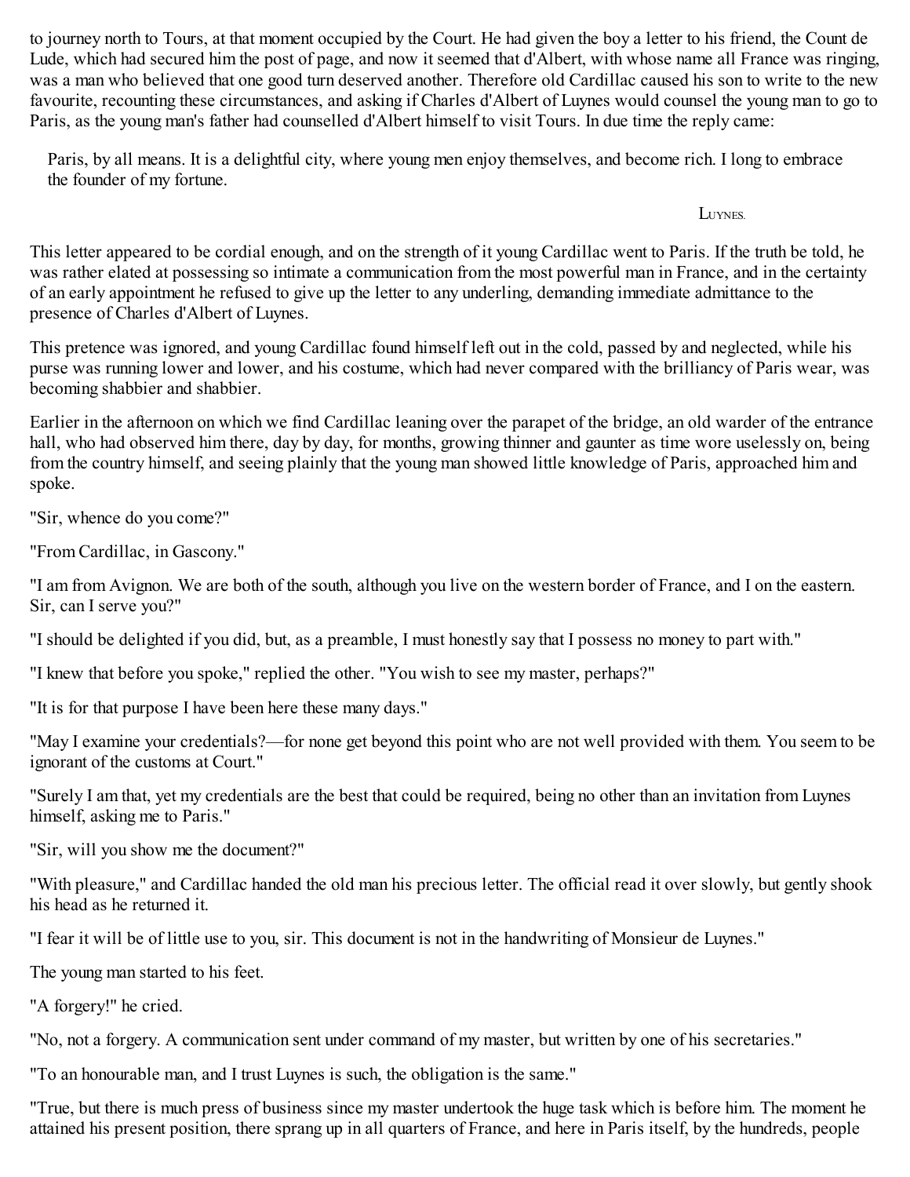to journey north to Tours, at that moment occupied by the Court. He had given the boy a letter to his friend, the Count de Lude, which had secured him the post of page, and now it seemed that d'Albert, with whose name all France was ringing, was a man who believed that one good turn deserved another. Therefore old Cardillac caused his son to write to the new favourite, recounting these circumstances, and asking if Charles d'Albert of Luynes would counsel the young man to go to Paris, as the young man's father had counselled d'Albert himself to visit Tours. In due time the reply came:

> Paris, by all means. It is a delightful city, where young men enjoy themselves, and become rich. I long to embrace the founder of my fortune.
>
> LUYNES.

This letter appeared to be cordial enough, and on the strength of it young Cardillac went to Paris. If the truth be told, he was rather elated at possessing so intimate a communication from the most powerful man in France, and in the certainty of an early appointment he refused to give up the letter to any underling, demanding immediate admittance to the presence of Charles d'Albert of Luynes.

This pretence was ignored, and young Cardillac found himself left out in the cold, passed by and neglected, while his purse was running lower and lower, and his costume, which had never compared with the brilliancy of Paris wear, was becoming shabbier and shabbier.

Earlier in the afternoon on which we find Cardillac leaning over the parapet of the bridge, an old warder of the entrance hall, who had observed him there, day by day, for months, growing thinner and gaunter as time wore uselessly on, being from the country himself, and seeing plainly that the young man showed little knowledge of Paris, approached him and spoke.

"Sir, whence do you come?"

"From Cardillac, in Gascony."

"I am from Avignon. We are both of the south, although you live on the western border of France, and I on the eastern. Sir, can I serve you?"

"I should be delighted if you did, but, as a preamble, I must honestly say that I possess no money to part with."

"I knew that before you spoke," replied the other. "You wish to see my master, perhaps?"

"It is for that purpose I have been here these many days."

"May I examine your credentials?—for none get beyond this point who are not well provided with them. You seem to be ignorant of the customs at Court."

"Surely I am that, yet my credentials are the best that could be required, being no other than an invitation from Luynes himself, asking me to Paris."

"Sir, will you show me the document?"

"With pleasure," and Cardillac handed the old man his precious letter. The official read it over slowly, but gently shook his head as he returned it.

"I fear it will be of little use to you, sir. This document is not in the handwriting of Monsieur de Luynes."

The young man started to his feet.

"A forgery!" he cried.

"No, not a forgery. A communication sent under command of my master, but written by one of his secretaries."

"To an honourable man, and I trust Luynes is such, the obligation is the same."

"True, but there is much press of business since my master undertook the huge task which is before him. The moment he attained his present position, there sprang up in all quarters of France, and here in Paris itself, by the hundreds, people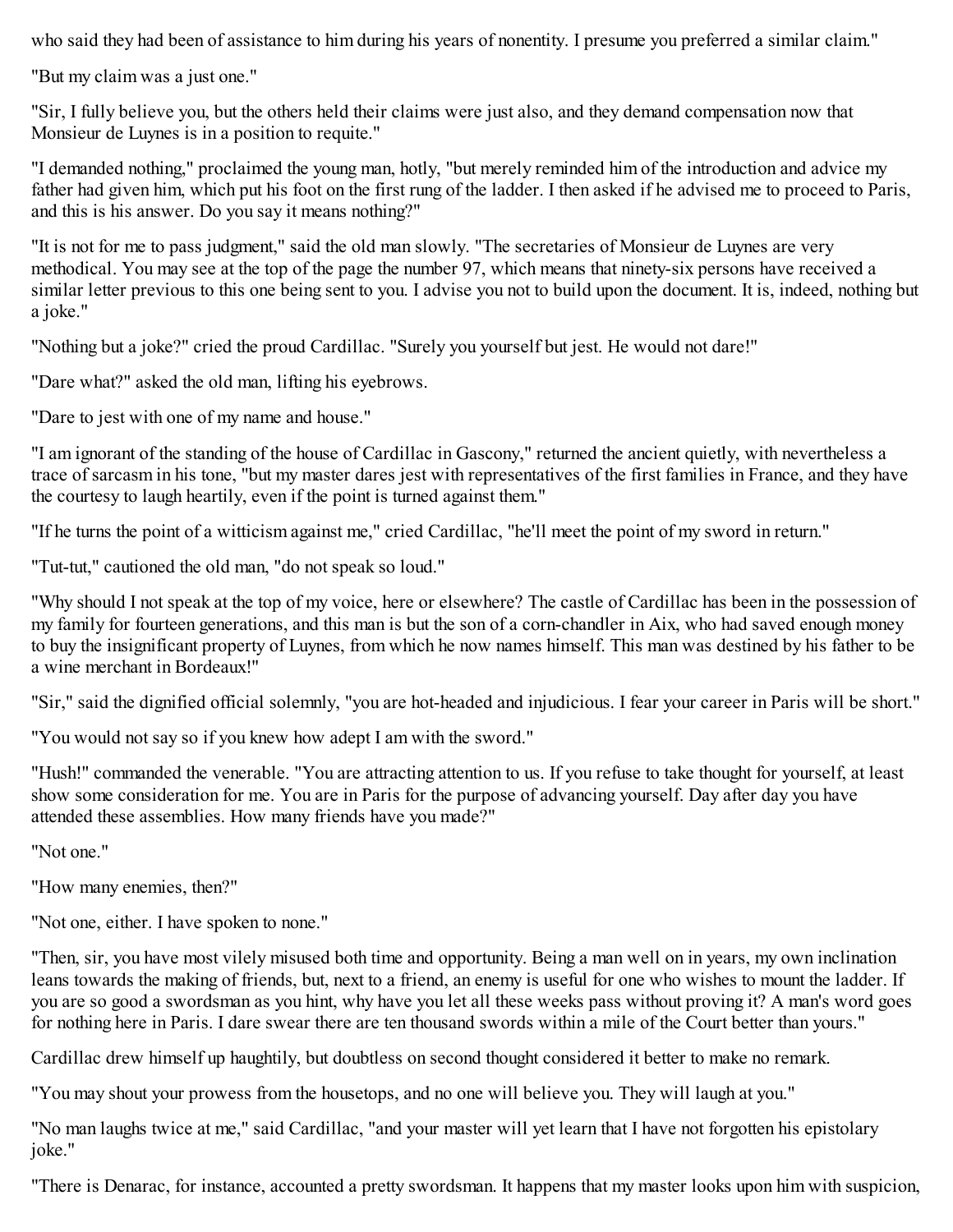who said they had been of assistance to him during his years of nonentity. I presume you preferred a similar claim."

"But my claim was a just one."

"Sir, I fully believe you, but the others held their claims were just also, and they demand compensation now that Monsieur de Luynes is in a position to requite."

"I demanded nothing," proclaimed the young man, hotly, "but merely reminded him of the introduction and advice my father had given him, which put his foot on the first rung of the ladder. I then asked if he advised me to proceed to Paris, and this is his answer. Do you say it means nothing?"

"It is not for me to pass judgment," said the old man slowly. "The secretaries of Monsieur de Luynes are very methodical. You may see at the top of the page the number 97, which means that ninety-six persons have received a similar letter previous to this one being sent to you. I advise you not to build upon the document. It is, indeed, nothing but a joke."

"Nothing but a joke?" cried the proud Cardillac. "Surely you yourself but jest. He would not dare!"

"Dare what?" asked the old man, lifting his eyebrows.

"Dare to jest with one of my name and house."

"I am ignorant of the standing of the house of Cardillac in Gascony," returned the ancient quietly, with nevertheless a trace of sarcasm in his tone, "but my master dares jest with representatives of the first families in France, and they have the courtesy to laugh heartily, even if the point is turned against them."

"If he turns the point of a witticism against me," cried Cardillac, "he'll meet the point of my sword in return."

"Tut-tut," cautioned the old man, "do not speak so loud."

"Why should I not speak at the top of my voice, here or elsewhere? The castle of Cardillac has been in the possession of my family for fourteen generations, and this man is but the son of a corn-chandler in Aix, who had saved enough money to buy the insignificant property of Luynes, from which he now names himself. This man was destined by his father to be a wine merchant in Bordeaux!"

"Sir," said the dignified official solemnly, "you are hot-headed and injudicious. I fear your career in Paris will be short."

"You would not say so if you knew how adept I am with the sword."

"Hush!" commanded the venerable. "You are attracting attention to us. If you refuse to take thought for yourself, at least show some consideration for me. You are in Paris for the purpose of advancing yourself. Day after day you have attended these assemblies. How many friends have you made?"

"Not one."

"How many enemies, then?"

"Not one, either. I have spoken to none."

"Then, sir, you have most vilely misused both time and opportunity. Being a man well on in years, my own inclination leans towards the making of friends, but, next to a friend, an enemy is useful for one who wishes to mount the ladder. If you are so good a swordsman as you hint, why have you let all these weeks pass without proving it? A man's word goes for nothing here in Paris. I dare swear there are ten thousand swords within a mile of the Court better than yours."

Cardillac drew himself up haughtily, but doubtless on second thought considered it better to make no remark.

"You may shout your prowess from the housetops, and no one will believe you. They will laugh at you."

"No man laughs twice at me," said Cardillac, "and your master will yet learn that I have not forgotten his epistolary joke."

"There is Denarac, for instance, accounted a pretty swordsman. It happens that my master looks upon him with suspicion,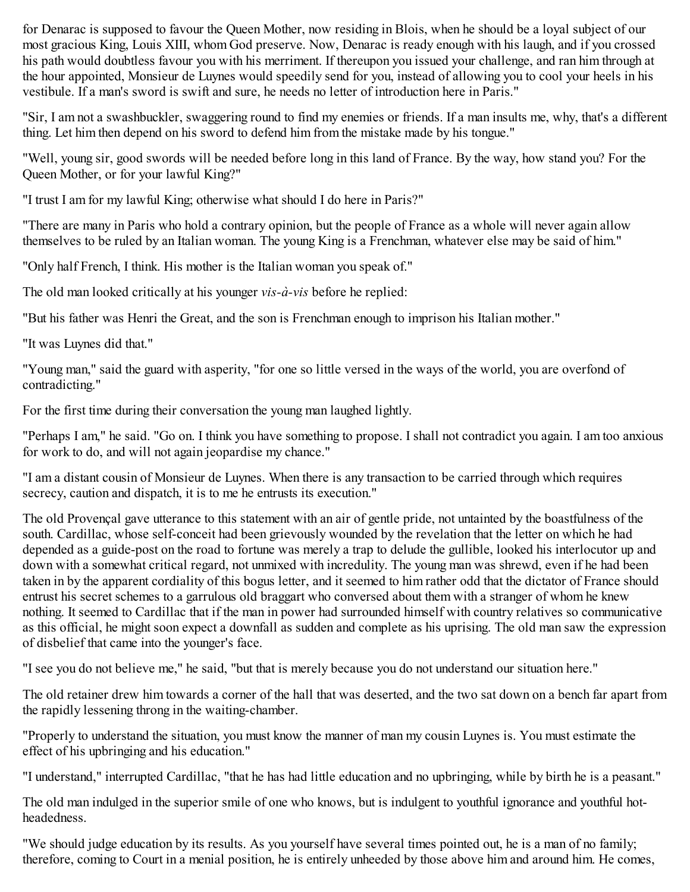for Denarac is supposed to favour the Queen Mother, now residing in Blois, when he should be a loyal subject of our most gracious King, Louis XIII, whom God preserve. Now, Denarac is ready enough with his laugh, and if you crossed his path would doubtless favour you with his merriment. If thereupon you issued your challenge, and ran him through at the hour appointed, Monsieur de Luynes would speedily send for you, instead of allowing you to cool your heels in his vestibule. If a man's sword is swift and sure, he needs no letter of introduction here in Paris."

"Sir, I am not a swashbuckler, swaggering round to find my enemies or friends. If a man insults me, why, that's a different thing. Let him then depend on his sword to defend him from the mistake made by his tongue."

"Well, young sir, good swords will be needed before long in this land of France. By the way, how stand you? For the Queen Mother, or for your lawful King?"

"I trust I am for my lawful King; otherwise what should I do here in Paris?"

"There are many in Paris who hold a contrary opinion, but the people of France as a whole will never again allow themselves to be ruled by an Italian woman. The young King is a Frenchman, whatever else may be said of him."

"Only half French, I think. His mother is the Italian woman you speak of."

The old man looked critically at his younger *vis-à-vis* before he replied:

"But his father was Henri the Great, and the son is Frenchman enough to imprison his Italian mother."

"It was Luynes did that."

"Young man," said the guard with asperity, "for one so little versed in the ways of the world, you are overfond of contradicting."

For the first time during their conversation the young man laughed lightly.

"Perhaps I am," he said. "Go on. I think you have something to propose. I shall not contradict you again. I am too anxious for work to do, and will not again jeopardise my chance."

"I am a distant cousin of Monsieur de Luynes. When there is any transaction to be carried through which requires secrecy, caution and dispatch, it is to me he entrusts its execution."

The old Provençal gave utterance to this statement with an air of gentle pride, not untainted by the boastfulness of the south. Cardillac, whose self-conceit had been grievously wounded by the revelation that the letter on which he had depended as a guide-post on the road to fortune was merely a trap to delude the gullible, looked his interlocutor up and down with a somewhat critical regard, not unmixed with incredulity. The young man was shrewd, even if he had been taken in by the apparent cordiality of this bogus letter, and it seemed to him rather odd that the dictator of France should entrust his secret schemes to a garrulous old braggart who conversed about them with a stranger of whom he knew nothing. It seemed to Cardillac that if the man in power had surrounded himself with country relatives so communicative as this official, he might soon expect a downfall as sudden and complete as his uprising. The old man saw the expression of disbelief that came into the younger's face.

"I see you do not believe me," he said, "but that is merely because you do not understand our situation here."

The old retainer drew him towards a corner of the hall that was deserted, and the two sat down on a bench far apart from the rapidly lessening throng in the waiting-chamber.

"Properly to understand the situation, you must know the manner of man my cousin Luynes is. You must estimate the effect of his upbringing and his education."

"I understand," interrupted Cardillac, "that he has had little education and no upbringing, while by birth he is a peasant."

The old man indulged in the superior smile of one who knows, but is indulgent to youthful ignorance and youthful hot-headedness.

"We should judge education by its results. As you yourself have several times pointed out, he is a man of no family; therefore, coming to Court in a menial position, he is entirely unheeded by those above him and around him. He comes,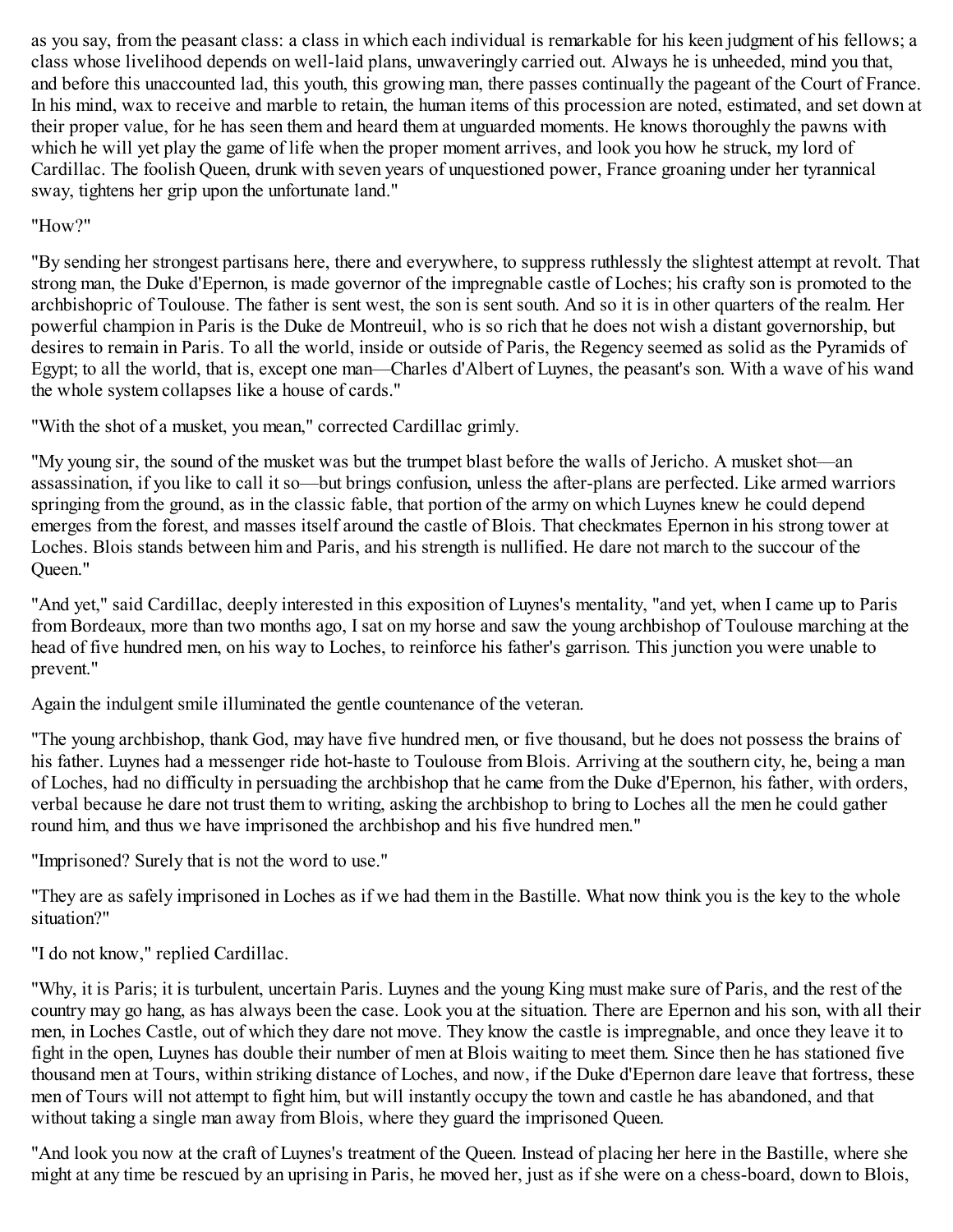as you say, from the peasant class: a class in which each individual is remarkable for his keen judgment of his fellows; a class whose livelihood depends on well-laid plans, unwaveringly carried out. Always he is unheeded, mind you that, and before this unaccounted lad, this youth, this growing man, there passes continually the pageant of the Court of France. In his mind, wax to receive and marble to retain, the human items of this procession are noted, estimated, and set down at their proper value, for he has seen them and heard them at unguarded moments. He knows thoroughly the pawns with which he will yet play the game of life when the proper moment arrives, and look you how he struck, my lord of Cardillac. The foolish Queen, drunk with seven years of unquestioned power, France groaning under her tyrannical sway, tightens her grip upon the unfortunate land."

"How?"

"By sending her strongest partisans here, there and everywhere, to suppress ruthlessly the slightest attempt at revolt. That strong man, the Duke d'Epernon, is made governor of the impregnable castle of Loches; his crafty son is promoted to the archbishopric of Toulouse. The father is sent west, the son is sent south. And so it is in other quarters of the realm. Her powerful champion in Paris is the Duke de Montreuil, who is so rich that he does not wish a distant governorship, but desires to remain in Paris. To all the world, inside or outside of Paris, the Regency seemed as solid as the Pyramids of Egypt; to all the world, that is, except one man—Charles d'Albert of Luynes, the peasant's son. With a wave of his wand the whole system collapses like a house of cards."

"With the shot of a musket, you mean," corrected Cardillac grimly.

"My young sir, the sound of the musket was but the trumpet blast before the walls of Jericho. A musket shot—an assassination, if you like to call it so—but brings confusion, unless the after-plans are perfected. Like armed warriors springing from the ground, as in the classic fable, that portion of the army on which Luynes knew he could depend emerges from the forest, and masses itself around the castle of Blois. That checkmates Epernon in his strong tower at Loches. Blois stands between him and Paris, and his strength is nullified. He dare not march to the succour of the Queen."

"And yet," said Cardillac, deeply interested in this exposition of Luynes's mentality, "and yet, when I came up to Paris from Bordeaux, more than two months ago, I sat on my horse and saw the young archbishop of Toulouse marching at the head of five hundred men, on his way to Loches, to reinforce his father's garrison. This junction you were unable to prevent."

Again the indulgent smile illuminated the gentle countenance of the veteran.

"The young archbishop, thank God, may have five hundred men, or five thousand, but he does not possess the brains of his father. Luynes had a messenger ride hot-haste to Toulouse from Blois. Arriving at the southern city, he, being a man of Loches, had no difficulty in persuading the archbishop that he came from the Duke d'Epernon, his father, with orders, verbal because he dare not trust them to writing, asking the archbishop to bring to Loches all the men he could gather round him, and thus we have imprisoned the archbishop and his five hundred men."

"Imprisoned? Surely that is not the word to use."

"They are as safely imprisoned in Loches as if we had them in the Bastille. What now think you is the key to the whole situation?"

"I do not know," replied Cardillac.

"Why, it is Paris; it is turbulent, uncertain Paris. Luynes and the young King must make sure of Paris, and the rest of the country may go hang, as has always been the case. Look you at the situation. There are Epernon and his son, with all their men, in Loches Castle, out of which they dare not move. They know the castle is impregnable, and once they leave it to fight in the open, Luynes has double their number of men at Blois waiting to meet them. Since then he has stationed five thousand men at Tours, within striking distance of Loches, and now, if the Duke d'Epernon dare leave that fortress, these men of Tours will not attempt to fight him, but will instantly occupy the town and castle he has abandoned, and that without taking a single man away from Blois, where they guard the imprisoned Queen.

"And look you now at the craft of Luynes's treatment of the Queen. Instead of placing her here in the Bastille, where she might at any time be rescued by an uprising in Paris, he moved her, just as if she were on a chess-board, down to Blois,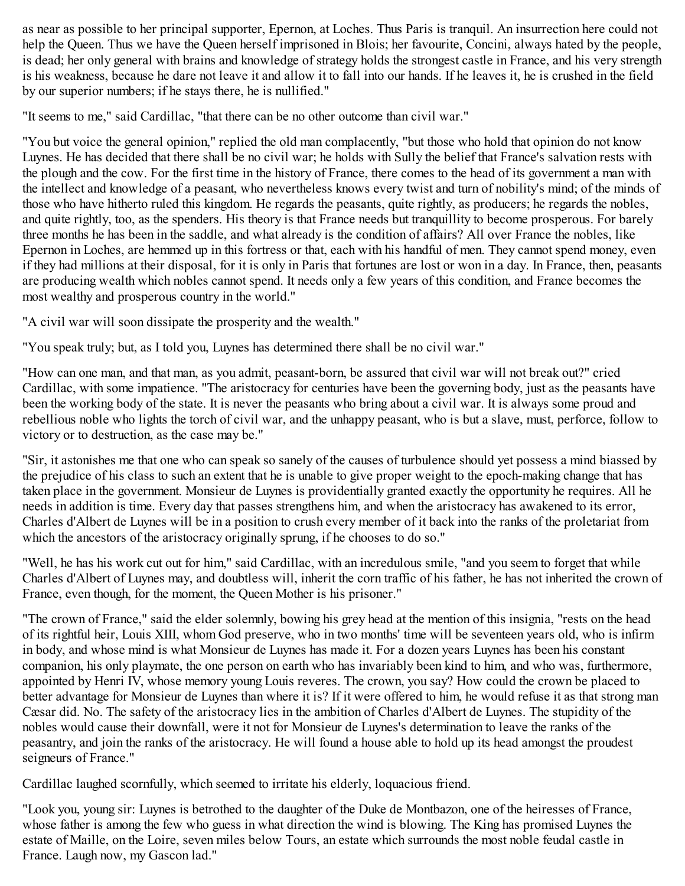as near as possible to her principal supporter, Epernon, at Loches. Thus Paris is tranquil. An insurrection here could not help the Queen. Thus we have the Queen herself imprisoned in Blois; her favourite, Concini, always hated by the people, is dead; her only general with brains and knowledge of strategy holds the strongest castle in France, and his very strength is his weakness, because he dare not leave it and allow it to fall into our hands. If he leaves it, he is crushed in the field by our superior numbers; if he stays there, he is nullified."

"It seems to me," said Cardillac, "that there can be no other outcome than civil war."

"You but voice the general opinion," replied the old man complacently, "but those who hold that opinion do not know Luynes. He has decided that there shall be no civil war; he holds with Sully the belief that France's salvation rests with the plough and the cow. For the first time in the history of France, there comes to the head of its government a man with the intellect and knowledge of a peasant, who nevertheless knows every twist and turn of nobility's mind; of the minds of those who have hitherto ruled this kingdom. He regards the peasants, quite rightly, as producers; he regards the nobles, and quite rightly, too, as the spenders. His theory is that France needs but tranquillity to become prosperous. For barely three months he has been in the saddle, and what already is the condition of affairs? All over France the nobles, like Epernon in Loches, are hemmed up in this fortress or that, each with his handful of men. They cannot spend money, even if they had millions at their disposal, for it is only in Paris that fortunes are lost or won in a day. In France, then, peasants are producing wealth which nobles cannot spend. It needs only a few years of this condition, and France becomes the most wealthy and prosperous country in the world."

"A civil war will soon dissipate the prosperity and the wealth."

"You speak truly; but, as I told you, Luynes has determined there shall be no civil war."

"How can one man, and that man, as you admit, peasant-born, be assured that civil war will not break out?" cried Cardillac, with some impatience. "The aristocracy for centuries have been the governing body, just as the peasants have been the working body of the state. It is never the peasants who bring about a civil war. It is always some proud and rebellious noble who lights the torch of civil war, and the unhappy peasant, who is but a slave, must, perforce, follow to victory or to destruction, as the case may be."

"Sir, it astonishes me that one who can speak so sanely of the causes of turbulence should yet possess a mind biassed by the prejudice of his class to such an extent that he is unable to give proper weight to the epoch-making change that has taken place in the government. Monsieur de Luynes is providentially granted exactly the opportunity he requires. All he needs in addition is time. Every day that passes strengthens him, and when the aristocracy has awakened to its error, Charles d'Albert de Luynes will be in a position to crush every member of it back into the ranks of the proletariat from which the ancestors of the aristocracy originally sprung, if he chooses to do so."

"Well, he has his work cut out for him," said Cardillac, with an incredulous smile, "and you seem to forget that while Charles d'Albert of Luynes may, and doubtless will, inherit the corn traffic of his father, he has not inherited the crown of France, even though, for the moment, the Queen Mother is his prisoner."

"The crown of France," said the elder solemnly, bowing his grey head at the mention of this insignia, "rests on the head of its rightful heir, Louis XIII, whom God preserve, who in two months' time will be seventeen years old, who is infirm in body, and whose mind is what Monsieur de Luynes has made it. For a dozen years Luynes has been his constant companion, his only playmate, the one person on earth who has invariably been kind to him, and who was, furthermore, appointed by Henri IV, whose memory young Louis reveres. The crown, you say? How could the crown be placed to better advantage for Monsieur de Luynes than where it is? If it were offered to him, he would refuse it as that strong man Cæsar did. No. The safety of the aristocracy lies in the ambition of Charles d'Albert de Luynes. The stupidity of the nobles would cause their downfall, were it not for Monsieur de Luynes's determination to leave the ranks of the peasantry, and join the ranks of the aristocracy. He will found a house able to hold up its head amongst the proudest seigneurs of France."

Cardillac laughed scornfully, which seemed to irritate his elderly, loquacious friend.

"Look you, young sir: Luynes is betrothed to the daughter of the Duke de Montbazon, one of the heiresses of France, whose father is among the few who guess in what direction the wind is blowing. The King has promised Luynes the estate of Maille, on the Loire, seven miles below Tours, an estate which surrounds the most noble feudal castle in France. Laugh now, my Gascon lad."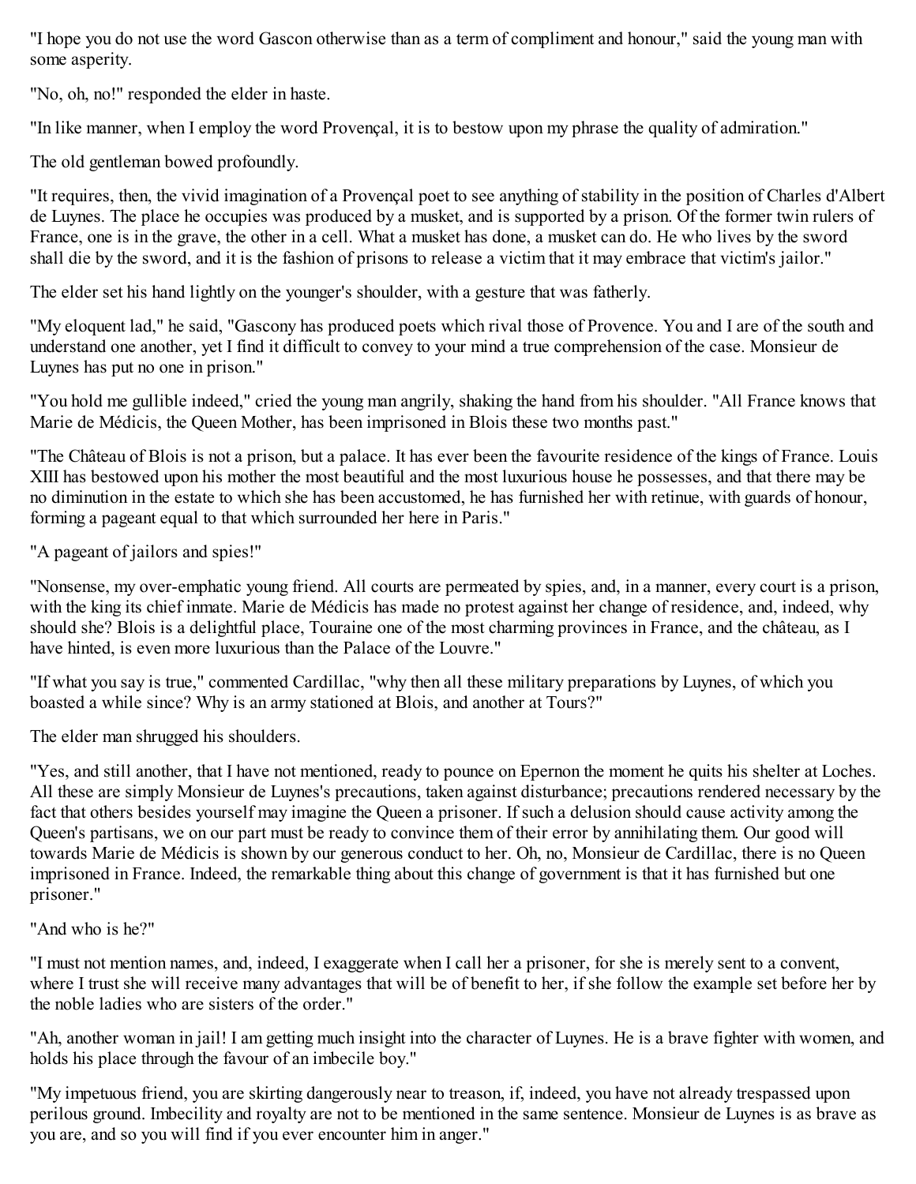"I hope you do not use the word Gascon otherwise than as a term of compliment and honour," said the young man with some asperity.

"No, oh, no!" responded the elder in haste.

"In like manner, when I employ the word Provençal, it is to bestow upon my phrase the quality of admiration."

The old gentleman bowed profoundly.

"It requires, then, the vivid imagination of a Provençal poet to see anything of stability in the position of Charles d'Albert de Luynes. The place he occupies was produced by a musket, and is supported by a prison. Of the former twin rulers of France, one is in the grave, the other in a cell. What a musket has done, a musket can do. He who lives by the sword shall die by the sword, and it is the fashion of prisons to release a victim that it may embrace that victim's jailor."

The elder set his hand lightly on the younger's shoulder, with a gesture that was fatherly.

"My eloquent lad," he said, "Gascony has produced poets which rival those of Provence. You and I are of the south and understand one another, yet I find it difficult to convey to your mind a true comprehension of the case. Monsieur de Luynes has put no one in prison."

"You hold me gullible indeed," cried the young man angrily, shaking the hand from his shoulder. "All France knows that Marie de Médicis, the Queen Mother, has been imprisoned in Blois these two months past."

"The Château of Blois is not a prison, but a palace. It has ever been the favourite residence of the kings of France. Louis XIII has bestowed upon his mother the most beautiful and the most luxurious house he possesses, and that there may be no diminution in the estate to which she has been accustomed, he has furnished her with retinue, with guards of honour, forming a pageant equal to that which surrounded her here in Paris."

"A pageant of jailors and spies!"

"Nonsense, my over-emphatic young friend. All courts are permeated by spies, and, in a manner, every court is a prison, with the king its chief inmate. Marie de Médicis has made no protest against her change of residence, and, indeed, why should she? Blois is a delightful place, Touraine one of the most charming provinces in France, and the château, as I have hinted, is even more luxurious than the Palace of the Louvre."

"If what you say is true," commented Cardillac, "why then all these military preparations by Luynes, of which you boasted a while since? Why is an army stationed at Blois, and another at Tours?"

The elder man shrugged his shoulders.

"Yes, and still another, that I have not mentioned, ready to pounce on Epernon the moment he quits his shelter at Loches. All these are simply Monsieur de Luynes's precautions, taken against disturbance; precautions rendered necessary by the fact that others besides yourself may imagine the Queen a prisoner. If such a delusion should cause activity among the Queen's partisans, we on our part must be ready to convince them of their error by annihilating them. Our good will towards Marie de Médicis is shown by our generous conduct to her. Oh, no, Monsieur de Cardillac, there is no Queen imprisoned in France. Indeed, the remarkable thing about this change of government is that it has furnished but one prisoner."

"And who is he?"

"I must not mention names, and, indeed, I exaggerate when I call her a prisoner, for she is merely sent to a convent, where I trust she will receive many advantages that will be of benefit to her, if she follow the example set before her by the noble ladies who are sisters of the order."

"Ah, another woman in jail! I am getting much insight into the character of Luynes. He is a brave fighter with women, and holds his place through the favour of an imbecile boy."

"My impetuous friend, you are skirting dangerously near to treason, if, indeed, you have not already trespassed upon perilous ground. Imbecility and royalty are not to be mentioned in the same sentence. Monsieur de Luynes is as brave as you are, and so you will find if you ever encounter him in anger."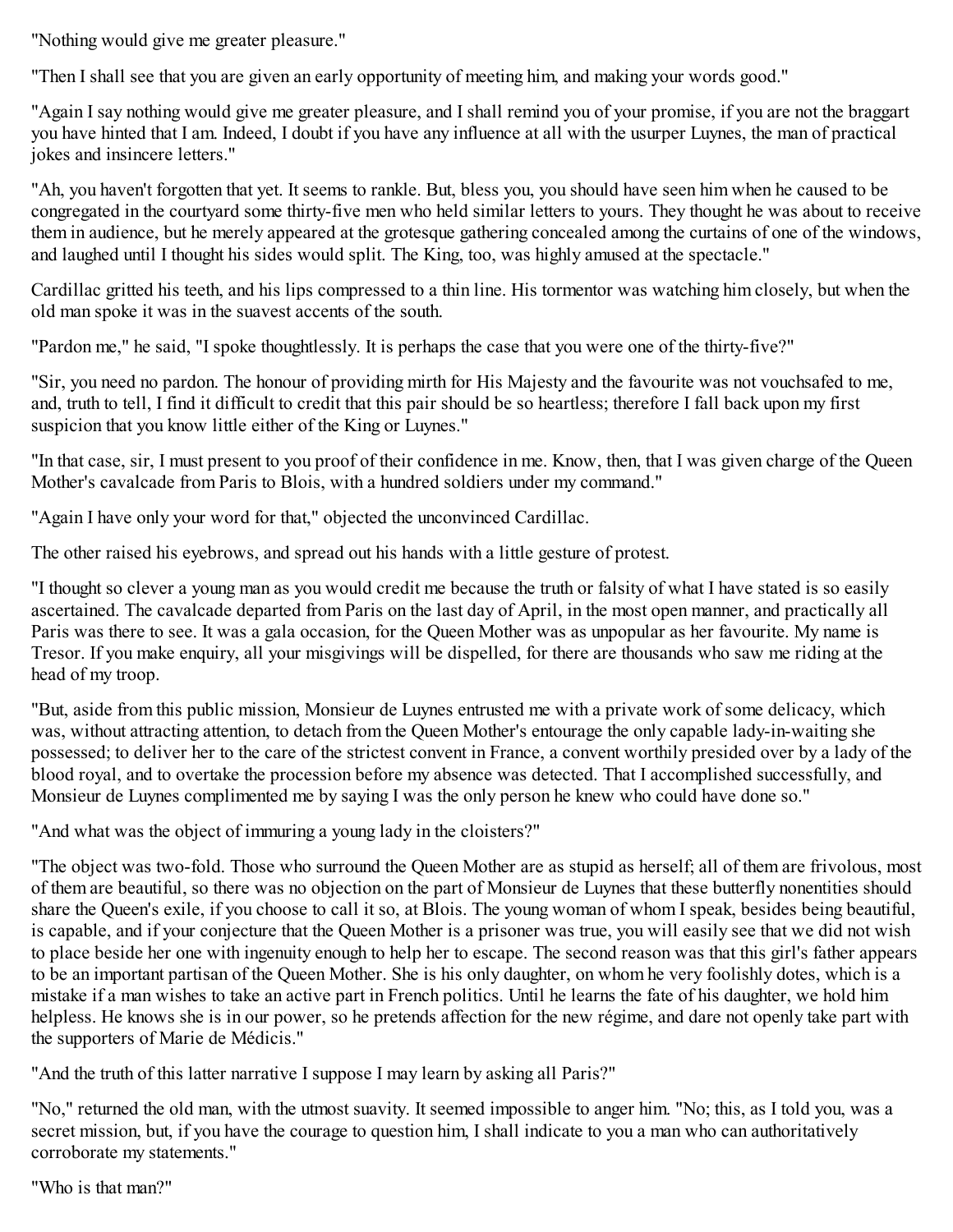"Nothing would give me greater pleasure."

"Then I shall see that you are given an early opportunity of meeting him, and making your words good."

"Again I say nothing would give me greater pleasure, and I shall remind you of your promise, if you are not the braggart you have hinted that I am. Indeed, I doubt if you have any influence at all with the usurper Luynes, the man of practical jokes and insincere letters."

"Ah, you haven't forgotten that yet. It seems to rankle. But, bless you, you should have seen him when he caused to be congregated in the courtyard some thirty-five men who held similar letters to yours. They thought he was about to receive them in audience, but he merely appeared at the grotesque gathering concealed among the curtains of one of the windows, and laughed until I thought his sides would split. The King, too, was highly amused at the spectacle."

Cardillac gritted his teeth, and his lips compressed to a thin line. His tormentor was watching him closely, but when the old man spoke it was in the suavest accents of the south.

"Pardon me," he said, "I spoke thoughtlessly. It is perhaps the case that you were one of the thirty-five?"

"Sir, you need no pardon. The honour of providing mirth for His Majesty and the favourite was not vouchsafed to me, and, truth to tell, I find it difficult to credit that this pair should be so heartless; therefore I fall back upon my first suspicion that you know little either of the King or Luynes."

"In that case, sir, I must present to you proof of their confidence in me. Know, then, that I was given charge of the Queen Mother's cavalcade from Paris to Blois, with a hundred soldiers under my command."

"Again I have only your word for that," objected the unconvinced Cardillac.

The other raised his eyebrows, and spread out his hands with a little gesture of protest.

"I thought so clever a young man as you would credit me because the truth or falsity of what I have stated is so easily ascertained. The cavalcade departed from Paris on the last day of April, in the most open manner, and practically all Paris was there to see. It was a gala occasion, for the Queen Mother was as unpopular as her favourite. My name is Tresor. If you make enquiry, all your misgivings will be dispelled, for there are thousands who saw me riding at the head of my troop.

"But, aside from this public mission, Monsieur de Luynes entrusted me with a private work of some delicacy, which was, without attracting attention, to detach from the Queen Mother's entourage the only capable lady-in-waiting she possessed; to deliver her to the care of the strictest convent in France, a convent worthily presided over by a lady of the blood royal, and to overtake the procession before my absence was detected. That I accomplished successfully, and Monsieur de Luynes complimented me by saying I was the only person he knew who could have done so."

"And what was the object of immuring a young lady in the cloisters?"

"The object was two-fold. Those who surround the Queen Mother are as stupid as herself; all of them are frivolous, most of them are beautiful, so there was no objection on the part of Monsieur de Luynes that these butterfly nonentities should share the Queen's exile, if you choose to call it so, at Blois. The young woman of whom I speak, besides being beautiful, is capable, and if your conjecture that the Queen Mother is a prisoner was true, you will easily see that we did not wish to place beside her one with ingenuity enough to help her to escape. The second reason was that this girl's father appears to be an important partisan of the Queen Mother. She is his only daughter, on whom he very foolishly dotes, which is a mistake if a man wishes to take an active part in French politics. Until he learns the fate of his daughter, we hold him helpless. He knows she is in our power, so he pretends affection for the new régime, and dare not openly take part with the supporters of Marie de Médicis."

"And the truth of this latter narrative I suppose I may learn by asking all Paris?"

"No," returned the old man, with the utmost suavity. It seemed impossible to anger him. "No; this, as I told you, was a secret mission, but, if you have the courage to question him, I shall indicate to you a man who can authoritatively corroborate my statements."

"Who is that man?"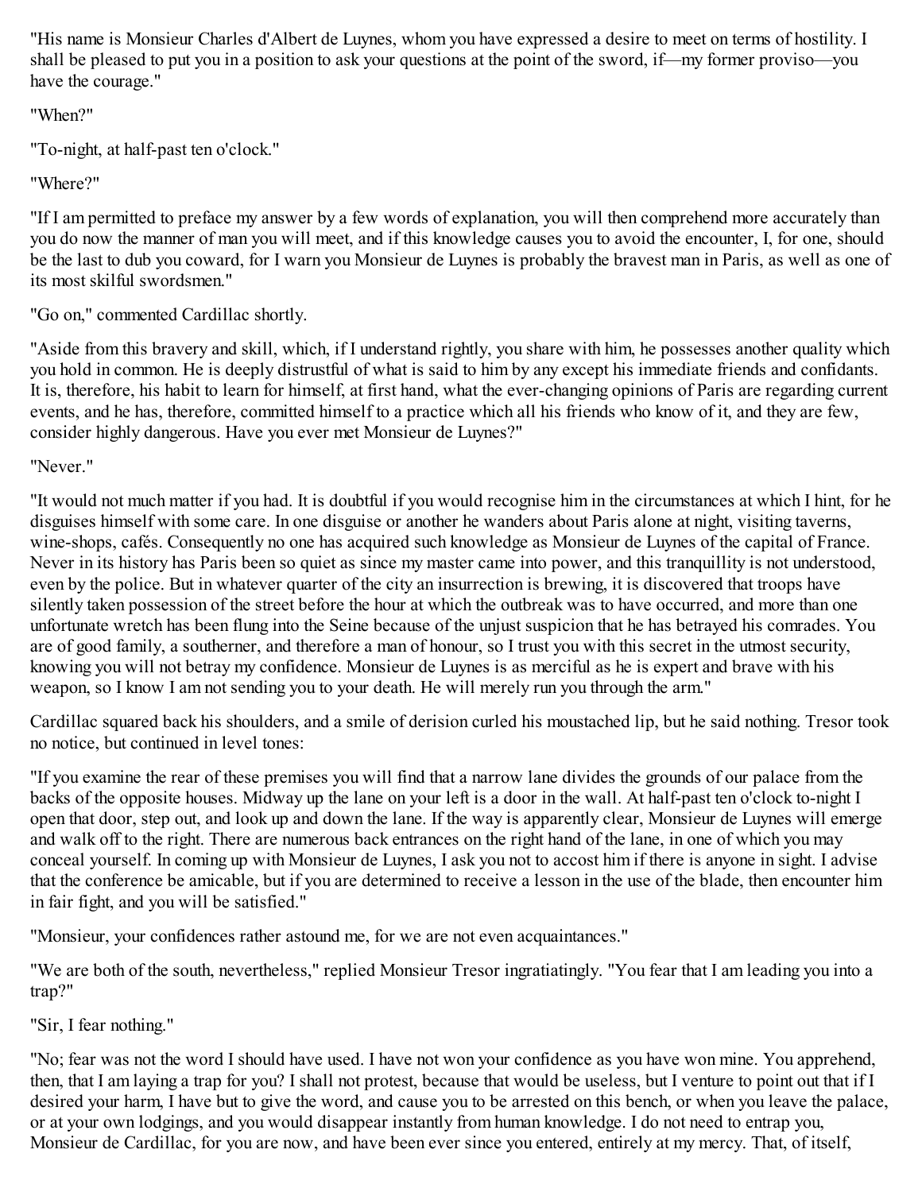"His name is Monsieur Charles d'Albert de Luynes, whom you have expressed a desire to meet on terms of hostility. I shall be pleased to put you in a position to ask your questions at the point of the sword, if—my former proviso—you have the courage."

"When?"

"To-night, at half-past ten o'clock."

"Where?"

"If I am permitted to preface my answer by a few words of explanation, you will then comprehend more accurately than you do now the manner of man you will meet, and if this knowledge causes you to avoid the encounter, I, for one, should be the last to dub you coward, for I warn you Monsieur de Luynes is probably the bravest man in Paris, as well as one of its most skilful swordsmen."

"Go on," commented Cardillac shortly.

"Aside from this bravery and skill, which, if I understand rightly, you share with him, he possesses another quality which you hold in common. He is deeply distrustful of what is said to him by any except his immediate friends and confidants. It is, therefore, his habit to learn for himself, at first hand, what the ever-changing opinions of Paris are regarding current events, and he has, therefore, committed himself to a practice which all his friends who know of it, and they are few, consider highly dangerous. Have you ever met Monsieur de Luynes?"

"Never."

"It would not much matter if you had. It is doubtful if you would recognise him in the circumstances at which I hint, for he disguises himself with some care. In one disguise or another he wanders about Paris alone at night, visiting taverns, wine-shops, cafés. Consequently no one has acquired such knowledge as Monsieur de Luynes of the capital of France. Never in its history has Paris been so quiet as since my master came into power, and this tranquillity is not understood, even by the police. But in whatever quarter of the city an insurrection is brewing, it is discovered that troops have silently taken possession of the street before the hour at which the outbreak was to have occurred, and more than one unfortunate wretch has been flung into the Seine because of the unjust suspicion that he has betrayed his comrades. You are of good family, a southerner, and therefore a man of honour, so I trust you with this secret in the utmost security, knowing you will not betray my confidence. Monsieur de Luynes is as merciful as he is expert and brave with his weapon, so I know I am not sending you to your death. He will merely run you through the arm."

Cardillac squared back his shoulders, and a smile of derision curled his moustached lip, but he said nothing. Tresor took no notice, but continued in level tones:

"If you examine the rear of these premises you will find that a narrow lane divides the grounds of our palace from the backs of the opposite houses. Midway up the lane on your left is a door in the wall. At half-past ten o'clock to-night I open that door, step out, and look up and down the lane. If the way is apparently clear, Monsieur de Luynes will emerge and walk off to the right. There are numerous back entrances on the right hand of the lane, in one of which you may conceal yourself. In coming up with Monsieur de Luynes, I ask you not to accost him if there is anyone in sight. I advise that the conference be amicable, but if you are determined to receive a lesson in the use of the blade, then encounter him in fair fight, and you will be satisfied."

"Monsieur, your confidences rather astound me, for we are not even acquaintances."

"We are both of the south, nevertheless," replied Monsieur Tresor ingratiatingly. "You fear that I am leading you into a trap?"

"Sir, I fear nothing."

"No; fear was not the word I should have used. I have not won your confidence as you have won mine. You apprehend, then, that I am laying a trap for you? I shall not protest, because that would be useless, but I venture to point out that if I desired your harm, I have but to give the word, and cause you to be arrested on this bench, or when you leave the palace, or at your own lodgings, and you would disappear instantly from human knowledge. I do not need to entrap you, Monsieur de Cardillac, for you are now, and have been ever since you entered, entirely at my mercy. That, of itself,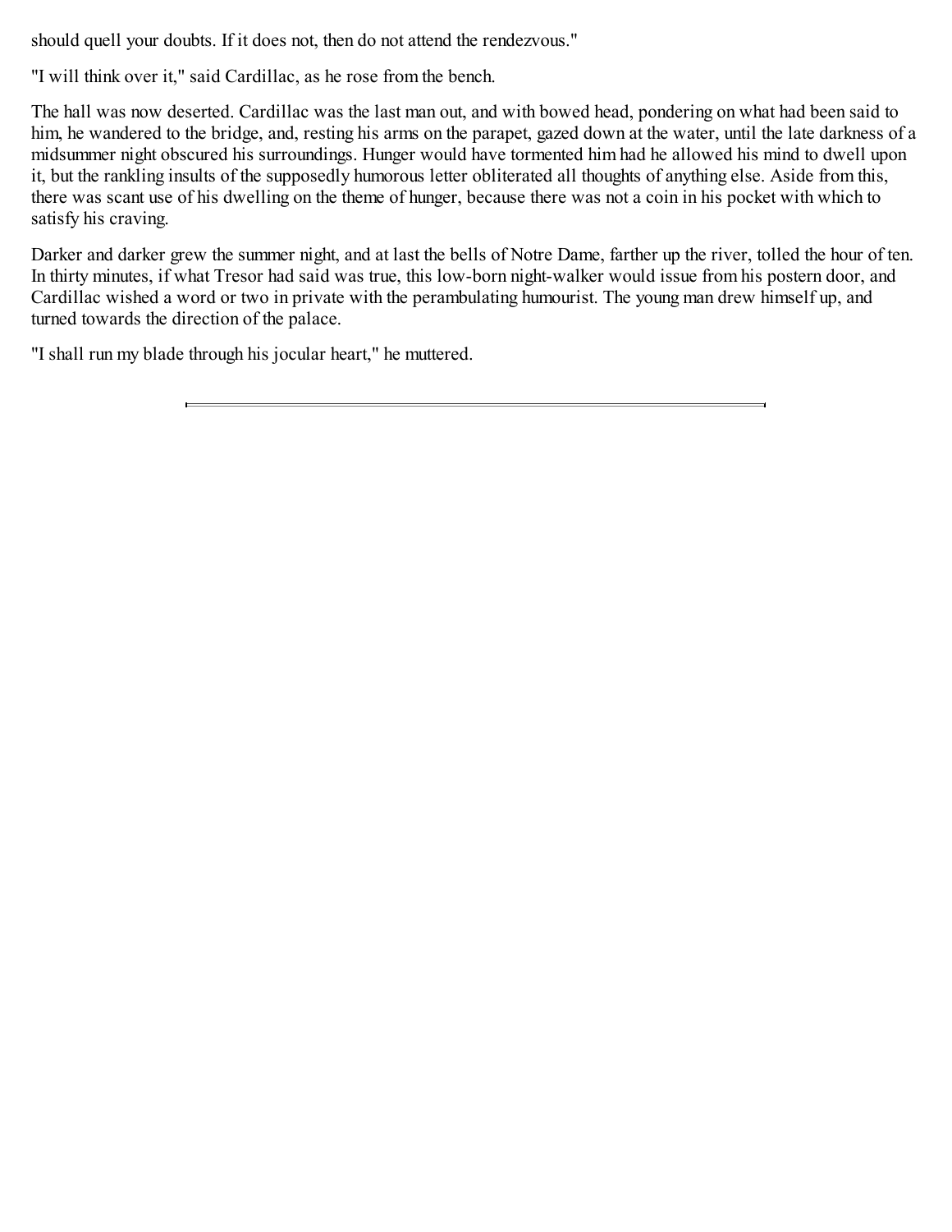should quell your doubts. If it does not, then do not attend the rendezvous."

"I will think over it," said Cardillac, as he rose from the bench.

The hall was now deserted. Cardillac was the last man out, and with bowed head, pondering on what had been said to him, he wandered to the bridge, and, resting his arms on the parapet, gazed down at the water, until the late darkness of a midsummer night obscured his surroundings. Hunger would have tormented him had he allowed his mind to dwell upon it, but the rankling insults of the supposedly humorous letter obliterated all thoughts of anything else. Aside from this, there was scant use of his dwelling on the theme of hunger, because there was not a coin in his pocket with which to satisfy his craving.

Darker and darker grew the summer night, and at last the bells of Notre Dame, farther up the river, tolled the hour of ten. In thirty minutes, if what Tresor had said was true, this low-born night-walker would issue from his postern door, and Cardillac wished a word or two in private with the perambulating humourist. The young man drew himself up, and turned towards the direction of the palace.

"I shall run my blade through his jocular heart," he muttered.

---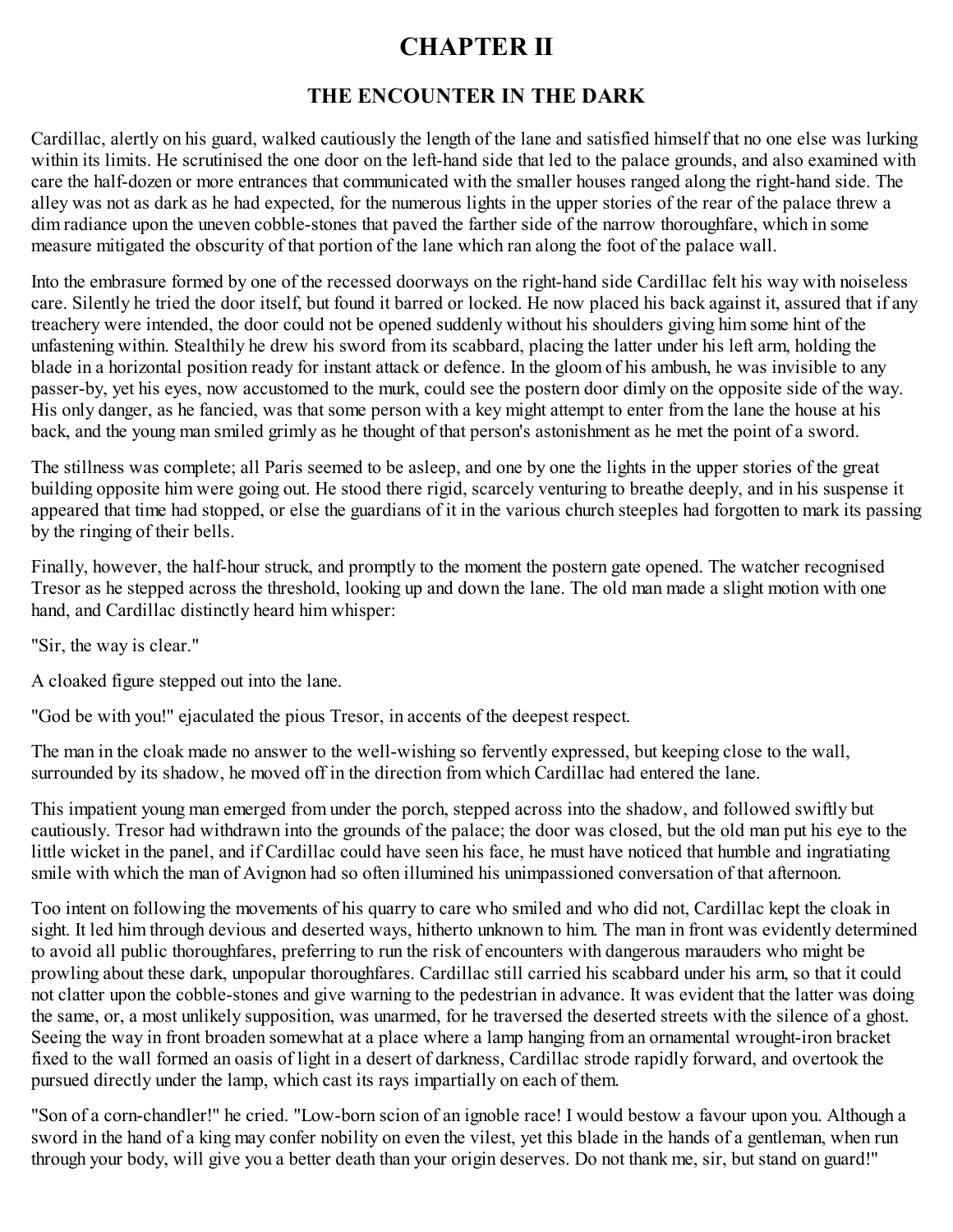# CHAPTER II

## THE ENCOUNTER IN THE DARK

Cardillac, alertly on his guard, walked cautiously the length of the lane and satisfied himself that no one else was lurking within its limits. He scrutinised the one door on the left-hand side that led to the palace grounds, and also examined with care the half-dozen or more entrances that communicated with the smaller houses ranged along the right-hand side. The alley was not as dark as he had expected, for the numerous lights in the upper stories of the rear of the palace threw a dim radiance upon the uneven cobble-stones that paved the farther side of the narrow thoroughfare, which in some measure mitigated the obscurity of that portion of the lane which ran along the foot of the palace wall.

Into the embrasure formed by one of the recessed doorways on the right-hand side Cardillac felt his way with noiseless care. Silently he tried the door itself, but found it barred or locked. He now placed his back against it, assured that if any treachery were intended, the door could not be opened suddenly without his shoulders giving him some hint of the unfastening within. Stealthily he drew his sword from its scabbard, placing the latter under his left arm, holding the blade in a horizontal position ready for instant attack or defence. In the gloom of his ambush, he was invisible to any passer-by, yet his eyes, now accustomed to the murk, could see the postern door dimly on the opposite side of the way. His only danger, as he fancied, was that some person with a key might attempt to enter from the lane the house at his back, and the young man smiled grimly as he thought of that person's astonishment as he met the point of a sword.

The stillness was complete; all Paris seemed to be asleep, and one by one the lights in the upper stories of the great building opposite him were going out. He stood there rigid, scarcely venturing to breathe deeply, and in his suspense it appeared that time had stopped, or else the guardians of it in the various church steeples had forgotten to mark its passing by the ringing of their bells.

Finally, however, the half-hour struck, and promptly to the moment the postern gate opened. The watcher recognised Tresor as he stepped across the threshold, looking up and down the lane. The old man made a slight motion with one hand, and Cardillac distinctly heard him whisper:

"Sir, the way is clear."

A cloaked figure stepped out into the lane.

"God be with you!" ejaculated the pious Tresor, in accents of the deepest respect.

The man in the cloak made no answer to the well-wishing so fervently expressed, but keeping close to the wall, surrounded by its shadow, he moved off in the direction from which Cardillac had entered the lane.

This impatient young man emerged from under the porch, stepped across into the shadow, and followed swiftly but cautiously. Tresor had withdrawn into the grounds of the palace; the door was closed, but the old man put his eye to the little wicket in the panel, and if Cardillac could have seen his face, he must have noticed that humble and ingratiating smile with which the man of Avignon had so often illumined his unimpassioned conversation of that afternoon.

Too intent on following the movements of his quarry to care who smiled and who did not, Cardillac kept the cloak in sight. It led him through devious and deserted ways, hitherto unknown to him. The man in front was evidently determined to avoid all public thoroughfares, preferring to run the risk of encounters with dangerous marauders who might be prowling about these dark, unpopular thoroughfares. Cardillac still carried his scabbard under his arm, so that it could not clatter upon the cobble-stones and give warning to the pedestrian in advance. It was evident that the latter was doing the same, or, a most unlikely supposition, was unarmed, for he traversed the deserted streets with the silence of a ghost. Seeing the way in front broaden somewhat at a place where a lamp hanging from an ornamental wrought-iron bracket fixed to the wall formed an oasis of light in a desert of darkness, Cardillac strode rapidly forward, and overtook the pursued directly under the lamp, which cast its rays impartially on each of them.

"Son of a corn-chandler!" he cried. "Low-born scion of an ignoble race! I would bestow a favour upon you. Although a sword in the hand of a king may confer nobility on even the vilest, yet this blade in the hands of a gentleman, when run through your body, will give you a better death than your origin deserves. Do not thank me, sir, but stand on guard!"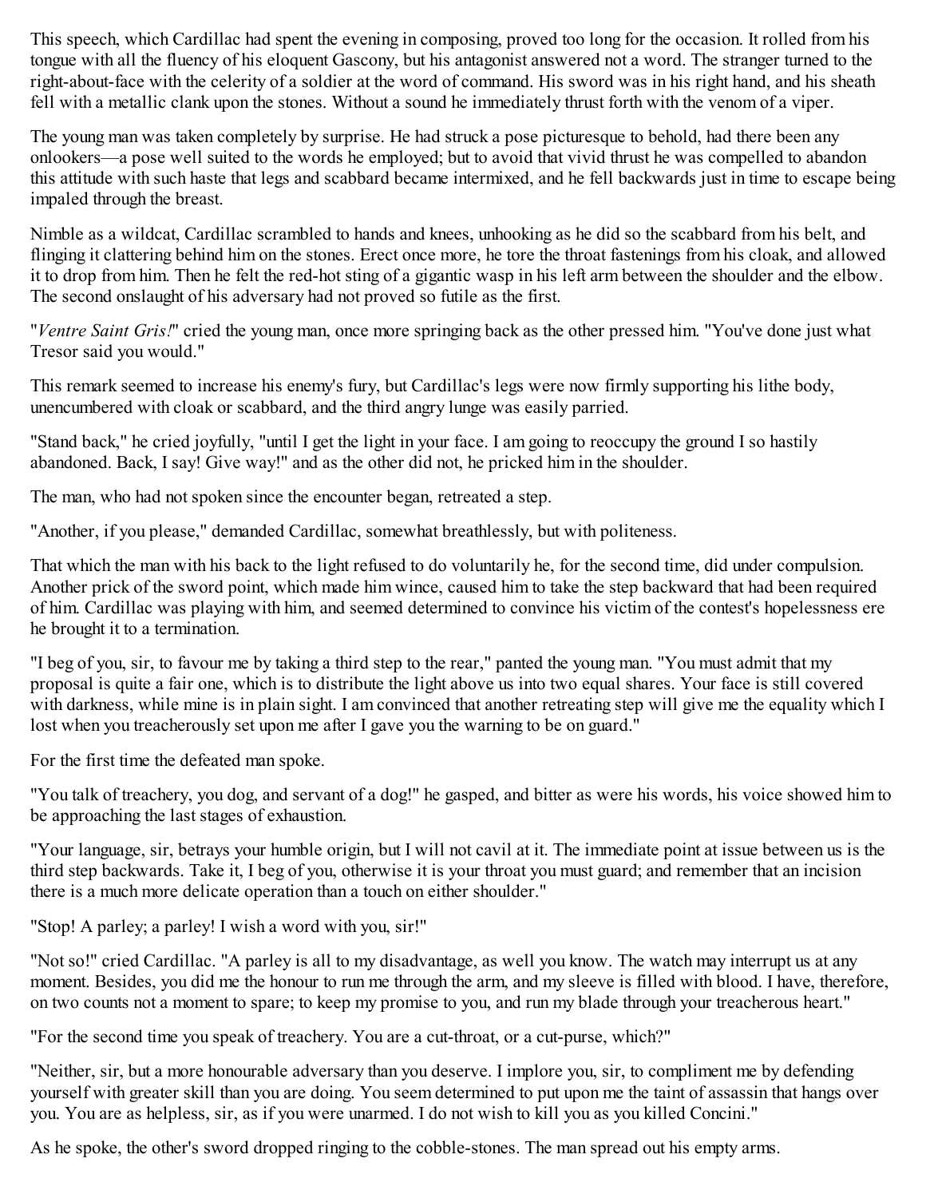This speech, which Cardillac had spent the evening in composing, proved too long for the occasion. It rolled from his tongue with all the fluency of his eloquent Gascony, but his antagonist answered not a word. The stranger turned to the right-about-face with the celerity of a soldier at the word of command. His sword was in his right hand, and his sheath fell with a metallic clank upon the stones. Without a sound he immediately thrust forth with the venom of a viper.

The young man was taken completely by surprise. He had struck a pose picturesque to behold, had there been any onlookers—a pose well suited to the words he employed; but to avoid that vivid thrust he was compelled to abandon this attitude with such haste that legs and scabbard became intermixed, and he fell backwards just in time to escape being impaled through the breast.

Nimble as a wildcat, Cardillac scrambled to hands and knees, unhooking as he did so the scabbard from his belt, and flinging it clattering behind him on the stones. Erect once more, he tore the throat fastenings from his cloak, and allowed it to drop from him. Then he felt the red-hot sting of a gigantic wasp in his left arm between the shoulder and the elbow. The second onslaught of his adversary had not proved so futile as the first.

"*Ventre Saint Gris!*" cried the young man, once more springing back as the other pressed him. "You've done just what Tresor said you would."

This remark seemed to increase his enemy's fury, but Cardillac's legs were now firmly supporting his lithe body, unencumbered with cloak or scabbard, and the third angry lunge was easily parried.

"Stand back," he cried joyfully, "until I get the light in your face. I am going to reoccupy the ground I so hastily abandoned. Back, I say! Give way!" and as the other did not, he pricked him in the shoulder.

The man, who had not spoken since the encounter began, retreated a step.

"Another, if you please," demanded Cardillac, somewhat breathlessly, but with politeness.

That which the man with his back to the light refused to do voluntarily he, for the second time, did under compulsion. Another prick of the sword point, which made him wince, caused him to take the step backward that had been required of him. Cardillac was playing with him, and seemed determined to convince his victim of the contest's hopelessness ere he brought it to a termination.

"I beg of you, sir, to favour me by taking a third step to the rear," panted the young man. "You must admit that my proposal is quite a fair one, which is to distribute the light above us into two equal shares. Your face is still covered with darkness, while mine is in plain sight. I am convinced that another retreating step will give me the equality which I lost when you treacherously set upon me after I gave you the warning to be on guard."

For the first time the defeated man spoke.

"You talk of treachery, you dog, and servant of a dog!" he gasped, and bitter as were his words, his voice showed him to be approaching the last stages of exhaustion.

"Your language, sir, betrays your humble origin, but I will not cavil at it. The immediate point at issue between us is the third step backwards. Take it, I beg of you, otherwise it is your throat you must guard; and remember that an incision there is a much more delicate operation than a touch on either shoulder."

"Stop! A parley; a parley! I wish a word with you, sir!"

"Not so!" cried Cardillac. "A parley is all to my disadvantage, as well you know. The watch may interrupt us at any moment. Besides, you did me the honour to run me through the arm, and my sleeve is filled with blood. I have, therefore, on two counts not a moment to spare; to keep my promise to you, and run my blade through your treacherous heart."

"For the second time you speak of treachery. You are a cut-throat, or a cut-purse, which?"

"Neither, sir, but a more honourable adversary than you deserve. I implore you, sir, to compliment me by defending yourself with greater skill than you are doing. You seem determined to put upon me the taint of assassin that hangs over you. You are as helpless, sir, as if you were unarmed. I do not wish to kill you as you killed Concini."

As he spoke, the other's sword dropped ringing to the cobble-stones. The man spread out his empty arms.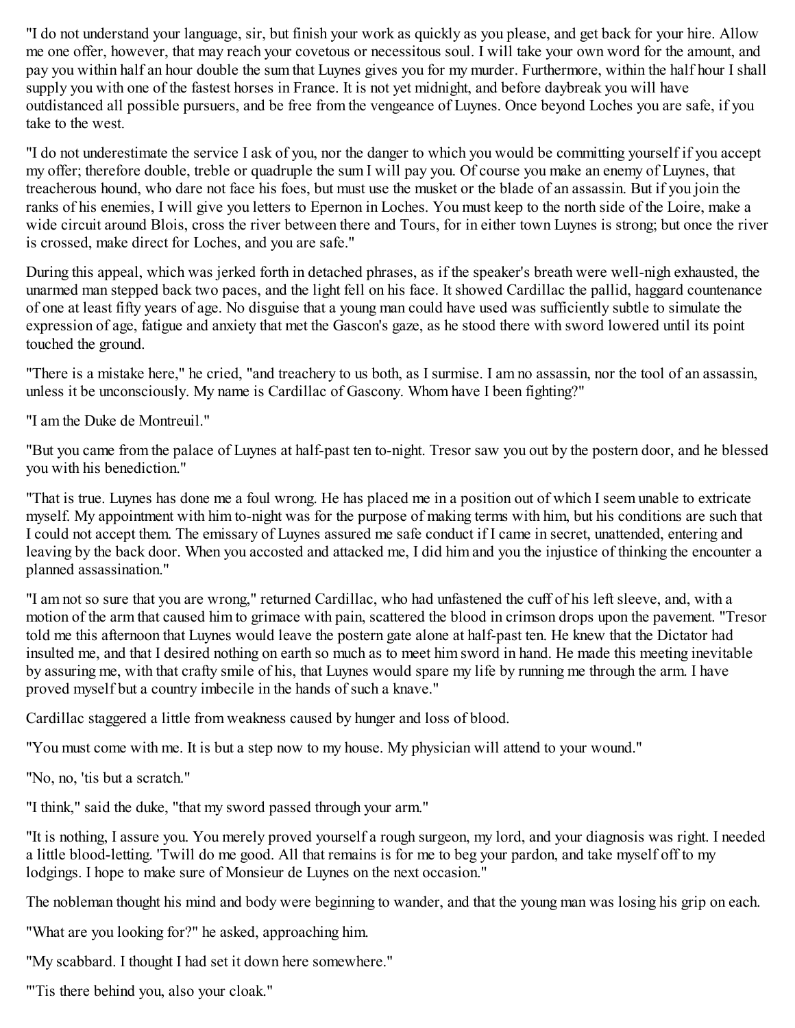"I do not understand your language, sir, but finish your work as quickly as you please, and get back for your hire. Allow me one offer, however, that may reach your covetous or necessitous soul. I will take your own word for the amount, and pay you within half an hour double the sum that Luynes gives you for my murder. Furthermore, within the half hour I shall supply you with one of the fastest horses in France. It is not yet midnight, and before daybreak you will have outdistanced all possible pursuers, and be free from the vengeance of Luynes. Once beyond Loches you are safe, if you take to the west.

"I do not underestimate the service I ask of you, nor the danger to which you would be committing yourself if you accept my offer; therefore double, treble or quadruple the sum I will pay you. Of course you make an enemy of Luynes, that treacherous hound, who dare not face his foes, but must use the musket or the blade of an assassin. But if you join the ranks of his enemies, I will give you letters to Epernon in Loches. You must keep to the north side of the Loire, make a wide circuit around Blois, cross the river between there and Tours, for in either town Luynes is strong; but once the river is crossed, make direct for Loches, and you are safe."

During this appeal, which was jerked forth in detached phrases, as if the speaker's breath were well-nigh exhausted, the unarmed man stepped back two paces, and the light fell on his face. It showed Cardillac the pallid, haggard countenance of one at least fifty years of age. No disguise that a young man could have used was sufficiently subtle to simulate the expression of age, fatigue and anxiety that met the Gascon's gaze, as he stood there with sword lowered until its point touched the ground.

"There is a mistake here," he cried, "and treachery to us both, as I surmise. I am no assassin, nor the tool of an assassin, unless it be unconsciously. My name is Cardillac of Gascony. Whom have I been fighting?"

"I am the Duke de Montreuil."

"But you came from the palace of Luynes at half-past ten to-night. Tresor saw you out by the postern door, and he blessed you with his benediction."

"That is true. Luynes has done me a foul wrong. He has placed me in a position out of which I seem unable to extricate myself. My appointment with him to-night was for the purpose of making terms with him, but his conditions are such that I could not accept them. The emissary of Luynes assured me safe conduct if I came in secret, unattended, entering and leaving by the back door. When you accosted and attacked me, I did him and you the injustice of thinking the encounter a planned assassination."

"I am not so sure that you are wrong," returned Cardillac, who had unfastened the cuff of his left sleeve, and, with a motion of the arm that caused him to grimace with pain, scattered the blood in crimson drops upon the pavement. "Tresor told me this afternoon that Luynes would leave the postern gate alone at half-past ten. He knew that the Dictator had insulted me, and that I desired nothing on earth so much as to meet him sword in hand. He made this meeting inevitable by assuring me, with that crafty smile of his, that Luynes would spare my life by running me through the arm. I have proved myself but a country imbecile in the hands of such a knave."

Cardillac staggered a little from weakness caused by hunger and loss of blood.

"You must come with me. It is but a step now to my house. My physician will attend to your wound."

"No, no, 'tis but a scratch."

"I think," said the duke, "that my sword passed through your arm."

"It is nothing, I assure you. You merely proved yourself a rough surgeon, my lord, and your diagnosis was right. I needed a little blood-letting. 'Twill do me good. All that remains is for me to beg your pardon, and take myself off to my lodgings. I hope to make sure of Monsieur de Luynes on the next occasion."

The nobleman thought his mind and body were beginning to wander, and that the young man was losing his grip on each.

"What are you looking for?" he asked, approaching him.

"My scabbard. I thought I had set it down here somewhere."

"'Tis there behind you, also your cloak."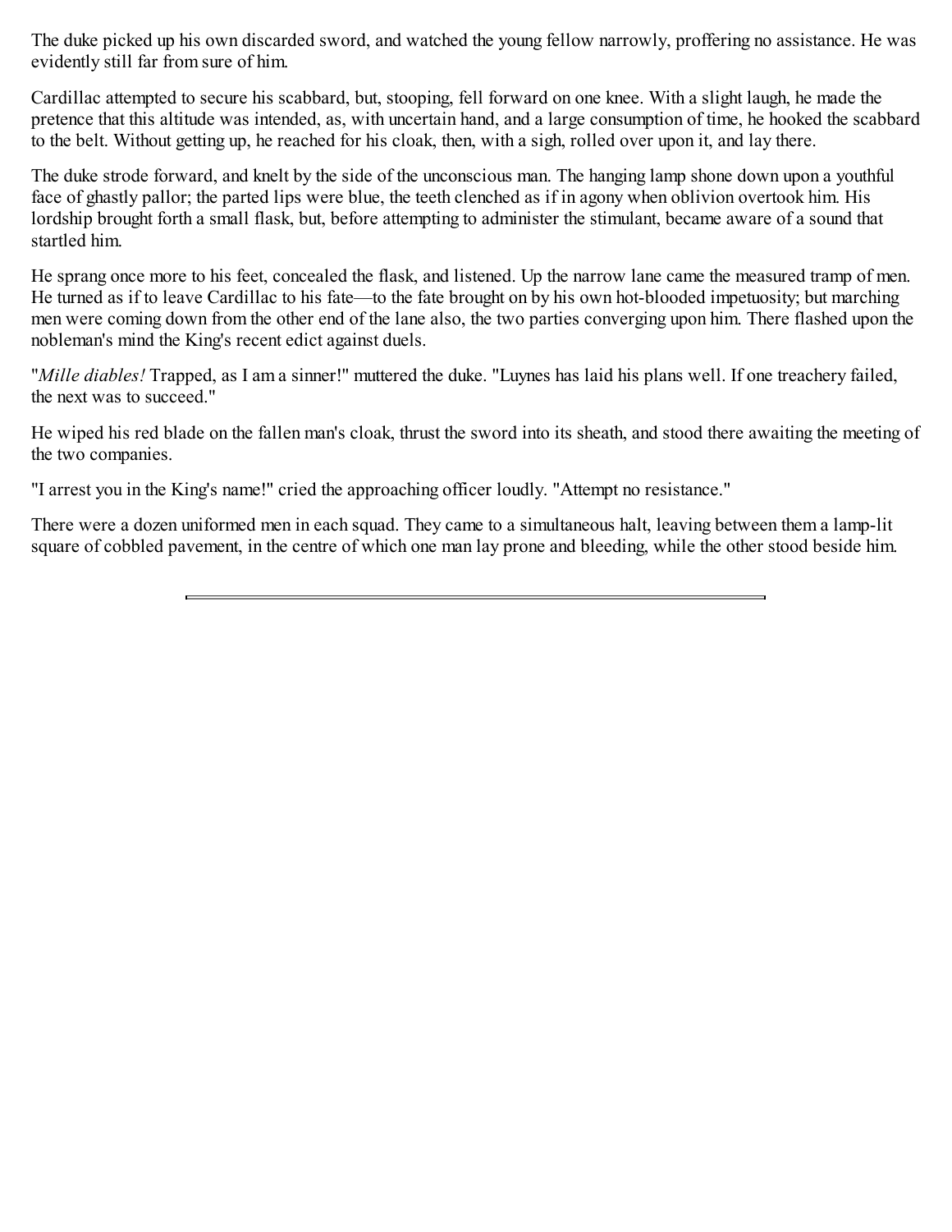The duke picked up his own discarded sword, and watched the young fellow narrowly, proffering no assistance. He was evidently still far from sure of him.

Cardillac attempted to secure his scabbard, but, stooping, fell forward on one knee. With a slight laugh, he made the pretence that this altitude was intended, as, with uncertain hand, and a large consumption of time, he hooked the scabbard to the belt. Without getting up, he reached for his cloak, then, with a sigh, rolled over upon it, and lay there.

The duke strode forward, and knelt by the side of the unconscious man. The hanging lamp shone down upon a youthful face of ghastly pallor; the parted lips were blue, the teeth clenched as if in agony when oblivion overtook him. His lordship brought forth a small flask, but, before attempting to administer the stimulant, became aware of a sound that startled him.

He sprang once more to his feet, concealed the flask, and listened. Up the narrow lane came the measured tramp of men. He turned as if to leave Cardillac to his fate—to the fate brought on by his own hot-blooded impetuosity; but marching men were coming down from the other end of the lane also, the two parties converging upon him. There flashed upon the nobleman's mind the King's recent edict against duels.

"*Mille diables!* Trapped, as I am a sinner!" muttered the duke. "Luynes has laid his plans well. If one treachery failed, the next was to succeed."

He wiped his red blade on the fallen man's cloak, thrust the sword into its sheath, and stood there awaiting the meeting of the two companies.

"I arrest you in the King's name!" cried the approaching officer loudly. "Attempt no resistance."

There were a dozen uniformed men in each squad. They came to a simultaneous halt, leaving between them a lamp-lit square of cobbled pavement, in the centre of which one man lay prone and bleeding, while the other stood beside him.

---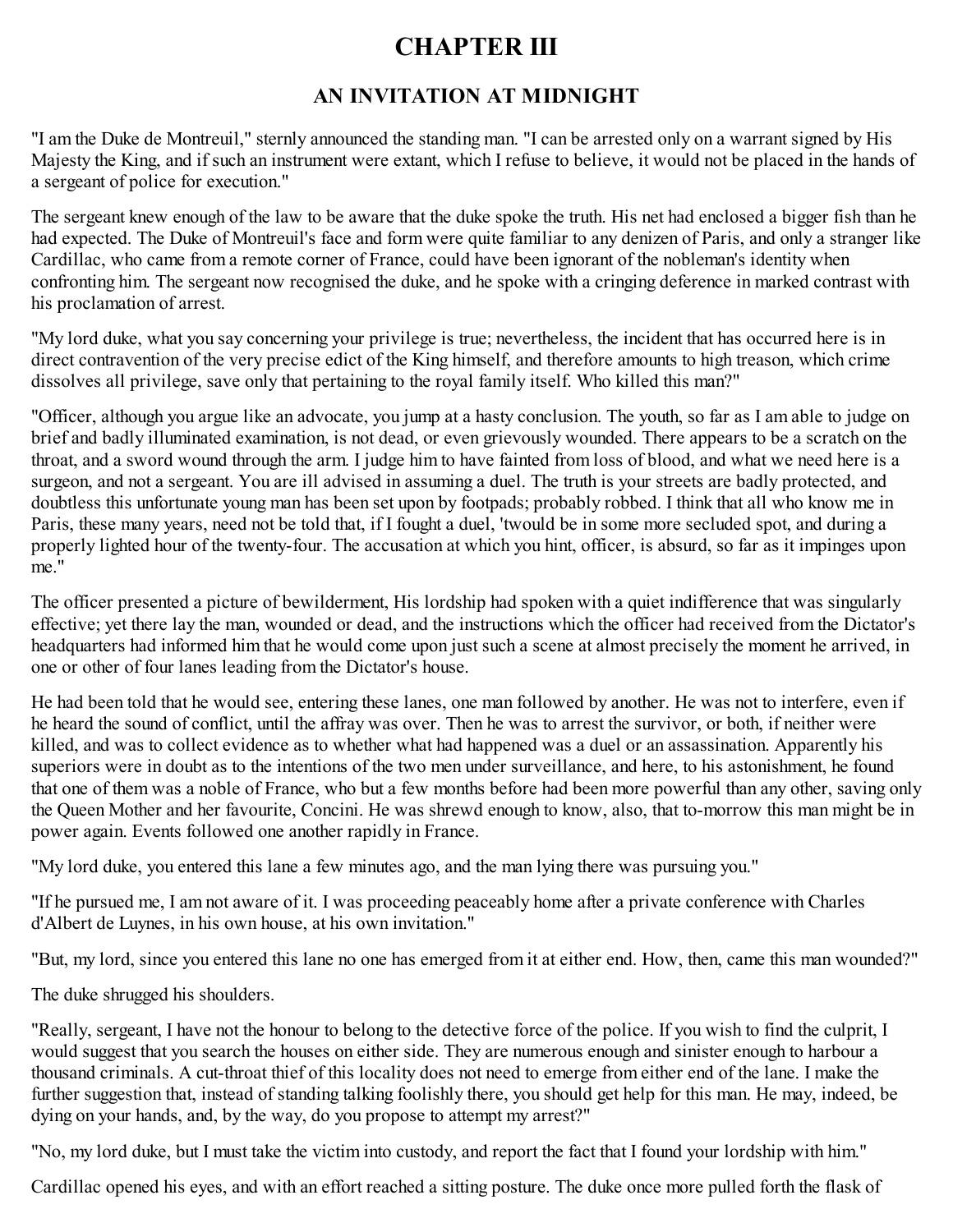# CHAPTER III

## AN INVITATION AT MIDNIGHT

"I am the Duke de Montreuil," sternly announced the standing man. "I can be arrested only on a warrant signed by His Majesty the King, and if such an instrument were extant, which I refuse to believe, it would not be placed in the hands of a sergeant of police for execution."

The sergeant knew enough of the law to be aware that the duke spoke the truth. His net had enclosed a bigger fish than he had expected. The Duke of Montreuil's face and form were quite familiar to any denizen of Paris, and only a stranger like Cardillac, who came from a remote corner of France, could have been ignorant of the nobleman's identity when confronting him. The sergeant now recognised the duke, and he spoke with a cringing deference in marked contrast with his proclamation of arrest.

"My lord duke, what you say concerning your privilege is true; nevertheless, the incident that has occurred here is in direct contravention of the very precise edict of the King himself, and therefore amounts to high treason, which crime dissolves all privilege, save only that pertaining to the royal family itself. Who killed this man?"

"Officer, although you argue like an advocate, you jump at a hasty conclusion. The youth, so far as I am able to judge on brief and badly illuminated examination, is not dead, or even grievously wounded. There appears to be a scratch on the throat, and a sword wound through the arm. I judge him to have fainted from loss of blood, and what we need here is a surgeon, and not a sergeant. You are ill advised in assuming a duel. The truth is your streets are badly protected, and doubtless this unfortunate young man has been set upon by footpads; probably robbed. I think that all who know me in Paris, these many years, need not be told that, if I fought a duel, 'twould be in some more secluded spot, and during a properly lighted hour of the twenty-four. The accusation at which you hint, officer, is absurd, so far as it impinges upon me."

The officer presented a picture of bewilderment, His lordship had spoken with a quiet indifference that was singularly effective; yet there lay the man, wounded or dead, and the instructions which the officer had received from the Dictator's headquarters had informed him that he would come upon just such a scene at almost precisely the moment he arrived, in one or other of four lanes leading from the Dictator's house.

He had been told that he would see, entering these lanes, one man followed by another. He was not to interfere, even if he heard the sound of conflict, until the affray was over. Then he was to arrest the survivor, or both, if neither were killed, and was to collect evidence as to whether what had happened was a duel or an assassination. Apparently his superiors were in doubt as to the intentions of the two men under surveillance, and here, to his astonishment, he found that one of them was a noble of France, who but a few months before had been more powerful than any other, saving only the Queen Mother and her favourite, Concini. He was shrewd enough to know, also, that to-morrow this man might be in power again. Events followed one another rapidly in France.

"My lord duke, you entered this lane a few minutes ago, and the man lying there was pursuing you."

"If he pursued me, I am not aware of it. I was proceeding peaceably home after a private conference with Charles d'Albert de Luynes, in his own house, at his own invitation."

"But, my lord, since you entered this lane no one has emerged from it at either end. How, then, came this man wounded?"

The duke shrugged his shoulders.

"Really, sergeant, I have not the honour to belong to the detective force of the police. If you wish to find the culprit, I would suggest that you search the houses on either side. They are numerous enough and sinister enough to harbour a thousand criminals. A cut-throat thief of this locality does not need to emerge from either end of the lane. I make the further suggestion that, instead of standing talking foolishly there, you should get help for this man. He may, indeed, be dying on your hands, and, by the way, do you propose to attempt my arrest?"

"No, my lord duke, but I must take the victim into custody, and report the fact that I found your lordship with him."

Cardillac opened his eyes, and with an effort reached a sitting posture. The duke once more pulled forth the flask of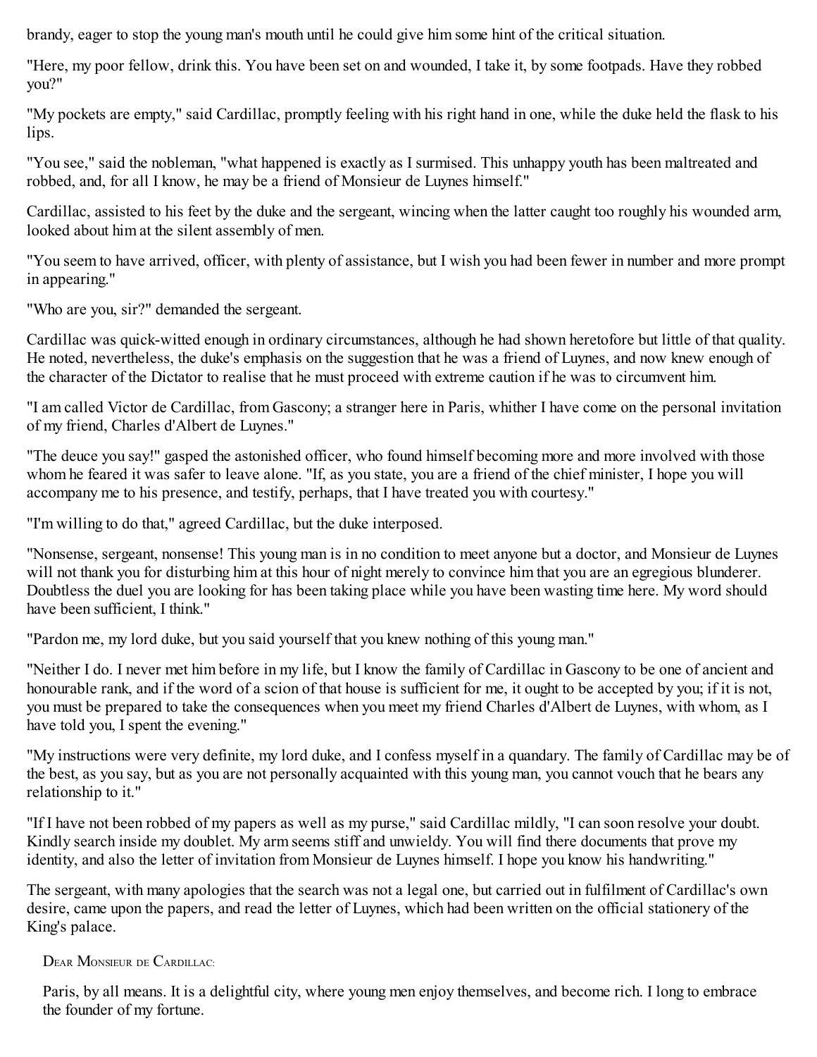brandy, eager to stop the young man's mouth until he could give him some hint of the critical situation.

"Here, my poor fellow, drink this. You have been set on and wounded, I take it, by some footpads. Have they robbed you?"

"My pockets are empty," said Cardillac, promptly feeling with his right hand in one, while the duke held the flask to his lips.

"You see," said the nobleman, "what happened is exactly as I surmised. This unhappy youth has been maltreated and robbed, and, for all I know, he may be a friend of Monsieur de Luynes himself."

Cardillac, assisted to his feet by the duke and the sergeant, wincing when the latter caught too roughly his wounded arm, looked about him at the silent assembly of men.

"You seem to have arrived, officer, with plenty of assistance, but I wish you had been fewer in number and more prompt in appearing."

"Who are you, sir?" demanded the sergeant.

Cardillac was quick-witted enough in ordinary circumstances, although he had shown heretofore but little of that quality. He noted, nevertheless, the duke's emphasis on the suggestion that he was a friend of Luynes, and now knew enough of the character of the Dictator to realise that he must proceed with extreme caution if he was to circumvent him.

"I am called Victor de Cardillac, from Gascony; a stranger here in Paris, whither I have come on the personal invitation of my friend, Charles d'Albert de Luynes."

"The deuce you say!" gasped the astonished officer, who found himself becoming more and more involved with those whom he feared it was safer to leave alone. "If, as you state, you are a friend of the chief minister, I hope you will accompany me to his presence, and testify, perhaps, that I have treated you with courtesy."

"I'm willing to do that," agreed Cardillac, but the duke interposed.

"Nonsense, sergeant, nonsense! This young man is in no condition to meet anyone but a doctor, and Monsieur de Luynes will not thank you for disturbing him at this hour of night merely to convince him that you are an egregious blunderer. Doubtless the duel you are looking for has been taking place while you have been wasting time here. My word should have been sufficient, I think."

"Pardon me, my lord duke, but you said yourself that you knew nothing of this young man."

"Neither I do. I never met him before in my life, but I know the family of Cardillac in Gascony to be one of ancient and honourable rank, and if the word of a scion of that house is sufficient for me, it ought to be accepted by you; if it is not, you must be prepared to take the consequences when you meet my friend Charles d'Albert de Luynes, with whom, as I have told you, I spent the evening."

"My instructions were very definite, my lord duke, and I confess myself in a quandary. The family of Cardillac may be of the best, as you say, but as you are not personally acquainted with this young man, you cannot vouch that he bears any relationship to it."

"If I have not been robbed of my papers as well as my purse," said Cardillac mildly, "I can soon resolve your doubt. Kindly search inside my doublet. My arm seems stiff and unwieldy. You will find there documents that prove my identity, and also the letter of invitation from Monsieur de Luynes himself. I hope you know his handwriting."

The sergeant, with many apologies that the search was not a legal one, but carried out in fulfilment of Cardillac's own desire, came upon the papers, and read the letter of Luynes, which had been written on the official stationery of the King's palace.

> DEAR MONSIEUR DE CARDILLAC:
>
> Paris, by all means. It is a delightful city, where young men enjoy themselves, and become rich. I long to embrace the founder of my fortune.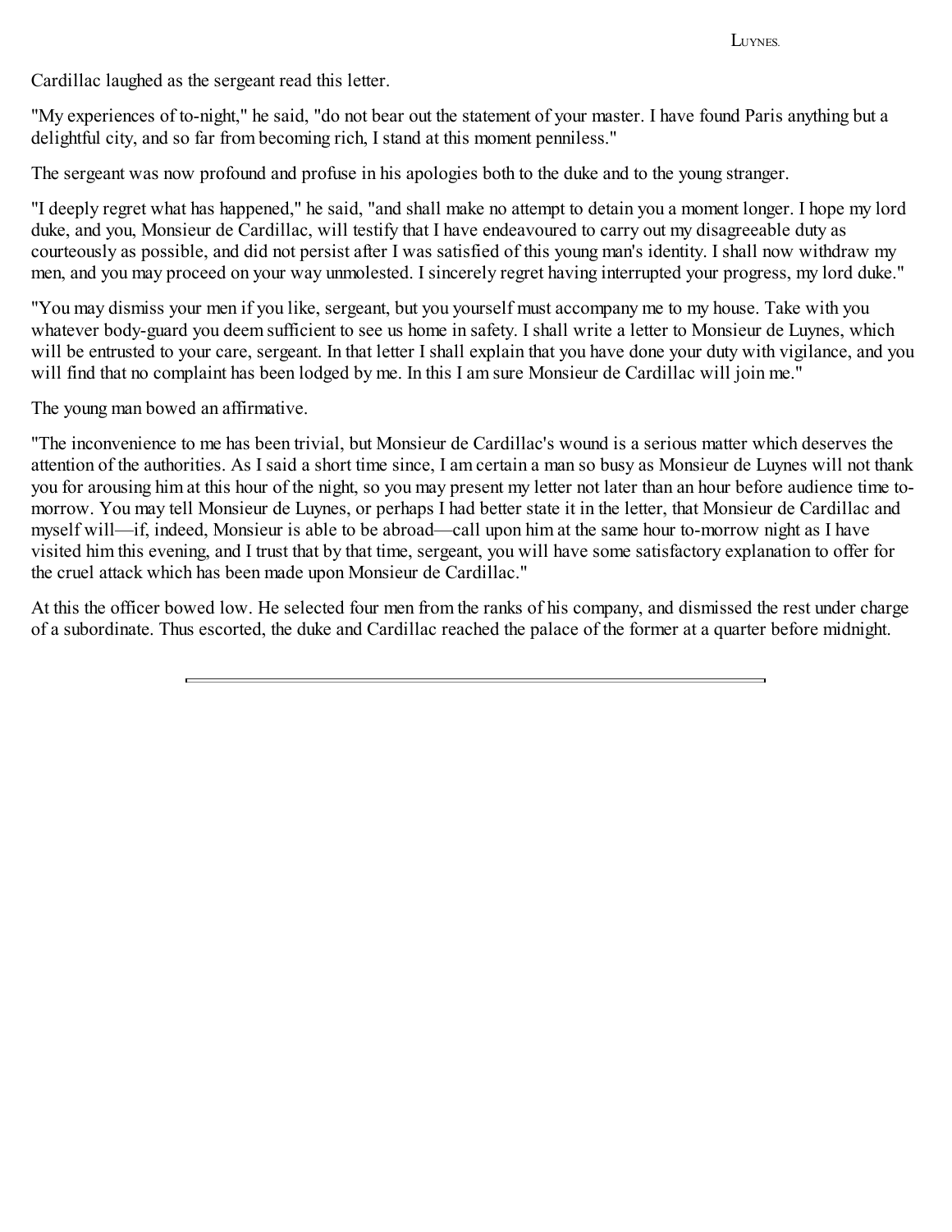Cardillac laughed as the sergeant read this letter.

"My experiences of to-night," he said, "do not bear out the statement of your master. I have found Paris anything but a delightful city, and so far from becoming rich, I stand at this moment penniless."

The sergeant was now profound and profuse in his apologies both to the duke and to the young stranger.

"I deeply regret what has happened," he said, "and shall make no attempt to detain you a moment longer. I hope my lord duke, and you, Monsieur de Cardillac, will testify that I have endeavoured to carry out my disagreeable duty as courteously as possible, and did not persist after I was satisfied of this young man's identity. I shall now withdraw my men, and you may proceed on your way unmolested. I sincerely regret having interrupted your progress, my lord duke."

"You may dismiss your men if you like, sergeant, but you yourself must accompany me to my house. Take with you whatever body-guard you deem sufficient to see us home in safety. I shall write a letter to Monsieur de Luynes, which will be entrusted to your care, sergeant. In that letter I shall explain that you have done your duty with vigilance, and you will find that no complaint has been lodged by me. In this I am sure Monsieur de Cardillac will join me."

The young man bowed an affirmative.

"The inconvenience to me has been trivial, but Monsieur de Cardillac's wound is a serious matter which deserves the attention of the authorities. As I said a short time since, I am certain a man so busy as Monsieur de Luynes will not thank you for arousing him at this hour of the night, so you may present my letter not later than an hour before audience time to-morrow. You may tell Monsieur de Luynes, or perhaps I had better state it in the letter, that Monsieur de Cardillac and myself will—if, indeed, Monsieur is able to be abroad—call upon him at the same hour to-morrow night as I have visited him this evening, and I trust that by that time, sergeant, you will have some satisfactory explanation to offer for the cruel attack which has been made upon Monsieur de Cardillac."

At this the officer bowed low. He selected four men from the ranks of his company, and dismissed the rest under charge of a subordinate. Thus escorted, the duke and Cardillac reached the palace of the former at a quarter before midnight.

---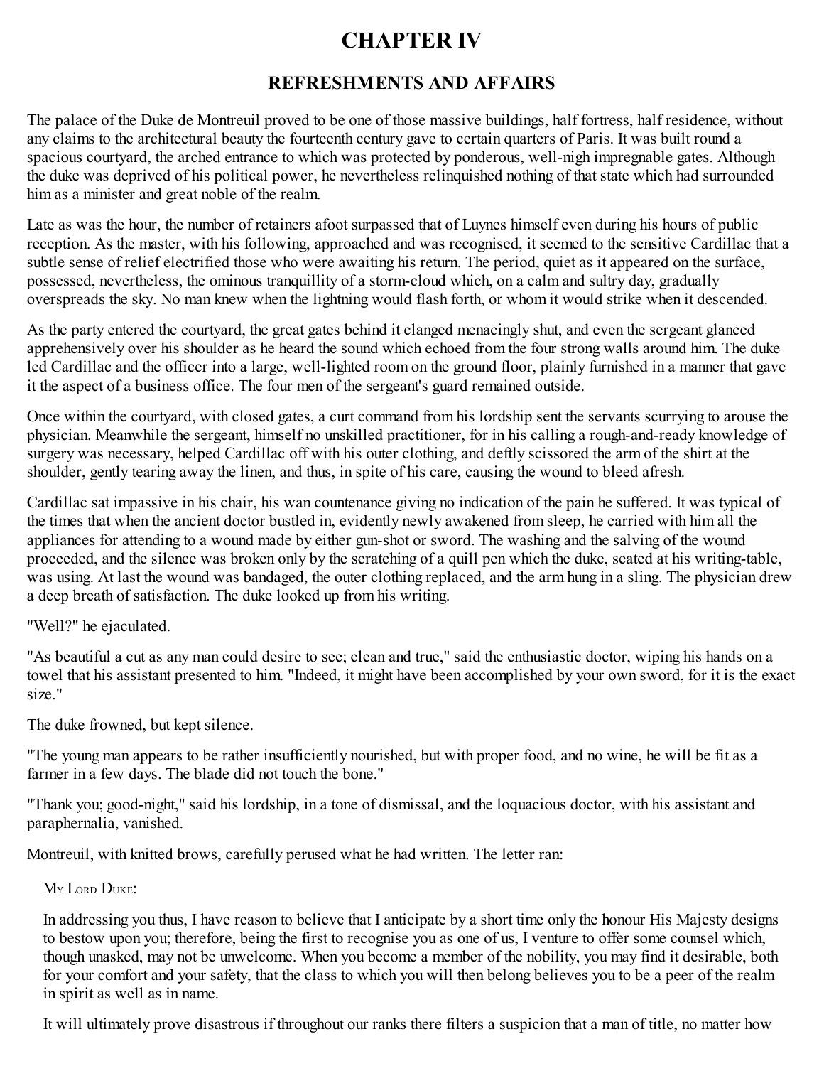# CHAPTER IV

## REFRESHMENTS AND AFFAIRS

The palace of the Duke de Montreuil proved to be one of those massive buildings, half fortress, half residence, without any claims to the architectural beauty the fourteenth century gave to certain quarters of Paris. It was built round a spacious courtyard, the arched entrance to which was protected by ponderous, well-nigh impregnable gates. Although the duke was deprived of his political power, he nevertheless relinquished nothing of that state which had surrounded him as a minister and great noble of the realm.

Late as was the hour, the number of retainers afoot surpassed that of Luynes himself even during his hours of public reception. As the master, with his following, approached and was recognised, it seemed to the sensitive Cardillac that a subtle sense of relief electrified those who were awaiting his return. The period, quiet as it appeared on the surface, possessed, nevertheless, the ominous tranquillity of a storm-cloud which, on a calm and sultry day, gradually overspreads the sky. No man knew when the lightning would flash forth, or whom it would strike when it descended.

As the party entered the courtyard, the great gates behind it clanged menacingly shut, and even the sergeant glanced apprehensively over his shoulder as he heard the sound which echoed from the four strong walls around him. The duke led Cardillac and the officer into a large, well-lighted room on the ground floor, plainly furnished in a manner that gave it the aspect of a business office. The four men of the sergeant's guard remained outside.

Once within the courtyard, with closed gates, a curt command from his lordship sent the servants scurrying to arouse the physician. Meanwhile the sergeant, himself no unskilled practitioner, for in his calling a rough-and-ready knowledge of surgery was necessary, helped Cardillac off with his outer clothing, and deftly scissored the arm of the shirt at the shoulder, gently tearing away the linen, and thus, in spite of his care, causing the wound to bleed afresh.

Cardillac sat impassive in his chair, his wan countenance giving no indication of the pain he suffered. It was typical of the times that when the ancient doctor bustled in, evidently newly awakened from sleep, he carried with him all the appliances for attending to a wound made by either gun-shot or sword. The washing and the salving of the wound proceeded, and the silence was broken only by the scratching of a quill pen which the duke, seated at his writing-table, was using. At last the wound was bandaged, the outer clothing replaced, and the arm hung in a sling. The physician drew a deep breath of satisfaction. The duke looked up from his writing.

"Well?" he ejaculated.

"As beautiful a cut as any man could desire to see; clean and true," said the enthusiastic doctor, wiping his hands on a towel that his assistant presented to him. "Indeed, it might have been accomplished by your own sword, for it is the exact size."

The duke frowned, but kept silence.

"The young man appears to be rather insufficiently nourished, but with proper food, and no wine, he will be fit as a farmer in a few days. The blade did not touch the bone."

"Thank you; good-night," said his lordship, in a tone of dismissal, and the loquacious doctor, with his assistant and paraphernalia, vanished.

Montreuil, with knitted brows, carefully perused what he had written. The letter ran:

> My Lord Duke:
>
> In addressing you thus, I have reason to believe that I anticipate by a short time only the honour His Majesty designs to bestow upon you; therefore, being the first to recognise you as one of us, I venture to offer some counsel which, though unasked, may not be unwelcome. When you become a member of the nobility, you may find it desirable, both for your comfort and your safety, that the class to which you will then belong believes you to be a peer of the realm in spirit as well as in name.
>
> It will ultimately prove disastrous if throughout our ranks there filters a suspicion that a man of title, no matter how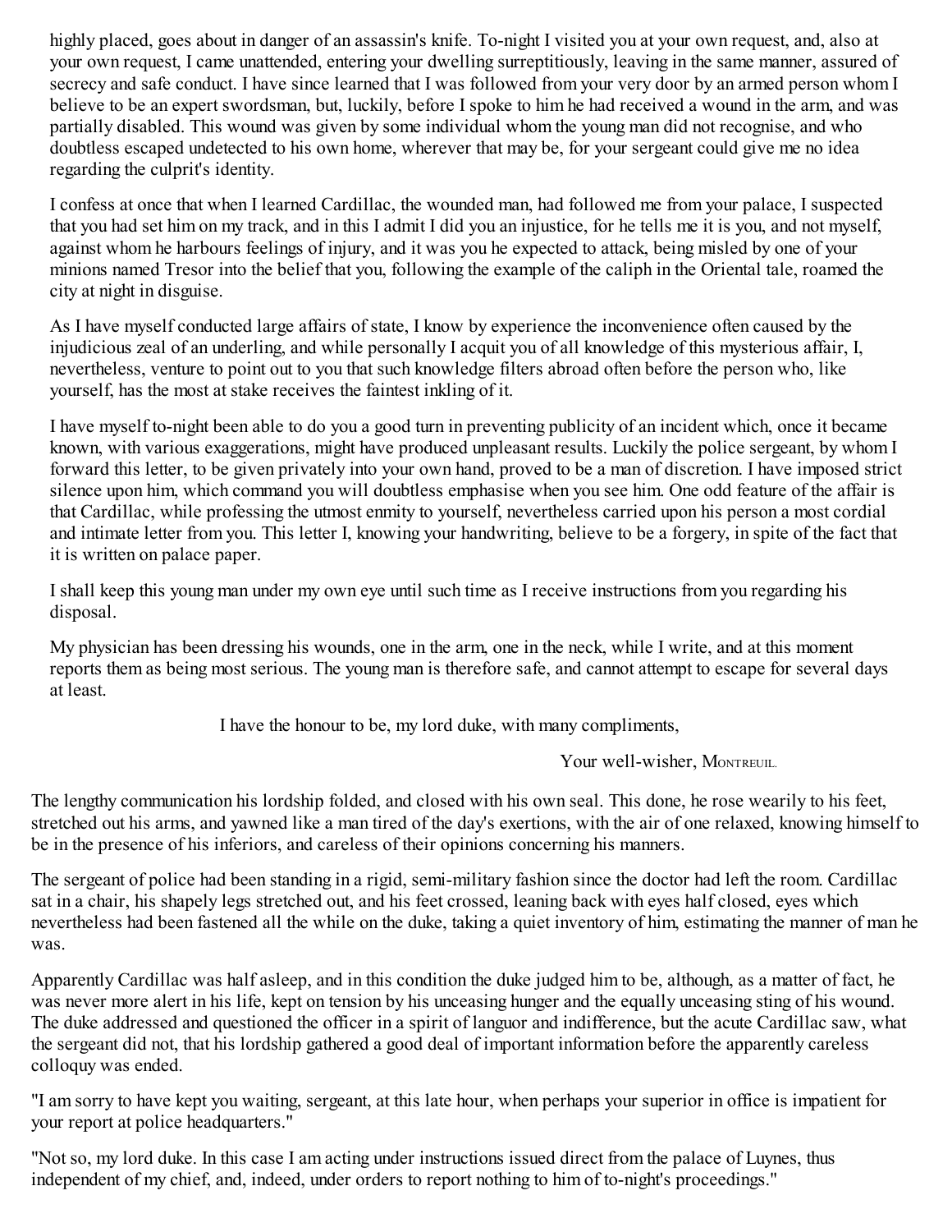highly placed, goes about in danger of an assassin's knife. To-night I visited you at your own request, and, also at your own request, I came unattended, entering your dwelling surreptitiously, leaving in the same manner, assured of secrecy and safe conduct. I have since learned that I was followed from your very door by an armed person whom I believe to be an expert swordsman, but, luckily, before I spoke to him he had received a wound in the arm, and was partially disabled. This wound was given by some individual whom the young man did not recognise, and who doubtless escaped undetected to his own home, wherever that may be, for your sergeant could give me no idea regarding the culprit's identity.

I confess at once that when I learned Cardillac, the wounded man, had followed me from your palace, I suspected that you had set him on my track, and in this I admit I did you an injustice, for he tells me it is you, and not myself, against whom he harbours feelings of injury, and it was you he expected to attack, being misled by one of your minions named Tresor into the belief that you, following the example of the caliph in the Oriental tale, roamed the city at night in disguise.

As I have myself conducted large affairs of state, I know by experience the inconvenience often caused by the injudicious zeal of an underling, and while personally I acquit you of all knowledge of this mysterious affair, I, nevertheless, venture to point out to you that such knowledge filters abroad often before the person who, like yourself, has the most at stake receives the faintest inkling of it.

I have myself to-night been able to do you a good turn in preventing publicity of an incident which, once it became known, with various exaggerations, might have produced unpleasant results. Luckily the police sergeant, by whom I forward this letter, to be given privately into your own hand, proved to be a man of discretion. I have imposed strict silence upon him, which command you will doubtless emphasise when you see him. One odd feature of the affair is that Cardillac, while professing the utmost enmity to yourself, nevertheless carried upon his person a most cordial and intimate letter from you. This letter I, knowing your handwriting, believe to be a forgery, in spite of the fact that it is written on palace paper.

I shall keep this young man under my own eye until such time as I receive instructions from you regarding his disposal.

My physician has been dressing his wounds, one in the arm, one in the neck, while I write, and at this moment reports them as being most serious. The young man is therefore safe, and cannot attempt to escape for several days at least.

I have the honour to be, my lord duke, with many compliments,

Your well-wisher, MONTREUIL.

The lengthy communication his lordship folded, and closed with his own seal. This done, he rose wearily to his feet, stretched out his arms, and yawned like a man tired of the day's exertions, with the air of one relaxed, knowing himself to be in the presence of his inferiors, and careless of their opinions concerning his manners.

The sergeant of police had been standing in a rigid, semi-military fashion since the doctor had left the room. Cardillac sat in a chair, his shapely legs stretched out, and his feet crossed, leaning back with eyes half closed, eyes which nevertheless had been fastened all the while on the duke, taking a quiet inventory of him, estimating the manner of man he was.

Apparently Cardillac was half asleep, and in this condition the duke judged him to be, although, as a matter of fact, he was never more alert in his life, kept on tension by his unceasing hunger and the equally unceasing sting of his wound. The duke addressed and questioned the officer in a spirit of languor and indifference, but the acute Cardillac saw, what the sergeant did not, that his lordship gathered a good deal of important information before the apparently careless colloquy was ended.

"I am sorry to have kept you waiting, sergeant, at this late hour, when perhaps your superior in office is impatient for your report at police headquarters."

"Not so, my lord duke. In this case I am acting under instructions issued direct from the palace of Luynes, thus independent of my chief, and, indeed, under orders to report nothing to him of to-night's proceedings."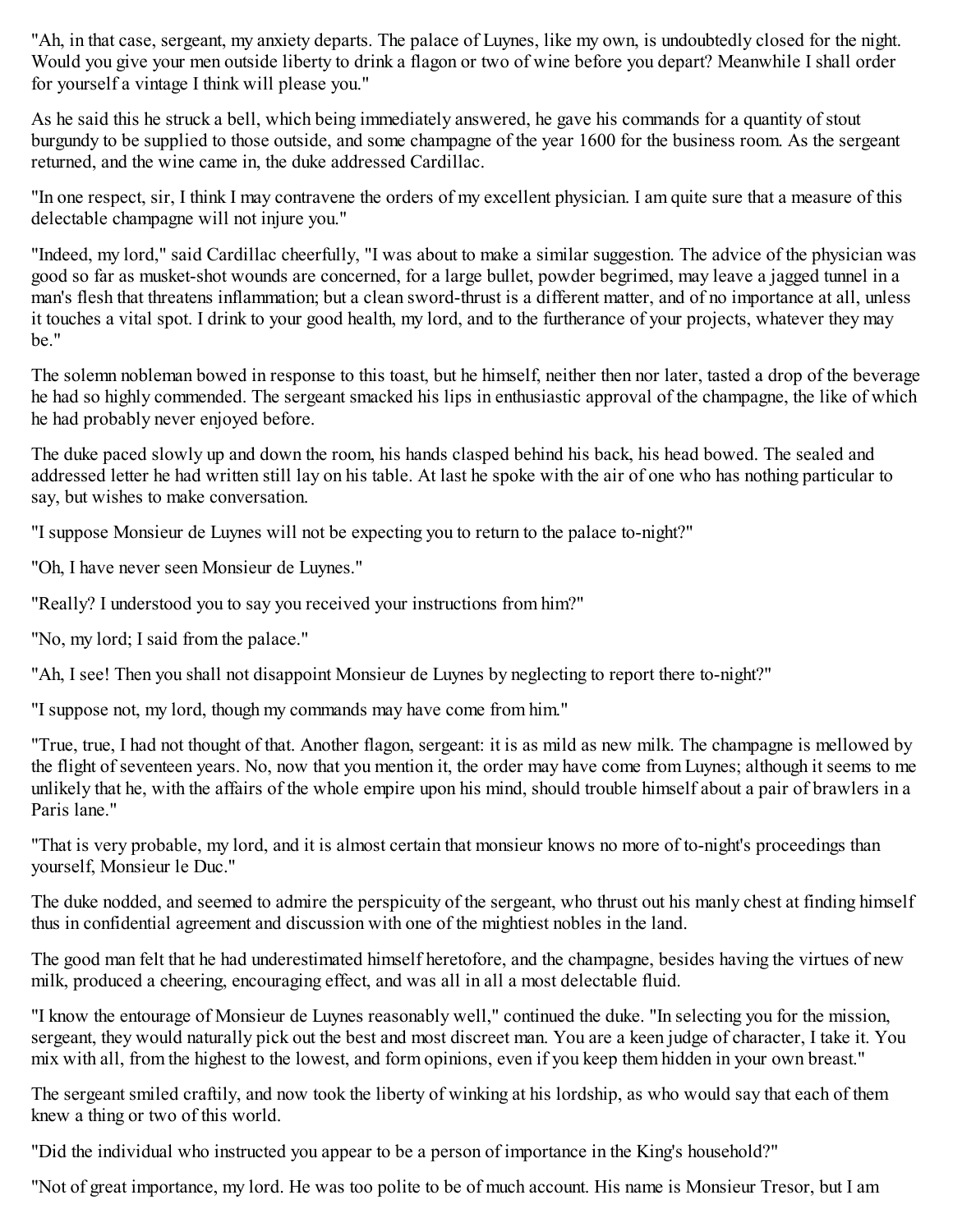"Ah, in that case, sergeant, my anxiety departs. The palace of Luynes, like my own, is undoubtedly closed for the night. Would you give your men outside liberty to drink a flagon or two of wine before you depart? Meanwhile I shall order for yourself a vintage I think will please you."

As he said this he struck a bell, which being immediately answered, he gave his commands for a quantity of stout burgundy to be supplied to those outside, and some champagne of the year 1600 for the business room. As the sergeant returned, and the wine came in, the duke addressed Cardillac.

"In one respect, sir, I think I may contravene the orders of my excellent physician. I am quite sure that a measure of this delectable champagne will not injure you."

"Indeed, my lord," said Cardillac cheerfully, "I was about to make a similar suggestion. The advice of the physician was good so far as musket-shot wounds are concerned, for a large bullet, powder begrimed, may leave a jagged tunnel in a man's flesh that threatens inflammation; but a clean sword-thrust is a different matter, and of no importance at all, unless it touches a vital spot. I drink to your good health, my lord, and to the furtherance of your projects, whatever they may be."

The solemn nobleman bowed in response to this toast, but he himself, neither then nor later, tasted a drop of the beverage he had so highly commended. The sergeant smacked his lips in enthusiastic approval of the champagne, the like of which he had probably never enjoyed before.

The duke paced slowly up and down the room, his hands clasped behind his back, his head bowed. The sealed and addressed letter he had written still lay on his table. At last he spoke with the air of one who has nothing particular to say, but wishes to make conversation.

"I suppose Monsieur de Luynes will not be expecting you to return to the palace to-night?"

"Oh, I have never seen Monsieur de Luynes."

"Really? I understood you to say you received your instructions from him?"

"No, my lord; I said from the palace."

"Ah, I see! Then you shall not disappoint Monsieur de Luynes by neglecting to report there to-night?"

"I suppose not, my lord, though my commands may have come from him."

"True, true, I had not thought of that. Another flagon, sergeant: it is as mild as new milk. The champagne is mellowed by the flight of seventeen years. No, now that you mention it, the order may have come from Luynes; although it seems to me unlikely that he, with the affairs of the whole empire upon his mind, should trouble himself about a pair of brawlers in a Paris lane."

"That is very probable, my lord, and it is almost certain that monsieur knows no more of to-night's proceedings than yourself, Monsieur le Duc."

The duke nodded, and seemed to admire the perspicuity of the sergeant, who thrust out his manly chest at finding himself thus in confidential agreement and discussion with one of the mightiest nobles in the land.

The good man felt that he had underestimated himself heretofore, and the champagne, besides having the virtues of new milk, produced a cheering, encouraging effect, and was all in all a most delectable fluid.

"I know the entourage of Monsieur de Luynes reasonably well," continued the duke. "In selecting you for the mission, sergeant, they would naturally pick out the best and most discreet man. You are a keen judge of character, I take it. You mix with all, from the highest to the lowest, and form opinions, even if you keep them hidden in your own breast."

The sergeant smiled craftily, and now took the liberty of winking at his lordship, as who would say that each of them knew a thing or two of this world.

"Did the individual who instructed you appear to be a person of importance in the King's household?"

"Not of great importance, my lord. He was too polite to be of much account. His name is Monsieur Tresor, but I am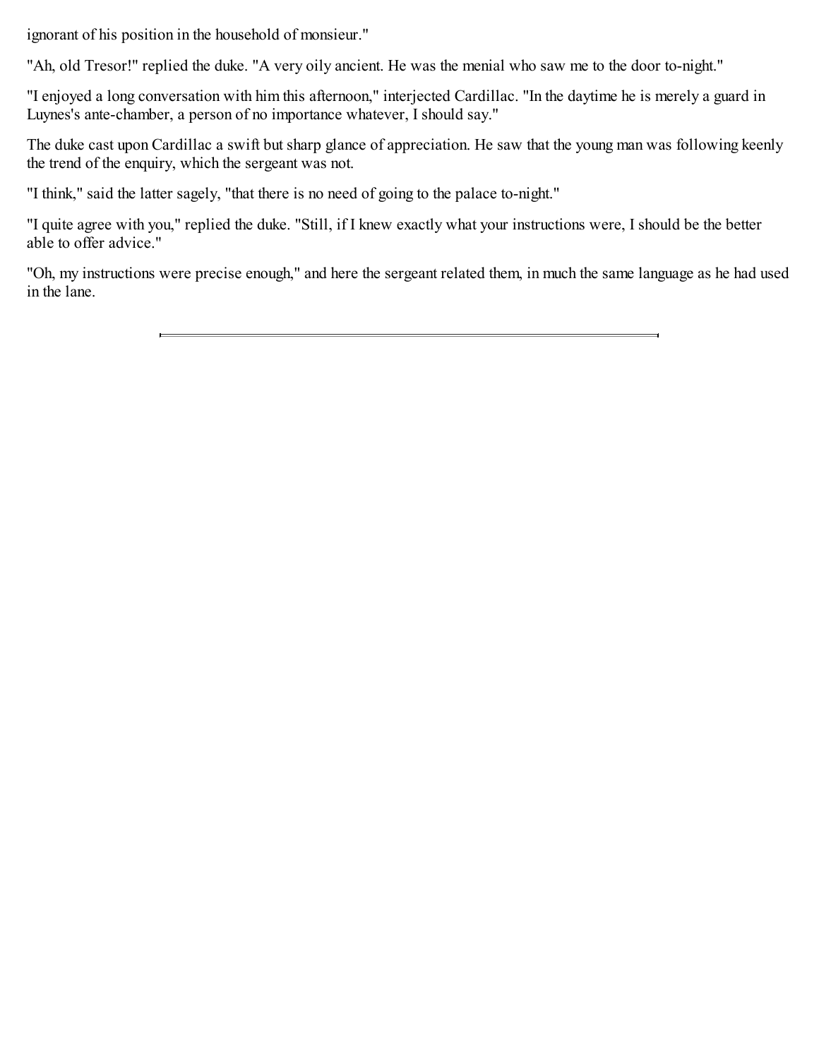ignorant of his position in the household of monsieur."

"Ah, old Tresor!" replied the duke. "A very oily ancient. He was the menial who saw me to the door to-night."

"I enjoyed a long conversation with him this afternoon," interjected Cardillac. "In the daytime he is merely a guard in Luynes's ante-chamber, a person of no importance whatever, I should say."

The duke cast upon Cardillac a swift but sharp glance of appreciation. He saw that the young man was following keenly the trend of the enquiry, which the sergeant was not.

"I think," said the latter sagely, "that there is no need of going to the palace to-night."

"I quite agree with you," replied the duke. "Still, if I knew exactly what your instructions were, I should be the better able to offer advice."

"Oh, my instructions were precise enough," and here the sergeant related them, in much the same language as he had used in the lane.

---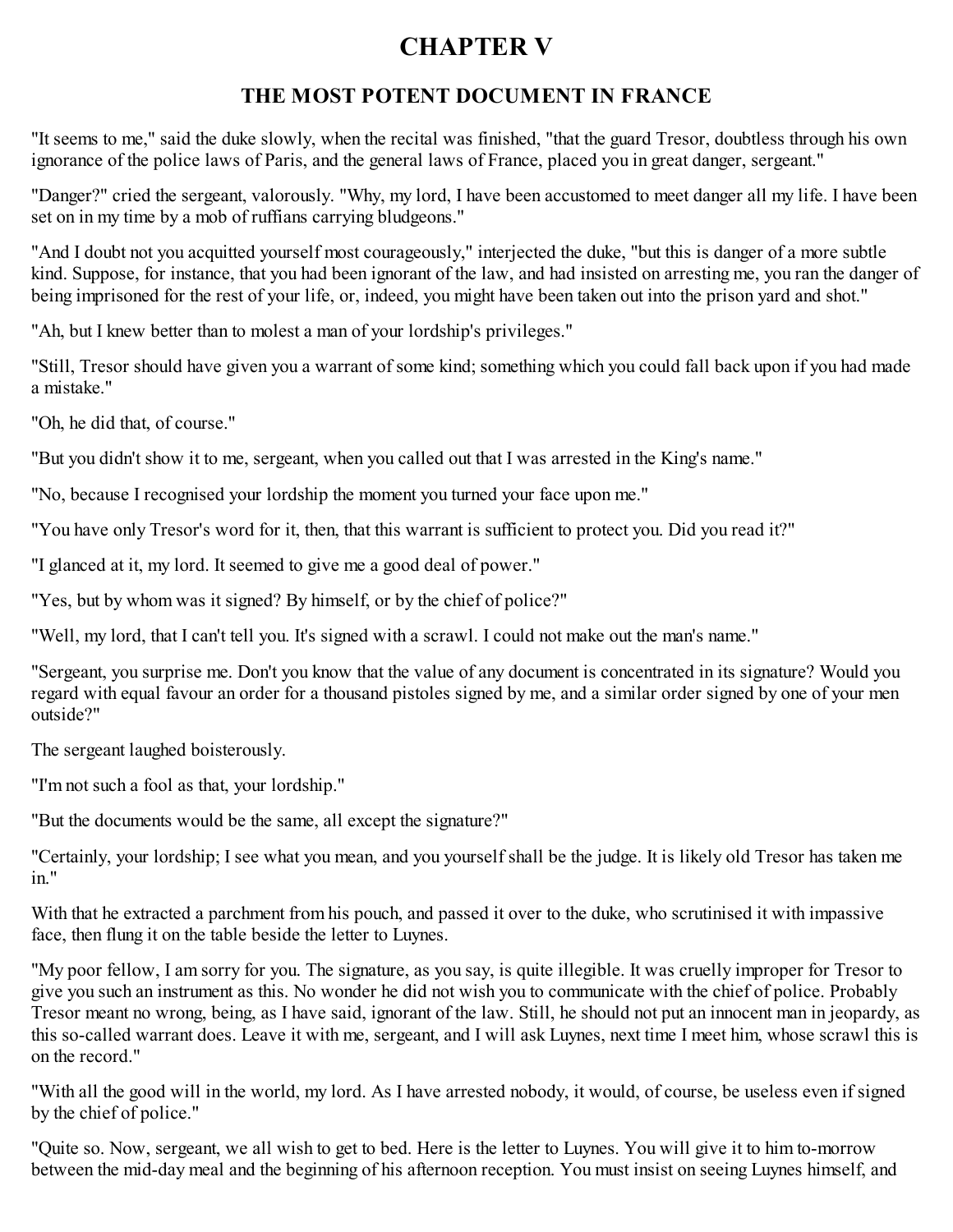# CHAPTER V

## THE MOST POTENT DOCUMENT IN FRANCE

"It seems to me," said the duke slowly, when the recital was finished, "that the guard Tresor, doubtless through his own ignorance of the police laws of Paris, and the general laws of France, placed you in great danger, sergeant."

"Danger?" cried the sergeant, valorously. "Why, my lord, I have been accustomed to meet danger all my life. I have been set on in my time by a mob of ruffians carrying bludgeons."

"And I doubt not you acquitted yourself most courageously," interjected the duke, "but this is danger of a more subtle kind. Suppose, for instance, that you had been ignorant of the law, and had insisted on arresting me, you ran the danger of being imprisoned for the rest of your life, or, indeed, you might have been taken out into the prison yard and shot."

"Ah, but I knew better than to molest a man of your lordship's privileges."

"Still, Tresor should have given you a warrant of some kind; something which you could fall back upon if you had made a mistake."

"Oh, he did that, of course."

"But you didn't show it to me, sergeant, when you called out that I was arrested in the King's name."

"No, because I recognised your lordship the moment you turned your face upon me."

"You have only Tresor's word for it, then, that this warrant is sufficient to protect you. Did you read it?"

"I glanced at it, my lord. It seemed to give me a good deal of power."

"Yes, but by whom was it signed? By himself, or by the chief of police?"

"Well, my lord, that I can't tell you. It's signed with a scrawl. I could not make out the man's name."

"Sergeant, you surprise me. Don't you know that the value of any document is concentrated in its signature? Would you regard with equal favour an order for a thousand pistoles signed by me, and a similar order signed by one of your men outside?"

The sergeant laughed boisterously.

"I'm not such a fool as that, your lordship."

"But the documents would be the same, all except the signature?"

"Certainly, your lordship; I see what you mean, and you yourself shall be the judge. It is likely old Tresor has taken me in."

With that he extracted a parchment from his pouch, and passed it over to the duke, who scrutinised it with impassive face, then flung it on the table beside the letter to Luynes.

"My poor fellow, I am sorry for you. The signature, as you say, is quite illegible. It was cruelly improper for Tresor to give you such an instrument as this. No wonder he did not wish you to communicate with the chief of police. Probably Tresor meant no wrong, being, as I have said, ignorant of the law. Still, he should not put an innocent man in jeopardy, as this so-called warrant does. Leave it with me, sergeant, and I will ask Luynes, next time I meet him, whose scrawl this is on the record."

"With all the good will in the world, my lord. As I have arrested nobody, it would, of course, be useless even if signed by the chief of police."

"Quite so. Now, sergeant, we all wish to get to bed. Here is the letter to Luynes. You will give it to him to-morrow between the mid-day meal and the beginning of his afternoon reception. You must insist on seeing Luynes himself, and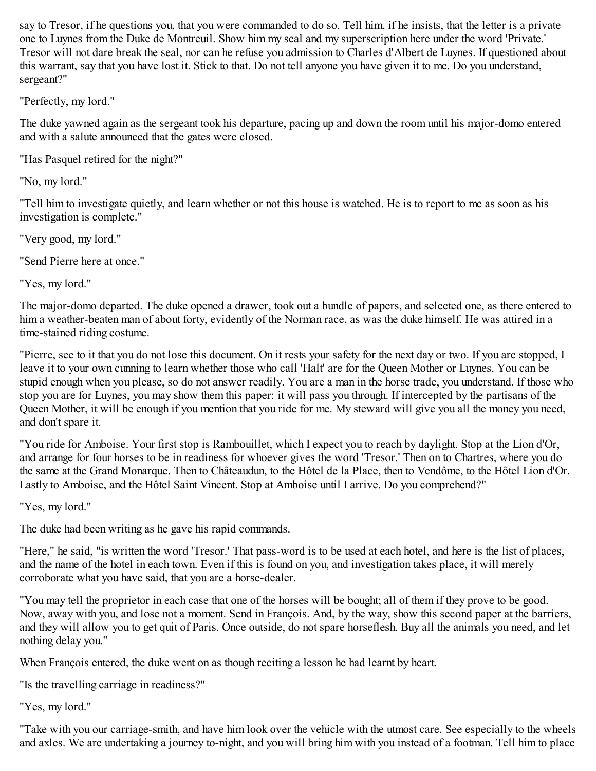say to Tresor, if he questions you, that you were commanded to do so. Tell him, if he insists, that the letter is a private one to Luynes from the Duke de Montreuil. Show him my seal and my superscription here under the word 'Private.' Tresor will not dare break the seal, nor can he refuse you admission to Charles d'Albert de Luynes. If questioned about this warrant, say that you have lost it. Stick to that. Do not tell anyone you have given it to me. Do you understand, sergeant?"

"Perfectly, my lord."

The duke yawned again as the sergeant took his departure, pacing up and down the room until his major-domo entered and with a salute announced that the gates were closed.

"Has Pasquel retired for the night?"

"No, my lord."

"Tell him to investigate quietly, and learn whether or not this house is watched. He is to report to me as soon as his investigation is complete."

"Very good, my lord."

"Send Pierre here at once."

"Yes, my lord."

The major-domo departed. The duke opened a drawer, took out a bundle of papers, and selected one, as there entered to him a weather-beaten man of about forty, evidently of the Norman race, as was the duke himself. He was attired in a time-stained riding costume.

"Pierre, see to it that you do not lose this document. On it rests your safety for the next day or two. If you are stopped, I leave it to your own cunning to learn whether those who call 'Halt' are for the Queen Mother or Luynes. You can be stupid enough when you please, so do not answer readily. You are a man in the horse trade, you understand. If those who stop you are for Luynes, you may show them this paper: it will pass you through. If intercepted by the partisans of the Queen Mother, it will be enough if you mention that you ride for me. My steward will give you all the money you need, and don't spare it.

"You ride for Amboise. Your first stop is Rambouillet, which I expect you to reach by daylight. Stop at the Lion d'Or, and arrange for four horses to be in readiness for whoever gives the word 'Tresor.' Then on to Chartres, where you do the same at the Grand Monarque. Then to Châteaudun, to the Hôtel de la Place, then to Vendôme, to the Hôtel Lion d'Or. Lastly to Amboise, and the Hôtel Saint Vincent. Stop at Amboise until I arrive. Do you comprehend?"

"Yes, my lord."

The duke had been writing as he gave his rapid commands.

"Here," he said, "is written the word 'Tresor.' That pass-word is to be used at each hotel, and here is the list of places, and the name of the hotel in each town. Even if this is found on you, and investigation takes place, it will merely corroborate what you have said, that you are a horse-dealer.

"You may tell the proprietor in each case that one of the horses will be bought; all of them if they prove to be good. Now, away with you, and lose not a moment. Send in François. And, by the way, show this second paper at the barriers, and they will allow you to get quit of Paris. Once outside, do not spare horseflesh. Buy all the animals you need, and let nothing delay you."

When François entered, the duke went on as though reciting a lesson he had learnt by heart.

"Is the travelling carriage in readiness?"

"Yes, my lord."

"Take with you our carriage-smith, and have him look over the vehicle with the utmost care. See especially to the wheels and axles. We are undertaking a journey to-night, and you will bring him with you instead of a footman. Tell him to place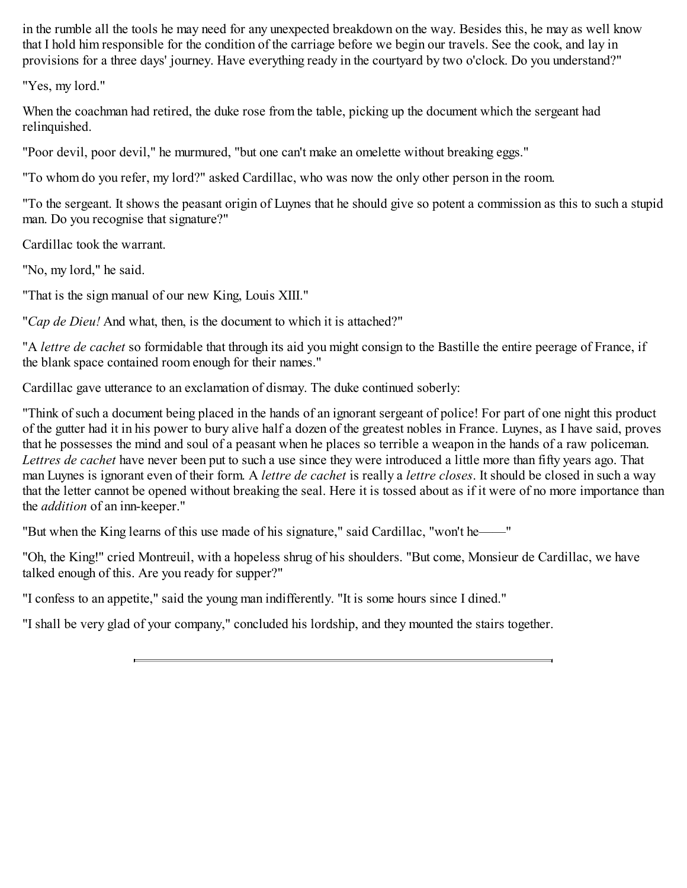in the rumble all the tools he may need for any unexpected breakdown on the way. Besides this, he may as well know that I hold him responsible for the condition of the carriage before we begin our travels. See the cook, and lay in provisions for a three days' journey. Have everything ready in the courtyard by two o'clock. Do you understand?"

"Yes, my lord."

When the coachman had retired, the duke rose from the table, picking up the document which the sergeant had relinquished.

"Poor devil, poor devil," he murmured, "but one can't make an omelette without breaking eggs."

"To whom do you refer, my lord?" asked Cardillac, who was now the only other person in the room.

"To the sergeant. It shows the peasant origin of Luynes that he should give so potent a commission as this to such a stupid man. Do you recognise that signature?"

Cardillac took the warrant.

"No, my lord," he said.

"That is the sign manual of our new King, Louis XIII."

"*Cap de Dieu!* And what, then, is the document to which it is attached?"

"A *lettre de cachet* so formidable that through its aid you might consign to the Bastille the entire peerage of France, if the blank space contained room enough for their names."

Cardillac gave utterance to an exclamation of dismay. The duke continued soberly:

"Think of such a document being placed in the hands of an ignorant sergeant of police! For part of one night this product of the gutter had it in his power to bury alive half a dozen of the greatest nobles in France. Luynes, as I have said, proves that he possesses the mind and soul of a peasant when he places so terrible a weapon in the hands of a raw policeman. *Lettres de cachet* have never been put to such a use since they were introduced a little more than fifty years ago. That man Luynes is ignorant even of their form. A *lettre de cachet* is really a *lettre closes*. It should be closed in such a way that the letter cannot be opened without breaking the seal. Here it is tossed about as if it were of no more importance than the *addition* of an inn-keeper."

"But when the King learns of this use made of his signature," said Cardillac, "won't he——"

"Oh, the King!" cried Montreuil, with a hopeless shrug of his shoulders. "But come, Monsieur de Cardillac, we have talked enough of this. Are you ready for supper?"

"I confess to an appetite," said the young man indifferently. "It is some hours since I dined."

"I shall be very glad of your company," concluded his lordship, and they mounted the stairs together.

---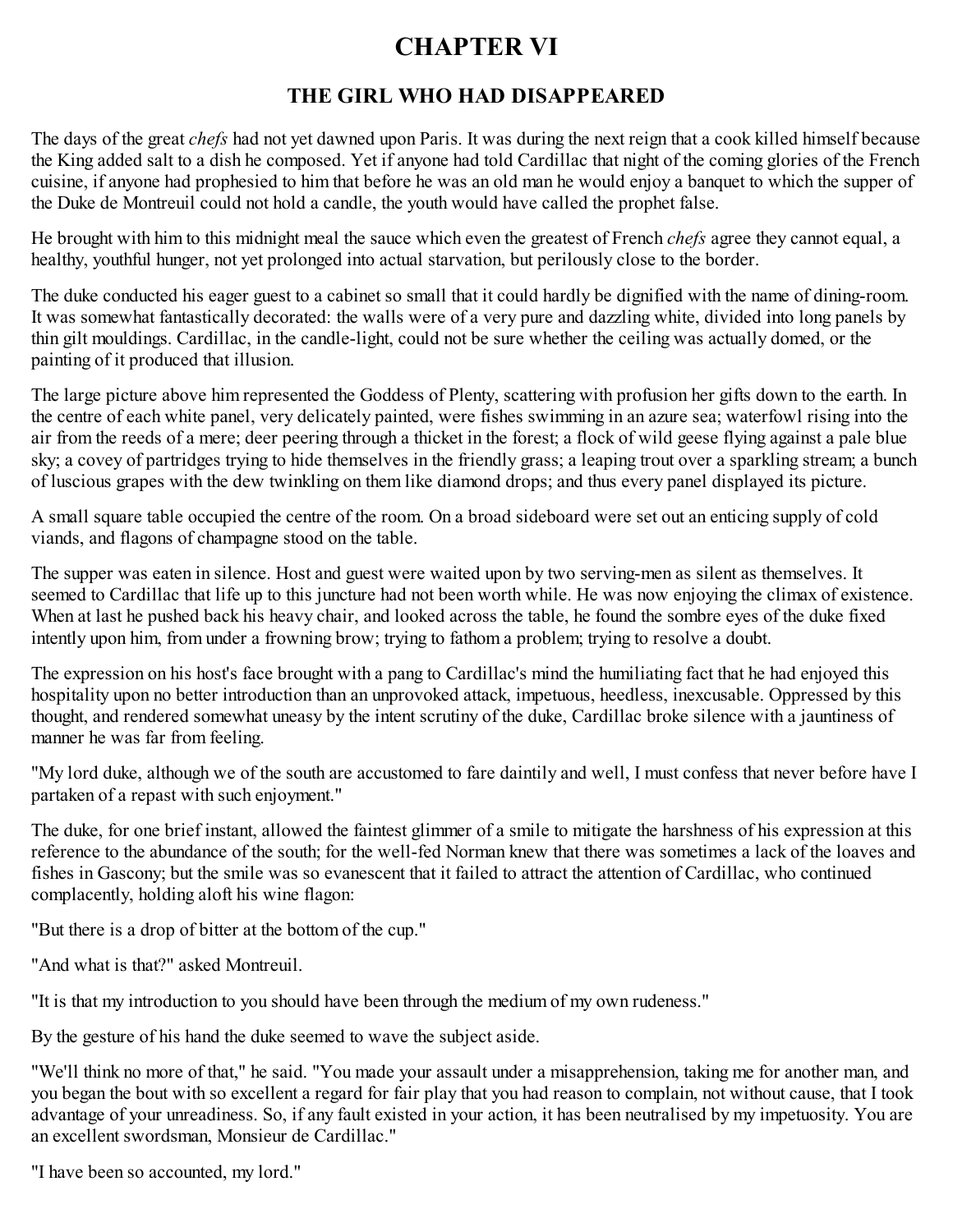# CHAPTER VI

## THE GIRL WHO HAD DISAPPEARED

The days of the great *chefs* had not yet dawned upon Paris. It was during the next reign that a cook killed himself because the King added salt to a dish he composed. Yet if anyone had told Cardillac that night of the coming glories of the French cuisine, if anyone had prophesied to him that before he was an old man he would enjoy a banquet to which the supper of the Duke de Montreuil could not hold a candle, the youth would have called the prophet false.

He brought with him to this midnight meal the sauce which even the greatest of French *chefs* agree they cannot equal, a healthy, youthful hunger, not yet prolonged into actual starvation, but perilously close to the border.

The duke conducted his eager guest to a cabinet so small that it could hardly be dignified with the name of dining-room. It was somewhat fantastically decorated: the walls were of a very pure and dazzling white, divided into long panels by thin gilt mouldings. Cardillac, in the candle-light, could not be sure whether the ceiling was actually domed, or the painting of it produced that illusion.

The large picture above him represented the Goddess of Plenty, scattering with profusion her gifts down to the earth. In the centre of each white panel, very delicately painted, were fishes swimming in an azure sea; waterfowl rising into the air from the reeds of a mere; deer peering through a thicket in the forest; a flock of wild geese flying against a pale blue sky; a covey of partridges trying to hide themselves in the friendly grass; a leaping trout over a sparkling stream; a bunch of luscious grapes with the dew twinkling on them like diamond drops; and thus every panel displayed its picture.

A small square table occupied the centre of the room. On a broad sideboard were set out an enticing supply of cold viands, and flagons of champagne stood on the table.

The supper was eaten in silence. Host and guest were waited upon by two serving-men as silent as themselves. It seemed to Cardillac that life up to this juncture had not been worth while. He was now enjoying the climax of existence. When at last he pushed back his heavy chair, and looked across the table, he found the sombre eyes of the duke fixed intently upon him, from under a frowning brow; trying to fathom a problem; trying to resolve a doubt.

The expression on his host's face brought with a pang to Cardillac's mind the humiliating fact that he had enjoyed this hospitality upon no better introduction than an unprovoked attack, impetuous, heedless, inexcusable. Oppressed by this thought, and rendered somewhat uneasy by the intent scrutiny of the duke, Cardillac broke silence with a jauntiness of manner he was far from feeling.

"My lord duke, although we of the south are accustomed to fare daintily and well, I must confess that never before have I partaken of a repast with such enjoyment."

The duke, for one brief instant, allowed the faintest glimmer of a smile to mitigate the harshness of his expression at this reference to the abundance of the south; for the well-fed Norman knew that there was sometimes a lack of the loaves and fishes in Gascony; but the smile was so evanescent that it failed to attract the attention of Cardillac, who continued complacently, holding aloft his wine flagon:

"But there is a drop of bitter at the bottom of the cup."

"And what is that?" asked Montreuil.

"It is that my introduction to you should have been through the medium of my own rudeness."

By the gesture of his hand the duke seemed to wave the subject aside.

"We'll think no more of that," he said. "You made your assault under a misapprehension, taking me for another man, and you began the bout with so excellent a regard for fair play that you had reason to complain, not without cause, that I took advantage of your unreadiness. So, if any fault existed in your action, it has been neutralised by my impetuosity. You are an excellent swordsman, Monsieur de Cardillac."

"I have been so accounted, my lord."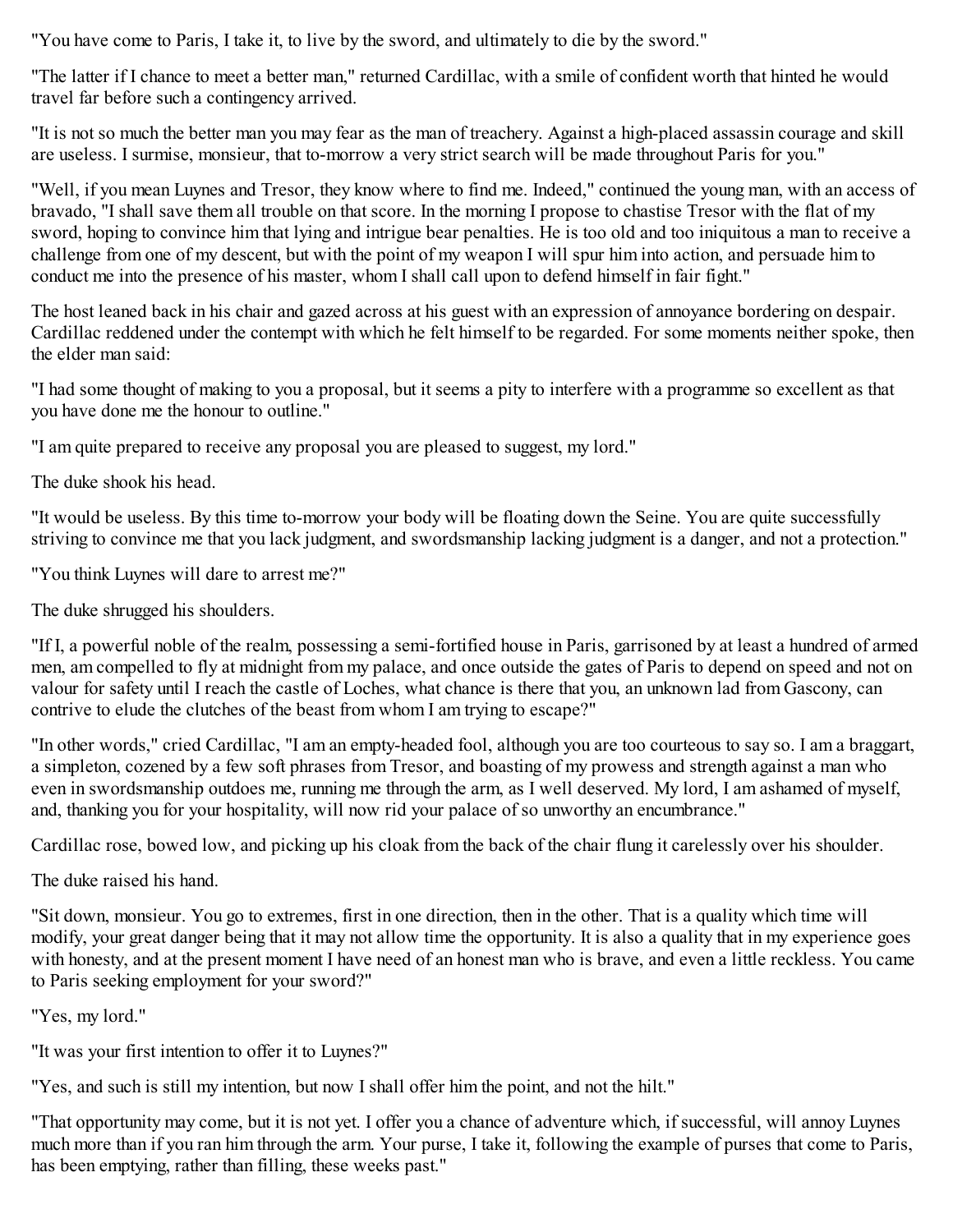"You have come to Paris, I take it, to live by the sword, and ultimately to die by the sword."

"The latter if I chance to meet a better man," returned Cardillac, with a smile of confident worth that hinted he would travel far before such a contingency arrived.

"It is not so much the better man you may fear as the man of treachery. Against a high-placed assassin courage and skill are useless. I surmise, monsieur, that to-morrow a very strict search will be made throughout Paris for you."

"Well, if you mean Luynes and Tresor, they know where to find me. Indeed," continued the young man, with an access of bravado, "I shall save them all trouble on that score. In the morning I propose to chastise Tresor with the flat of my sword, hoping to convince him that lying and intrigue bear penalties. He is too old and too iniquitous a man to receive a challenge from one of my descent, but with the point of my weapon I will spur him into action, and persuade him to conduct me into the presence of his master, whom I shall call upon to defend himself in fair fight."

The host leaned back in his chair and gazed across at his guest with an expression of annoyance bordering on despair. Cardillac reddened under the contempt with which he felt himself to be regarded. For some moments neither spoke, then the elder man said:

"I had some thought of making to you a proposal, but it seems a pity to interfere with a programme so excellent as that you have done me the honour to outline."

"I am quite prepared to receive any proposal you are pleased to suggest, my lord."

The duke shook his head.

"It would be useless. By this time to-morrow your body will be floating down the Seine. You are quite successfully striving to convince me that you lack judgment, and swordsmanship lacking judgment is a danger, and not a protection."

"You think Luynes will dare to arrest me?"

The duke shrugged his shoulders.

"If I, a powerful noble of the realm, possessing a semi-fortified house in Paris, garrisoned by at least a hundred of armed men, am compelled to fly at midnight from my palace, and once outside the gates of Paris to depend on speed and not on valour for safety until I reach the castle of Loches, what chance is there that you, an unknown lad from Gascony, can contrive to elude the clutches of the beast from whom I am trying to escape?"

"In other words," cried Cardillac, "I am an empty-headed fool, although you are too courteous to say so. I am a braggart, a simpleton, cozened by a few soft phrases from Tresor, and boasting of my prowess and strength against a man who even in swordsmanship outdoes me, running me through the arm, as I well deserved. My lord, I am ashamed of myself, and, thanking you for your hospitality, will now rid your palace of so unworthy an encumbrance."

Cardillac rose, bowed low, and picking up his cloak from the back of the chair flung it carelessly over his shoulder.

The duke raised his hand.

"Sit down, monsieur. You go to extremes, first in one direction, then in the other. That is a quality which time will modify, your great danger being that it may not allow time the opportunity. It is also a quality that in my experience goes with honesty, and at the present moment I have need of an honest man who is brave, and even a little reckless. You came to Paris seeking employment for your sword?"

"Yes, my lord."

"It was your first intention to offer it to Luynes?"

"Yes, and such is still my intention, but now I shall offer him the point, and not the hilt."

"That opportunity may come, but it is not yet. I offer you a chance of adventure which, if successful, will annoy Luynes much more than if you ran him through the arm. Your purse, I take it, following the example of purses that come to Paris, has been emptying, rather than filling, these weeks past."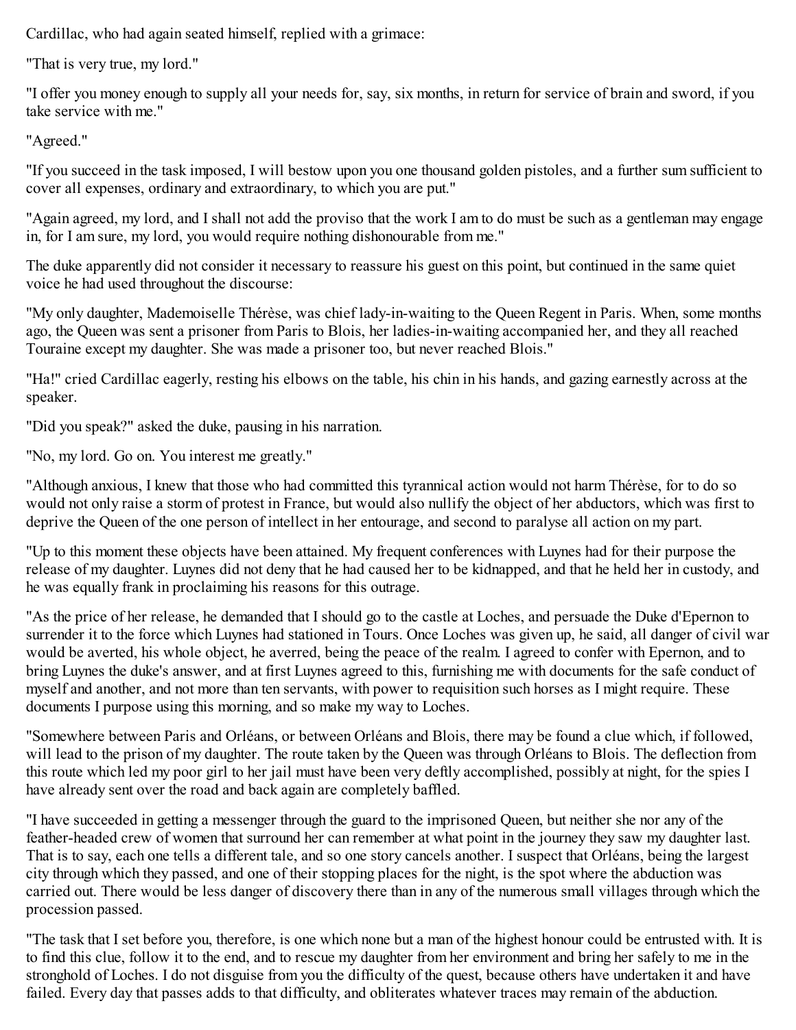Cardillac, who had again seated himself, replied with a grimace:

"That is very true, my lord."

"I offer you money enough to supply all your needs for, say, six months, in return for service of brain and sword, if you take service with me."

"Agreed."

"If you succeed in the task imposed, I will bestow upon you one thousand golden pistoles, and a further sum sufficient to cover all expenses, ordinary and extraordinary, to which you are put."

"Again agreed, my lord, and I shall not add the proviso that the work I am to do must be such as a gentleman may engage in, for I am sure, my lord, you would require nothing dishonourable from me."

The duke apparently did not consider it necessary to reassure his guest on this point, but continued in the same quiet voice he had used throughout the discourse:

"My only daughter, Mademoiselle Thérèse, was chief lady-in-waiting to the Queen Regent in Paris. When, some months ago, the Queen was sent a prisoner from Paris to Blois, her ladies-in-waiting accompanied her, and they all reached Touraine except my daughter. She was made a prisoner too, but never reached Blois."

"Ha!" cried Cardillac eagerly, resting his elbows on the table, his chin in his hands, and gazing earnestly across at the speaker.

"Did you speak?" asked the duke, pausing in his narration.

"No, my lord. Go on. You interest me greatly."

"Although anxious, I knew that those who had committed this tyrannical action would not harm Thérèse, for to do so would not only raise a storm of protest in France, but would also nullify the object of her abductors, which was first to deprive the Queen of the one person of intellect in her entourage, and second to paralyse all action on my part.

"Up to this moment these objects have been attained. My frequent conferences with Luynes had for their purpose the release of my daughter. Luynes did not deny that he had caused her to be kidnapped, and that he held her in custody, and he was equally frank in proclaiming his reasons for this outrage.

"As the price of her release, he demanded that I should go to the castle at Loches, and persuade the Duke d'Epernon to surrender it to the force which Luynes had stationed in Tours. Once Loches was given up, he said, all danger of civil war would be averted, his whole object, he averred, being the peace of the realm. I agreed to confer with Epernon, and to bring Luynes the duke's answer, and at first Luynes agreed to this, furnishing me with documents for the safe conduct of myself and another, and not more than ten servants, with power to requisition such horses as I might require. These documents I purpose using this morning, and so make my way to Loches.

"Somewhere between Paris and Orléans, or between Orléans and Blois, there may be found a clue which, if followed, will lead to the prison of my daughter. The route taken by the Queen was through Orléans to Blois. The deflection from this route which led my poor girl to her jail must have been very deftly accomplished, possibly at night, for the spies I have already sent over the road and back again are completely baffled.

"I have succeeded in getting a messenger through the guard to the imprisoned Queen, but neither she nor any of the feather-headed crew of women that surround her can remember at what point in the journey they saw my daughter last. That is to say, each one tells a different tale, and so one story cancels another. I suspect that Orléans, being the largest city through which they passed, and one of their stopping places for the night, is the spot where the abduction was carried out. There would be less danger of discovery there than in any of the numerous small villages through which the procession passed.

"The task that I set before you, therefore, is one which none but a man of the highest honour could be entrusted with. It is to find this clue, follow it to the end, and to rescue my daughter from her environment and bring her safely to me in the stronghold of Loches. I do not disguise from you the difficulty of the quest, because others have undertaken it and have failed. Every day that passes adds to that difficulty, and obliterates whatever traces may remain of the abduction.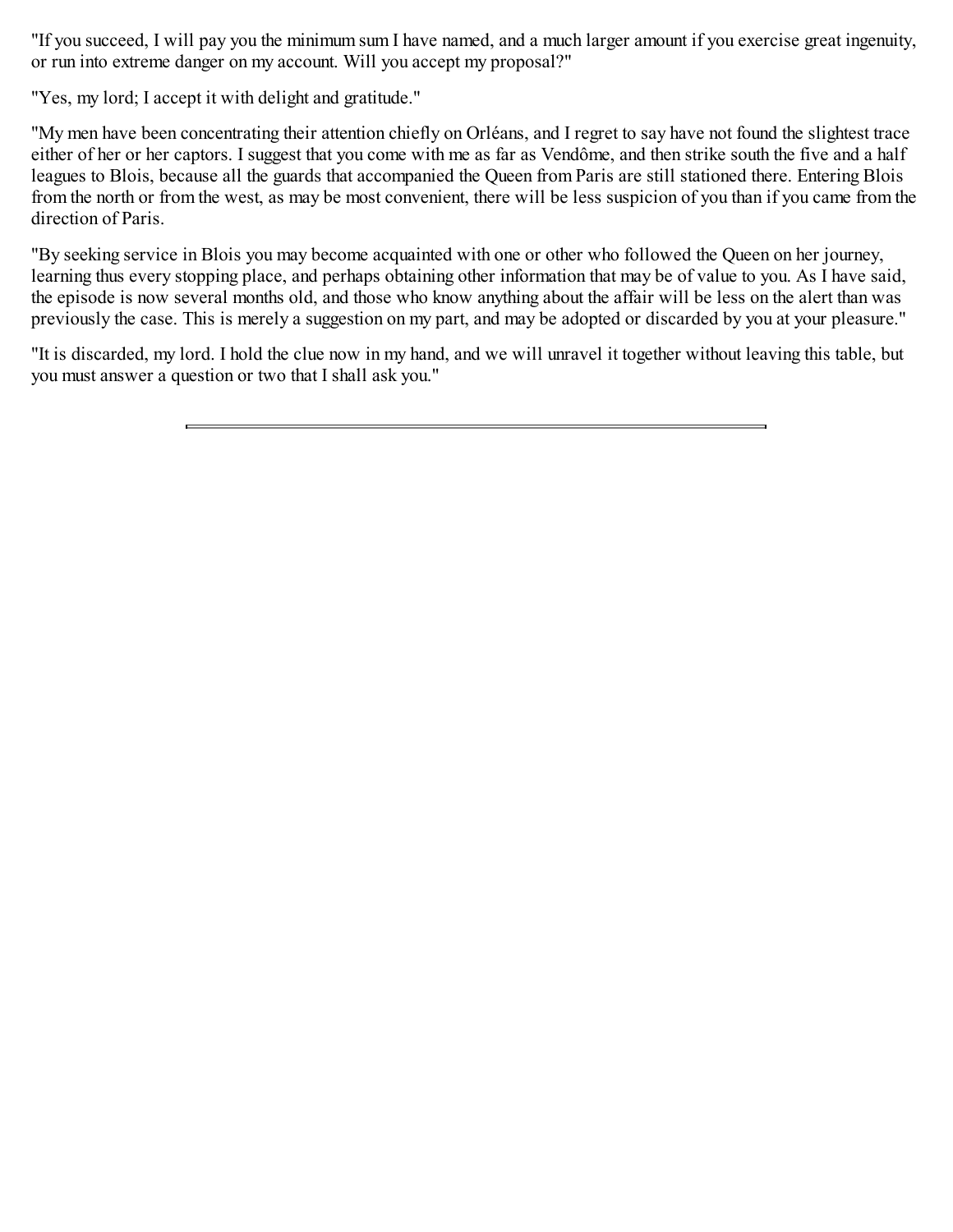"If you succeed, I will pay you the minimum sum I have named, and a much larger amount if you exercise great ingenuity, or run into extreme danger on my account. Will you accept my proposal?"

"Yes, my lord; I accept it with delight and gratitude."

"My men have been concentrating their attention chiefly on Orléans, and I regret to say have not found the slightest trace either of her or her captors. I suggest that you come with me as far as Vendôme, and then strike south the five and a half leagues to Blois, because all the guards that accompanied the Queen from Paris are still stationed there. Entering Blois from the north or from the west, as may be most convenient, there will be less suspicion of you than if you came from the direction of Paris.

"By seeking service in Blois you may become acquainted with one or other who followed the Queen on her journey, learning thus every stopping place, and perhaps obtaining other information that may be of value to you. As I have said, the episode is now several months old, and those who know anything about the affair will be less on the alert than was previously the case. This is merely a suggestion on my part, and may be adopted or discarded by you at your pleasure."

"It is discarded, my lord. I hold the clue now in my hand, and we will unravel it together without leaving this table, but you must answer a question or two that I shall ask you."

---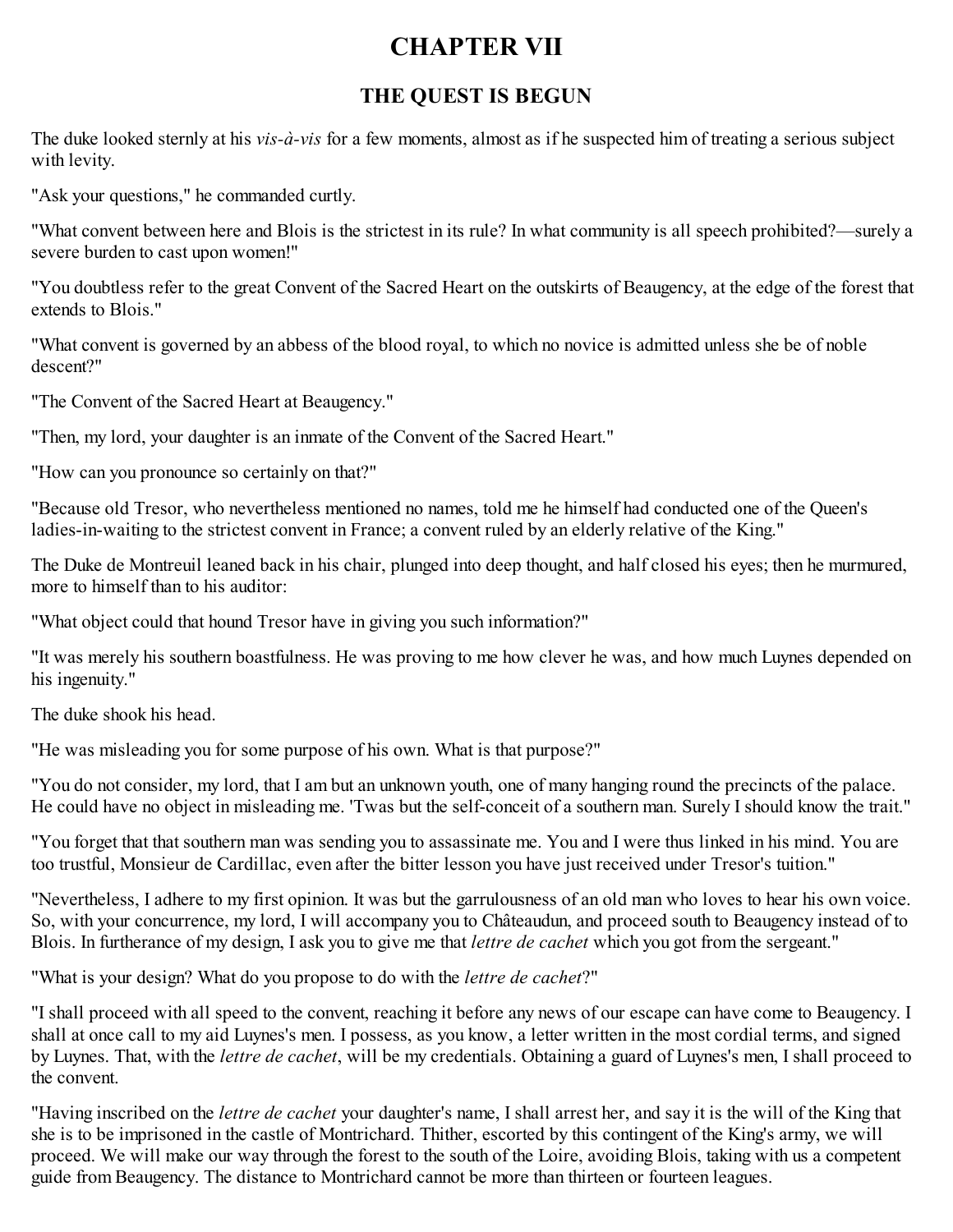# CHAPTER VII

## THE QUEST IS BEGUN

The duke looked sternly at his *vis-à-vis* for a few moments, almost as if he suspected him of treating a serious subject with levity.

"Ask your questions," he commanded curtly.

"What convent between here and Blois is the strictest in its rule? In what community is all speech prohibited?—surely a severe burden to cast upon women!"

"You doubtless refer to the great Convent of the Sacred Heart on the outskirts of Beaugency, at the edge of the forest that extends to Blois."

"What convent is governed by an abbess of the blood royal, to which no novice is admitted unless she be of noble descent?"

"The Convent of the Sacred Heart at Beaugency."

"Then, my lord, your daughter is an inmate of the Convent of the Sacred Heart."

"How can you pronounce so certainly on that?"

"Because old Tresor, who nevertheless mentioned no names, told me he himself had conducted one of the Queen's ladies-in-waiting to the strictest convent in France; a convent ruled by an elderly relative of the King."

The Duke de Montreuil leaned back in his chair, plunged into deep thought, and half closed his eyes; then he murmured, more to himself than to his auditor:

"What object could that hound Tresor have in giving you such information?"

"It was merely his southern boastfulness. He was proving to me how clever he was, and how much Luynes depended on his ingenuity."

The duke shook his head.

"He was misleading you for some purpose of his own. What is that purpose?"

"You do not consider, my lord, that I am but an unknown youth, one of many hanging round the precincts of the palace. He could have no object in misleading me. 'Twas but the self-conceit of a southern man. Surely I should know the trait."

"You forget that that southern man was sending you to assassinate me. You and I were thus linked in his mind. You are too trustful, Monsieur de Cardillac, even after the bitter lesson you have just received under Tresor's tuition."

"Nevertheless, I adhere to my first opinion. It was but the garrulousness of an old man who loves to hear his own voice. So, with your concurrence, my lord, I will accompany you to Châteaudun, and proceed south to Beaugency instead of to Blois. In furtherance of my design, I ask you to give me that *lettre de cachet* which you got from the sergeant."

"What is your design? What do you propose to do with the *lettre de cachet*?"

"I shall proceed with all speed to the convent, reaching it before any news of our escape can have come to Beaugency. I shall at once call to my aid Luynes's men. I possess, as you know, a letter written in the most cordial terms, and signed by Luynes. That, with the *lettre de cachet*, will be my credentials. Obtaining a guard of Luynes's men, I shall proceed to the convent.

"Having inscribed on the *lettre de cachet* your daughter's name, I shall arrest her, and say it is the will of the King that she is to be imprisoned in the castle of Montrichard. Thither, escorted by this contingent of the King's army, we will proceed. We will make our way through the forest to the south of the Loire, avoiding Blois, taking with us a competent guide from Beaugency. The distance to Montrichard cannot be more than thirteen or fourteen leagues.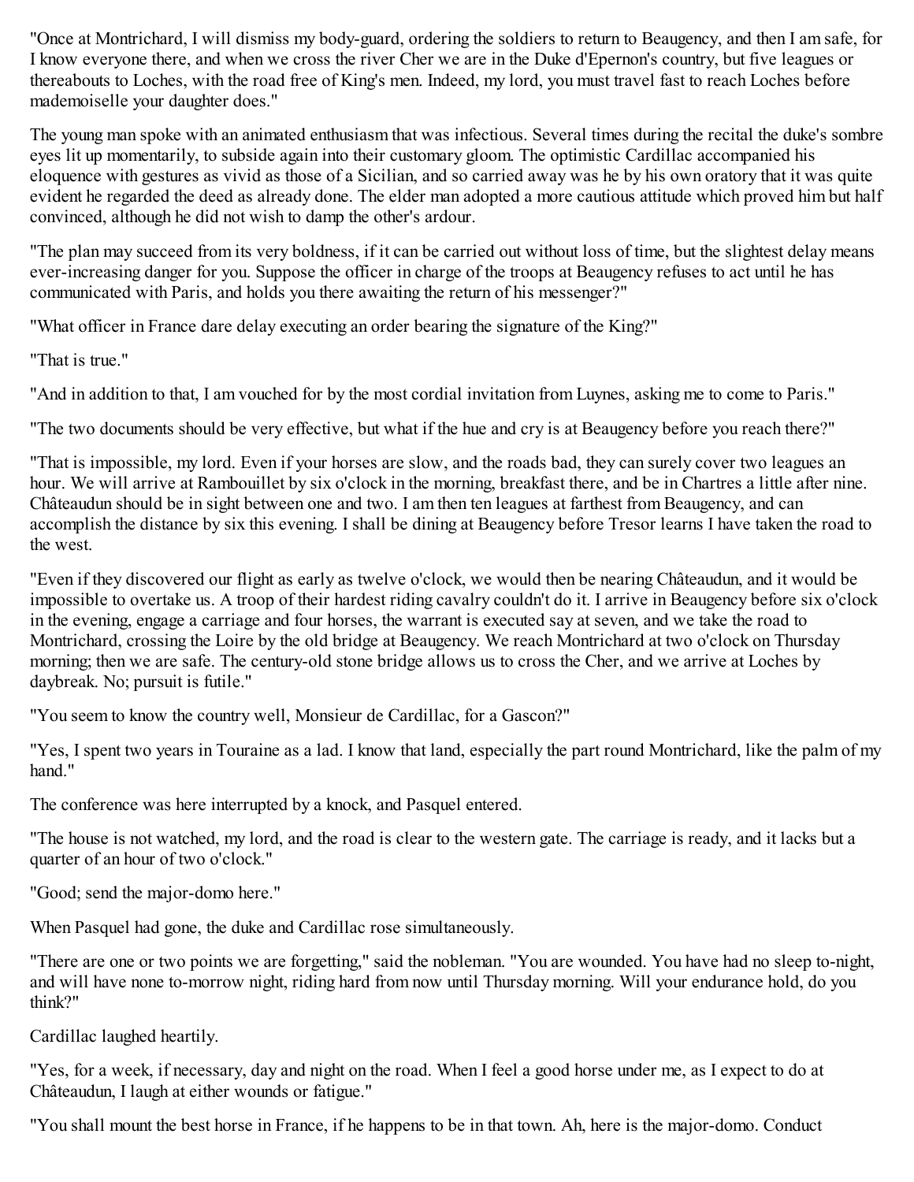"Once at Montrichard, I will dismiss my body-guard, ordering the soldiers to return to Beaugency, and then I am safe, for I know everyone there, and when we cross the river Cher we are in the Duke d'Epernon's country, but five leagues or thereabouts to Loches, with the road free of King's men. Indeed, my lord, you must travel fast to reach Loches before mademoiselle your daughter does."

The young man spoke with an animated enthusiasm that was infectious. Several times during the recital the duke's sombre eyes lit up momentarily, to subside again into their customary gloom. The optimistic Cardillac accompanied his eloquence with gestures as vivid as those of a Sicilian, and so carried away was he by his own oratory that it was quite evident he regarded the deed as already done. The elder man adopted a more cautious attitude which proved him but half convinced, although he did not wish to damp the other's ardour.

"The plan may succeed from its very boldness, if it can be carried out without loss of time, but the slightest delay means ever-increasing danger for you. Suppose the officer in charge of the troops at Beaugency refuses to act until he has communicated with Paris, and holds you there awaiting the return of his messenger?"

"What officer in France dare delay executing an order bearing the signature of the King?"

"That is true."

"And in addition to that, I am vouched for by the most cordial invitation from Luynes, asking me to come to Paris."

"The two documents should be very effective, but what if the hue and cry is at Beaugency before you reach there?"

"That is impossible, my lord. Even if your horses are slow, and the roads bad, they can surely cover two leagues an hour. We will arrive at Rambouillet by six o'clock in the morning, breakfast there, and be in Chartres a little after nine. Châteaudun should be in sight between one and two. I am then ten leagues at farthest from Beaugency, and can accomplish the distance by six this evening. I shall be dining at Beaugency before Tresor learns I have taken the road to the west.

"Even if they discovered our flight as early as twelve o'clock, we would then be nearing Châteaudun, and it would be impossible to overtake us. A troop of their hardest riding cavalry couldn't do it. I arrive in Beaugency before six o'clock in the evening, engage a carriage and four horses, the warrant is executed say at seven, and we take the road to Montrichard, crossing the Loire by the old bridge at Beaugency. We reach Montrichard at two o'clock on Thursday morning; then we are safe. The century-old stone bridge allows us to cross the Cher, and we arrive at Loches by daybreak. No; pursuit is futile."

"You seem to know the country well, Monsieur de Cardillac, for a Gascon?"

"Yes, I spent two years in Touraine as a lad. I know that land, especially the part round Montrichard, like the palm of my hand."

The conference was here interrupted by a knock, and Pasquel entered.

"The house is not watched, my lord, and the road is clear to the western gate. The carriage is ready, and it lacks but a quarter of an hour of two o'clock."

"Good; send the major-domo here."

When Pasquel had gone, the duke and Cardillac rose simultaneously.

"There are one or two points we are forgetting," said the nobleman. "You are wounded. You have had no sleep to-night, and will have none to-morrow night, riding hard from now until Thursday morning. Will your endurance hold, do you think?"

Cardillac laughed heartily.

"Yes, for a week, if necessary, day and night on the road. When I feel a good horse under me, as I expect to do at Châteaudun, I laugh at either wounds or fatigue."

"You shall mount the best horse in France, if he happens to be in that town. Ah, here is the major-domo. Conduct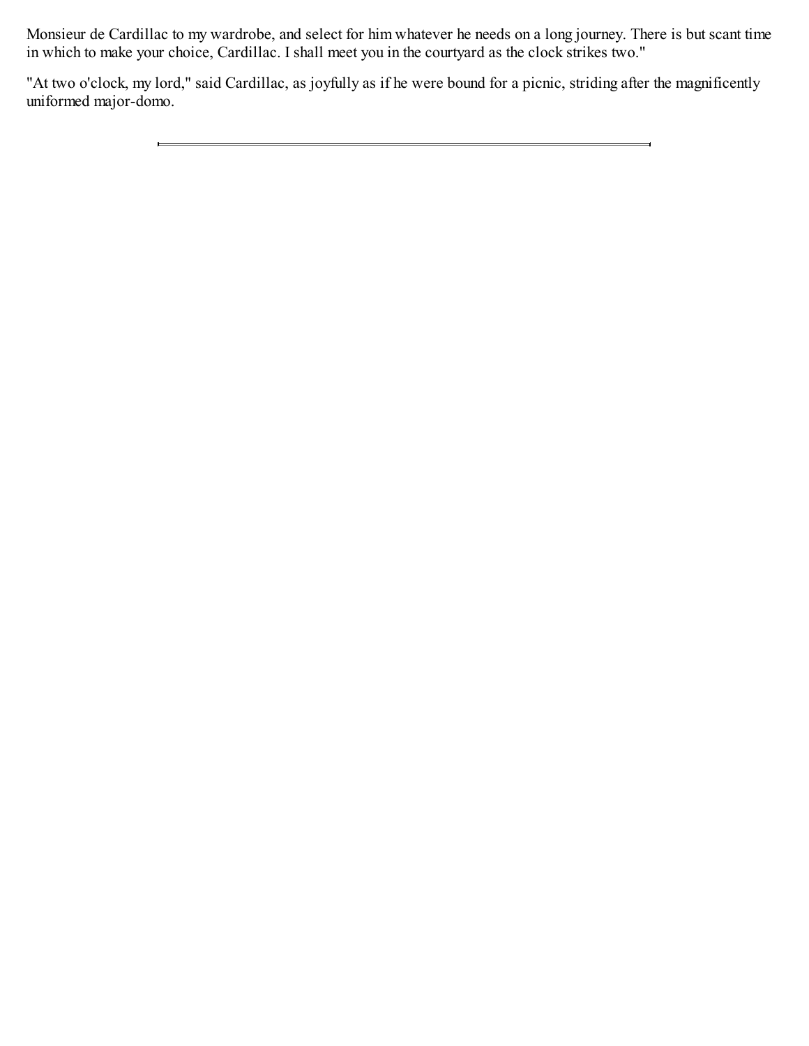Monsieur de Cardillac to my wardrobe, and select for him whatever he needs on a long journey. There is but scant time in which to make your choice, Cardillac. I shall meet you in the courtyard as the clock strikes two."

"At two o'clock, my lord," said Cardillac, as joyfully as if he were bound for a picnic, striding after the magnificently uniformed major-domo.

---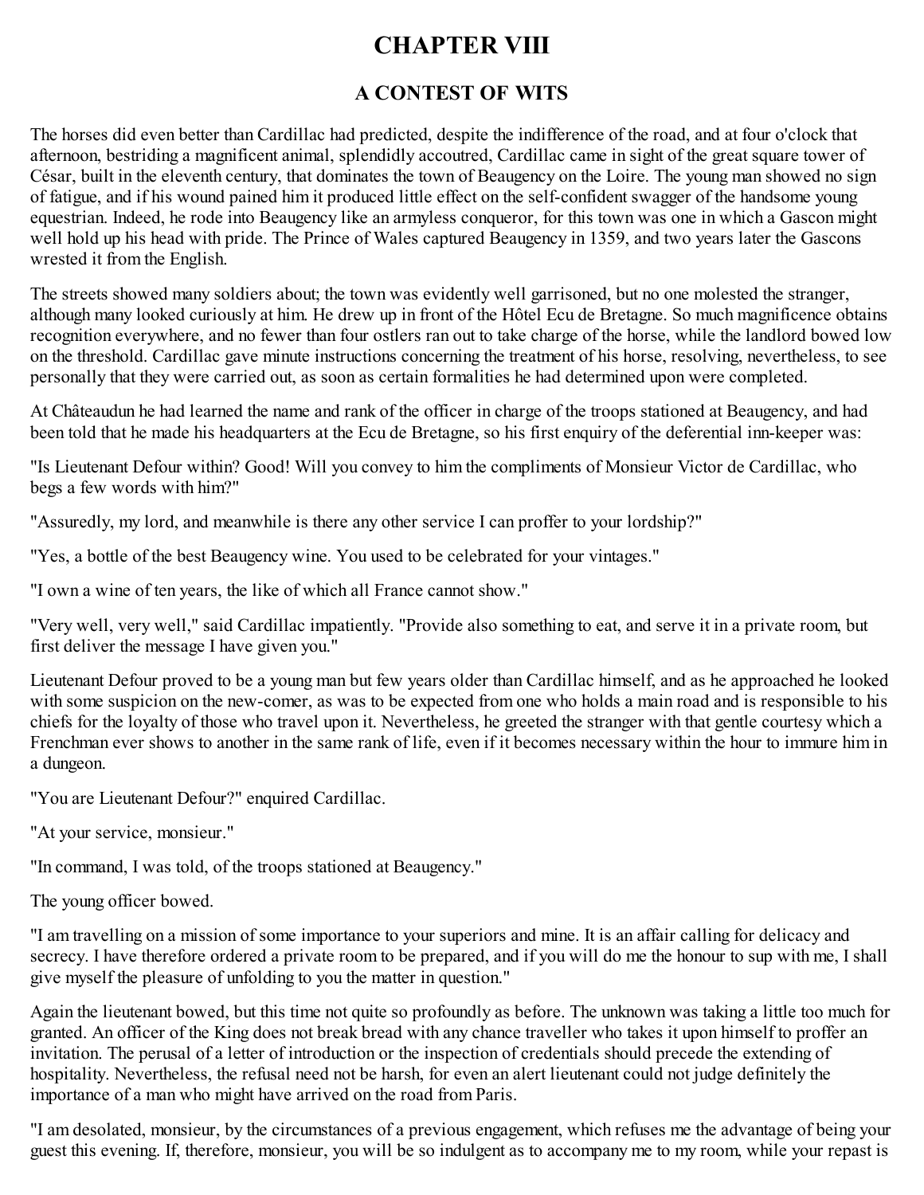# CHAPTER VIII

## A CONTEST OF WITS

The horses did even better than Cardillac had predicted, despite the indifference of the road, and at four o'clock that afternoon, bestriding a magnificent animal, splendidly accoutred, Cardillac came in sight of the great square tower of César, built in the eleventh century, that dominates the town of Beaugency on the Loire. The young man showed no sign of fatigue, and if his wound pained him it produced little effect on the self-confident swagger of the handsome young equestrian. Indeed, he rode into Beaugency like an armyless conqueror, for this town was one in which a Gascon might well hold up his head with pride. The Prince of Wales captured Beaugency in 1359, and two years later the Gascons wrested it from the English.

The streets showed many soldiers about; the town was evidently well garrisoned, but no one molested the stranger, although many looked curiously at him. He drew up in front of the Hôtel Ecu de Bretagne. So much magnificence obtains recognition everywhere, and no fewer than four ostlers ran out to take charge of the horse, while the landlord bowed low on the threshold. Cardillac gave minute instructions concerning the treatment of his horse, resolving, nevertheless, to see personally that they were carried out, as soon as certain formalities he had determined upon were completed.

At Châteaudun he had learned the name and rank of the officer in charge of the troops stationed at Beaugency, and had been told that he made his headquarters at the Ecu de Bretagne, so his first enquiry of the deferential inn-keeper was:

"Is Lieutenant Defour within? Good! Will you convey to him the compliments of Monsieur Victor de Cardillac, who begs a few words with him?"

"Assuredly, my lord, and meanwhile is there any other service I can proffer to your lordship?"

"Yes, a bottle of the best Beaugency wine. You used to be celebrated for your vintages."

"I own a wine of ten years, the like of which all France cannot show."

"Very well, very well," said Cardillac impatiently. "Provide also something to eat, and serve it in a private room, but first deliver the message I have given you."

Lieutenant Defour proved to be a young man but few years older than Cardillac himself, and as he approached he looked with some suspicion on the new-comer, as was to be expected from one who holds a main road and is responsible to his chiefs for the loyalty of those who travel upon it. Nevertheless, he greeted the stranger with that gentle courtesy which a Frenchman ever shows to another in the same rank of life, even if it becomes necessary within the hour to immure him in a dungeon.

"You are Lieutenant Defour?" enquired Cardillac.

"At your service, monsieur."

"In command, I was told, of the troops stationed at Beaugency."

The young officer bowed.

"I am travelling on a mission of some importance to your superiors and mine. It is an affair calling for delicacy and secrecy. I have therefore ordered a private room to be prepared, and if you will do me the honour to sup with me, I shall give myself the pleasure of unfolding to you the matter in question."

Again the lieutenant bowed, but this time not quite so profoundly as before. The unknown was taking a little too much for granted. An officer of the King does not break bread with any chance traveller who takes it upon himself to proffer an invitation. The perusal of a letter of introduction or the inspection of credentials should precede the extending of hospitality. Nevertheless, the refusal need not be harsh, for even an alert lieutenant could not judge definitely the importance of a man who might have arrived on the road from Paris.

"I am desolated, monsieur, by the circumstances of a previous engagement, which refuses me the advantage of being your guest this evening. If, therefore, monsieur, you will be so indulgent as to accompany me to my room, while your repast is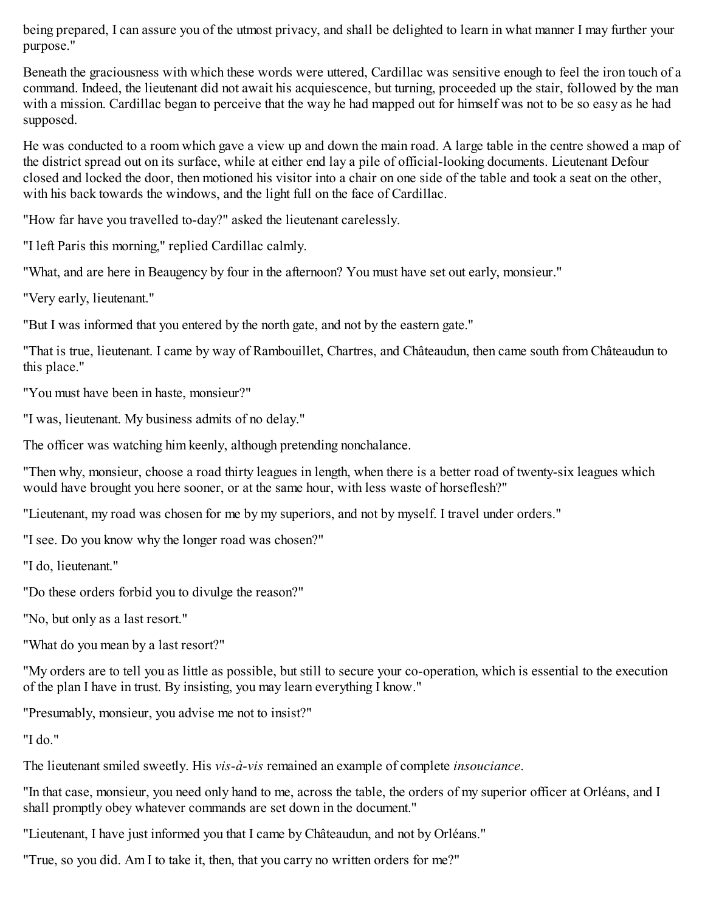being prepared, I can assure you of the utmost privacy, and shall be delighted to learn in what manner I may further your purpose."

Beneath the graciousness with which these words were uttered, Cardillac was sensitive enough to feel the iron touch of a command. Indeed, the lieutenant did not await his acquiescence, but turning, proceeded up the stair, followed by the man with a mission. Cardillac began to perceive that the way he had mapped out for himself was not to be so easy as he had supposed.

He was conducted to a room which gave a view up and down the main road. A large table in the centre showed a map of the district spread out on its surface, while at either end lay a pile of official-looking documents. Lieutenant Defour closed and locked the door, then motioned his visitor into a chair on one side of the table and took a seat on the other, with his back towards the windows, and the light full on the face of Cardillac.

"How far have you travelled to-day?" asked the lieutenant carelessly.

"I left Paris this morning," replied Cardillac calmly.

"What, and are here in Beaugency by four in the afternoon? You must have set out early, monsieur."

"Very early, lieutenant."

"But I was informed that you entered by the north gate, and not by the eastern gate."

"That is true, lieutenant. I came by way of Rambouillet, Chartres, and Châteaudun, then came south from Châteaudun to this place."

"You must have been in haste, monsieur?"

"I was, lieutenant. My business admits of no delay."

The officer was watching him keenly, although pretending nonchalance.

"Then why, monsieur, choose a road thirty leagues in length, when there is a better road of twenty-six leagues which would have brought you here sooner, or at the same hour, with less waste of horseflesh?"

"Lieutenant, my road was chosen for me by my superiors, and not by myself. I travel under orders."

"I see. Do you know why the longer road was chosen?"

"I do, lieutenant."

"Do these orders forbid you to divulge the reason?"

"No, but only as a last resort."

"What do you mean by a last resort?"

"My orders are to tell you as little as possible, but still to secure your co-operation, which is essential to the execution of the plan I have in trust. By insisting, you may learn everything I know."

"Presumably, monsieur, you advise me not to insist?"

"I do."

The lieutenant smiled sweetly. His *vis-à-vis* remained an example of complete *insouciance*.

"In that case, monsieur, you need only hand to me, across the table, the orders of my superior officer at Orléans, and I shall promptly obey whatever commands are set down in the document."

"Lieutenant, I have just informed you that I came by Châteaudun, and not by Orléans."

"True, so you did. Am I to take it, then, that you carry no written orders for me?"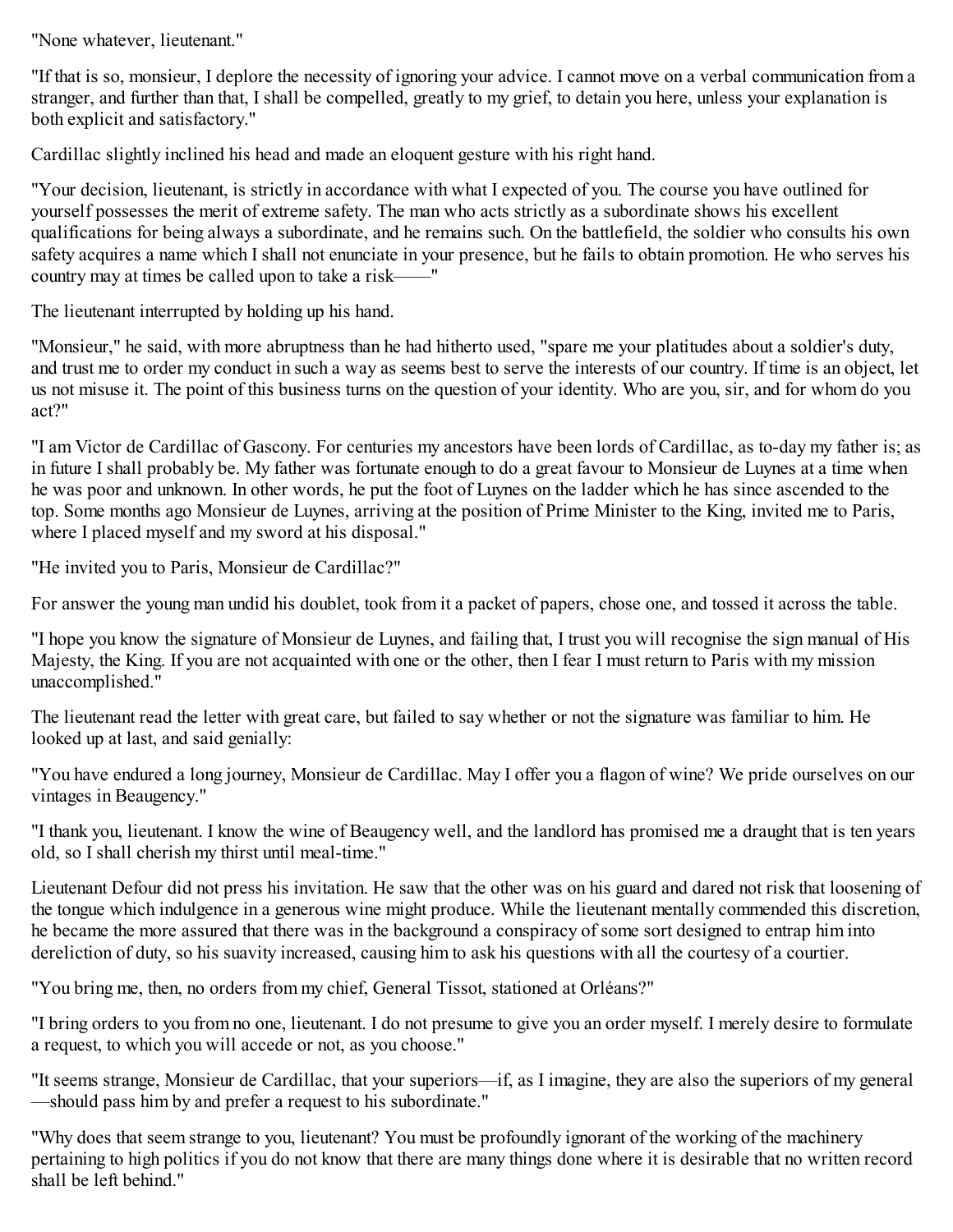"None whatever, lieutenant."

"If that is so, monsieur, I deplore the necessity of ignoring your advice. I cannot move on a verbal communication from a stranger, and further than that, I shall be compelled, greatly to my grief, to detain you here, unless your explanation is both explicit and satisfactory."

Cardillac slightly inclined his head and made an eloquent gesture with his right hand.

"Your decision, lieutenant, is strictly in accordance with what I expected of you. The course you have outlined for yourself possesses the merit of extreme safety. The man who acts strictly as a subordinate shows his excellent qualifications for being always a subordinate, and he remains such. On the battlefield, the soldier who consults his own safety acquires a name which I shall not enunciate in your presence, but he fails to obtain promotion. He who serves his country may at times be called upon to take a risk——"

The lieutenant interrupted by holding up his hand.

"Monsieur," he said, with more abruptness than he had hitherto used, "spare me your platitudes about a soldier's duty, and trust me to order my conduct in such a way as seems best to serve the interests of our country. If time is an object, let us not misuse it. The point of this business turns on the question of your identity. Who are you, sir, and for whom do you act?"

"I am Victor de Cardillac of Gascony. For centuries my ancestors have been lords of Cardillac, as to-day my father is; as in future I shall probably be. My father was fortunate enough to do a great favour to Monsieur de Luynes at a time when he was poor and unknown. In other words, he put the foot of Luynes on the ladder which he has since ascended to the top. Some months ago Monsieur de Luynes, arriving at the position of Prime Minister to the King, invited me to Paris, where I placed myself and my sword at his disposal."

"He invited you to Paris, Monsieur de Cardillac?"

For answer the young man undid his doublet, took from it a packet of papers, chose one, and tossed it across the table.

"I hope you know the signature of Monsieur de Luynes, and failing that, I trust you will recognise the sign manual of His Majesty, the King. If you are not acquainted with one or the other, then I fear I must return to Paris with my mission unaccomplished."

The lieutenant read the letter with great care, but failed to say whether or not the signature was familiar to him. He looked up at last, and said genially:

"You have endured a long journey, Monsieur de Cardillac. May I offer you a flagon of wine? We pride ourselves on our vintages in Beaugency."

"I thank you, lieutenant. I know the wine of Beaugency well, and the landlord has promised me a draught that is ten years old, so I shall cherish my thirst until meal-time."

Lieutenant Defour did not press his invitation. He saw that the other was on his guard and dared not risk that loosening of the tongue which indulgence in a generous wine might produce. While the lieutenant mentally commended this discretion, he became the more assured that there was in the background a conspiracy of some sort designed to entrap him into dereliction of duty, so his suavity increased, causing him to ask his questions with all the courtesy of a courtier.

"You bring me, then, no orders from my chief, General Tissot, stationed at Orléans?"

"I bring orders to you from no one, lieutenant. I do not presume to give you an order myself. I merely desire to formulate a request, to which you will accede or not, as you choose."

"It seems strange, Monsieur de Cardillac, that your superiors—if, as I imagine, they are also the superiors of my general—should pass him by and prefer a request to his subordinate."

"Why does that seem strange to you, lieutenant? You must be profoundly ignorant of the working of the machinery pertaining to high politics if you do not know that there are many things done where it is desirable that no written record shall be left behind."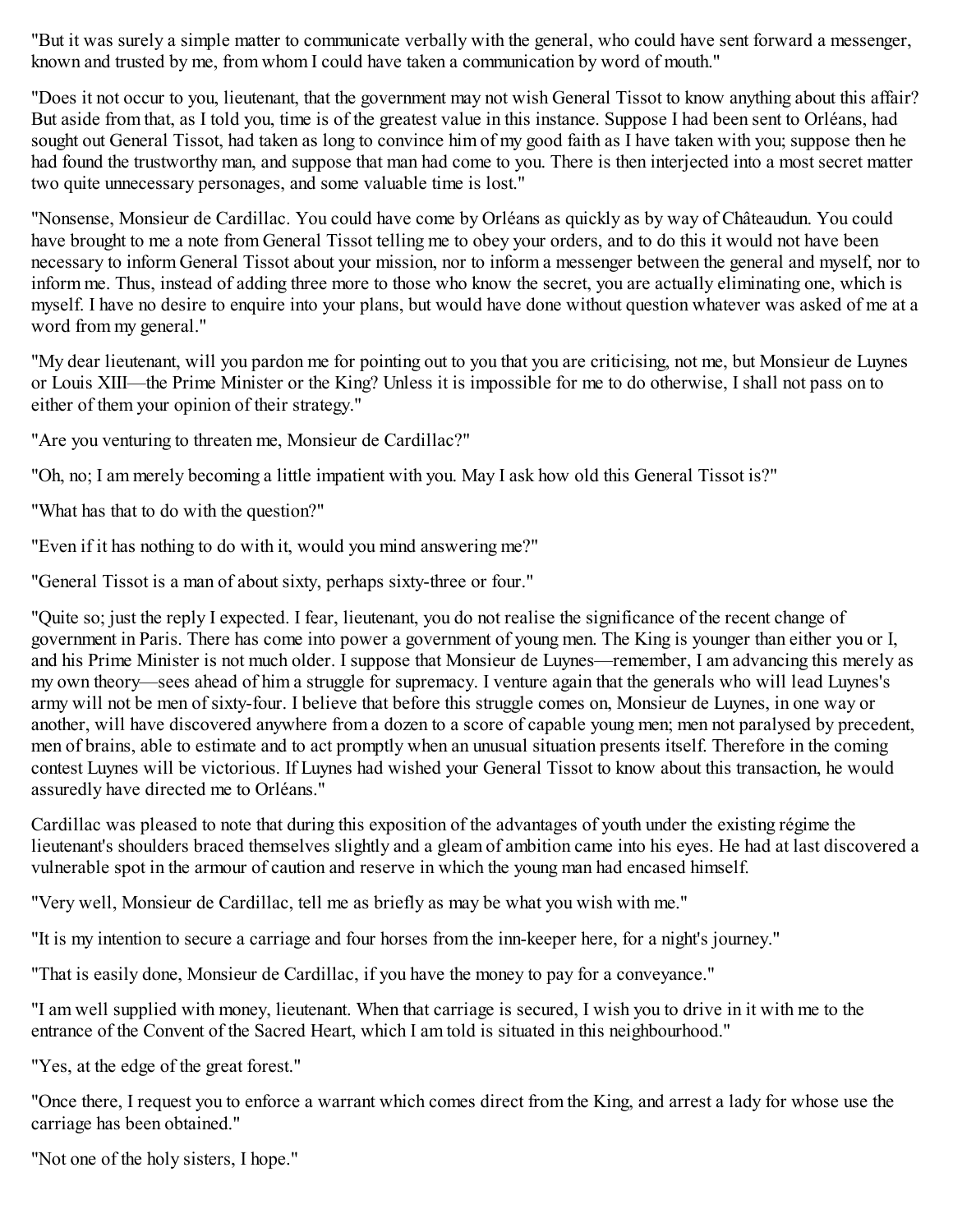"But it was surely a simple matter to communicate verbally with the general, who could have sent forward a messenger, known and trusted by me, from whom I could have taken a communication by word of mouth."

"Does it not occur to you, lieutenant, that the government may not wish General Tissot to know anything about this affair? But aside from that, as I told you, time is of the greatest value in this instance. Suppose I had been sent to Orléans, had sought out General Tissot, had taken as long to convince him of my good faith as I have taken with you; suppose then he had found the trustworthy man, and suppose that man had come to you. There is then interjected into a most secret matter two quite unnecessary personages, and some valuable time is lost."

"Nonsense, Monsieur de Cardillac. You could have come by Orléans as quickly as by way of Châteaudun. You could have brought to me a note from General Tissot telling me to obey your orders, and to do this it would not have been necessary to inform General Tissot about your mission, nor to inform a messenger between the general and myself, nor to inform me. Thus, instead of adding three more to those who know the secret, you are actually eliminating one, which is myself. I have no desire to enquire into your plans, but would have done without question whatever was asked of me at a word from my general."

"My dear lieutenant, will you pardon me for pointing out to you that you are criticising, not me, but Monsieur de Luynes or Louis XIII—the Prime Minister or the King? Unless it is impossible for me to do otherwise, I shall not pass on to either of them your opinion of their strategy."

"Are you venturing to threaten me, Monsieur de Cardillac?"

"Oh, no; I am merely becoming a little impatient with you. May I ask how old this General Tissot is?"

"What has that to do with the question?"

"Even if it has nothing to do with it, would you mind answering me?"

"General Tissot is a man of about sixty, perhaps sixty-three or four."

"Quite so; just the reply I expected. I fear, lieutenant, you do not realise the significance of the recent change of government in Paris. There has come into power a government of young men. The King is younger than either you or I, and his Prime Minister is not much older. I suppose that Monsieur de Luynes—remember, I am advancing this merely as my own theory—sees ahead of him a struggle for supremacy. I venture again that the generals who will lead Luynes's army will not be men of sixty-four. I believe that before this struggle comes on, Monsieur de Luynes, in one way or another, will have discovered anywhere from a dozen to a score of capable young men; men not paralysed by precedent, men of brains, able to estimate and to act promptly when an unusual situation presents itself. Therefore in the coming contest Luynes will be victorious. If Luynes had wished your General Tissot to know about this transaction, he would assuredly have directed me to Orléans."

Cardillac was pleased to note that during this exposition of the advantages of youth under the existing régime the lieutenant's shoulders braced themselves slightly and a gleam of ambition came into his eyes. He had at last discovered a vulnerable spot in the armour of caution and reserve in which the young man had encased himself.

"Very well, Monsieur de Cardillac, tell me as briefly as may be what you wish with me."

"It is my intention to secure a carriage and four horses from the inn-keeper here, for a night's journey."

"That is easily done, Monsieur de Cardillac, if you have the money to pay for a conveyance."

"I am well supplied with money, lieutenant. When that carriage is secured, I wish you to drive in it with me to the entrance of the Convent of the Sacred Heart, which I am told is situated in this neighbourhood."

"Yes, at the edge of the great forest."

"Once there, I request you to enforce a warrant which comes direct from the King, and arrest a lady for whose use the carriage has been obtained."

"Not one of the holy sisters, I hope."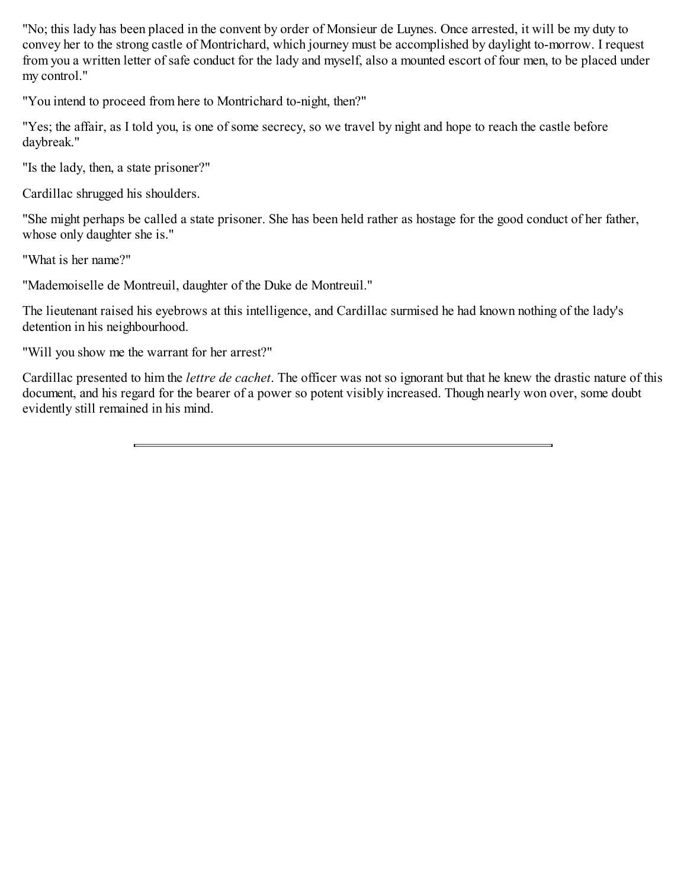"No; this lady has been placed in the convent by order of Monsieur de Luynes. Once arrested, it will be my duty to convey her to the strong castle of Montrichard, which journey must be accomplished by daylight to-morrow. I request from you a written letter of safe conduct for the lady and myself, also a mounted escort of four men, to be placed under my control."

"You intend to proceed from here to Montrichard to-night, then?"

"Yes; the affair, as I told you, is one of some secrecy, so we travel by night and hope to reach the castle before daybreak."

"Is the lady, then, a state prisoner?"

Cardillac shrugged his shoulders.

"She might perhaps be called a state prisoner. She has been held rather as hostage for the good conduct of her father, whose only daughter she is."

"What is her name?"

"Mademoiselle de Montreuil, daughter of the Duke de Montreuil."

The lieutenant raised his eyebrows at this intelligence, and Cardillac surmised he had known nothing of the lady's detention in his neighbourhood.

"Will you show me the warrant for her arrest?"

Cardillac presented to him the *lettre de cachet*. The officer was not so ignorant but that he knew the drastic nature of this document, and his regard for the bearer of a power so potent visibly increased. Though nearly won over, some doubt evidently still remained in his mind.

---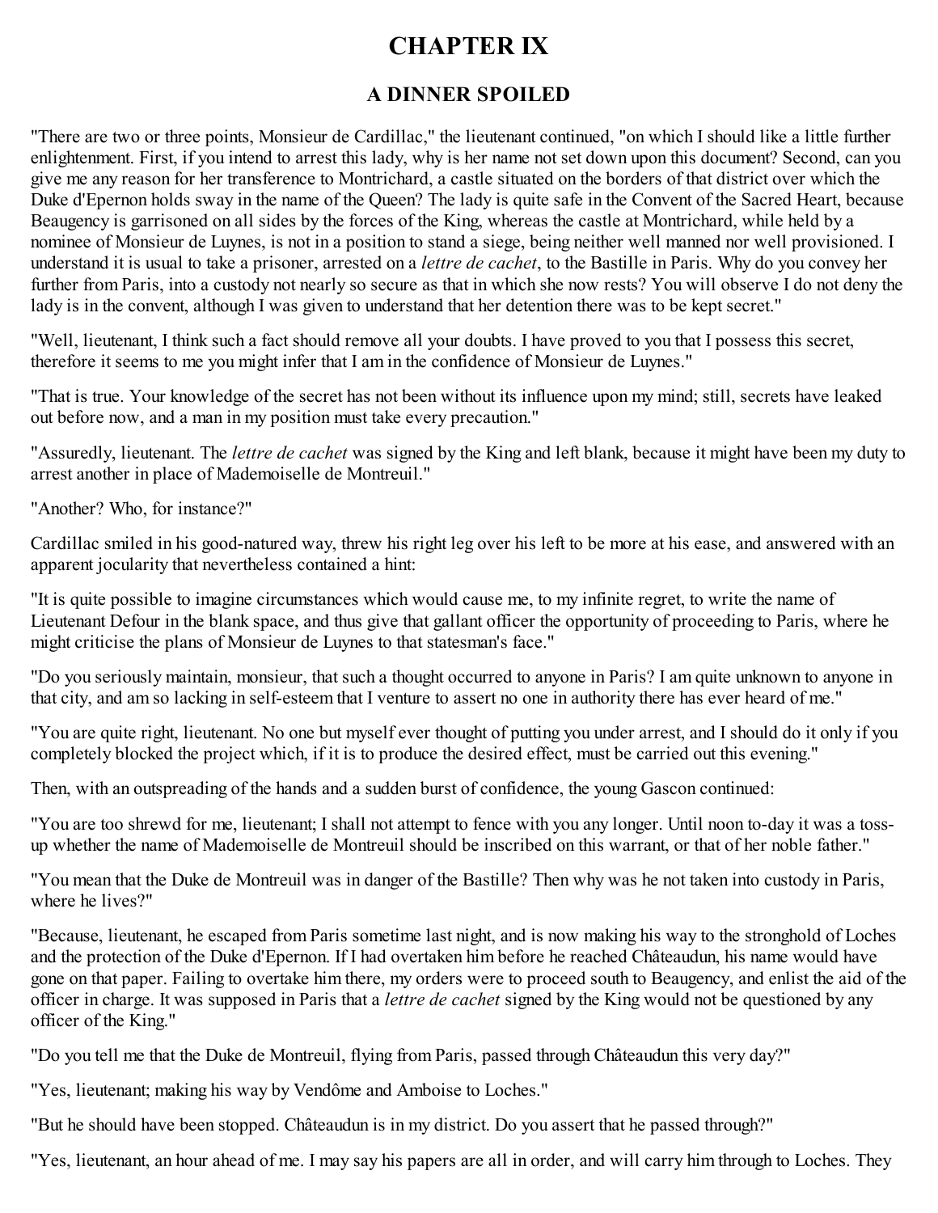# CHAPTER IX

## A DINNER SPOILED

"There are two or three points, Monsieur de Cardillac," the lieutenant continued, "on which I should like a little further enlightenment. First, if you intend to arrest this lady, why is her name not set down upon this document? Second, can you give me any reason for her transference to Montrichard, a castle situated on the borders of that district over which the Duke d'Epernon holds sway in the name of the Queen? The lady is quite safe in the Convent of the Sacred Heart, because Beaugency is garrisoned on all sides by the forces of the King, whereas the castle at Montrichard, while held by a nominee of Monsieur de Luynes, is not in a position to stand a siege, being neither well manned nor well provisioned. I understand it is usual to take a prisoner, arrested on a *lettre de cachet*, to the Bastille in Paris. Why do you convey her further from Paris, into a custody not nearly so secure as that in which she now rests? You will observe I do not deny the lady is in the convent, although I was given to understand that her detention there was to be kept secret."

"Well, lieutenant, I think such a fact should remove all your doubts. I have proved to you that I possess this secret, therefore it seems to me you might infer that I am in the confidence of Monsieur de Luynes."

"That is true. Your knowledge of the secret has not been without its influence upon my mind; still, secrets have leaked out before now, and a man in my position must take every precaution."

"Assuredly, lieutenant. The *lettre de cachet* was signed by the King and left blank, because it might have been my duty to arrest another in place of Mademoiselle de Montreuil."

"Another? Who, for instance?"

Cardillac smiled in his good-natured way, threw his right leg over his left to be more at his ease, and answered with an apparent jocularity that nevertheless contained a hint:

"It is quite possible to imagine circumstances which would cause me, to my infinite regret, to write the name of Lieutenant Defour in the blank space, and thus give that gallant officer the opportunity of proceeding to Paris, where he might criticise the plans of Monsieur de Luynes to that statesman's face."

"Do you seriously maintain, monsieur, that such a thought occurred to anyone in Paris? I am quite unknown to anyone in that city, and am so lacking in self-esteem that I venture to assert no one in authority there has ever heard of me."

"You are quite right, lieutenant. No one but myself ever thought of putting you under arrest, and I should do it only if you completely blocked the project which, if it is to produce the desired effect, must be carried out this evening."

Then, with an outspreading of the hands and a sudden burst of confidence, the young Gascon continued:

"You are too shrewd for me, lieutenant; I shall not attempt to fence with you any longer. Until noon to-day it was a toss-up whether the name of Mademoiselle de Montreuil should be inscribed on this warrant, or that of her noble father."

"You mean that the Duke de Montreuil was in danger of the Bastille? Then why was he not taken into custody in Paris, where he lives?"

"Because, lieutenant, he escaped from Paris sometime last night, and is now making his way to the stronghold of Loches and the protection of the Duke d'Epernon. If I had overtaken him before he reached Châteaudun, his name would have gone on that paper. Failing to overtake him there, my orders were to proceed south to Beaugency, and enlist the aid of the officer in charge. It was supposed in Paris that a *lettre de cachet* signed by the King would not be questioned by any officer of the King."

"Do you tell me that the Duke de Montreuil, flying from Paris, passed through Châteaudun this very day?"

"Yes, lieutenant; making his way by Vendôme and Amboise to Loches."

"But he should have been stopped. Châteaudun is in my district. Do you assert that he passed through?"

"Yes, lieutenant, an hour ahead of me. I may say his papers are all in order, and will carry him through to Loches. They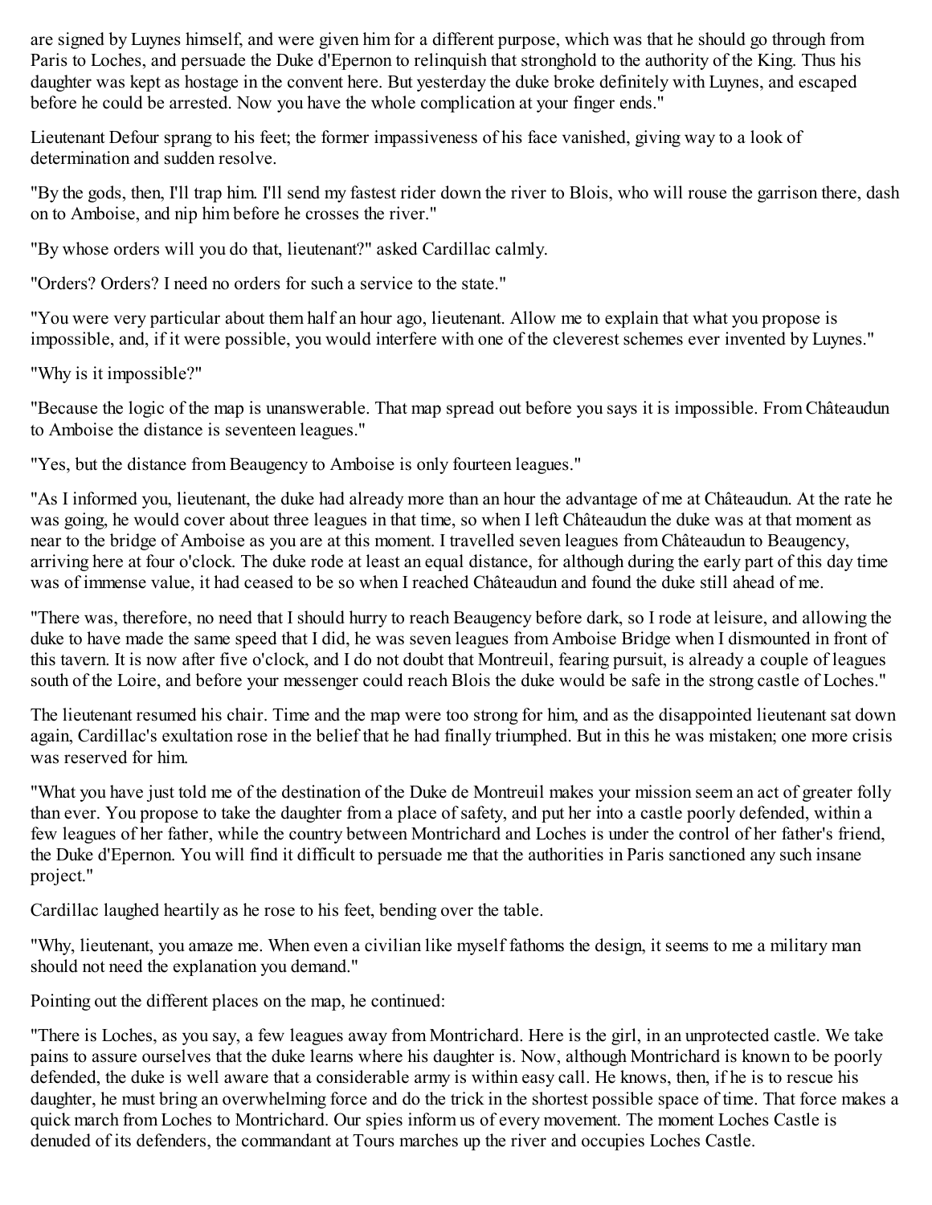are signed by Luynes himself, and were given him for a different purpose, which was that he should go through from Paris to Loches, and persuade the Duke d'Epernon to relinquish that stronghold to the authority of the King. Thus his daughter was kept as hostage in the convent here. But yesterday the duke broke definitely with Luynes, and escaped before he could be arrested. Now you have the whole complication at your finger ends."

Lieutenant Defour sprang to his feet; the former impassiveness of his face vanished, giving way to a look of determination and sudden resolve.

"By the gods, then, I'll trap him. I'll send my fastest rider down the river to Blois, who will rouse the garrison there, dash on to Amboise, and nip him before he crosses the river."

"By whose orders will you do that, lieutenant?" asked Cardillac calmly.

"Orders? Orders? I need no orders for such a service to the state."

"You were very particular about them half an hour ago, lieutenant. Allow me to explain that what you propose is impossible, and, if it were possible, you would interfere with one of the cleverest schemes ever invented by Luynes."

"Why is it impossible?"

"Because the logic of the map is unanswerable. That map spread out before you says it is impossible. From Châteaudun to Amboise the distance is seventeen leagues."

"Yes, but the distance from Beaugency to Amboise is only fourteen leagues."

"As I informed you, lieutenant, the duke had already more than an hour the advantage of me at Châteaudun. At the rate he was going, he would cover about three leagues in that time, so when I left Châteaudun the duke was at that moment as near to the bridge of Amboise as you are at this moment. I travelled seven leagues from Châteaudun to Beaugency, arriving here at four o'clock. The duke rode at least an equal distance, for although during the early part of this day time was of immense value, it had ceased to be so when I reached Châteaudun and found the duke still ahead of me.

"There was, therefore, no need that I should hurry to reach Beaugency before dark, so I rode at leisure, and allowing the duke to have made the same speed that I did, he was seven leagues from Amboise Bridge when I dismounted in front of this tavern. It is now after five o'clock, and I do not doubt that Montreuil, fearing pursuit, is already a couple of leagues south of the Loire, and before your messenger could reach Blois the duke would be safe in the strong castle of Loches."

The lieutenant resumed his chair. Time and the map were too strong for him, and as the disappointed lieutenant sat down again, Cardillac's exultation rose in the belief that he had finally triumphed. But in this he was mistaken; one more crisis was reserved for him.

"What you have just told me of the destination of the Duke de Montreuil makes your mission seem an act of greater folly than ever. You propose to take the daughter from a place of safety, and put her into a castle poorly defended, within a few leagues of her father, while the country between Montrichard and Loches is under the control of her father's friend, the Duke d'Epernon. You will find it difficult to persuade me that the authorities in Paris sanctioned any such insane project."

Cardillac laughed heartily as he rose to his feet, bending over the table.

"Why, lieutenant, you amaze me. When even a civilian like myself fathoms the design, it seems to me a military man should not need the explanation you demand."

Pointing out the different places on the map, he continued:

"There is Loches, as you say, a few leagues away from Montrichard. Here is the girl, in an unprotected castle. We take pains to assure ourselves that the duke learns where his daughter is. Now, although Montrichard is known to be poorly defended, the duke is well aware that a considerable army is within easy call. He knows, then, if he is to rescue his daughter, he must bring an overwhelming force and do the trick in the shortest possible space of time. That force makes a quick march from Loches to Montrichard. Our spies inform us of every movement. The moment Loches Castle is denuded of its defenders, the commandant at Tours marches up the river and occupies Loches Castle.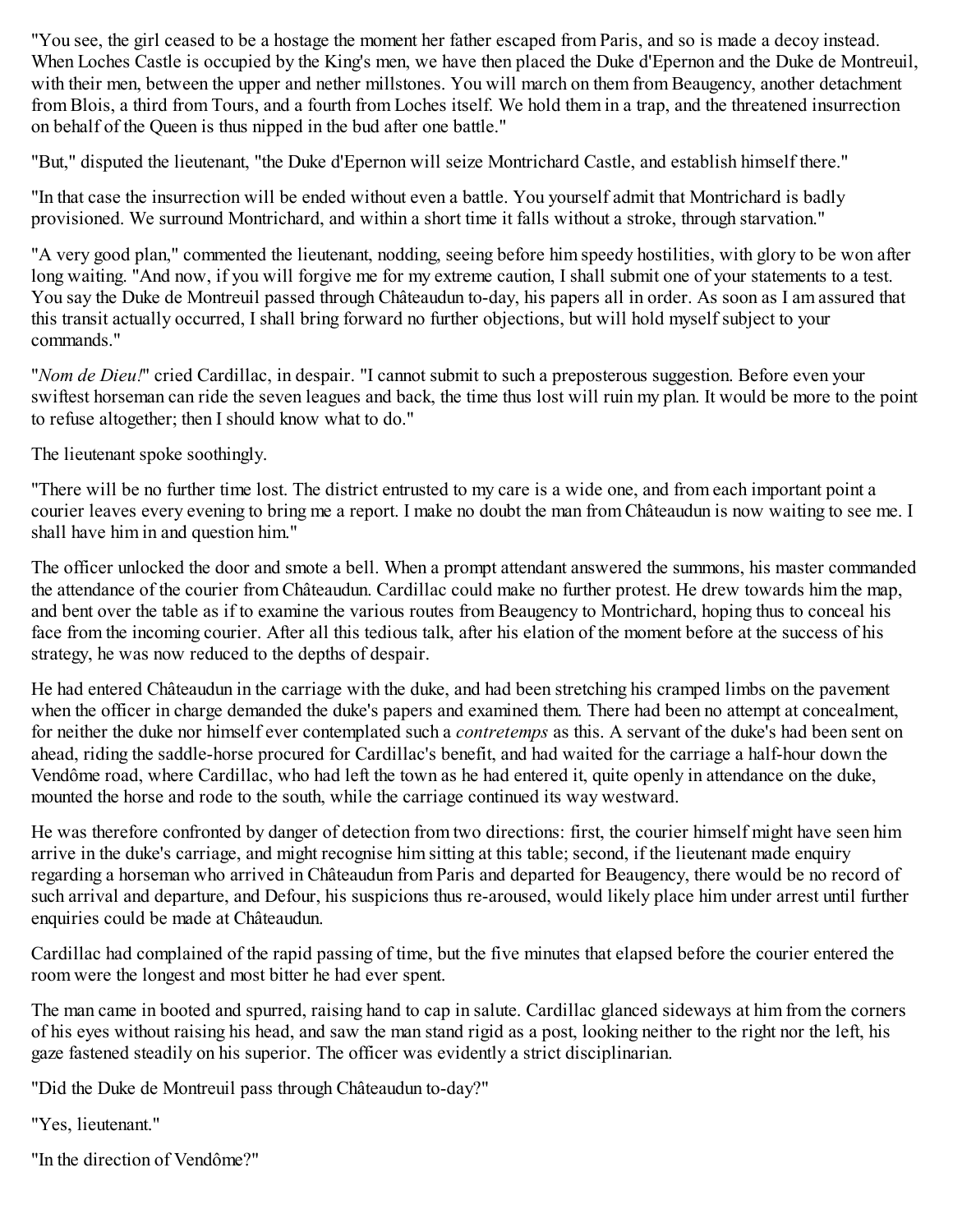"You see, the girl ceased to be a hostage the moment her father escaped from Paris, and so is made a decoy instead. When Loches Castle is occupied by the King's men, we have then placed the Duke d'Epernon and the Duke de Montreuil, with their men, between the upper and nether millstones. You will march on them from Beaugency, another detachment from Blois, a third from Tours, and a fourth from Loches itself. We hold them in a trap, and the threatened insurrection on behalf of the Queen is thus nipped in the bud after one battle."

"But," disputed the lieutenant, "the Duke d'Epernon will seize Montrichard Castle, and establish himself there."

"In that case the insurrection will be ended without even a battle. You yourself admit that Montrichard is badly provisioned. We surround Montrichard, and within a short time it falls without a stroke, through starvation."

"A very good plan," commented the lieutenant, nodding, seeing before him speedy hostilities, with glory to be won after long waiting. "And now, if you will forgive me for my extreme caution, I shall submit one of your statements to a test. You say the Duke de Montreuil passed through Châteaudun to-day, his papers all in order. As soon as I am assured that this transit actually occurred, I shall bring forward no further objections, but will hold myself subject to your commands."

"*Nom de Dieu!*" cried Cardillac, in despair. "I cannot submit to such a preposterous suggestion. Before even your swiftest horseman can ride the seven leagues and back, the time thus lost will ruin my plan. It would be more to the point to refuse altogether; then I should know what to do."

The lieutenant spoke soothingly.

"There will be no further time lost. The district entrusted to my care is a wide one, and from each important point a courier leaves every evening to bring me a report. I make no doubt the man from Châteaudun is now waiting to see me. I shall have him in and question him."

The officer unlocked the door and smote a bell. When a prompt attendant answered the summons, his master commanded the attendance of the courier from Châteaudun. Cardillac could make no further protest. He drew towards him the map, and bent over the table as if to examine the various routes from Beaugency to Montrichard, hoping thus to conceal his face from the incoming courier. After all this tedious talk, after his elation of the moment before at the success of his strategy, he was now reduced to the depths of despair.

He had entered Châteaudun in the carriage with the duke, and had been stretching his cramped limbs on the pavement when the officer in charge demanded the duke's papers and examined them. There had been no attempt at concealment, for neither the duke nor himself ever contemplated such a *contretemps* as this. A servant of the duke's had been sent on ahead, riding the saddle-horse procured for Cardillac's benefit, and had waited for the carriage a half-hour down the Vendôme road, where Cardillac, who had left the town as he had entered it, quite openly in attendance on the duke, mounted the horse and rode to the south, while the carriage continued its way westward.

He was therefore confronted by danger of detection from two directions: first, the courier himself might have seen him arrive in the duke's carriage, and might recognise him sitting at this table; second, if the lieutenant made enquiry regarding a horseman who arrived in Châteaudun from Paris and departed for Beaugency, there would be no record of such arrival and departure, and Defour, his suspicions thus re-aroused, would likely place him under arrest until further enquiries could be made at Châteaudun.

Cardillac had complained of the rapid passing of time, but the five minutes that elapsed before the courier entered the room were the longest and most bitter he had ever spent.

The man came in booted and spurred, raising hand to cap in salute. Cardillac glanced sideways at him from the corners of his eyes without raising his head, and saw the man stand rigid as a post, looking neither to the right nor the left, his gaze fastened steadily on his superior. The officer was evidently a strict disciplinarian.

"Did the Duke de Montreuil pass through Châteaudun to-day?"

"Yes, lieutenant."

"In the direction of Vendôme?"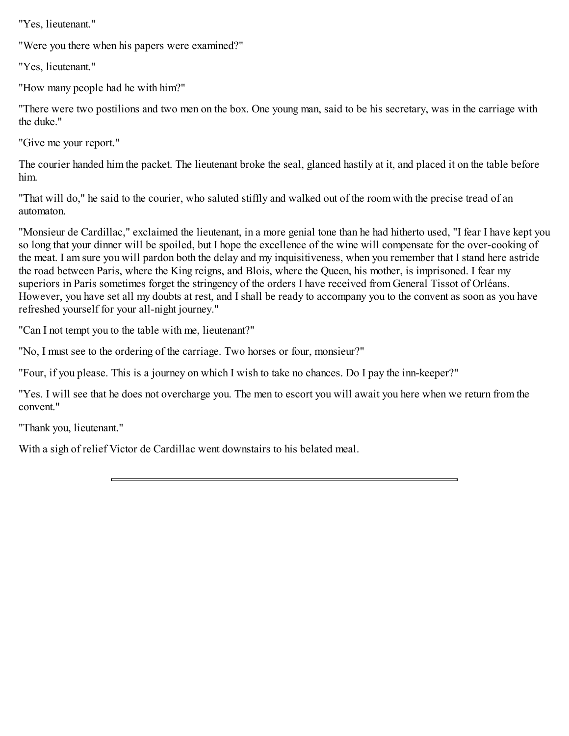"Yes, lieutenant."

"Were you there when his papers were examined?"

"Yes, lieutenant."

"How many people had he with him?"

"There were two postilions and two men on the box. One young man, said to be his secretary, was in the carriage with the duke."

"Give me your report."

The courier handed him the packet. The lieutenant broke the seal, glanced hastily at it, and placed it on the table before him.

"That will do," he said to the courier, who saluted stiffly and walked out of the room with the precise tread of an automaton.

"Monsieur de Cardillac," exclaimed the lieutenant, in a more genial tone than he had hitherto used, "I fear I have kept you so long that your dinner will be spoiled, but I hope the excellence of the wine will compensate for the over-cooking of the meat. I am sure you will pardon both the delay and my inquisitiveness, when you remember that I stand here astride the road between Paris, where the King reigns, and Blois, where the Queen, his mother, is imprisoned. I fear my superiors in Paris sometimes forget the stringency of the orders I have received from General Tissot of Orléans. However, you have set all my doubts at rest, and I shall be ready to accompany you to the convent as soon as you have refreshed yourself for your all-night journey."

"Can I not tempt you to the table with me, lieutenant?"

"No, I must see to the ordering of the carriage. Two horses or four, monsieur?"

"Four, if you please. This is a journey on which I wish to take no chances. Do I pay the inn-keeper?"

"Yes. I will see that he does not overcharge you. The men to escort you will await you here when we return from the convent."

"Thank you, lieutenant."

With a sigh of relief Victor de Cardillac went downstairs to his belated meal.

---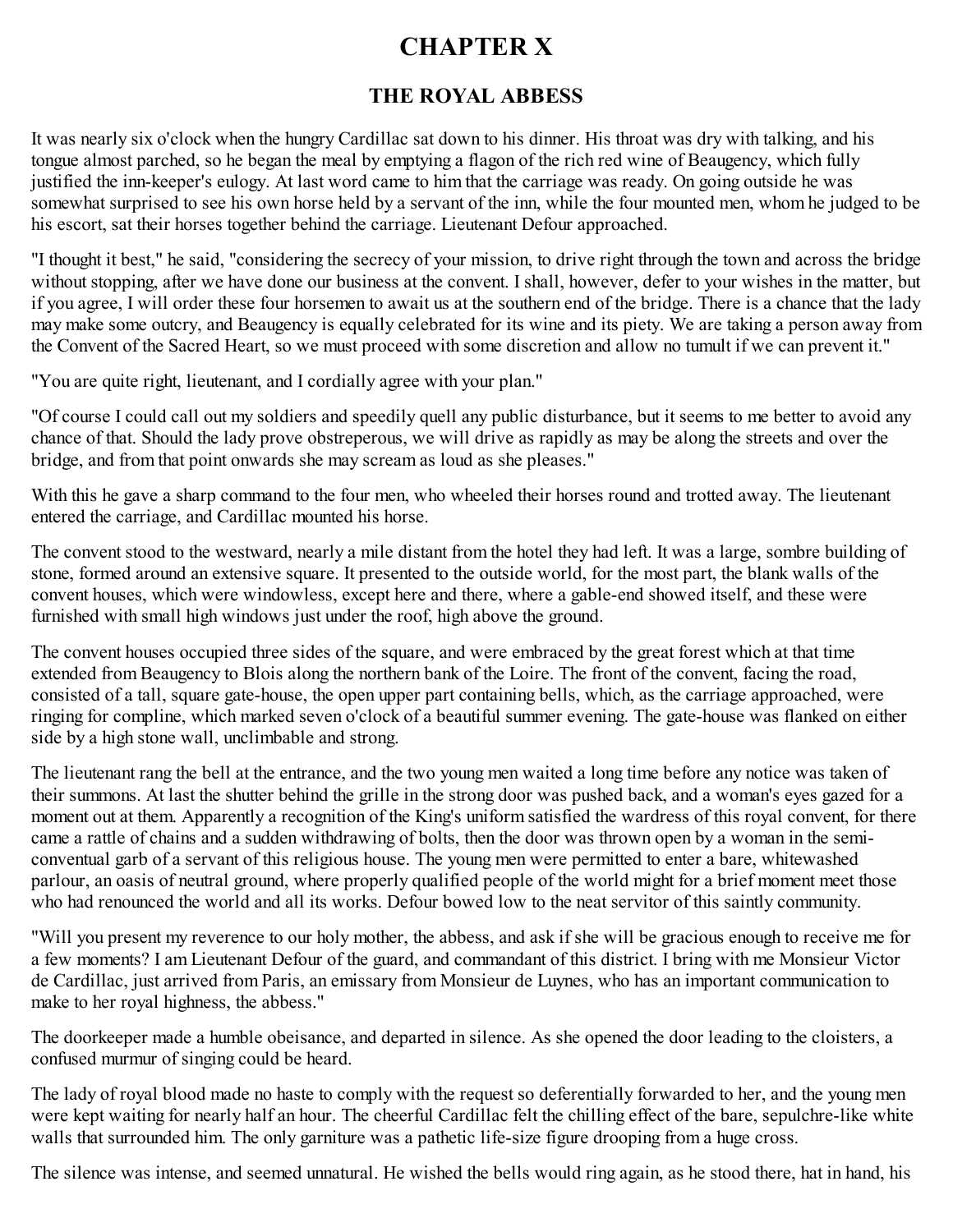# CHAPTER X

## THE ROYAL ABBESS

It was nearly six o'clock when the hungry Cardillac sat down to his dinner. His throat was dry with talking, and his tongue almost parched, so he began the meal by emptying a flagon of the rich red wine of Beaugency, which fully justified the inn-keeper's eulogy. At last word came to him that the carriage was ready. On going outside he was somewhat surprised to see his own horse held by a servant of the inn, while the four mounted men, whom he judged to be his escort, sat their horses together behind the carriage. Lieutenant Defour approached.

"I thought it best," he said, "considering the secrecy of your mission, to drive right through the town and across the bridge without stopping, after we have done our business at the convent. I shall, however, defer to your wishes in the matter, but if you agree, I will order these four horsemen to await us at the southern end of the bridge. There is a chance that the lady may make some outcry, and Beaugency is equally celebrated for its wine and its piety. We are taking a person away from the Convent of the Sacred Heart, so we must proceed with some discretion and allow no tumult if we can prevent it."

"You are quite right, lieutenant, and I cordially agree with your plan."

"Of course I could call out my soldiers and speedily quell any public disturbance, but it seems to me better to avoid any chance of that. Should the lady prove obstreperous, we will drive as rapidly as may be along the streets and over the bridge, and from that point onwards she may scream as loud as she pleases."

With this he gave a sharp command to the four men, who wheeled their horses round and trotted away. The lieutenant entered the carriage, and Cardillac mounted his horse.

The convent stood to the westward, nearly a mile distant from the hotel they had left. It was a large, sombre building of stone, formed around an extensive square. It presented to the outside world, for the most part, the blank walls of the convent houses, which were windowless, except here and there, where a gable-end showed itself, and these were furnished with small high windows just under the roof, high above the ground.

The convent houses occupied three sides of the square, and were embraced by the great forest which at that time extended from Beaugency to Blois along the northern bank of the Loire. The front of the convent, facing the road, consisted of a tall, square gate-house, the open upper part containing bells, which, as the carriage approached, were ringing for compline, which marked seven o'clock of a beautiful summer evening. The gate-house was flanked on either side by a high stone wall, unclimbable and strong.

The lieutenant rang the bell at the entrance, and the two young men waited a long time before any notice was taken of their summons. At last the shutter behind the grille in the strong door was pushed back, and a woman's eyes gazed for a moment out at them. Apparently a recognition of the King's uniform satisfied the wardress of this royal convent, for there came a rattle of chains and a sudden withdrawing of bolts, then the door was thrown open by a woman in the semi-conventual garb of a servant of this religious house. The young men were permitted to enter a bare, whitewashed parlour, an oasis of neutral ground, where properly qualified people of the world might for a brief moment meet those who had renounced the world and all its works. Defour bowed low to the neat servitor of this saintly community.

"Will you present my reverence to our holy mother, the abbess, and ask if she will be gracious enough to receive me for a few moments? I am Lieutenant Defour of the guard, and commandant of this district. I bring with me Monsieur Victor de Cardillac, just arrived from Paris, an emissary from Monsieur de Luynes, who has an important communication to make to her royal highness, the abbess."

The doorkeeper made a humble obeisance, and departed in silence. As she opened the door leading to the cloisters, a confused murmur of singing could be heard.

The lady of royal blood made no haste to comply with the request so deferentially forwarded to her, and the young men were kept waiting for nearly half an hour. The cheerful Cardillac felt the chilling effect of the bare, sepulchre-like white walls that surrounded him. The only garniture was a pathetic life-size figure drooping from a huge cross.

The silence was intense, and seemed unnatural. He wished the bells would ring again, as he stood there, hat in hand, his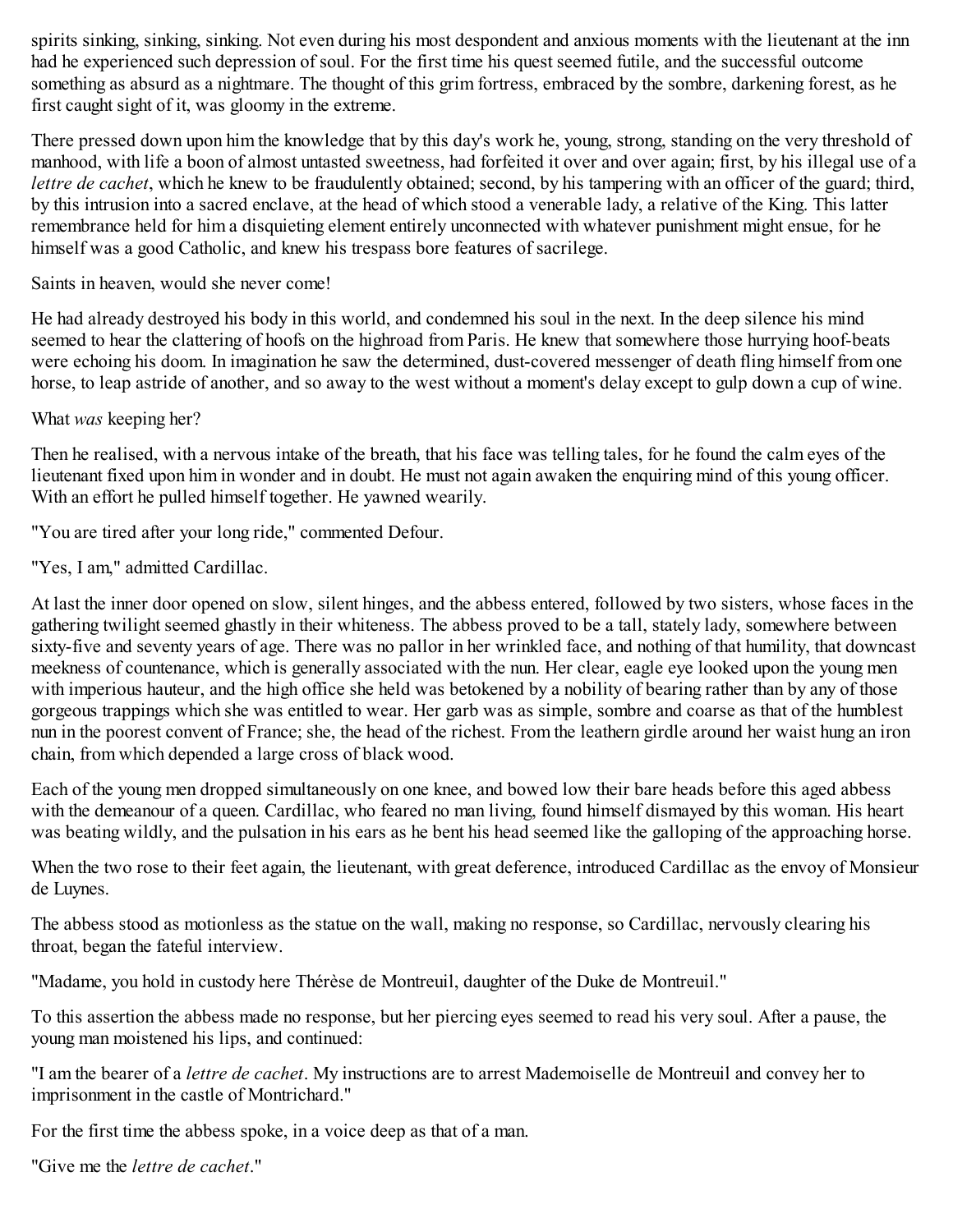spirits sinking, sinking, sinking. Not even during his most despondent and anxious moments with the lieutenant at the inn had he experienced such depression of soul. For the first time his quest seemed futile, and the successful outcome something as absurd as a nightmare. The thought of this grim fortress, embraced by the sombre, darkening forest, as he first caught sight of it, was gloomy in the extreme.

There pressed down upon him the knowledge that by this day's work he, young, strong, standing on the very threshold of manhood, with life a boon of almost untasted sweetness, had forfeited it over and over again; first, by his illegal use of a *lettre de cachet*, which he knew to be fraudulently obtained; second, by his tampering with an officer of the guard; third, by this intrusion into a sacred enclave, at the head of which stood a venerable lady, a relative of the King. This latter remembrance held for him a disquieting element entirely unconnected with whatever punishment might ensue, for he himself was a good Catholic, and knew his trespass bore features of sacrilege.

Saints in heaven, would she never come!

He had already destroyed his body in this world, and condemned his soul in the next. In the deep silence his mind seemed to hear the clattering of hoofs on the highroad from Paris. He knew that somewhere those hurrying hoof-beats were echoing his doom. In imagination he saw the determined, dust-covered messenger of death fling himself from one horse, to leap astride of another, and so away to the west without a moment's delay except to gulp down a cup of wine.

What *was* keeping her?

Then he realised, with a nervous intake of the breath, that his face was telling tales, for he found the calm eyes of the lieutenant fixed upon him in wonder and in doubt. He must not again awaken the enquiring mind of this young officer. With an effort he pulled himself together. He yawned wearily.

"You are tired after your long ride," commented Defour.

"Yes, I am," admitted Cardillac.

At last the inner door opened on slow, silent hinges, and the abbess entered, followed by two sisters, whose faces in the gathering twilight seemed ghastly in their whiteness. The abbess proved to be a tall, stately lady, somewhere between sixty-five and seventy years of age. There was no pallor in her wrinkled face, and nothing of that humility, that downcast meekness of countenance, which is generally associated with the nun. Her clear, eagle eye looked upon the young men with imperious hauteur, and the high office she held was betokened by a nobility of bearing rather than by any of those gorgeous trappings which she was entitled to wear. Her garb was as simple, sombre and coarse as that of the humblest nun in the poorest convent of France; she, the head of the richest. From the leathern girdle around her waist hung an iron chain, from which depended a large cross of black wood.

Each of the young men dropped simultaneously on one knee, and bowed low their bare heads before this aged abbess with the demeanour of a queen. Cardillac, who feared no man living, found himself dismayed by this woman. His heart was beating wildly, and the pulsation in his ears as he bent his head seemed like the galloping of the approaching horse.

When the two rose to their feet again, the lieutenant, with great deference, introduced Cardillac as the envoy of Monsieur de Luynes.

The abbess stood as motionless as the statue on the wall, making no response, so Cardillac, nervously clearing his throat, began the fateful interview.

"Madame, you hold in custody here Thérèse de Montreuil, daughter of the Duke de Montreuil."

To this assertion the abbess made no response, but her piercing eyes seemed to read his very soul. After a pause, the young man moistened his lips, and continued:

"I am the bearer of a *lettre de cachet*. My instructions are to arrest Mademoiselle de Montreuil and convey her to imprisonment in the castle of Montrichard."

For the first time the abbess spoke, in a voice deep as that of a man.

"Give me the *lettre de cachet*."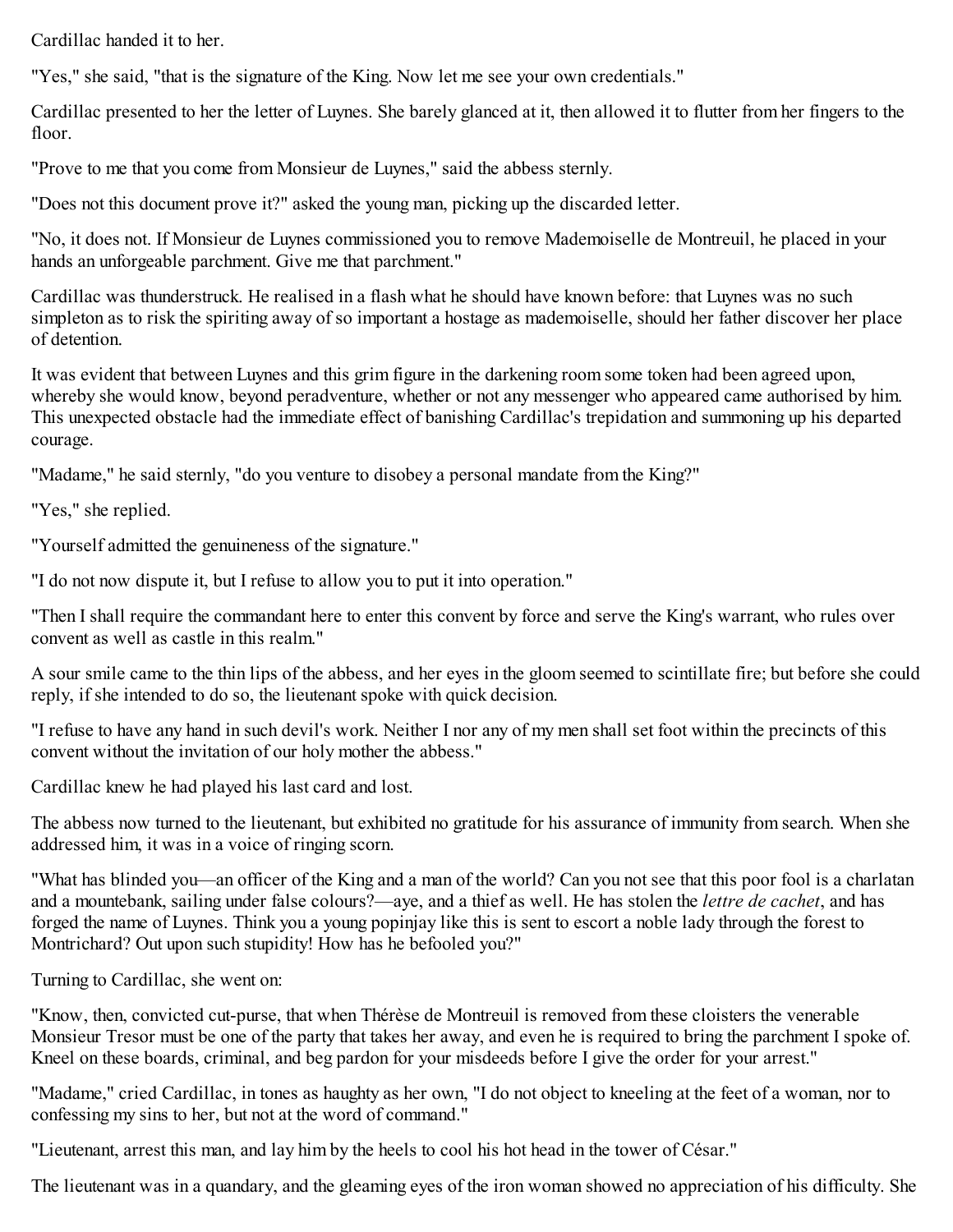Cardillac handed it to her.

"Yes," she said, "that is the signature of the King. Now let me see your own credentials."

Cardillac presented to her the letter of Luynes. She barely glanced at it, then allowed it to flutter from her fingers to the floor.

"Prove to me that you come from Monsieur de Luynes," said the abbess sternly.

"Does not this document prove it?" asked the young man, picking up the discarded letter.

"No, it does not. If Monsieur de Luynes commissioned you to remove Mademoiselle de Montreuil, he placed in your hands an unforgeable parchment. Give me that parchment."

Cardillac was thunderstruck. He realised in a flash what he should have known before: that Luynes was no such simpleton as to risk the spiriting away of so important a hostage as mademoiselle, should her father discover her place of detention.

It was evident that between Luynes and this grim figure in the darkening room some token had been agreed upon, whereby she would know, beyond peradventure, whether or not any messenger who appeared came authorised by him. This unexpected obstacle had the immediate effect of banishing Cardillac's trepidation and summoning up his departed courage.

"Madame," he said sternly, "do you venture to disobey a personal mandate from the King?"

"Yes," she replied.

"Yourself admitted the genuineness of the signature."

"I do not now dispute it, but I refuse to allow you to put it into operation."

"Then I shall require the commandant here to enter this convent by force and serve the King's warrant, who rules over convent as well as castle in this realm."

A sour smile came to the thin lips of the abbess, and her eyes in the gloom seemed to scintillate fire; but before she could reply, if she intended to do so, the lieutenant spoke with quick decision.

"I refuse to have any hand in such devil's work. Neither I nor any of my men shall set foot within the precincts of this convent without the invitation of our holy mother the abbess."

Cardillac knew he had played his last card and lost.

The abbess now turned to the lieutenant, but exhibited no gratitude for his assurance of immunity from search. When she addressed him, it was in a voice of ringing scorn.

"What has blinded you—an officer of the King and a man of the world? Can you not see that this poor fool is a charlatan and a mountebank, sailing under false colours?—aye, and a thief as well. He has stolen the *lettre de cachet*, and has forged the name of Luynes. Think you a young popinjay like this is sent to escort a noble lady through the forest to Montrichard? Out upon such stupidity! How has he befooled you?"

Turning to Cardillac, she went on:

"Know, then, convicted cut-purse, that when Thérèse de Montreuil is removed from these cloisters the venerable Monsieur Tresor must be one of the party that takes her away, and even he is required to bring the parchment I spoke of. Kneel on these boards, criminal, and beg pardon for your misdeeds before I give the order for your arrest."

"Madame," cried Cardillac, in tones as haughty as her own, "I do not object to kneeling at the feet of a woman, nor to confessing my sins to her, but not at the word of command."

"Lieutenant, arrest this man, and lay him by the heels to cool his hot head in the tower of César."

The lieutenant was in a quandary, and the gleaming eyes of the iron woman showed no appreciation of his difficulty. She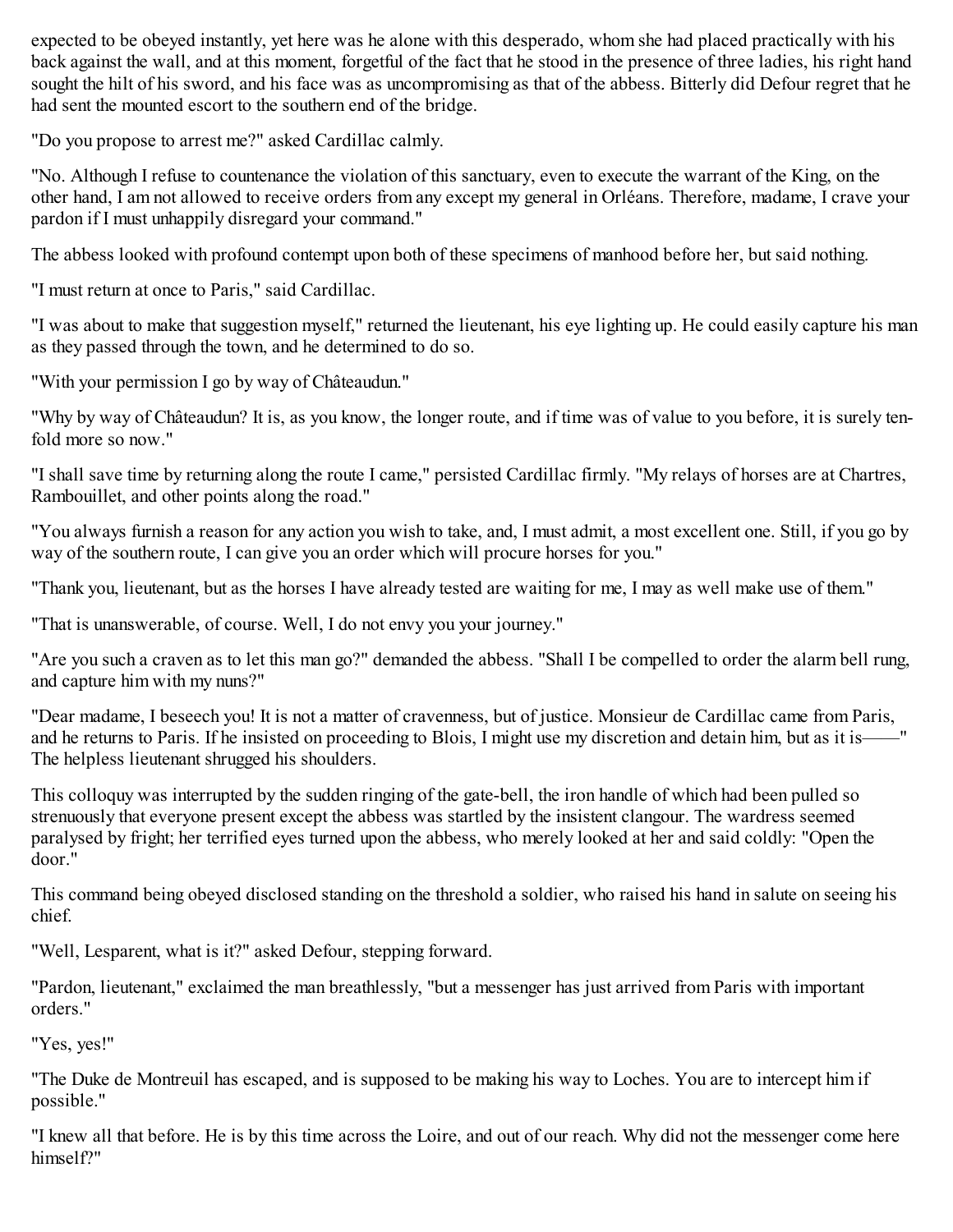expected to be obeyed instantly, yet here was he alone with this desperado, whom she had placed practically with his back against the wall, and at this moment, forgetful of the fact that he stood in the presence of three ladies, his right hand sought the hilt of his sword, and his face was as uncompromising as that of the abbess. Bitterly did Defour regret that he had sent the mounted escort to the southern end of the bridge.

"Do you propose to arrest me?" asked Cardillac calmly.

"No. Although I refuse to countenance the violation of this sanctuary, even to execute the warrant of the King, on the other hand, I am not allowed to receive orders from any except my general in Orléans. Therefore, madame, I crave your pardon if I must unhappily disregard your command."

The abbess looked with profound contempt upon both of these specimens of manhood before her, but said nothing.

"I must return at once to Paris," said Cardillac.

"I was about to make that suggestion myself," returned the lieutenant, his eye lighting up. He could easily capture his man as they passed through the town, and he determined to do so.

"With your permission I go by way of Châteaudun."

"Why by way of Châteaudun? It is, as you know, the longer route, and if time was of value to you before, it is surely ten-fold more so now."

"I shall save time by returning along the route I came," persisted Cardillac firmly. "My relays of horses are at Chartres, Rambouillet, and other points along the road."

"You always furnish a reason for any action you wish to take, and, I must admit, a most excellent one. Still, if you go by way of the southern route, I can give you an order which will procure horses for you."

"Thank you, lieutenant, but as the horses I have already tested are waiting for me, I may as well make use of them."

"That is unanswerable, of course. Well, I do not envy you your journey."

"Are you such a craven as to let this man go?" demanded the abbess. "Shall I be compelled to order the alarm bell rung, and capture him with my nuns?"

"Dear madame, I beseech you! It is not a matter of cravenness, but of justice. Monsieur de Cardillac came from Paris, and he returns to Paris. If he insisted on proceeding to Blois, I might use my discretion and detain him, but as it is——" The helpless lieutenant shrugged his shoulders.

This colloquy was interrupted by the sudden ringing of the gate-bell, the iron handle of which had been pulled so strenuously that everyone present except the abbess was startled by the insistent clangour. The wardress seemed paralysed by fright; her terrified eyes turned upon the abbess, who merely looked at her and said coldly: "Open the door."

This command being obeyed disclosed standing on the threshold a soldier, who raised his hand in salute on seeing his chief.

"Well, Lesparent, what is it?" asked Defour, stepping forward.

"Pardon, lieutenant," exclaimed the man breathlessly, "but a messenger has just arrived from Paris with important orders."

"Yes, yes!"

"The Duke de Montreuil has escaped, and is supposed to be making his way to Loches. You are to intercept him if possible."

"I knew all that before. He is by this time across the Loire, and out of our reach. Why did not the messenger come here himself?"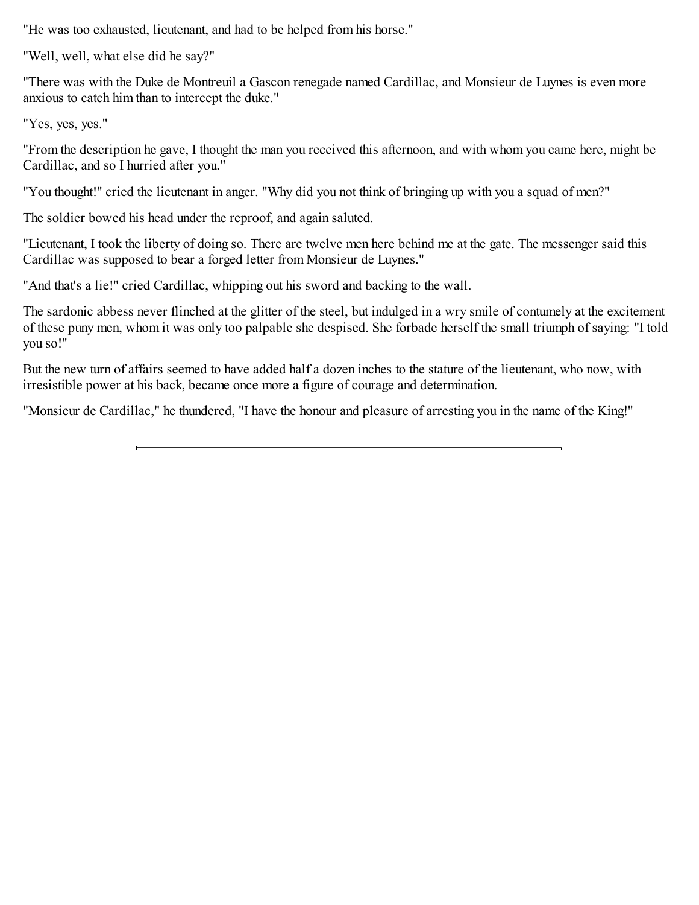"He was too exhausted, lieutenant, and had to be helped from his horse."

"Well, well, what else did he say?"

"There was with the Duke de Montreuil a Gascon renegade named Cardillac, and Monsieur de Luynes is even more anxious to catch him than to intercept the duke."

"Yes, yes, yes."

"From the description he gave, I thought the man you received this afternoon, and with whom you came here, might be Cardillac, and so I hurried after you."

"You thought!" cried the lieutenant in anger. "Why did you not think of bringing up with you a squad of men?"

The soldier bowed his head under the reproof, and again saluted.

"Lieutenant, I took the liberty of doing so. There are twelve men here behind me at the gate. The messenger said this Cardillac was supposed to bear a forged letter from Monsieur de Luynes."

"And that's a lie!" cried Cardillac, whipping out his sword and backing to the wall.

The sardonic abbess never flinched at the glitter of the steel, but indulged in a wry smile of contumely at the excitement of these puny men, whom it was only too palpable she despised. She forbade herself the small triumph of saying: "I told you so!"

But the new turn of affairs seemed to have added half a dozen inches to the stature of the lieutenant, who now, with irresistible power at his back, became once more a figure of courage and determination.

"Monsieur de Cardillac," he thundered, "I have the honour and pleasure of arresting you in the name of the King!"

---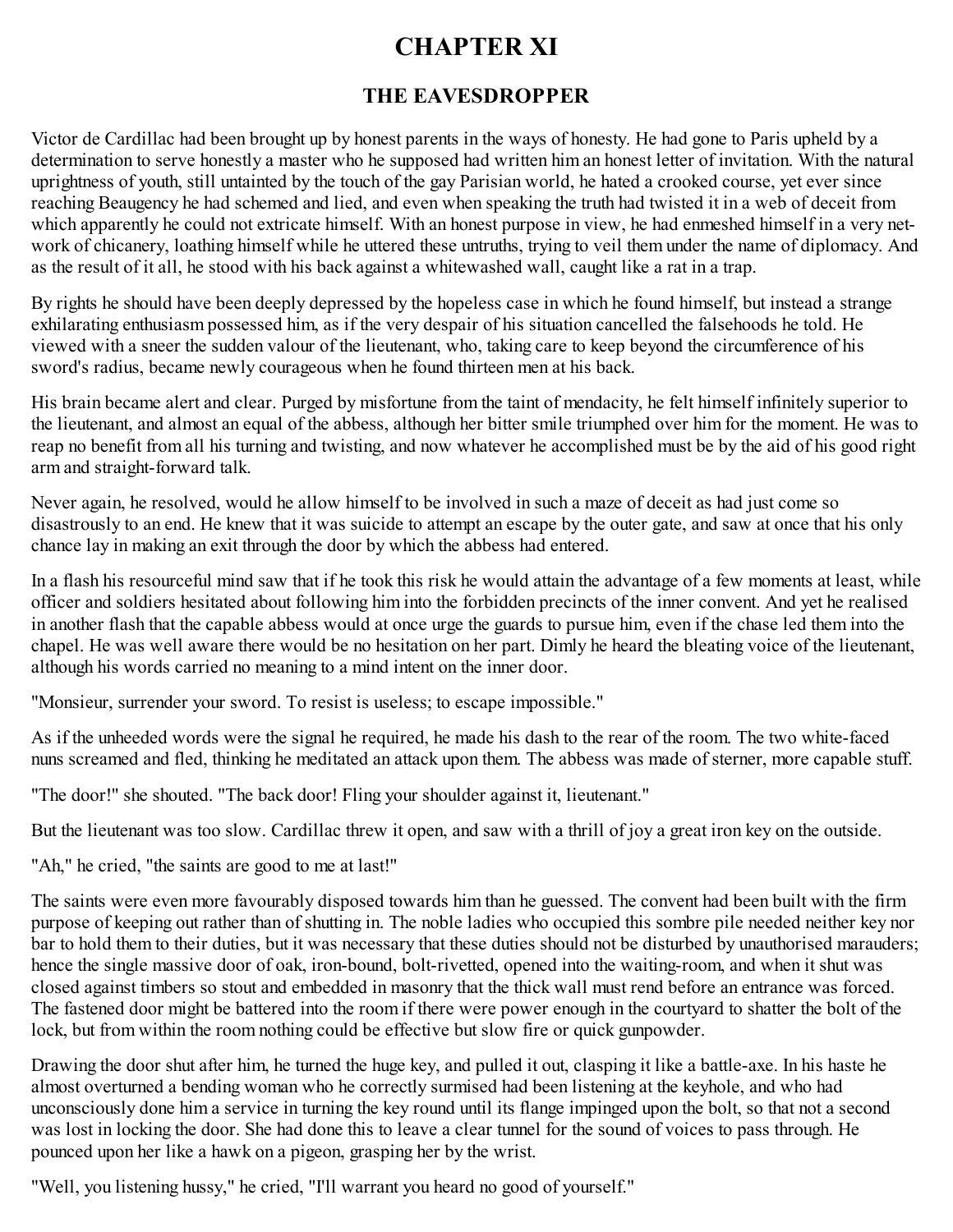# CHAPTER XI

## THE EAVESDROPPER

Victor de Cardillac had been brought up by honest parents in the ways of honesty. He had gone to Paris upheld by a determination to serve honestly a master who he supposed had written him an honest letter of invitation. With the natural uprightness of youth, still untainted by the touch of the gay Parisian world, he hated a crooked course, yet ever since reaching Beaugency he had schemed and lied, and even when speaking the truth had twisted it in a web of deceit from which apparently he could not extricate himself. With an honest purpose in view, he had enmeshed himself in a very net-work of chicanery, loathing himself while he uttered these untruths, trying to veil them under the name of diplomacy. And as the result of it all, he stood with his back against a whitewashed wall, caught like a rat in a trap.

By rights he should have been deeply depressed by the hopeless case in which he found himself, but instead a strange exhilarating enthusiasm possessed him, as if the very despair of his situation cancelled the falsehoods he told. He viewed with a sneer the sudden valour of the lieutenant, who, taking care to keep beyond the circumference of his sword's radius, became newly courageous when he found thirteen men at his back.

His brain became alert and clear. Purged by misfortune from the taint of mendacity, he felt himself infinitely superior to the lieutenant, and almost an equal of the abbess, although her bitter smile triumphed over him for the moment. He was to reap no benefit from all his turning and twisting, and now whatever he accomplished must be by the aid of his good right arm and straight-forward talk.

Never again, he resolved, would he allow himself to be involved in such a maze of deceit as had just come so disastrously to an end. He knew that it was suicide to attempt an escape by the outer gate, and saw at once that his only chance lay in making an exit through the door by which the abbess had entered.

In a flash his resourceful mind saw that if he took this risk he would attain the advantage of a few moments at least, while officer and soldiers hesitated about following him into the forbidden precincts of the inner convent. And yet he realised in another flash that the capable abbess would at once urge the guards to pursue him, even if the chase led them into the chapel. He was well aware there would be no hesitation on her part. Dimly he heard the bleating voice of the lieutenant, although his words carried no meaning to a mind intent on the inner door.

"Monsieur, surrender your sword. To resist is useless; to escape impossible."

As if the unheeded words were the signal he required, he made his dash to the rear of the room. The two white-faced nuns screamed and fled, thinking he meditated an attack upon them. The abbess was made of sterner, more capable stuff.

"The door!" she shouted. "The back door! Fling your shoulder against it, lieutenant."

But the lieutenant was too slow. Cardillac threw it open, and saw with a thrill of joy a great iron key on the outside.

"Ah," he cried, "the saints are good to me at last!"

The saints were even more favourably disposed towards him than he guessed. The convent had been built with the firm purpose of keeping out rather than of shutting in. The noble ladies who occupied this sombre pile needed neither key nor bar to hold them to their duties, but it was necessary that these duties should not be disturbed by unauthorised marauders; hence the single massive door of oak, iron-bound, bolt-rivetted, opened into the waiting-room, and when it shut was closed against timbers so stout and embedded in masonry that the thick wall must rend before an entrance was forced. The fastened door might be battered into the room if there were power enough in the courtyard to shatter the bolt of the lock, but from within the room nothing could be effective but slow fire or quick gunpowder.

Drawing the door shut after him, he turned the huge key, and pulled it out, clasping it like a battle-axe. In his haste he almost overturned a bending woman who he correctly surmised had been listening at the keyhole, and who had unconsciously done him a service in turning the key round until its flange impinged upon the bolt, so that not a second was lost in locking the door. She had done this to leave a clear tunnel for the sound of voices to pass through. He pounced upon her like a hawk on a pigeon, grasping her by the wrist.

"Well, you listening hussy," he cried, "I'll warrant you heard no good of yourself."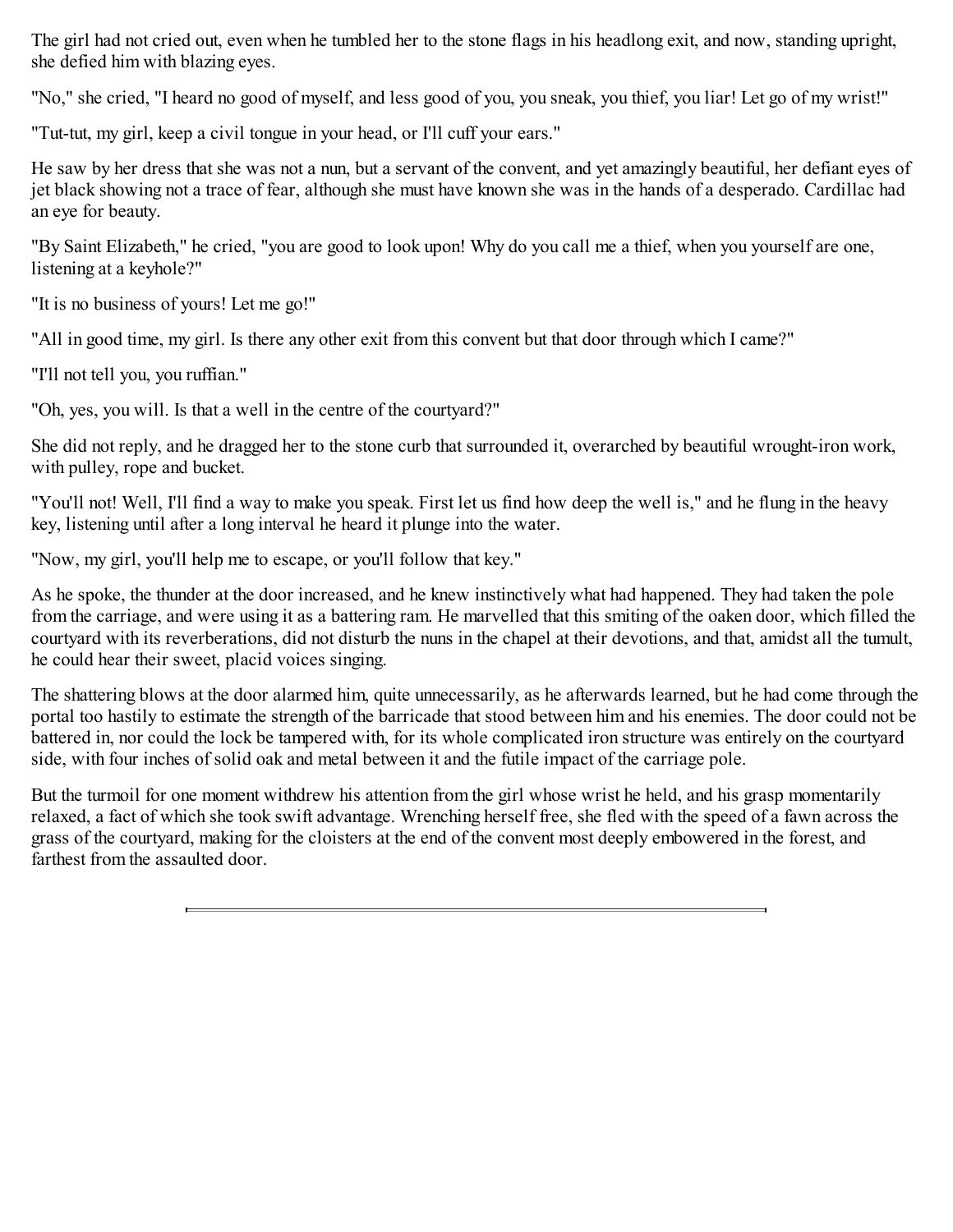The girl had not cried out, even when he tumbled her to the stone flags in his headlong exit, and now, standing upright, she defied him with blazing eyes.

"No," she cried, "I heard no good of myself, and less good of you, you sneak, you thief, you liar! Let go of my wrist!"

"Tut-tut, my girl, keep a civil tongue in your head, or I'll cuff your ears."

He saw by her dress that she was not a nun, but a servant of the convent, and yet amazingly beautiful, her defiant eyes of jet black showing not a trace of fear, although she must have known she was in the hands of a desperado. Cardillac had an eye for beauty.

"By Saint Elizabeth," he cried, "you are good to look upon! Why do you call me a thief, when you yourself are one, listening at a keyhole?"

"It is no business of yours! Let me go!"

"All in good time, my girl. Is there any other exit from this convent but that door through which I came?"

"I'll not tell you, you ruffian."

"Oh, yes, you will. Is that a well in the centre of the courtyard?"

She did not reply, and he dragged her to the stone curb that surrounded it, overarched by beautiful wrought-iron work, with pulley, rope and bucket.

"You'll not! Well, I'll find a way to make you speak. First let us find how deep the well is," and he flung in the heavy key, listening until after a long interval he heard it plunge into the water.

"Now, my girl, you'll help me to escape, or you'll follow that key."

As he spoke, the thunder at the door increased, and he knew instinctively what had happened. They had taken the pole from the carriage, and were using it as a battering ram. He marvelled that this smiting of the oaken door, which filled the courtyard with its reverberations, did not disturb the nuns in the chapel at their devotions, and that, amidst all the tumult, he could hear their sweet, placid voices singing.

The shattering blows at the door alarmed him, quite unnecessarily, as he afterwards learned, but he had come through the portal too hastily to estimate the strength of the barricade that stood between him and his enemies. The door could not be battered in, nor could the lock be tampered with, for its whole complicated iron structure was entirely on the courtyard side, with four inches of solid oak and metal between it and the futile impact of the carriage pole.

But the turmoil for one moment withdrew his attention from the girl whose wrist he held, and his grasp momentarily relaxed, a fact of which she took swift advantage. Wrenching herself free, she fled with the speed of a fawn across the grass of the courtyard, making for the cloisters at the end of the convent most deeply embowered in the forest, and farthest from the assaulted door.

---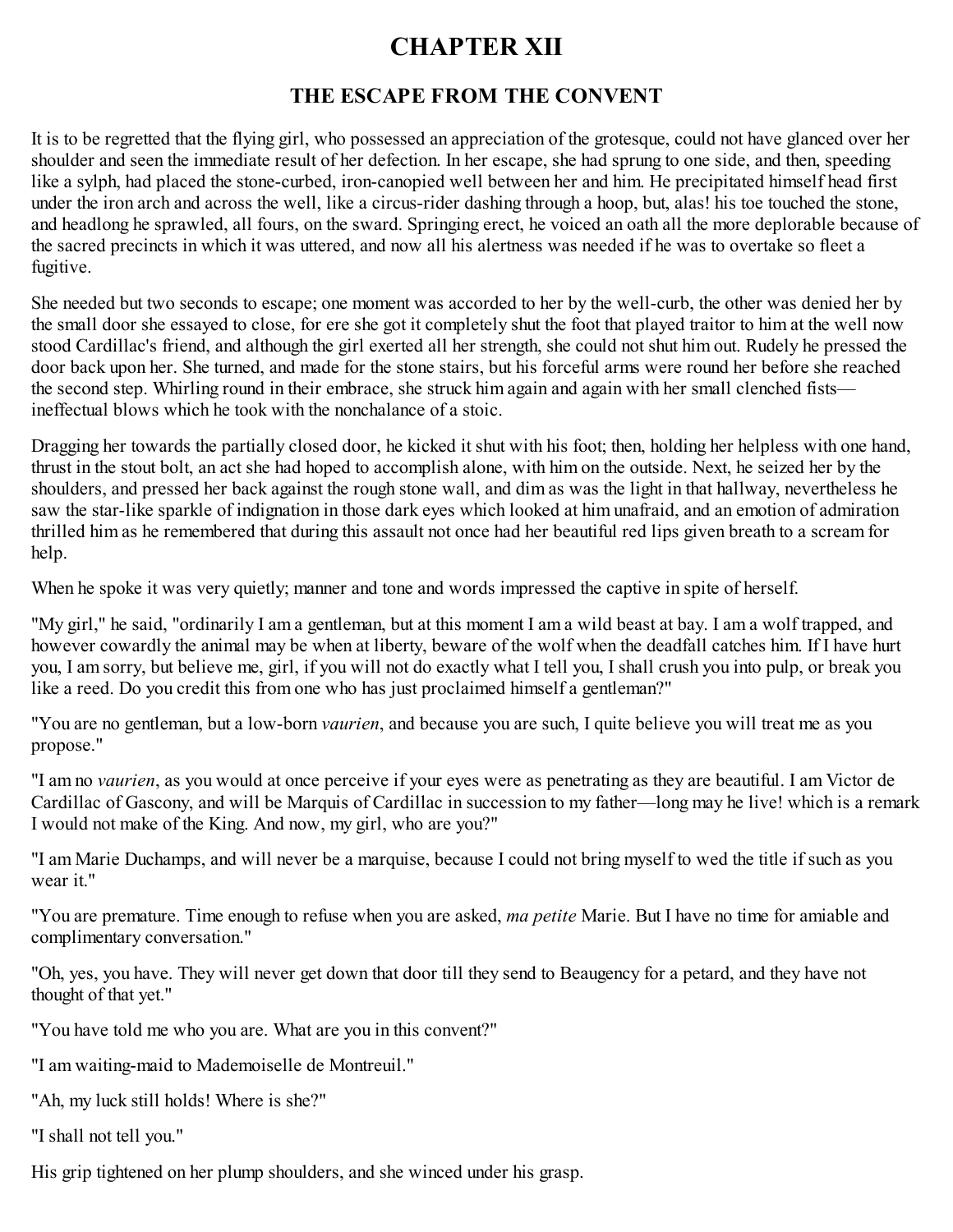# CHAPTER XII

## THE ESCAPE FROM THE CONVENT

It is to be regretted that the flying girl, who possessed an appreciation of the grotesque, could not have glanced over her shoulder and seen the immediate result of her defection. In her escape, she had sprung to one side, and then, speeding like a sylph, had placed the stone-curbed, iron-canopied well between her and him. He precipitated himself head first under the iron arch and across the well, like a circus-rider dashing through a hoop, but, alas! his toe touched the stone, and headlong he sprawled, all fours, on the sward. Springing erect, he voiced an oath all the more deplorable because of the sacred precincts in which it was uttered, and now all his alertness was needed if he was to overtake so fleet a fugitive.

She needed but two seconds to escape; one moment was accorded to her by the well-curb, the other was denied her by the small door she essayed to close, for ere she got it completely shut the foot that played traitor to him at the well now stood Cardillac's friend, and although the girl exerted all her strength, she could not shut him out. Rudely he pressed the door back upon her. She turned, and made for the stone stairs, but his forceful arms were round her before she reached the second step. Whirling round in their embrace, she struck him again and again with her small clenched fists—ineffectual blows which he took with the nonchalance of a stoic.

Dragging her towards the partially closed door, he kicked it shut with his foot; then, holding her helpless with one hand, thrust in the stout bolt, an act she had hoped to accomplish alone, with him on the outside. Next, he seized her by the shoulders, and pressed her back against the rough stone wall, and dim as was the light in that hallway, nevertheless he saw the star-like sparkle of indignation in those dark eyes which looked at him unafraid, and an emotion of admiration thrilled him as he remembered that during this assault not once had her beautiful red lips given breath to a scream for help.

When he spoke it was very quietly; manner and tone and words impressed the captive in spite of herself.

"My girl," he said, "ordinarily I am a gentleman, but at this moment I am a wild beast at bay. I am a wolf trapped, and however cowardly the animal may be when at liberty, beware of the wolf when the deadfall catches him. If I have hurt you, I am sorry, but believe me, girl, if you will not do exactly what I tell you, I shall crush you into pulp, or break you like a reed. Do you credit this from one who has just proclaimed himself a gentleman?"

"You are no gentleman, but a low-born *vaurien*, and because you are such, I quite believe you will treat me as you propose."

"I am no *vaurien*, as you would at once perceive if your eyes were as penetrating as they are beautiful. I am Victor de Cardillac of Gascony, and will be Marquis of Cardillac in succession to my father—long may he live! which is a remark I would not make of the King. And now, my girl, who are you?"

"I am Marie Duchamps, and will never be a marquise, because I could not bring myself to wed the title if such as you wear it."

"You are premature. Time enough to refuse when you are asked, *ma petite* Marie. But I have no time for amiable and complimentary conversation."

"Oh, yes, you have. They will never get down that door till they send to Beaugency for a petard, and they have not thought of that yet."

"You have told me who you are. What are you in this convent?"

"I am waiting-maid to Mademoiselle de Montreuil."

"Ah, my luck still holds! Where is she?"

"I shall not tell you."

His grip tightened on her plump shoulders, and she winced under his grasp.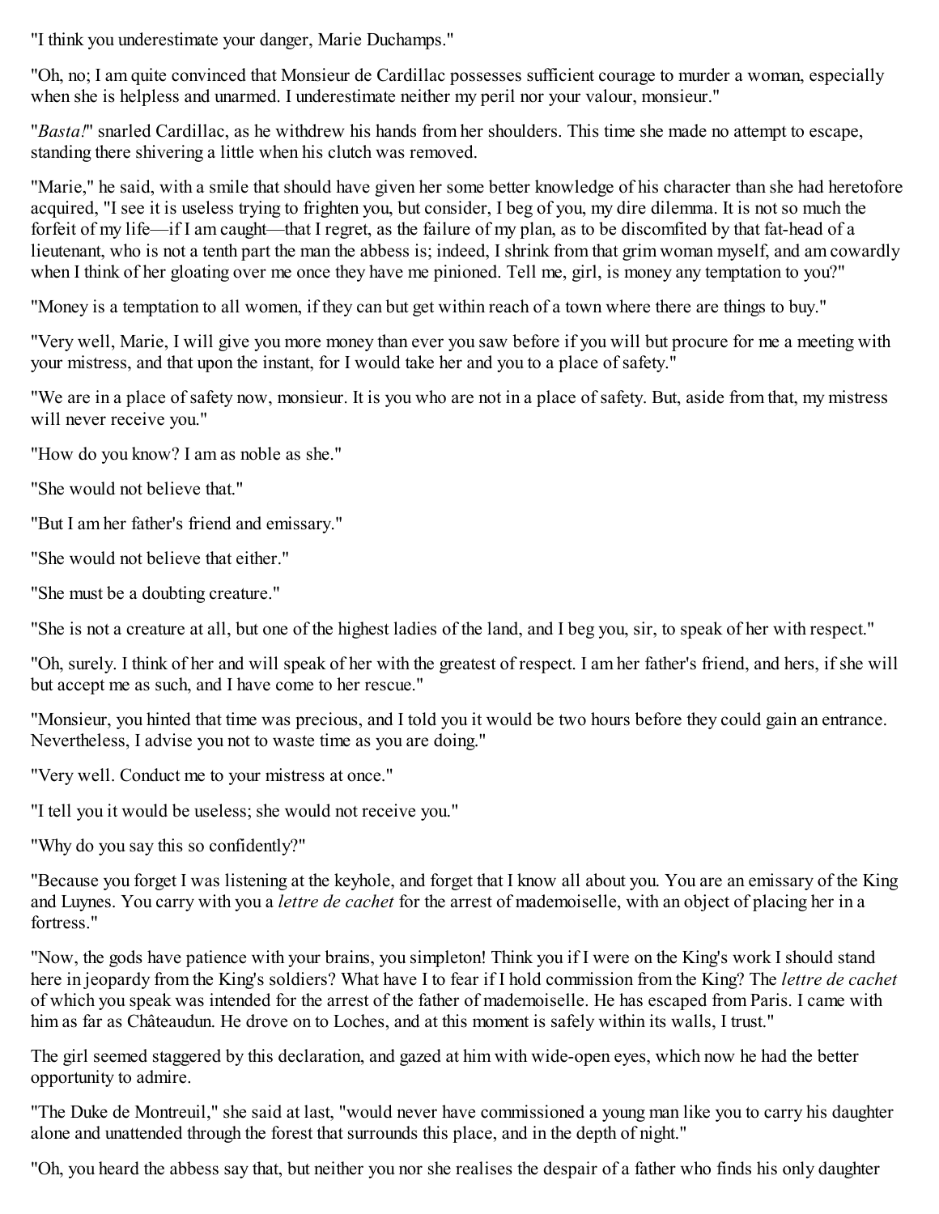"I think you underestimate your danger, Marie Duchamps."

"Oh, no; I am quite convinced that Monsieur de Cardillac possesses sufficient courage to murder a woman, especially when she is helpless and unarmed. I underestimate neither my peril nor your valour, monsieur."

"*Basta!*" snarled Cardillac, as he withdrew his hands from her shoulders. This time she made no attempt to escape, standing there shivering a little when his clutch was removed.

"Marie," he said, with a smile that should have given her some better knowledge of his character than she had heretofore acquired, "I see it is useless trying to frighten you, but consider, I beg of you, my dire dilemma. It is not so much the forfeit of my life—if I am caught—that I regret, as the failure of my plan, as to be discomfited by that fat-head of a lieutenant, who is not a tenth part the man the abbess is; indeed, I shrink from that grim woman myself, and am cowardly when I think of her gloating over me once they have me pinioned. Tell me, girl, is money any temptation to you?"

"Money is a temptation to all women, if they can but get within reach of a town where there are things to buy."

"Very well, Marie, I will give you more money than ever you saw before if you will but procure for me a meeting with your mistress, and that upon the instant, for I would take her and you to a place of safety."

"We are in a place of safety now, monsieur. It is you who are not in a place of safety. But, aside from that, my mistress will never receive you."

"How do you know? I am as noble as she."

"She would not believe that."

"But I am her father's friend and emissary."

"She would not believe that either."

"She must be a doubting creature."

"She is not a creature at all, but one of the highest ladies of the land, and I beg you, sir, to speak of her with respect."

"Oh, surely. I think of her and will speak of her with the greatest of respect. I am her father's friend, and hers, if she will but accept me as such, and I have come to her rescue."

"Monsieur, you hinted that time was precious, and I told you it would be two hours before they could gain an entrance. Nevertheless, I advise you not to waste time as you are doing."

"Very well. Conduct me to your mistress at once."

"I tell you it would be useless; she would not receive you."

"Why do you say this so confidently?"

"Because you forget I was listening at the keyhole, and forget that I know all about you. You are an emissary of the King and Luynes. You carry with you a *lettre de cachet* for the arrest of mademoiselle, with an object of placing her in a fortress."

"Now, the gods have patience with your brains, you simpleton! Think you if I were on the King's work I should stand here in jeopardy from the King's soldiers? What have I to fear if I hold commission from the King? The *lettre de cachet* of which you speak was intended for the arrest of the father of mademoiselle. He has escaped from Paris. I came with him as far as Châteaudun. He drove on to Loches, and at this moment is safely within its walls, I trust."

The girl seemed staggered by this declaration, and gazed at him with wide-open eyes, which now he had the better opportunity to admire.

"The Duke de Montreuil," she said at last, "would never have commissioned a young man like you to carry his daughter alone and unattended through the forest that surrounds this place, and in the depth of night."

"Oh, you heard the abbess say that, but neither you nor she realises the despair of a father who finds his only daughter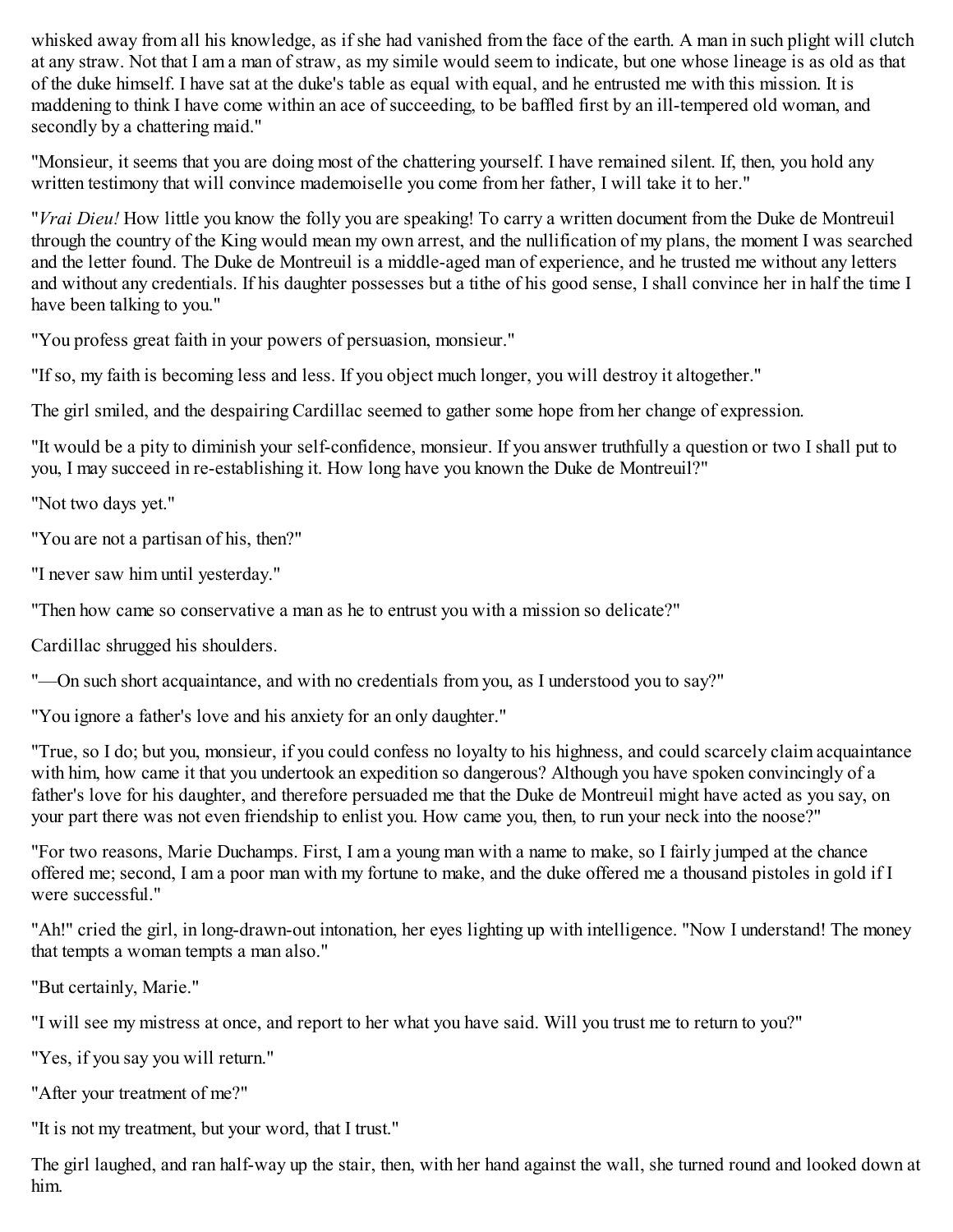whisked away from all his knowledge, as if she had vanished from the face of the earth. A man in such plight will clutch at any straw. Not that I am a man of straw, as my simile would seem to indicate, but one whose lineage is as old as that of the duke himself. I have sat at the duke's table as equal with equal, and he entrusted me with this mission. It is maddening to think I have come within an ace of succeeding, to be baffled first by an ill-tempered old woman, and secondly by a chattering maid."

"Monsieur, it seems that you are doing most of the chattering yourself. I have remained silent. If, then, you hold any written testimony that will convince mademoiselle you come from her father, I will take it to her."

"*Vrai Dieu!* How little you know the folly you are speaking! To carry a written document from the Duke de Montreuil through the country of the King would mean my own arrest, and the nullification of my plans, the moment I was searched and the letter found. The Duke de Montreuil is a middle-aged man of experience, and he trusted me without any letters and without any credentials. If his daughter possesses but a tithe of his good sense, I shall convince her in half the time I have been talking to you."

"You profess great faith in your powers of persuasion, monsieur."

"If so, my faith is becoming less and less. If you object much longer, you will destroy it altogether."

The girl smiled, and the despairing Cardillac seemed to gather some hope from her change of expression.

"It would be a pity to diminish your self-confidence, monsieur. If you answer truthfully a question or two I shall put to you, I may succeed in re-establishing it. How long have you known the Duke de Montreuil?"

"Not two days yet."

"You are not a partisan of his, then?"

"I never saw him until yesterday."

"Then how came so conservative a man as he to entrust you with a mission so delicate?"

Cardillac shrugged his shoulders.

"—On such short acquaintance, and with no credentials from you, as I understood you to say?"

"You ignore a father's love and his anxiety for an only daughter."

"True, so I do; but you, monsieur, if you could confess no loyalty to his highness, and could scarcely claim acquaintance with him, how came it that you undertook an expedition so dangerous? Although you have spoken convincingly of a father's love for his daughter, and therefore persuaded me that the Duke de Montreuil might have acted as you say, on your part there was not even friendship to enlist you. How came you, then, to run your neck into the noose?"

"For two reasons, Marie Duchamps. First, I am a young man with a name to make, so I fairly jumped at the chance offered me; second, I am a poor man with my fortune to make, and the duke offered me a thousand pistoles in gold if I were successful."

"Ah!" cried the girl, in long-drawn-out intonation, her eyes lighting up with intelligence. "Now I understand! The money that tempts a woman tempts a man also."

"But certainly, Marie."

"I will see my mistress at once, and report to her what you have said. Will you trust me to return to you?"

"Yes, if you say you will return."

"After your treatment of me?"

"It is not my treatment, but your word, that I trust."

The girl laughed, and ran half-way up the stair, then, with her hand against the wall, she turned round and looked down at him.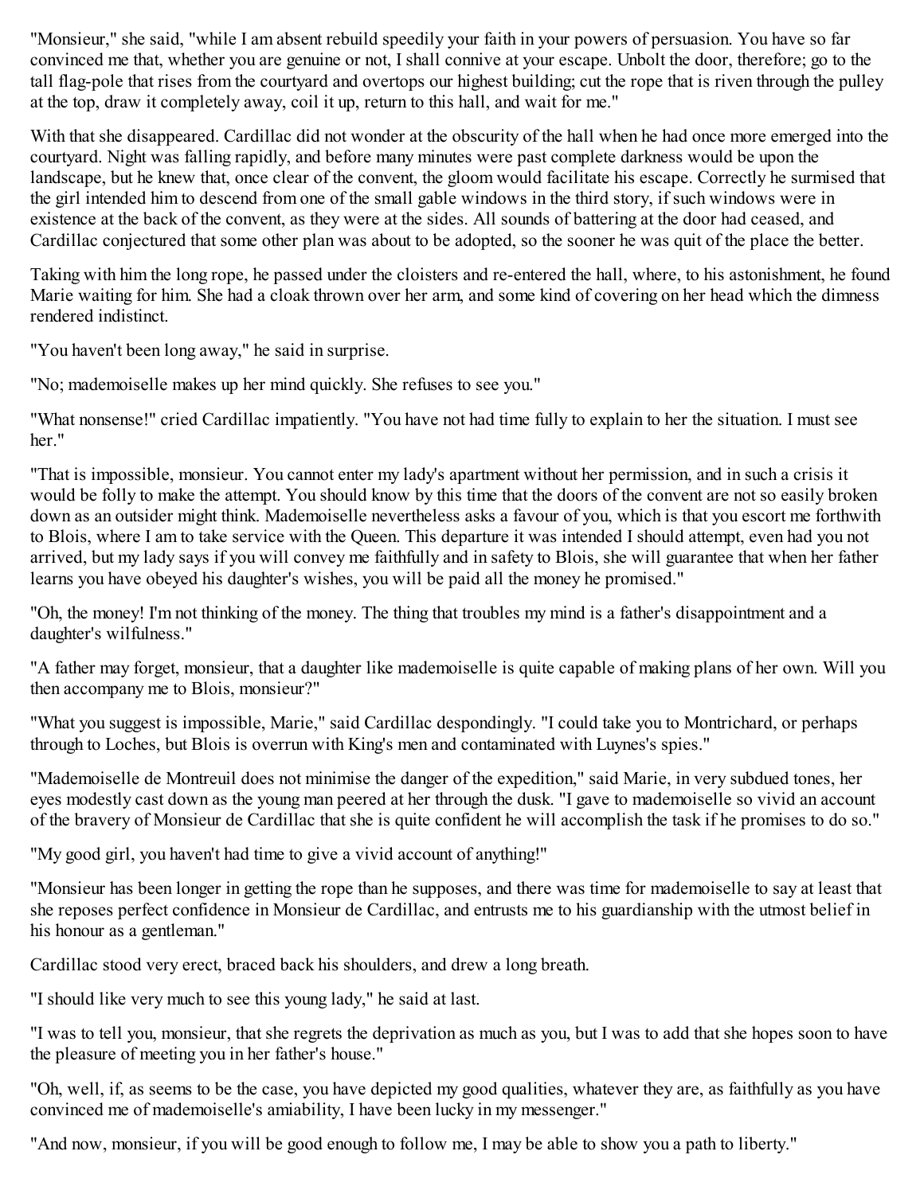"Monsieur," she said, "while I am absent rebuild speedily your faith in your powers of persuasion. You have so far convinced me that, whether you are genuine or not, I shall connive at your escape. Unbolt the door, therefore; go to the tall flag-pole that rises from the courtyard and overtops our highest building; cut the rope that is riven through the pulley at the top, draw it completely away, coil it up, return to this hall, and wait for me."

With that she disappeared. Cardillac did not wonder at the obscurity of the hall when he had once more emerged into the courtyard. Night was falling rapidly, and before many minutes were past complete darkness would be upon the landscape, but he knew that, once clear of the convent, the gloom would facilitate his escape. Correctly he surmised that the girl intended him to descend from one of the small gable windows in the third story, if such windows were in existence at the back of the convent, as they were at the sides. All sounds of battering at the door had ceased, and Cardillac conjectured that some other plan was about to be adopted, so the sooner he was quit of the place the better.

Taking with him the long rope, he passed under the cloisters and re-entered the hall, where, to his astonishment, he found Marie waiting for him. She had a cloak thrown over her arm, and some kind of covering on her head which the dimness rendered indistinct.

"You haven't been long away," he said in surprise.

"No; mademoiselle makes up her mind quickly. She refuses to see you."

"What nonsense!" cried Cardillac impatiently. "You have not had time fully to explain to her the situation. I must see her."

"That is impossible, monsieur. You cannot enter my lady's apartment without her permission, and in such a crisis it would be folly to make the attempt. You should know by this time that the doors of the convent are not so easily broken down as an outsider might think. Mademoiselle nevertheless asks a favour of you, which is that you escort me forthwith to Blois, where I am to take service with the Queen. This departure it was intended I should attempt, even had you not arrived, but my lady says if you will convey me faithfully and in safety to Blois, she will guarantee that when her father learns you have obeyed his daughter's wishes, you will be paid all the money he promised."

"Oh, the money! I'm not thinking of the money. The thing that troubles my mind is a father's disappointment and a daughter's wilfulness."

"A father may forget, monsieur, that a daughter like mademoiselle is quite capable of making plans of her own. Will you then accompany me to Blois, monsieur?"

"What you suggest is impossible, Marie," said Cardillac despondingly. "I could take you to Montrichard, or perhaps through to Loches, but Blois is overrun with King's men and contaminated with Luynes's spies."

"Mademoiselle de Montreuil does not minimise the danger of the expedition," said Marie, in very subdued tones, her eyes modestly cast down as the young man peered at her through the dusk. "I gave to mademoiselle so vivid an account of the bravery of Monsieur de Cardillac that she is quite confident he will accomplish the task if he promises to do so."

"My good girl, you haven't had time to give a vivid account of anything!"

"Monsieur has been longer in getting the rope than he supposes, and there was time for mademoiselle to say at least that she reposes perfect confidence in Monsieur de Cardillac, and entrusts me to his guardianship with the utmost belief in his honour as a gentleman."

Cardillac stood very erect, braced back his shoulders, and drew a long breath.

"I should like very much to see this young lady," he said at last.

"I was to tell you, monsieur, that she regrets the deprivation as much as you, but I was to add that she hopes soon to have the pleasure of meeting you in her father's house."

"Oh, well, if, as seems to be the case, you have depicted my good qualities, whatever they are, as faithfully as you have convinced me of mademoiselle's amiability, I have been lucky in my messenger."

"And now, monsieur, if you will be good enough to follow me, I may be able to show you a path to liberty."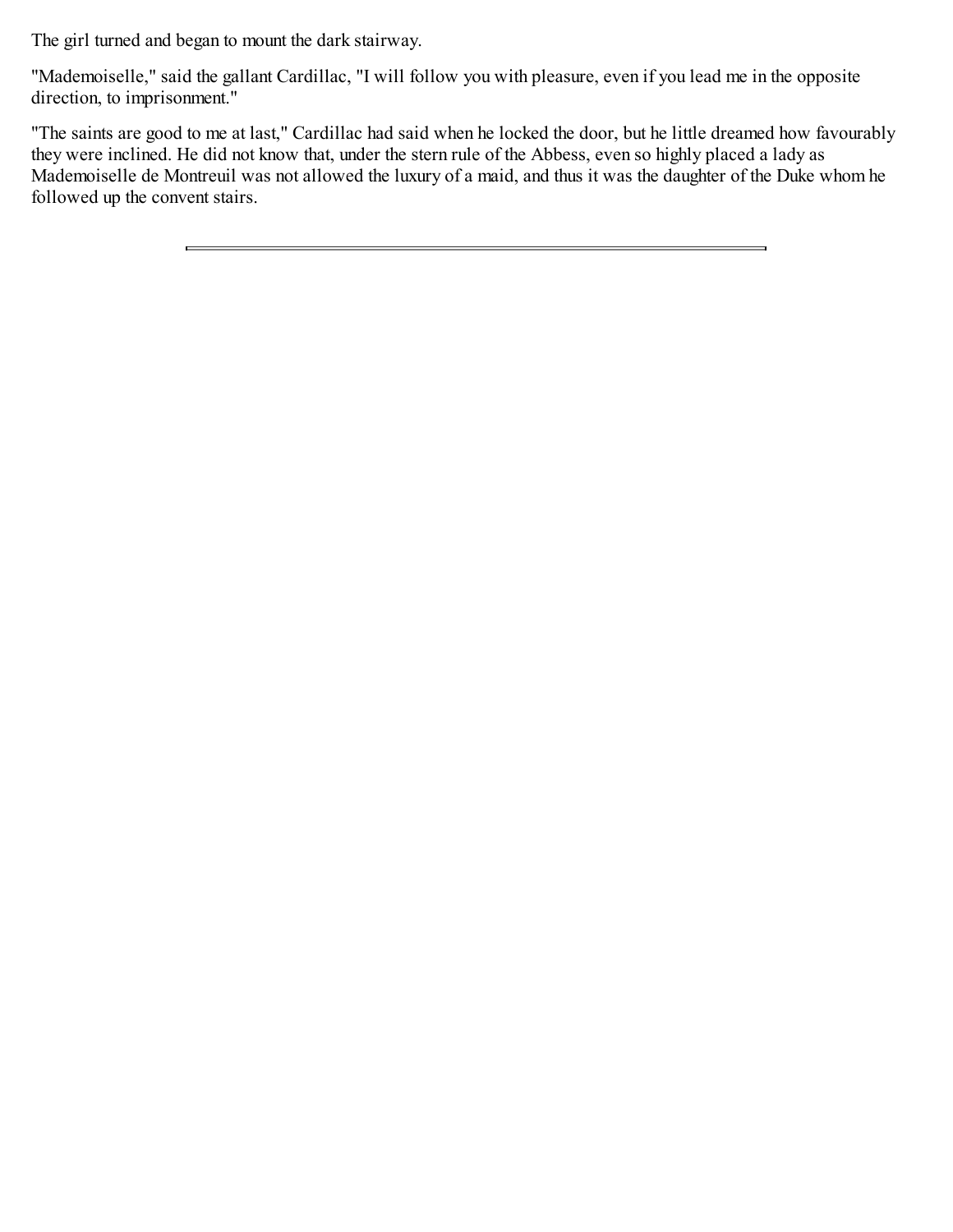The girl turned and began to mount the dark stairway.

"Mademoiselle," said the gallant Cardillac, "I will follow you with pleasure, even if you lead me in the opposite direction, to imprisonment."

"The saints are good to me at last," Cardillac had said when he locked the door, but he little dreamed how favourably they were inclined. He did not know that, under the stern rule of the Abbess, even so highly placed a lady as Mademoiselle de Montreuil was not allowed the luxury of a maid, and thus it was the daughter of the Duke whom he followed up the convent stairs.

---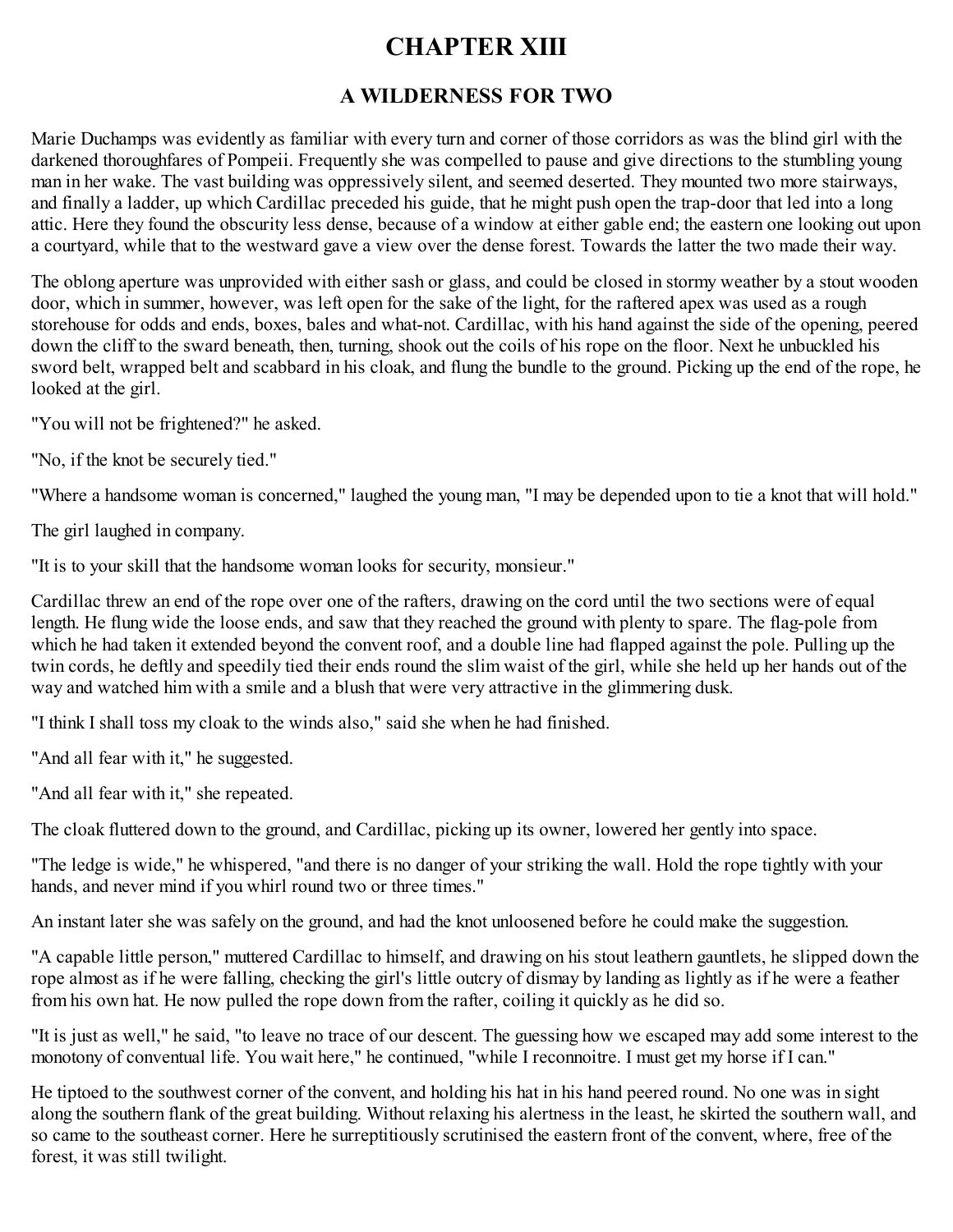# CHAPTER XIII

## A WILDERNESS FOR TWO

Marie Duchamps was evidently as familiar with every turn and corner of those corridors as was the blind girl with the darkened thoroughfares of Pompeii. Frequently she was compelled to pause and give directions to the stumbling young man in her wake. The vast building was oppressively silent, and seemed deserted. They mounted two more stairways, and finally a ladder, up which Cardillac preceded his guide, that he might push open the trap-door that led into a long attic. Here they found the obscurity less dense, because of a window at either gable end; the eastern one looking out upon a courtyard, while that to the westward gave a view over the dense forest. Towards the latter the two made their way.

The oblong aperture was unprovided with either sash or glass, and could be closed in stormy weather by a stout wooden door, which in summer, however, was left open for the sake of the light, for the raftered apex was used as a rough storehouse for odds and ends, boxes, bales and what-not. Cardillac, with his hand against the side of the opening, peered down the cliff to the sward beneath, then, turning, shook out the coils of his rope on the floor. Next he unbuckled his sword belt, wrapped belt and scabbard in his cloak, and flung the bundle to the ground. Picking up the end of the rope, he looked at the girl.

"You will not be frightened?" he asked.

"No, if the knot be securely tied."

"Where a handsome woman is concerned," laughed the young man, "I may be depended upon to tie a knot that will hold."

The girl laughed in company.

"It is to your skill that the handsome woman looks for security, monsieur."

Cardillac threw an end of the rope over one of the rafters, drawing on the cord until the two sections were of equal length. He flung wide the loose ends, and saw that they reached the ground with plenty to spare. The flag-pole from which he had taken it extended beyond the convent roof, and a double line had flapped against the pole. Pulling up the twin cords, he deftly and speedily tied their ends round the slim waist of the girl, while she held up her hands out of the way and watched him with a smile and a blush that were very attractive in the glimmering dusk.

"I think I shall toss my cloak to the winds also," said she when he had finished.

"And all fear with it," he suggested.

"And all fear with it," she repeated.

The cloak fluttered down to the ground, and Cardillac, picking up its owner, lowered her gently into space.

"The ledge is wide," he whispered, "and there is no danger of your striking the wall. Hold the rope tightly with your hands, and never mind if you whirl round two or three times."

An instant later she was safely on the ground, and had the knot unloosened before he could make the suggestion.

"A capable little person," muttered Cardillac to himself, and drawing on his stout leathern gauntlets, he slipped down the rope almost as if he were falling, checking the girl's little outcry of dismay by landing as lightly as if he were a feather from his own hat. He now pulled the rope down from the rafter, coiling it quickly as he did so.

"It is just as well," he said, "to leave no trace of our descent. The guessing how we escaped may add some interest to the monotony of conventual life. You wait here," he continued, "while I reconnoitre. I must get my horse if I can."

He tiptoed to the southwest corner of the convent, and holding his hat in his hand peered round. No one was in sight along the southern flank of the great building. Without relaxing his alertness in the least, he skirted the southern wall, and so came to the southeast corner. Here he surreptitiously scrutinised the eastern front of the convent, where, free of the forest, it was still twilight.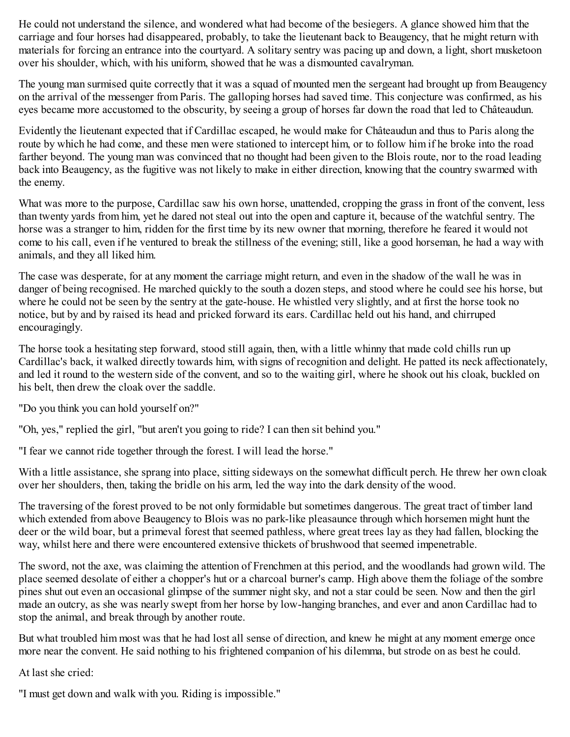He could not understand the silence, and wondered what had become of the besiegers. A glance showed him that the carriage and four horses had disappeared, probably, to take the lieutenant back to Beaugency, that he might return with materials for forcing an entrance into the courtyard. A solitary sentry was pacing up and down, a light, short musketoon over his shoulder, which, with his uniform, showed that he was a dismounted cavalryman.

The young man surmised quite correctly that it was a squad of mounted men the sergeant had brought up from Beaugency on the arrival of the messenger from Paris. The galloping horses had saved time. This conjecture was confirmed, as his eyes became more accustomed to the obscurity, by seeing a group of horses far down the road that led to Châteaudun.

Evidently the lieutenant expected that if Cardillac escaped, he would make for Châteaudun and thus to Paris along the route by which he had come, and these men were stationed to intercept him, or to follow him if he broke into the road farther beyond. The young man was convinced that no thought had been given to the Blois route, nor to the road leading back into Beaugency, as the fugitive was not likely to make in either direction, knowing that the country swarmed with the enemy.

What was more to the purpose, Cardillac saw his own horse, unattended, cropping the grass in front of the convent, less than twenty yards from him, yet he dared not steal out into the open and capture it, because of the watchful sentry. The horse was a stranger to him, ridden for the first time by its new owner that morning, therefore he feared it would not come to his call, even if he ventured to break the stillness of the evening; still, like a good horseman, he had a way with animals, and they all liked him.

The case was desperate, for at any moment the carriage might return, and even in the shadow of the wall he was in danger of being recognised. He marched quickly to the south a dozen steps, and stood where he could see his horse, but where he could not be seen by the sentry at the gate-house. He whistled very slightly, and at first the horse took no notice, but by and by raised its head and pricked forward its ears. Cardillac held out his hand, and chirruped encouragingly.

The horse took a hesitating step forward, stood still again, then, with a little whinny that made cold chills run up Cardillac's back, it walked directly towards him, with signs of recognition and delight. He patted its neck affectionately, and led it round to the western side of the convent, and so to the waiting girl, where he shook out his cloak, buckled on his belt, then drew the cloak over the saddle.

"Do you think you can hold yourself on?"

"Oh, yes," replied the girl, "but aren't you going to ride? I can then sit behind you."

"I fear we cannot ride together through the forest. I will lead the horse."

With a little assistance, she sprang into place, sitting sideways on the somewhat difficult perch. He threw her own cloak over her shoulders, then, taking the bridle on his arm, led the way into the dark density of the wood.

The traversing of the forest proved to be not only formidable but sometimes dangerous. The great tract of timber land which extended from above Beaugency to Blois was no park-like pleasaunce through which horsemen might hunt the deer or the wild boar, but a primeval forest that seemed pathless, where great trees lay as they had fallen, blocking the way, whilst here and there were encountered extensive thickets of brushwood that seemed impenetrable.

The sword, not the axe, was claiming the attention of Frenchmen at this period, and the woodlands had grown wild. The place seemed desolate of either a chopper's hut or a charcoal burner's camp. High above them the foliage of the sombre pines shut out even an occasional glimpse of the summer night sky, and not a star could be seen. Now and then the girl made an outcry, as she was nearly swept from her horse by low-hanging branches, and ever and anon Cardillac had to stop the animal, and break through by another route.

But what troubled him most was that he had lost all sense of direction, and knew he might at any moment emerge once more near the convent. He said nothing to his frightened companion of his dilemma, but strode on as best he could.

At last she cried:

"I must get down and walk with you. Riding is impossible."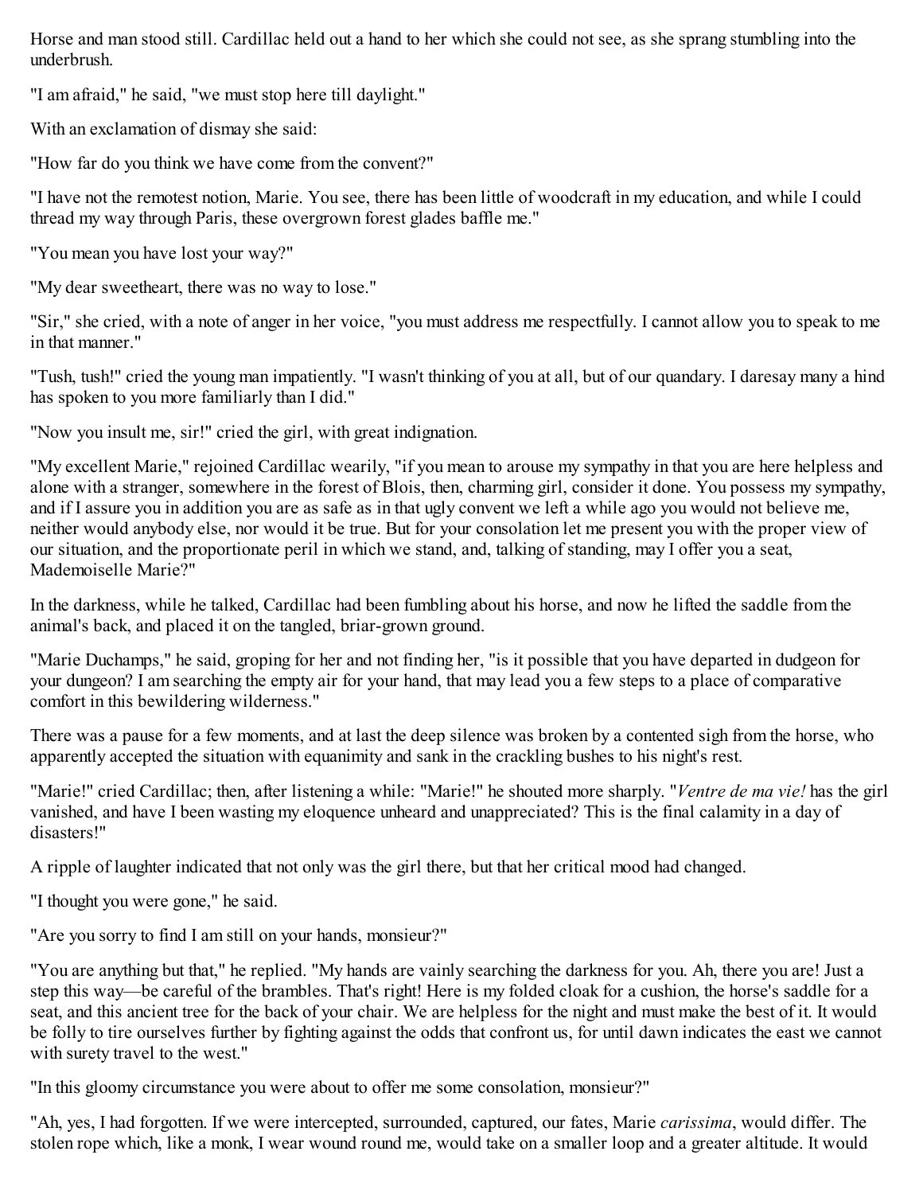Horse and man stood still. Cardillac held out a hand to her which she could not see, as she sprang stumbling into the underbrush.

"I am afraid," he said, "we must stop here till daylight."

With an exclamation of dismay she said:

"How far do you think we have come from the convent?"

"I have not the remotest notion, Marie. You see, there has been little of woodcraft in my education, and while I could thread my way through Paris, these overgrown forest glades baffle me."

"You mean you have lost your way?"

"My dear sweetheart, there was no way to lose."

"Sir," she cried, with a note of anger in her voice, "you must address me respectfully. I cannot allow you to speak to me in that manner."

"Tush, tush!" cried the young man impatiently. "I wasn't thinking of you at all, but of our quandary. I daresay many a hind has spoken to you more familiarly than I did."

"Now you insult me, sir!" cried the girl, with great indignation.

"My excellent Marie," rejoined Cardillac wearily, "if you mean to arouse my sympathy in that you are here helpless and alone with a stranger, somewhere in the forest of Blois, then, charming girl, consider it done. You possess my sympathy, and if I assure you in addition you are as safe as in that ugly convent we left a while ago you would not believe me, neither would anybody else, nor would it be true. But for your consolation let me present you with the proper view of our situation, and the proportionate peril in which we stand, and, talking of standing, may I offer you a seat, Mademoiselle Marie?"

In the darkness, while he talked, Cardillac had been fumbling about his horse, and now he lifted the saddle from the animal's back, and placed it on the tangled, briar-grown ground.

"Marie Duchamps," he said, groping for her and not finding her, "is it possible that you have departed in dudgeon for your dungeon? I am searching the empty air for your hand, that may lead you a few steps to a place of comparative comfort in this bewildering wilderness."

There was a pause for a few moments, and at last the deep silence was broken by a contented sigh from the horse, who apparently accepted the situation with equanimity and sank in the crackling bushes to his night's rest.

"Marie!" cried Cardillac; then, after listening a while: "Marie!" he shouted more sharply. "*Ventre de ma vie!* has the girl vanished, and have I been wasting my eloquence unheard and unappreciated? This is the final calamity in a day of disasters!"

A ripple of laughter indicated that not only was the girl there, but that her critical mood had changed.

"I thought you were gone," he said.

"Are you sorry to find I am still on your hands, monsieur?"

"You are anything but that," he replied. "My hands are vainly searching the darkness for you. Ah, there you are! Just a step this way—be careful of the brambles. That's right! Here is my folded cloak for a cushion, the horse's saddle for a seat, and this ancient tree for the back of your chair. We are helpless for the night and must make the best of it. It would be folly to tire ourselves further by fighting against the odds that confront us, for until dawn indicates the east we cannot with surety travel to the west."

"In this gloomy circumstance you were about to offer me some consolation, monsieur?"

"Ah, yes, I had forgotten. If we were intercepted, surrounded, captured, our fates, Marie *carissima*, would differ. The stolen rope which, like a monk, I wear wound round me, would take on a smaller loop and a greater altitude. It would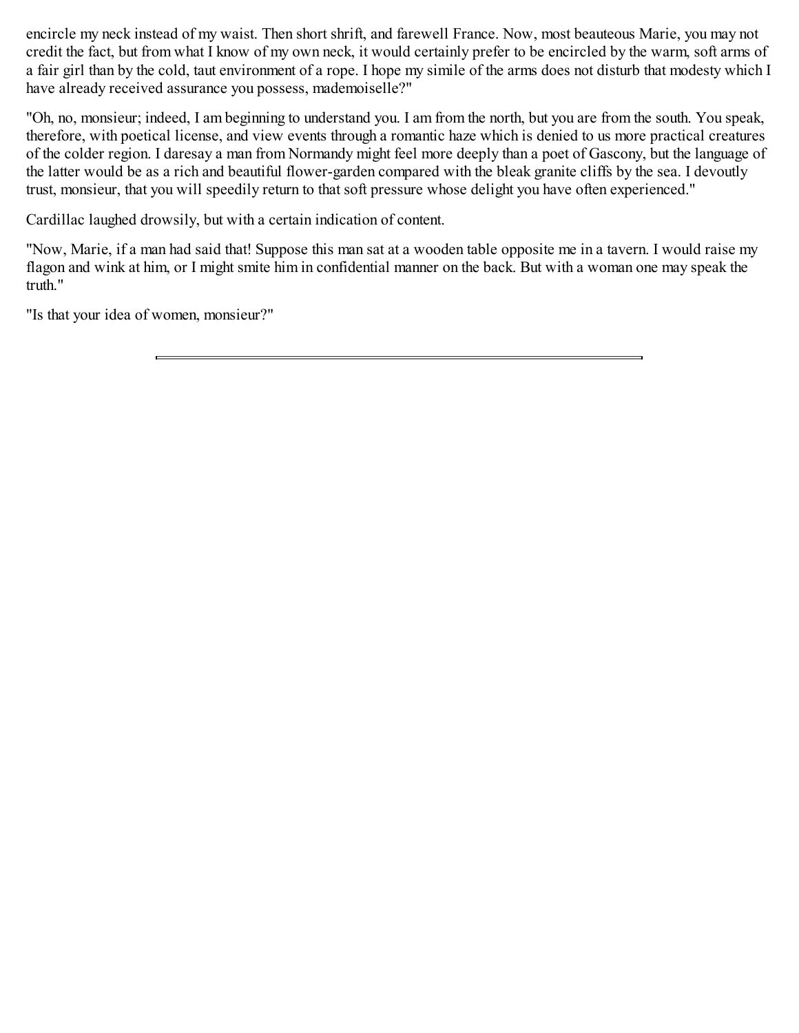encircle my neck instead of my waist. Then short shrift, and farewell France. Now, most beauteous Marie, you may not credit the fact, but from what I know of my own neck, it would certainly prefer to be encircled by the warm, soft arms of a fair girl than by the cold, taut environment of a rope. I hope my simile of the arms does not disturb that modesty which I have already received assurance you possess, mademoiselle?"

"Oh, no, monsieur; indeed, I am beginning to understand you. I am from the north, but you are from the south. You speak, therefore, with poetical license, and view events through a romantic haze which is denied to us more practical creatures of the colder region. I daresay a man from Normandy might feel more deeply than a poet of Gascony, but the language of the latter would be as a rich and beautiful flower-garden compared with the bleak granite cliffs by the sea. I devoutly trust, monsieur, that you will speedily return to that soft pressure whose delight you have often experienced."

Cardillac laughed drowsily, but with a certain indication of content.

"Now, Marie, if a man had said that! Suppose this man sat at a wooden table opposite me in a tavern. I would raise my flagon and wink at him, or I might smite him in confidential manner on the back. But with a woman one may speak the truth."

"Is that your idea of women, monsieur?"

---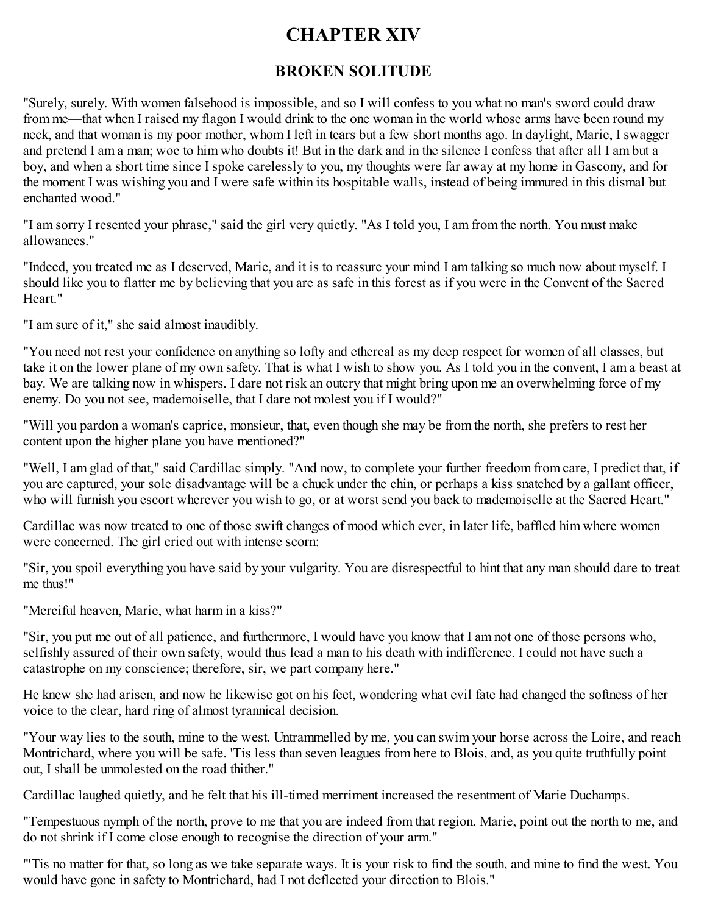# CHAPTER XIV

## BROKEN SOLITUDE

"Surely, surely. With women falsehood is impossible, and so I will confess to you what no man's sword could draw from me—that when I raised my flagon I would drink to the one woman in the world whose arms have been round my neck, and that woman is my poor mother, whom I left in tears but a few short months ago. In daylight, Marie, I swagger and pretend I am a man; woe to him who doubts it! But in the dark and in the silence I confess that after all I am but a boy, and when a short time since I spoke carelessly to you, my thoughts were far away at my home in Gascony, and for the moment I was wishing you and I were safe within its hospitable walls, instead of being immured in this dismal but enchanted wood."

"I am sorry I resented your phrase," said the girl very quietly. "As I told you, I am from the north. You must make allowances."

"Indeed, you treated me as I deserved, Marie, and it is to reassure your mind I am talking so much now about myself. I should like you to flatter me by believing that you are as safe in this forest as if you were in the Convent of the Sacred Heart."

"I am sure of it," she said almost inaudibly.

"You need not rest your confidence on anything so lofty and ethereal as my deep respect for women of all classes, but take it on the lower plane of my own safety. That is what I wish to show you. As I told you in the convent, I am a beast at bay. We are talking now in whispers. I dare not risk an outcry that might bring upon me an overwhelming force of my enemy. Do you not see, mademoiselle, that I dare not molest you if I would?"

"Will you pardon a woman's caprice, monsieur, that, even though she may be from the north, she prefers to rest her content upon the higher plane you have mentioned?"

"Well, I am glad of that," said Cardillac simply. "And now, to complete your further freedom from care, I predict that, if you are captured, your sole disadvantage will be a chuck under the chin, or perhaps a kiss snatched by a gallant officer, who will furnish you escort wherever you wish to go, or at worst send you back to mademoiselle at the Sacred Heart."

Cardillac was now treated to one of those swift changes of mood which ever, in later life, baffled him where women were concerned. The girl cried out with intense scorn:

"Sir, you spoil everything you have said by your vulgarity. You are disrespectful to hint that any man should dare to treat me thus!"

"Merciful heaven, Marie, what harm in a kiss?"

"Sir, you put me out of all patience, and furthermore, I would have you know that I am not one of those persons who, selfishly assured of their own safety, would thus lead a man to his death with indifference. I could not have such a catastrophe on my conscience; therefore, sir, we part company here."

He knew she had arisen, and now he likewise got on his feet, wondering what evil fate had changed the softness of her voice to the clear, hard ring of almost tyrannical decision.

"Your way lies to the south, mine to the west. Untrammelled by me, you can swim your horse across the Loire, and reach Montrichard, where you will be safe. 'Tis less than seven leagues from here to Blois, and, as you quite truthfully point out, I shall be unmolested on the road thither."

Cardillac laughed quietly, and he felt that his ill-timed merriment increased the resentment of Marie Duchamps.

"Tempestuous nymph of the north, prove to me that you are indeed from that region. Marie, point out the north to me, and do not shrink if I come close enough to recognise the direction of your arm."

"'Tis no matter for that, so long as we take separate ways. It is your risk to find the south, and mine to find the west. You would have gone in safety to Montrichard, had I not deflected your direction to Blois."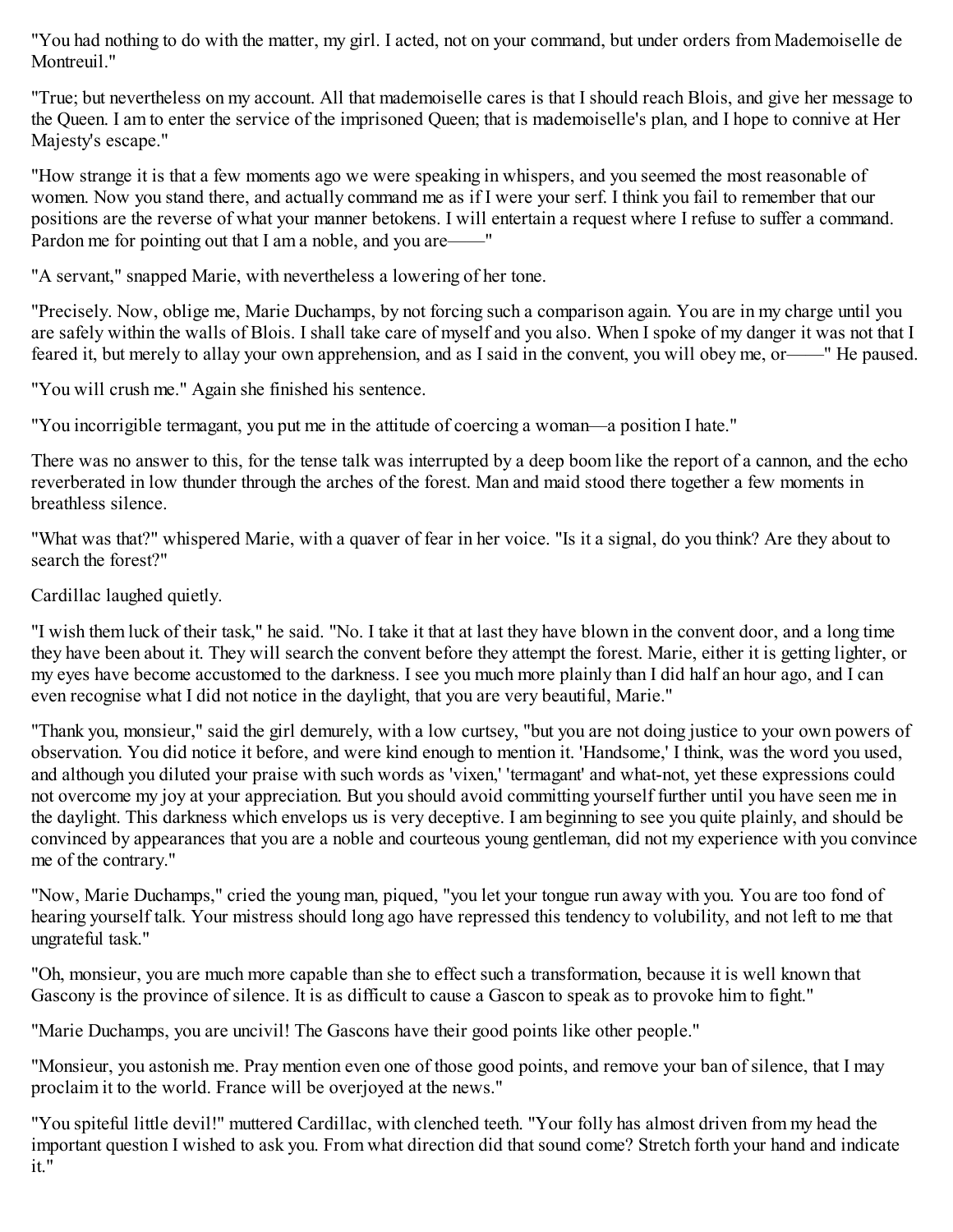"You had nothing to do with the matter, my girl. I acted, not on your command, but under orders from Mademoiselle de Montreuil."

"True; but nevertheless on my account. All that mademoiselle cares is that I should reach Blois, and give her message to the Queen. I am to enter the service of the imprisoned Queen; that is mademoiselle's plan, and I hope to connive at Her Majesty's escape."

"How strange it is that a few moments ago we were speaking in whispers, and you seemed the most reasonable of women. Now you stand there, and actually command me as if I were your serf. I think you fail to remember that our positions are the reverse of what your manner betokens. I will entertain a request where I refuse to suffer a command. Pardon me for pointing out that I am a noble, and you are——"

"A servant," snapped Marie, with nevertheless a lowering of her tone.

"Precisely. Now, oblige me, Marie Duchamps, by not forcing such a comparison again. You are in my charge until you are safely within the walls of Blois. I shall take care of myself and you also. When I spoke of my danger it was not that I feared it, but merely to allay your own apprehension, and as I said in the convent, you will obey me, or——" He paused.

"You will crush me." Again she finished his sentence.

"You incorrigible termagant, you put me in the attitude of coercing a woman—a position I hate."

There was no answer to this, for the tense talk was interrupted by a deep boom like the report of a cannon, and the echo reverberated in low thunder through the arches of the forest. Man and maid stood there together a few moments in breathless silence.

"What was that?" whispered Marie, with a quaver of fear in her voice. "Is it a signal, do you think? Are they about to search the forest?"

Cardillac laughed quietly.

"I wish them luck of their task," he said. "No. I take it that at last they have blown in the convent door, and a long time they have been about it. They will search the convent before they attempt the forest. Marie, either it is getting lighter, or my eyes have become accustomed to the darkness. I see you much more plainly than I did half an hour ago, and I can even recognise what I did not notice in the daylight, that you are very beautiful, Marie."

"Thank you, monsieur," said the girl demurely, with a low curtsey, "but you are not doing justice to your own powers of observation. You did notice it before, and were kind enough to mention it. 'Handsome,' I think, was the word you used, and although you diluted your praise with such words as 'vixen,' 'termagant' and what-not, yet these expressions could not overcome my joy at your appreciation. But you should avoid committing yourself further until you have seen me in the daylight. This darkness which envelops us is very deceptive. I am beginning to see you quite plainly, and should be convinced by appearances that you are a noble and courteous young gentleman, did not my experience with you convince me of the contrary."

"Now, Marie Duchamps," cried the young man, piqued, "you let your tongue run away with you. You are too fond of hearing yourself talk. Your mistress should long ago have repressed this tendency to volubility, and not left to me that ungrateful task."

"Oh, monsieur, you are much more capable than she to effect such a transformation, because it is well known that Gascony is the province of silence. It is as difficult to cause a Gascon to speak as to provoke him to fight."

"Marie Duchamps, you are uncivil! The Gascons have their good points like other people."

"Monsieur, you astonish me. Pray mention even one of those good points, and remove your ban of silence, that I may proclaim it to the world. France will be overjoyed at the news."

"You spiteful little devil!" muttered Cardillac, with clenched teeth. "Your folly has almost driven from my head the important question I wished to ask you. From what direction did that sound come? Stretch forth your hand and indicate it."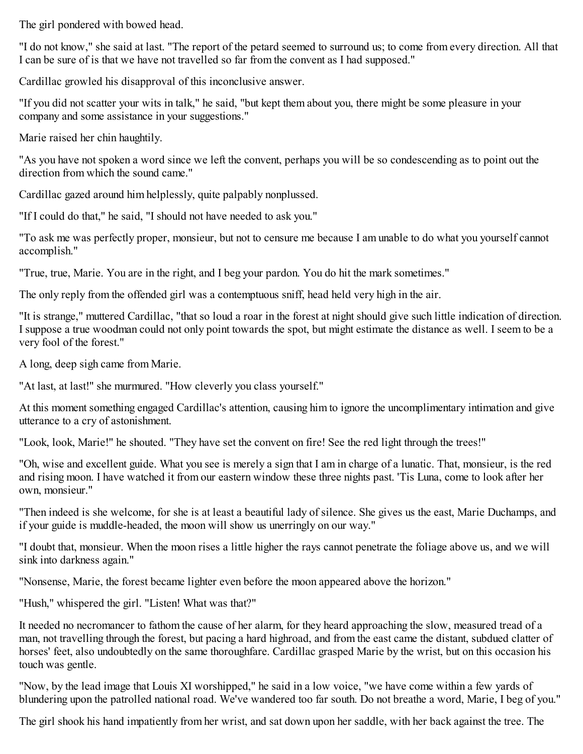The girl pondered with bowed head.

"I do not know," she said at last. "The report of the petard seemed to surround us; to come from every direction. All that I can be sure of is that we have not travelled so far from the convent as I had supposed."

Cardillac growled his disapproval of this inconclusive answer.

"If you did not scatter your wits in talk," he said, "but kept them about you, there might be some pleasure in your company and some assistance in your suggestions."

Marie raised her chin haughtily.

"As you have not spoken a word since we left the convent, perhaps you will be so condescending as to point out the direction from which the sound came."

Cardillac gazed around him helplessly, quite palpably nonplussed.

"If I could do that," he said, "I should not have needed to ask you."

"To ask me was perfectly proper, monsieur, but not to censure me because I am unable to do what you yourself cannot accomplish."

"True, true, Marie. You are in the right, and I beg your pardon. You do hit the mark sometimes."

The only reply from the offended girl was a contemptuous sniff, head held very high in the air.

"It is strange," muttered Cardillac, "that so loud a roar in the forest at night should give such little indication of direction. I suppose a true woodman could not only point towards the spot, but might estimate the distance as well. I seem to be a very fool of the forest."

A long, deep sigh came from Marie.

"At last, at last!" she murmured. "How cleverly you class yourself."

At this moment something engaged Cardillac's attention, causing him to ignore the uncomplimentary intimation and give utterance to a cry of astonishment.

"Look, look, Marie!" he shouted. "They have set the convent on fire! See the red light through the trees!"

"Oh, wise and excellent guide. What you see is merely a sign that I am in charge of a lunatic. That, monsieur, is the red and rising moon. I have watched it from our eastern window these three nights past. 'Tis Luna, come to look after her own, monsieur."

"Then indeed is she welcome, for she is at least a beautiful lady of silence. She gives us the east, Marie Duchamps, and if your guide is muddle-headed, the moon will show us unerringly on our way."

"I doubt that, monsieur. When the moon rises a little higher the rays cannot penetrate the foliage above us, and we will sink into darkness again."

"Nonsense, Marie, the forest became lighter even before the moon appeared above the horizon."

"Hush," whispered the girl. "Listen! What was that?"

It needed no necromancer to fathom the cause of her alarm, for they heard approaching the slow, measured tread of a man, not travelling through the forest, but pacing a hard highroad, and from the east came the distant, subdued clatter of horses' feet, also undoubtedly on the same thoroughfare. Cardillac grasped Marie by the wrist, but on this occasion his touch was gentle.

"Now, by the lead image that Louis XI worshipped," he said in a low voice, "we have come within a few yards of blundering upon the patrolled national road. We've wandered too far south. Do not breathe a word, Marie, I beg of you."

The girl shook his hand impatiently from her wrist, and sat down upon her saddle, with her back against the tree. The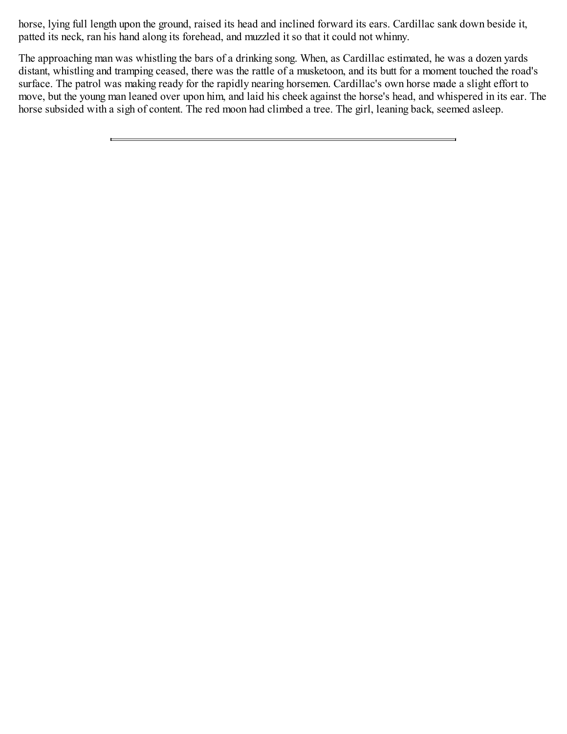horse, lying full length upon the ground, raised its head and inclined forward its ears. Cardillac sank down beside it, patted its neck, ran his hand along its forehead, and muzzled it so that it could not whinny.

The approaching man was whistling the bars of a drinking song. When, as Cardillac estimated, he was a dozen yards distant, whistling and tramping ceased, there was the rattle of a musketoon, and its butt for a moment touched the road's surface. The patrol was making ready for the rapidly nearing horsemen. Cardillac's own horse made a slight effort to move, but the young man leaned over upon him, and laid his cheek against the horse's head, and whispered in its ear. The horse subsided with a sigh of content. The red moon had climbed a tree. The girl, leaning back, seemed asleep.

---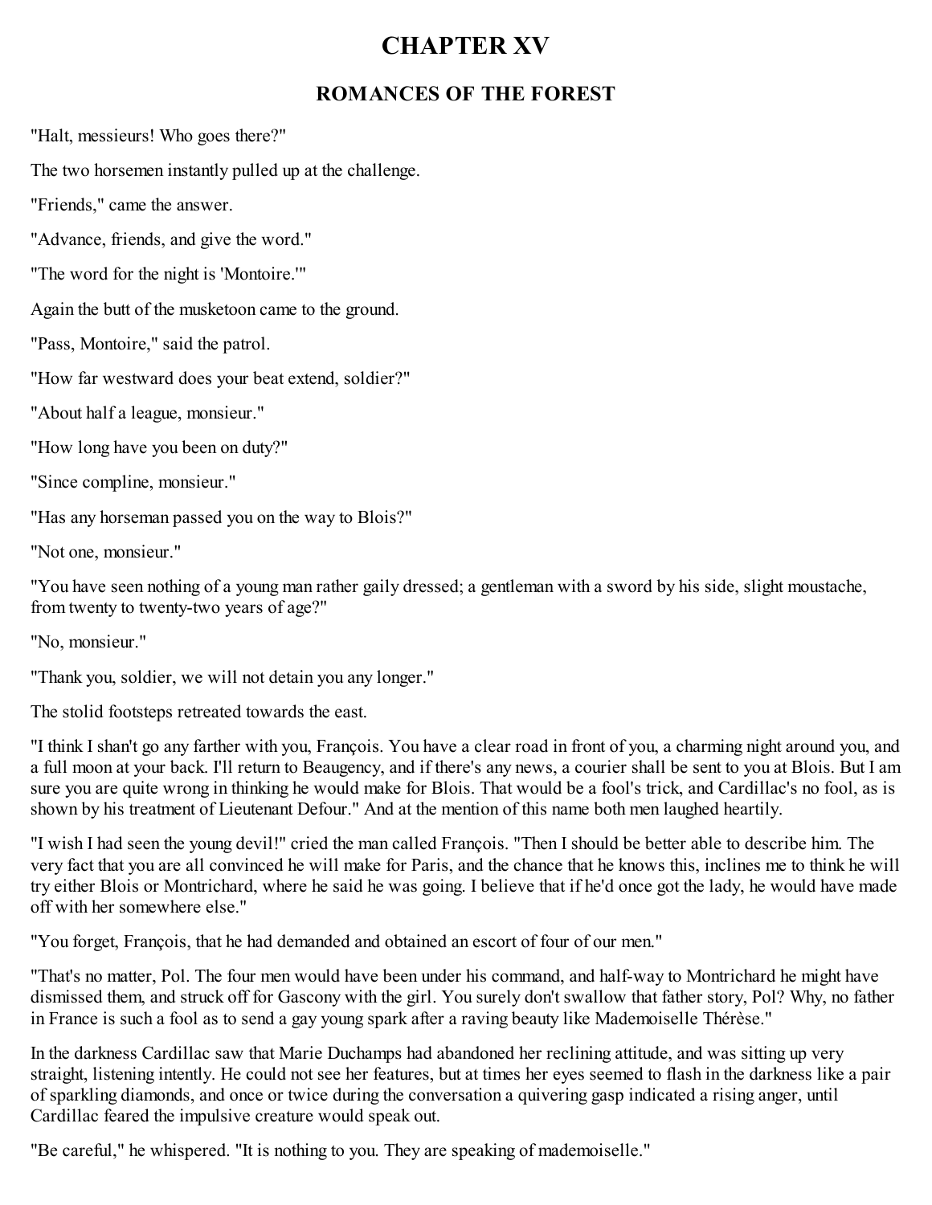# CHAPTER XV

## ROMANCES OF THE FOREST

"Halt, messieurs! Who goes there?"

The two horsemen instantly pulled up at the challenge.

"Friends," came the answer.

"Advance, friends, and give the word."

"The word for the night is 'Montoire.'"

Again the butt of the musketoon came to the ground.

"Pass, Montoire," said the patrol.

"How far westward does your beat extend, soldier?"

"About half a league, monsieur."

"How long have you been on duty?"

"Since compline, monsieur."

"Has any horseman passed you on the way to Blois?"

"Not one, monsieur."

"You have seen nothing of a young man rather gaily dressed; a gentleman with a sword by his side, slight moustache, from twenty to twenty-two years of age?"

"No, monsieur."

"Thank you, soldier, we will not detain you any longer."

The stolid footsteps retreated towards the east.

"I think I shan't go any farther with you, François. You have a clear road in front of you, a charming night around you, and a full moon at your back. I'll return to Beaugency, and if there's any news, a courier shall be sent to you at Blois. But I am sure you are quite wrong in thinking he would make for Blois. That would be a fool's trick, and Cardillac's no fool, as is shown by his treatment of Lieutenant Defour." And at the mention of this name both men laughed heartily.

"I wish I had seen the young devil!" cried the man called François. "Then I should be better able to describe him. The very fact that you are all convinced he will make for Paris, and the chance that he knows this, inclines me to think he will try either Blois or Montrichard, where he said he was going. I believe that if he'd once got the lady, he would have made off with her somewhere else."

"You forget, François, that he had demanded and obtained an escort of four of our men."

"That's no matter, Pol. The four men would have been under his command, and half-way to Montrichard he might have dismissed them, and struck off for Gascony with the girl. You surely don't swallow that father story, Pol? Why, no father in France is such a fool as to send a gay young spark after a raving beauty like Mademoiselle Thérèse."

In the darkness Cardillac saw that Marie Duchamps had abandoned her reclining attitude, and was sitting up very straight, listening intently. He could not see her features, but at times her eyes seemed to flash in the darkness like a pair of sparkling diamonds, and once or twice during the conversation a quivering gasp indicated a rising anger, until Cardillac feared the impulsive creature would speak out.

"Be careful," he whispered. "It is nothing to you. They are speaking of mademoiselle."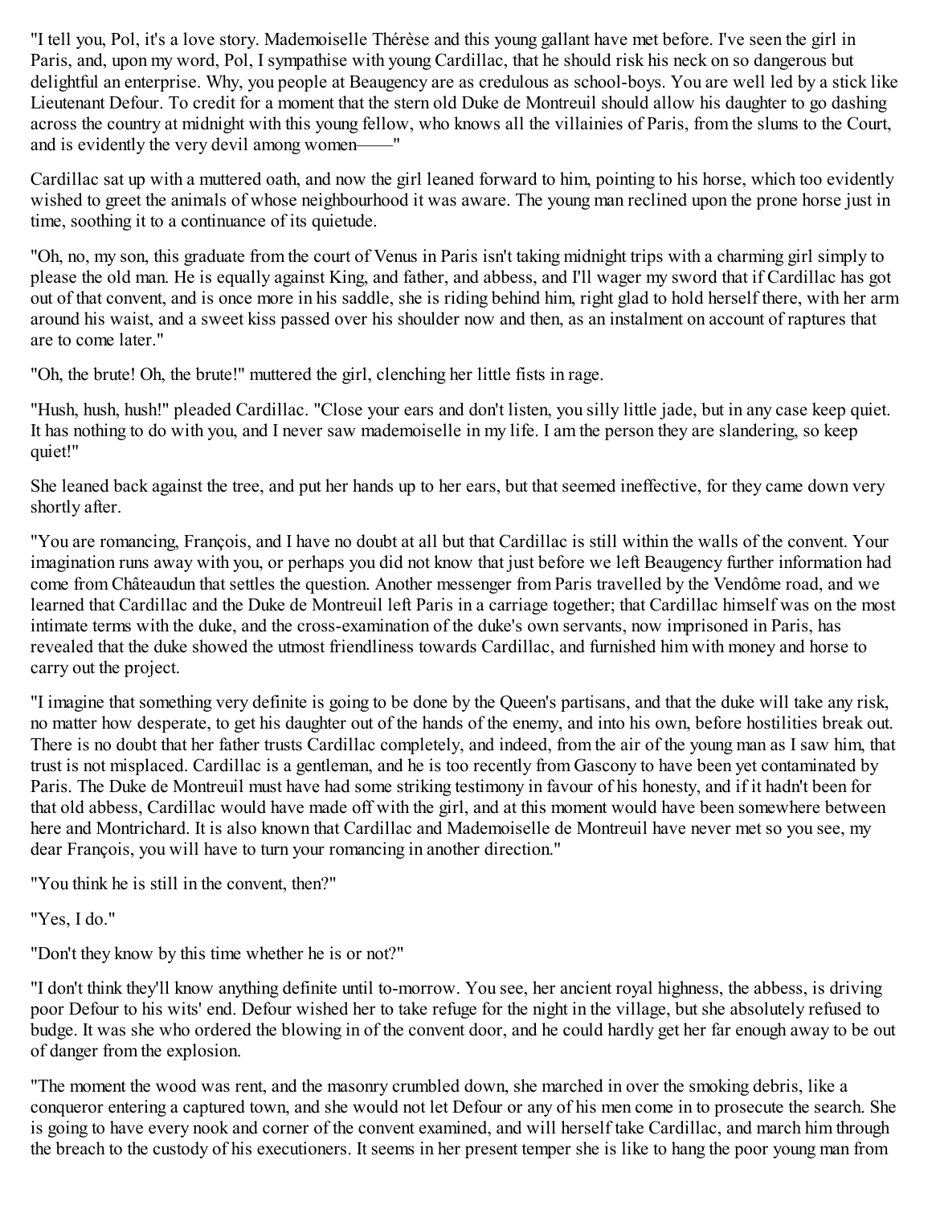"I tell you, Pol, it's a love story. Mademoiselle Thérèse and this young gallant have met before. I've seen the girl in Paris, and, upon my word, Pol, I sympathise with young Cardillac, that he should risk his neck on so dangerous but delightful an enterprise. Why, you people at Beaugency are as credulous as school-boys. You are well led by a stick like Lieutenant Defour. To credit for a moment that the stern old Duke de Montreuil should allow his daughter to go dashing across the country at midnight with this young fellow, who knows all the villainies of Paris, from the slums to the Court, and is evidently the very devil among women——"

Cardillac sat up with a muttered oath, and now the girl leaned forward to him, pointing to his horse, which too evidently wished to greet the animals of whose neighbourhood it was aware. The young man reclined upon the prone horse just in time, soothing it to a continuance of its quietude.

"Oh, no, my son, this graduate from the court of Venus in Paris isn't taking midnight trips with a charming girl simply to please the old man. He is equally against King, and father, and abbess, and I'll wager my sword that if Cardillac has got out of that convent, and is once more in his saddle, she is riding behind him, right glad to hold herself there, with her arm around his waist, and a sweet kiss passed over his shoulder now and then, as an instalment on account of raptures that are to come later."

"Oh, the brute! Oh, the brute!" muttered the girl, clenching her little fists in rage.

"Hush, hush, hush!" pleaded Cardillac. "Close your ears and don't listen, you silly little jade, but in any case keep quiet. It has nothing to do with you, and I never saw mademoiselle in my life. I am the person they are slandering, so keep quiet!"

She leaned back against the tree, and put her hands up to her ears, but that seemed ineffective, for they came down very shortly after.

"You are romancing, François, and I have no doubt at all but that Cardillac is still within the walls of the convent. Your imagination runs away with you, or perhaps you did not know that just before we left Beaugency further information had come from Châteaudun that settles the question. Another messenger from Paris travelled by the Vendôme road, and we learned that Cardillac and the Duke de Montreuil left Paris in a carriage together; that Cardillac himself was on the most intimate terms with the duke, and the cross-examination of the duke's own servants, now imprisoned in Paris, has revealed that the duke showed the utmost friendliness towards Cardillac, and furnished him with money and horse to carry out the project.

"I imagine that something very definite is going to be done by the Queen's partisans, and that the duke will take any risk, no matter how desperate, to get his daughter out of the hands of the enemy, and into his own, before hostilities break out. There is no doubt that her father trusts Cardillac completely, and indeed, from the air of the young man as I saw him, that trust is not misplaced. Cardillac is a gentleman, and he is too recently from Gascony to have been yet contaminated by Paris. The Duke de Montreuil must have had some striking testimony in favour of his honesty, and if it hadn't been for that old abbess, Cardillac would have made off with the girl, and at this moment would have been somewhere between here and Montrichard. It is also known that Cardillac and Mademoiselle de Montreuil have never met so you see, my dear François, you will have to turn your romancing in another direction."

"You think he is still in the convent, then?"

"Yes, I do."

"Don't they know by this time whether he is or not?"

"I don't think they'll know anything definite until to-morrow. You see, her ancient royal highness, the abbess, is driving poor Defour to his wits' end. Defour wished her to take refuge for the night in the village, but she absolutely refused to budge. It was she who ordered the blowing in of the convent door, and he could hardly get her far enough away to be out of danger from the explosion.

"The moment the wood was rent, and the masonry crumbled down, she marched in over the smoking debris, like a conqueror entering a captured town, and she would not let Defour or any of his men come in to prosecute the search. She is going to have every nook and corner of the convent examined, and will herself take Cardillac, and march him through the breach to the custody of his executioners. It seems in her present temper she is like to hang the poor young man from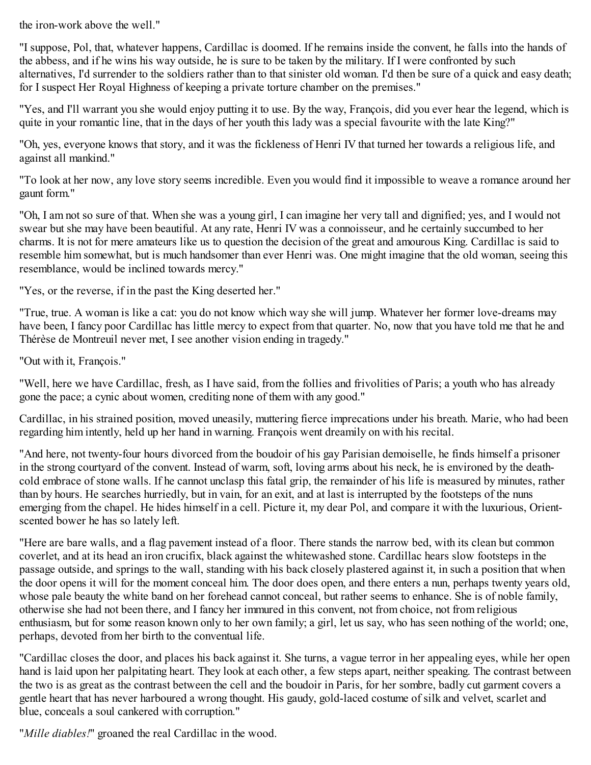the iron-work above the well."

"I suppose, Pol, that, whatever happens, Cardillac is doomed. If he remains inside the convent, he falls into the hands of the abbess, and if he wins his way outside, he is sure to be taken by the military. If I were confronted by such alternatives, I'd surrender to the soldiers rather than to that sinister old woman. I'd then be sure of a quick and easy death; for I suspect Her Royal Highness of keeping a private torture chamber on the premises."

"Yes, and I'll warrant you she would enjoy putting it to use. By the way, François, did you ever hear the legend, which is quite in your romantic line, that in the days of her youth this lady was a special favourite with the late King?"

"Oh, yes, everyone knows that story, and it was the fickleness of Henri IV that turned her towards a religious life, and against all mankind."

"To look at her now, any love story seems incredible. Even you would find it impossible to weave a romance around her gaunt form."

"Oh, I am not so sure of that. When she was a young girl, I can imagine her very tall and dignified; yes, and I would not swear but she may have been beautiful. At any rate, Henri IV was a connoisseur, and he certainly succumbed to her charms. It is not for mere amateurs like us to question the decision of the great and amourous King. Cardillac is said to resemble him somewhat, but is much handsomer than ever Henri was. One might imagine that the old woman, seeing this resemblance, would be inclined towards mercy."

"Yes, or the reverse, if in the past the King deserted her."

"True, true. A woman is like a cat: you do not know which way she will jump. Whatever her former love-dreams may have been, I fancy poor Cardillac has little mercy to expect from that quarter. No, now that you have told me that he and Thérèse de Montreuil never met, I see another vision ending in tragedy."

"Out with it, François."

"Well, here we have Cardillac, fresh, as I have said, from the follies and frivolities of Paris; a youth who has already gone the pace; a cynic about women, crediting none of them with any good."

Cardillac, in his strained position, moved uneasily, muttering fierce imprecations under his breath. Marie, who had been regarding him intently, held up her hand in warning. François went dreamily on with his recital.

"And here, not twenty-four hours divorced from the boudoir of his gay Parisian demoiselle, he finds himself a prisoner in the strong courtyard of the convent. Instead of warm, soft, loving arms about his neck, he is environed by the death-cold embrace of stone walls. If he cannot unclasp this fatal grip, the remainder of his life is measured by minutes, rather than by hours. He searches hurriedly, but in vain, for an exit, and at last is interrupted by the footsteps of the nuns emerging from the chapel. He hides himself in a cell. Picture it, my dear Pol, and compare it with the luxurious, Orient-scented bower he has so lately left.

"Here are bare walls, and a flag pavement instead of a floor. There stands the narrow bed, with its clean but common coverlet, and at its head an iron crucifix, black against the whitewashed stone. Cardillac hears slow footsteps in the passage outside, and springs to the wall, standing with his back closely plastered against it, in such a position that when the door opens it will for the moment conceal him. The door does open, and there enters a nun, perhaps twenty years old, whose pale beauty the white band on her forehead cannot conceal, but rather seems to enhance. She is of noble family, otherwise she had not been there, and I fancy her immured in this convent, not from choice, not from religious enthusiasm, but for some reason known only to her own family; a girl, let us say, who has seen nothing of the world; one, perhaps, devoted from her birth to the conventual life.

"Cardillac closes the door, and places his back against it. She turns, a vague terror in her appealing eyes, while her open hand is laid upon her palpitating heart. They look at each other, a few steps apart, neither speaking. The contrast between the two is as great as the contrast between the cell and the boudoir in Paris, for her sombre, badly cut garment covers a gentle heart that has never harboured a wrong thought. His gaudy, gold-laced costume of silk and velvet, scarlet and blue, conceals a soul cankered with corruption."

"*Mille diables!*" groaned the real Cardillac in the wood.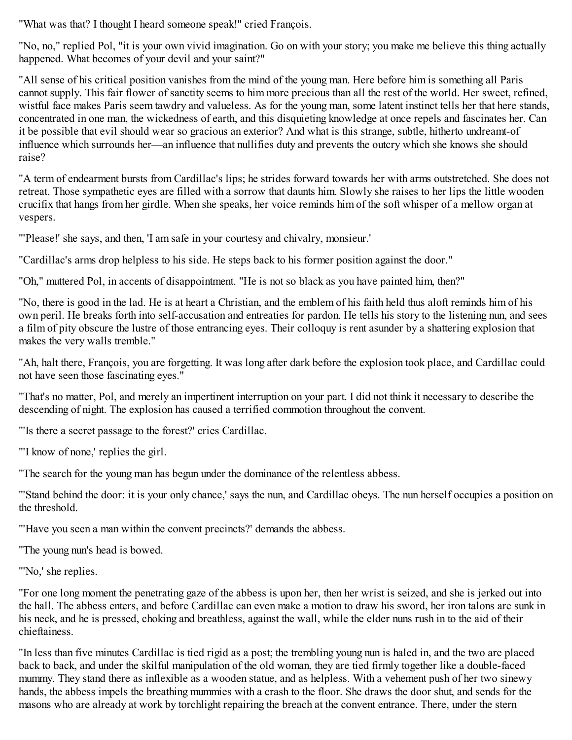"What was that? I thought I heard someone speak!" cried François.

"No, no," replied Pol, "it is your own vivid imagination. Go on with your story; you make me believe this thing actually happened. What becomes of your devil and your saint?"

"All sense of his critical position vanishes from the mind of the young man. Here before him is something all Paris cannot supply. This fair flower of sanctity seems to him more precious than all the rest of the world. Her sweet, refined, wistful face makes Paris seem tawdry and valueless. As for the young man, some latent instinct tells her that here stands, concentrated in one man, the wickedness of earth, and this disquieting knowledge at once repels and fascinates her. Can it be possible that evil should wear so gracious an exterior? And what is this strange, subtle, hitherto undreamt-of influence which surrounds her—an influence that nullifies duty and prevents the outcry which she knows she should raise?

"A term of endearment bursts from Cardillac's lips; he strides forward towards her with arms outstretched. She does not retreat. Those sympathetic eyes are filled with a sorrow that daunts him. Slowly she raises to her lips the little wooden crucifix that hangs from her girdle. When she speaks, her voice reminds him of the soft whisper of a mellow organ at vespers.

"'Please!' she says, and then, 'I am safe in your courtesy and chivalry, monsieur.'

"Cardillac's arms drop helpless to his side. He steps back to his former position against the door."

"Oh," muttered Pol, in accents of disappointment. "He is not so black as you have painted him, then?"

"No, there is good in the lad. He is at heart a Christian, and the emblem of his faith held thus aloft reminds him of his own peril. He breaks forth into self-accusation and entreaties for pardon. He tells his story to the listening nun, and sees a film of pity obscure the lustre of those entrancing eyes. Their colloquy is rent asunder by a shattering explosion that makes the very walls tremble."

"Ah, halt there, François, you are forgetting. It was long after dark before the explosion took place, and Cardillac could not have seen those fascinating eyes."

"That's no matter, Pol, and merely an impertinent interruption on your part. I did not think it necessary to describe the descending of night. The explosion has caused a terrified commotion throughout the convent.

"'Is there a secret passage to the forest?' cries Cardillac.

"'I know of none,' replies the girl.

"The search for the young man has begun under the dominance of the relentless abbess.

"'Stand behind the door: it is your only chance,' says the nun, and Cardillac obeys. The nun herself occupies a position on the threshold.

"'Have you seen a man within the convent precincts?' demands the abbess.

"The young nun's head is bowed.

"'No,' she replies.

"For one long moment the penetrating gaze of the abbess is upon her, then her wrist is seized, and she is jerked out into the hall. The abbess enters, and before Cardillac can even make a motion to draw his sword, her iron talons are sunk in his neck, and he is pressed, choking and breathless, against the wall, while the elder nuns rush in to the aid of their chieftainess.

"In less than five minutes Cardillac is tied rigid as a post; the trembling young nun is haled in, and the two are placed back to back, and under the skilful manipulation of the old woman, they are tied firmly together like a double-faced mummy. They stand there as inflexible as a wooden statue, and as helpless. With a vehement push of her two sinewy hands, the abbess impels the breathing mummies with a crash to the floor. She draws the door shut, and sends for the masons who are already at work by torchlight repairing the breach at the convent entrance. There, under the stern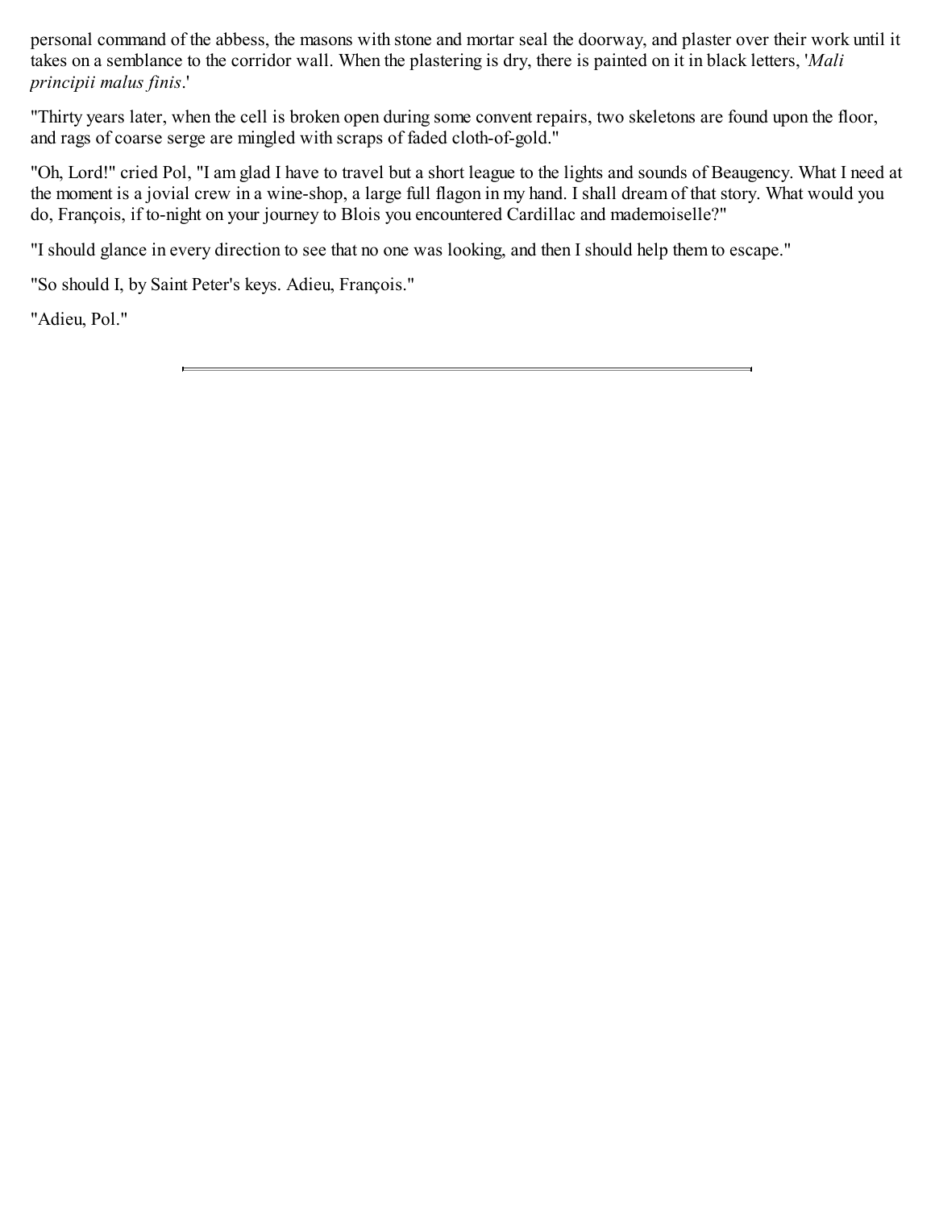personal command of the abbess, the masons with stone and mortar seal the doorway, and plaster over their work until it takes on a semblance to the corridor wall. When the plastering is dry, there is painted on it in black letters, '*Mali principii malus finis*.'

"Thirty years later, when the cell is broken open during some convent repairs, two skeletons are found upon the floor, and rags of coarse serge are mingled with scraps of faded cloth-of-gold."

"Oh, Lord!" cried Pol, "I am glad I have to travel but a short league to the lights and sounds of Beaugency. What I need at the moment is a jovial crew in a wine-shop, a large full flagon in my hand. I shall dream of that story. What would you do, François, if to-night on your journey to Blois you encountered Cardillac and mademoiselle?"

"I should glance in every direction to see that no one was looking, and then I should help them to escape."

"So should I, by Saint Peter's keys. Adieu, François."

"Adieu, Pol."

---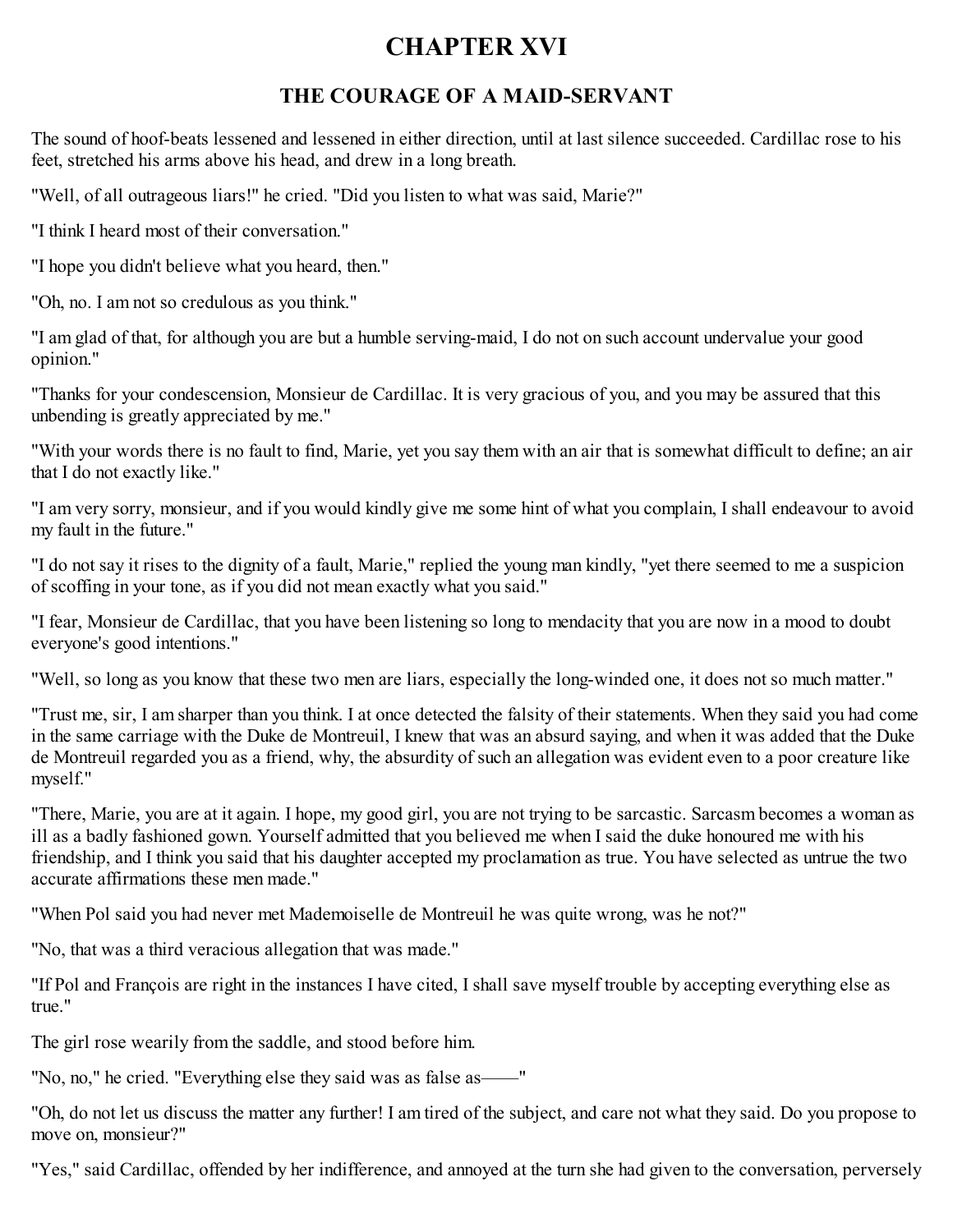# CHAPTER XVI

## THE COURAGE OF A MAID-SERVANT

The sound of hoof-beats lessened and lessened in either direction, until at last silence succeeded. Cardillac rose to his feet, stretched his arms above his head, and drew in a long breath.

"Well, of all outrageous liars!" he cried. "Did you listen to what was said, Marie?"

"I think I heard most of their conversation."

"I hope you didn't believe what you heard, then."

"Oh, no. I am not so credulous as you think."

"I am glad of that, for although you are but a humble serving-maid, I do not on such account undervalue your good opinion."

"Thanks for your condescension, Monsieur de Cardillac. It is very gracious of you, and you may be assured that this unbending is greatly appreciated by me."

"With your words there is no fault to find, Marie, yet you say them with an air that is somewhat difficult to define; an air that I do not exactly like."

"I am very sorry, monsieur, and if you would kindly give me some hint of what you complain, I shall endeavour to avoid my fault in the future."

"I do not say it rises to the dignity of a fault, Marie," replied the young man kindly, "yet there seemed to me a suspicion of scoffing in your tone, as if you did not mean exactly what you said."

"I fear, Monsieur de Cardillac, that you have been listening so long to mendacity that you are now in a mood to doubt everyone's good intentions."

"Well, so long as you know that these two men are liars, especially the long-winded one, it does not so much matter."

"Trust me, sir, I am sharper than you think. I at once detected the falsity of their statements. When they said you had come in the same carriage with the Duke de Montreuil, I knew that was an absurd saying, and when it was added that the Duke de Montreuil regarded you as a friend, why, the absurdity of such an allegation was evident even to a poor creature like myself."

"There, Marie, you are at it again. I hope, my good girl, you are not trying to be sarcastic. Sarcasm becomes a woman as ill as a badly fashioned gown. Yourself admitted that you believed me when I said the duke honoured me with his friendship, and I think you said that his daughter accepted my proclamation as true. You have selected as untrue the two accurate affirmations these men made."

"When Pol said you had never met Mademoiselle de Montreuil he was quite wrong, was he not?"

"No, that was a third veracious allegation that was made."

"If Pol and François are right in the instances I have cited, I shall save myself trouble by accepting everything else as true."

The girl rose wearily from the saddle, and stood before him.

"No, no," he cried. "Everything else they said was as false as——"

"Oh, do not let us discuss the matter any further! I am tired of the subject, and care not what they said. Do you propose to move on, monsieur?"

"Yes," said Cardillac, offended by her indifference, and annoyed at the turn she had given to the conversation, perversely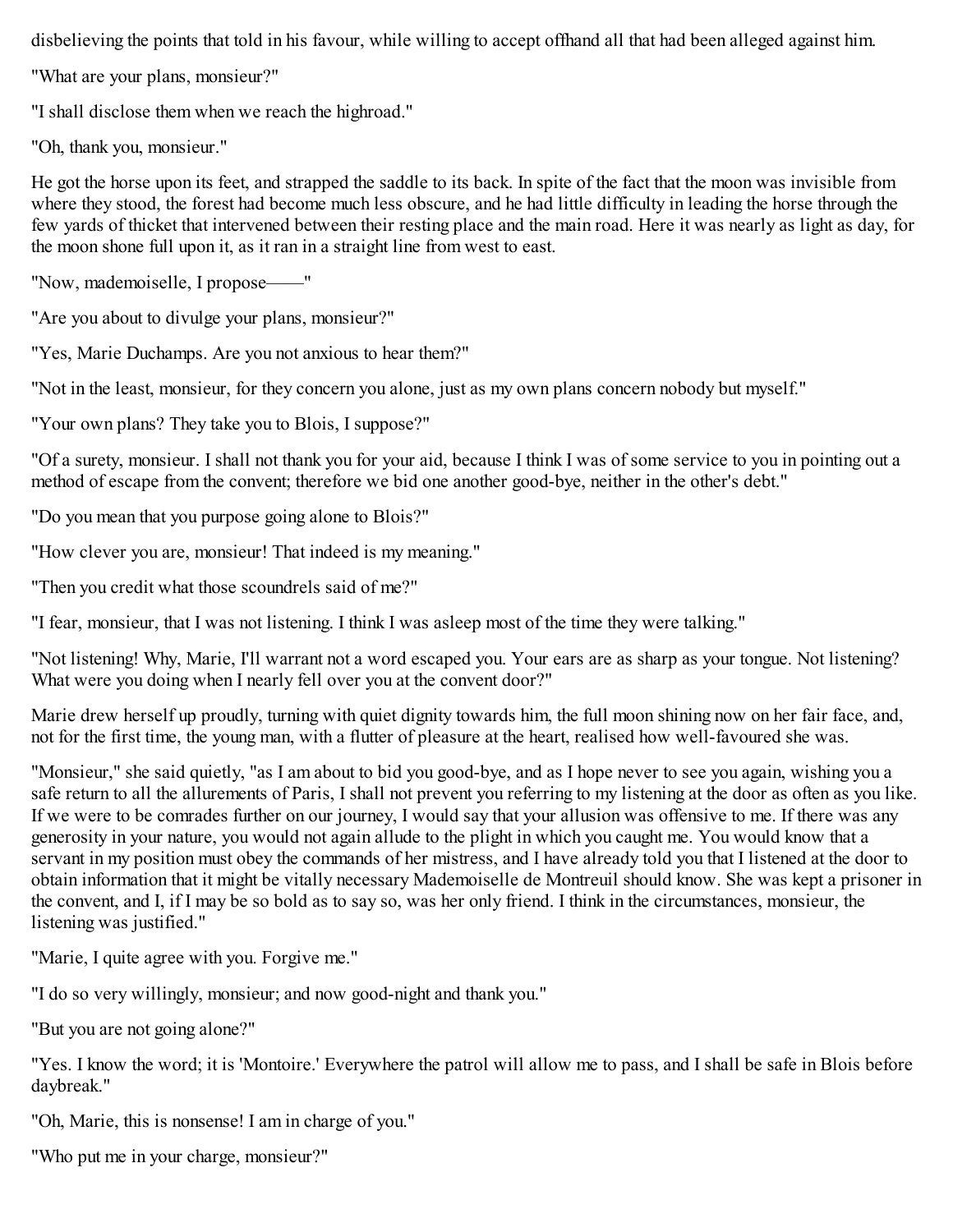disbelieving the points that told in his favour, while willing to accept offhand all that had been alleged against him.

"What are your plans, monsieur?"

"I shall disclose them when we reach the highroad."

"Oh, thank you, monsieur."

He got the horse upon its feet, and strapped the saddle to its back. In spite of the fact that the moon was invisible from where they stood, the forest had become much less obscure, and he had little difficulty in leading the horse through the few yards of thicket that intervened between their resting place and the main road. Here it was nearly as light as day, for the moon shone full upon it, as it ran in a straight line from west to east.

"Now, mademoiselle, I propose——"

"Are you about to divulge your plans, monsieur?"

"Yes, Marie Duchamps. Are you not anxious to hear them?"

"Not in the least, monsieur, for they concern you alone, just as my own plans concern nobody but myself."

"Your own plans? They take you to Blois, I suppose?"

"Of a surety, monsieur. I shall not thank you for your aid, because I think I was of some service to you in pointing out a method of escape from the convent; therefore we bid one another good-bye, neither in the other's debt."

"Do you mean that you purpose going alone to Blois?"

"How clever you are, monsieur! That indeed is my meaning."

"Then you credit what those scoundrels said of me?"

"I fear, monsieur, that I was not listening. I think I was asleep most of the time they were talking."

"Not listening! Why, Marie, I'll warrant not a word escaped you. Your ears are as sharp as your tongue. Not listening? What were you doing when I nearly fell over you at the convent door?"

Marie drew herself up proudly, turning with quiet dignity towards him, the full moon shining now on her fair face, and, not for the first time, the young man, with a flutter of pleasure at the heart, realised how well-favoured she was.

"Monsieur," she said quietly, "as I am about to bid you good-bye, and as I hope never to see you again, wishing you a safe return to all the allurements of Paris, I shall not prevent you referring to my listening at the door as often as you like. If we were to be comrades further on our journey, I would say that your allusion was offensive to me. If there was any generosity in your nature, you would not again allude to the plight in which you caught me. You would know that a servant in my position must obey the commands of her mistress, and I have already told you that I listened at the door to obtain information that it might be vitally necessary Mademoiselle de Montreuil should know. She was kept a prisoner in the convent, and I, if I may be so bold as to say so, was her only friend. I think in the circumstances, monsieur, the listening was justified."

"Marie, I quite agree with you. Forgive me."

"I do so very willingly, monsieur; and now good-night and thank you."

"But you are not going alone?"

"Yes. I know the word; it is 'Montoire.' Everywhere the patrol will allow me to pass, and I shall be safe in Blois before daybreak."

"Oh, Marie, this is nonsense! I am in charge of you."

"Who put me in your charge, monsieur?"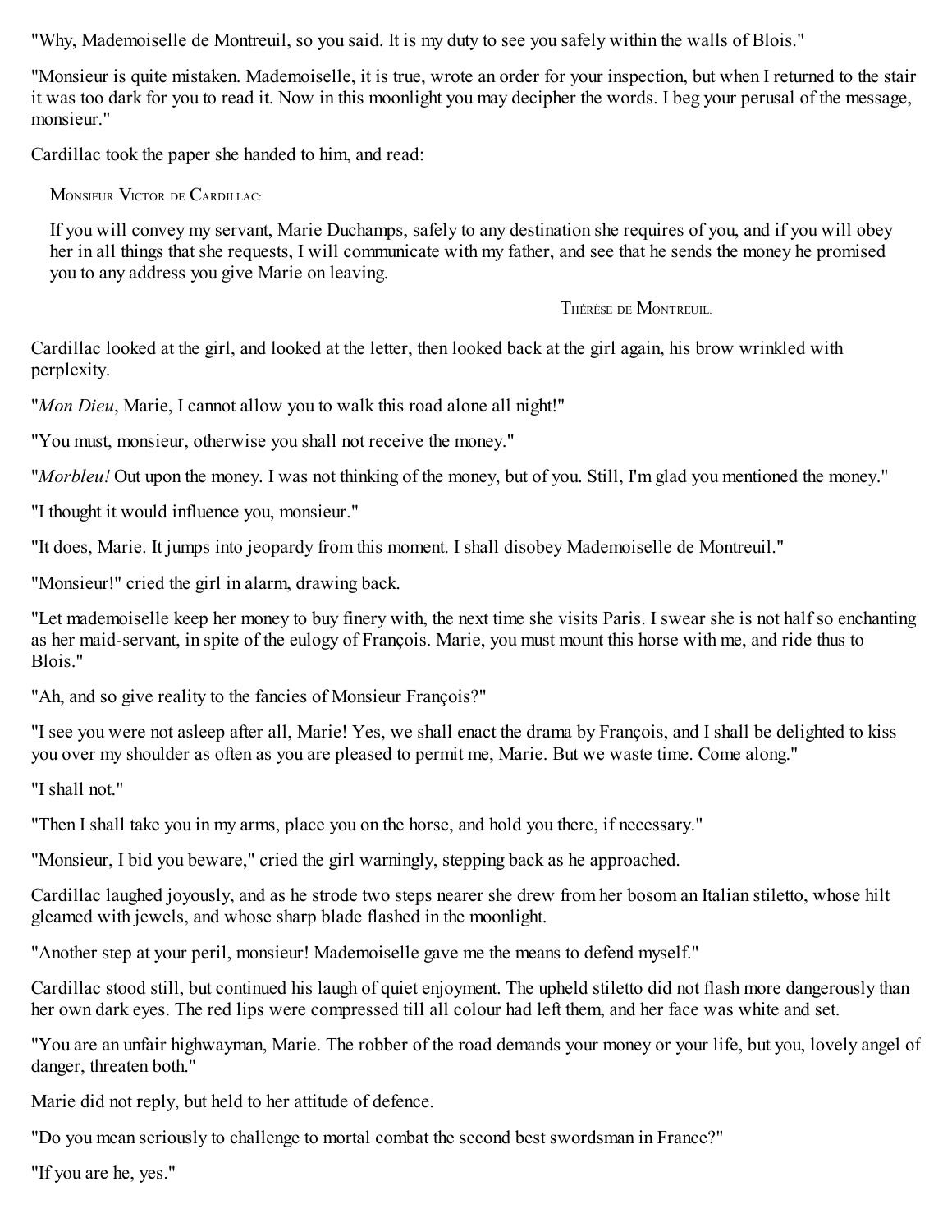"Why, Mademoiselle de Montreuil, so you said. It is my duty to see you safely within the walls of Blois."

"Monsieur is quite mistaken. Mademoiselle, it is true, wrote an order for your inspection, but when I returned to the stair it was too dark for you to read it. Now in this moonlight you may decipher the words. I beg your perusal of the message, monsieur."

Cardillac took the paper she handed to him, and read:

> MONSIEUR VICTOR DE CARDILLAC:
>
> If you will convey my servant, Marie Duchamps, safely to any destination she requires of you, and if you will obey her in all things that she requests, I will communicate with my father, and see that he sends the money he promised you to any address you give Marie on leaving.
>
> THÉRÈSE DE MONTREUIL.

Cardillac looked at the girl, and looked at the letter, then looked back at the girl again, his brow wrinkled with perplexity.

"*Mon Dieu*, Marie, I cannot allow you to walk this road alone all night!"

"You must, monsieur, otherwise you shall not receive the money."

"*Morbleu!* Out upon the money. I was not thinking of the money, but of you. Still, I'm glad you mentioned the money."

"I thought it would influence you, monsieur."

"It does, Marie. It jumps into jeopardy from this moment. I shall disobey Mademoiselle de Montreuil."

"Monsieur!" cried the girl in alarm, drawing back.

"Let mademoiselle keep her money to buy finery with, the next time she visits Paris. I swear she is not half so enchanting as her maid-servant, in spite of the eulogy of François. Marie, you must mount this horse with me, and ride thus to Blois."

"Ah, and so give reality to the fancies of Monsieur François?"

"I see you were not asleep after all, Marie! Yes, we shall enact the drama by François, and I shall be delighted to kiss you over my shoulder as often as you are pleased to permit me, Marie. But we waste time. Come along."

"I shall not."

"Then I shall take you in my arms, place you on the horse, and hold you there, if necessary."

"Monsieur, I bid you beware," cried the girl warningly, stepping back as he approached.

Cardillac laughed joyously, and as he strode two steps nearer she drew from her bosom an Italian stiletto, whose hilt gleamed with jewels, and whose sharp blade flashed in the moonlight.

"Another step at your peril, monsieur! Mademoiselle gave me the means to defend myself."

Cardillac stood still, but continued his laugh of quiet enjoyment. The upheld stiletto did not flash more dangerously than her own dark eyes. The red lips were compressed till all colour had left them, and her face was white and set.

"You are an unfair highwayman, Marie. The robber of the road demands your money or your life, but you, lovely angel of danger, threaten both."

Marie did not reply, but held to her attitude of defence.

"Do you mean seriously to challenge to mortal combat the second best swordsman in France?"

"If you are he, yes."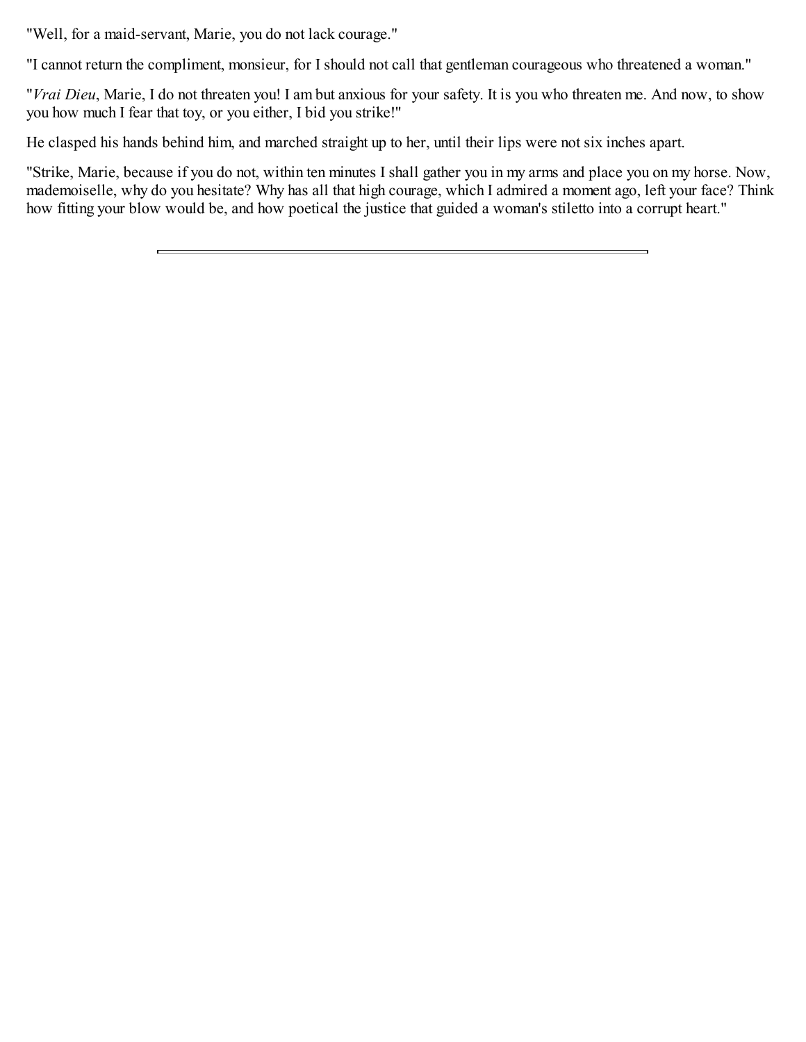"Well, for a maid-servant, Marie, you do not lack courage."

"I cannot return the compliment, monsieur, for I should not call that gentleman courageous who threatened a woman."

"*Vrai Dieu*, Marie, I do not threaten you! I am but anxious for your safety. It is you who threaten me. And now, to show you how much I fear that toy, or you either, I bid you strike!"

He clasped his hands behind him, and marched straight up to her, until their lips were not six inches apart.

"Strike, Marie, because if you do not, within ten minutes I shall gather you in my arms and place you on my horse. Now, mademoiselle, why do you hesitate? Why has all that high courage, which I admired a moment ago, left your face? Think how fitting your blow would be, and how poetical the justice that guided a woman's stiletto into a corrupt heart."

---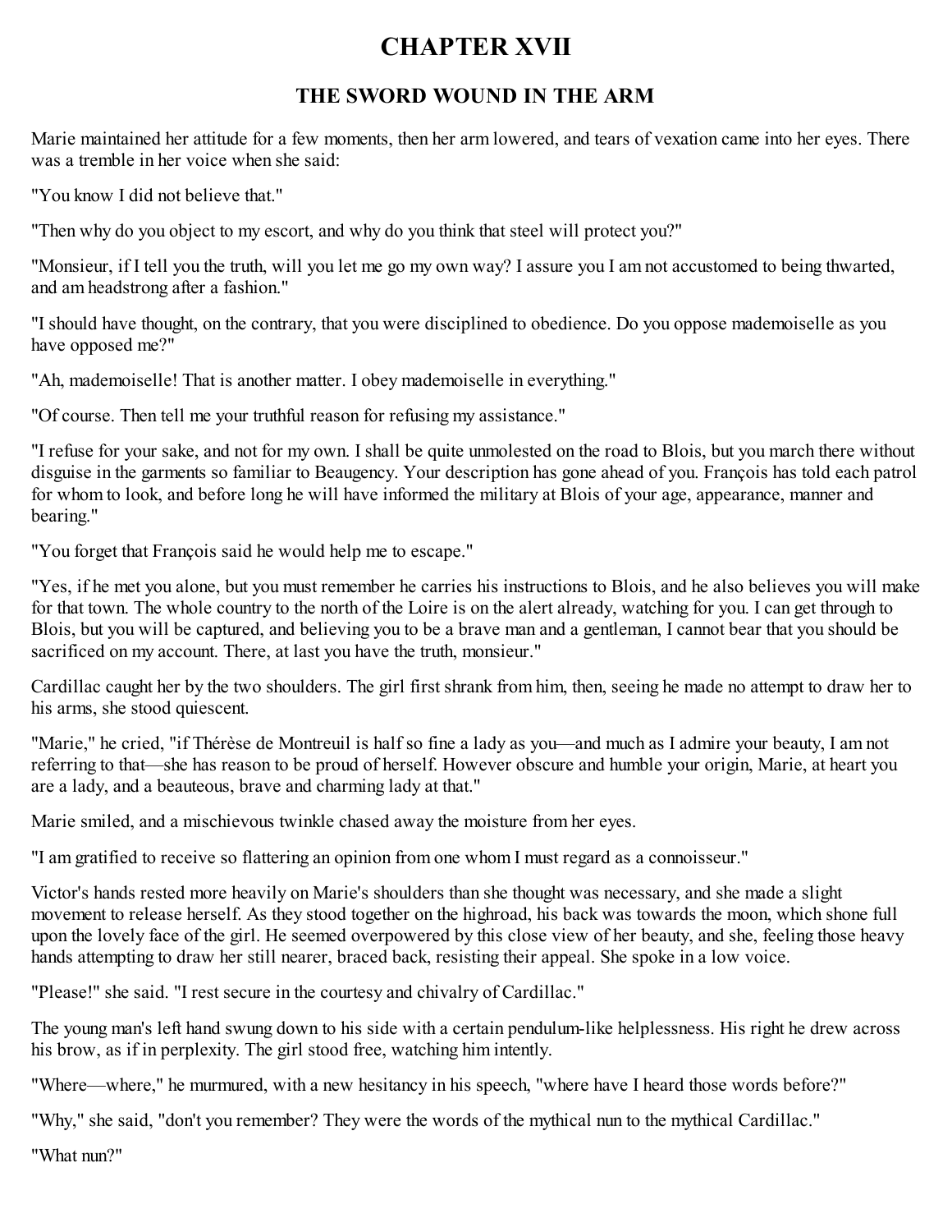# CHAPTER XVII

## THE SWORD WOUND IN THE ARM

Marie maintained her attitude for a few moments, then her arm lowered, and tears of vexation came into her eyes. There was a tremble in her voice when she said:

"You know I did not believe that."

"Then why do you object to my escort, and why do you think that steel will protect you?"

"Monsieur, if I tell you the truth, will you let me go my own way? I assure you I am not accustomed to being thwarted, and am headstrong after a fashion."

"I should have thought, on the contrary, that you were disciplined to obedience. Do you oppose mademoiselle as you have opposed me?"

"Ah, mademoiselle! That is another matter. I obey mademoiselle in everything."

"Of course. Then tell me your truthful reason for refusing my assistance."

"I refuse for your sake, and not for my own. I shall be quite unmolested on the road to Blois, but you march there without disguise in the garments so familiar to Beaugency. Your description has gone ahead of you. François has told each patrol for whom to look, and before long he will have informed the military at Blois of your age, appearance, manner and bearing."

"You forget that François said he would help me to escape."

"Yes, if he met you alone, but you must remember he carries his instructions to Blois, and he also believes you will make for that town. The whole country to the north of the Loire is on the alert already, watching for you. I can get through to Blois, but you will be captured, and believing you to be a brave man and a gentleman, I cannot bear that you should be sacrificed on my account. There, at last you have the truth, monsieur."

Cardillac caught her by the two shoulders. The girl first shrank from him, then, seeing he made no attempt to draw her to his arms, she stood quiescent.

"Marie," he cried, "if Thérèse de Montreuil is half so fine a lady as you—and much as I admire your beauty, I am not referring to that—she has reason to be proud of herself. However obscure and humble your origin, Marie, at heart you are a lady, and a beauteous, brave and charming lady at that."

Marie smiled, and a mischievous twinkle chased away the moisture from her eyes.

"I am gratified to receive so flattering an opinion from one whom I must regard as a connoisseur."

Victor's hands rested more heavily on Marie's shoulders than she thought was necessary, and she made a slight movement to release herself. As they stood together on the highroad, his back was towards the moon, which shone full upon the lovely face of the girl. He seemed overpowered by this close view of her beauty, and she, feeling those heavy hands attempting to draw her still nearer, braced back, resisting their appeal. She spoke in a low voice.

"Please!" she said. "I rest secure in the courtesy and chivalry of Cardillac."

The young man's left hand swung down to his side with a certain pendulum-like helplessness. His right he drew across his brow, as if in perplexity. The girl stood free, watching him intently.

"Where—where," he murmured, with a new hesitancy in his speech, "where have I heard those words before?"

"Why," she said, "don't you remember? They were the words of the mythical nun to the mythical Cardillac."

"What nun?"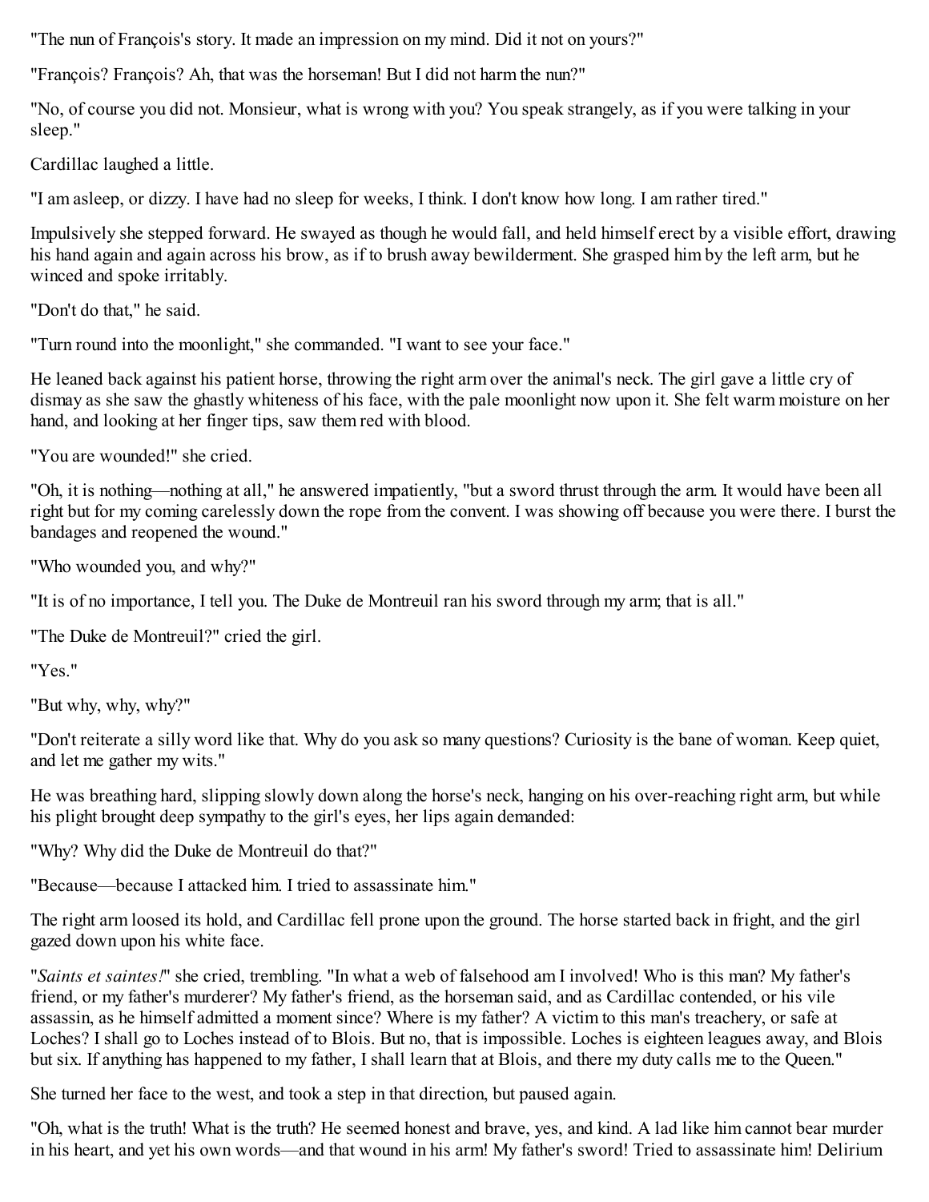"The nun of François's story. It made an impression on my mind. Did it not on yours?"

"François? François? Ah, that was the horseman! But I did not harm the nun?"

"No, of course you did not. Monsieur, what is wrong with you? You speak strangely, as if you were talking in your sleep."

Cardillac laughed a little.

"I am asleep, or dizzy. I have had no sleep for weeks, I think. I don't know how long. I am rather tired."

Impulsively she stepped forward. He swayed as though he would fall, and held himself erect by a visible effort, drawing his hand again and again across his brow, as if to brush away bewilderment. She grasped him by the left arm, but he winced and spoke irritably.

"Don't do that," he said.

"Turn round into the moonlight," she commanded. "I want to see your face."

He leaned back against his patient horse, throwing the right arm over the animal's neck. The girl gave a little cry of dismay as she saw the ghastly whiteness of his face, with the pale moonlight now upon it. She felt warm moisture on her hand, and looking at her finger tips, saw them red with blood.

"You are wounded!" she cried.

"Oh, it is nothing—nothing at all," he answered impatiently, "but a sword thrust through the arm. It would have been all right but for my coming carelessly down the rope from the convent. I was showing off because you were there. I burst the bandages and reopened the wound."

"Who wounded you, and why?"

"It is of no importance, I tell you. The Duke de Montreuil ran his sword through my arm; that is all."

"The Duke de Montreuil?" cried the girl.

"Yes."

"But why, why, why?"

"Don't reiterate a silly word like that. Why do you ask so many questions? Curiosity is the bane of woman. Keep quiet, and let me gather my wits."

He was breathing hard, slipping slowly down along the horse's neck, hanging on his over-reaching right arm, but while his plight brought deep sympathy to the girl's eyes, her lips again demanded:

"Why? Why did the Duke de Montreuil do that?"

"Because—because I attacked him. I tried to assassinate him."

The right arm loosed its hold, and Cardillac fell prone upon the ground. The horse started back in fright, and the girl gazed down upon his white face.

"*Saints et saintes!*" she cried, trembling. "In what a web of falsehood am I involved! Who is this man? My father's friend, or my father's murderer? My father's friend, as the horseman said, and as Cardillac contended, or his vile assassin, as he himself admitted a moment since? Where is my father? A victim to this man's treachery, or safe at Loches? I shall go to Loches instead of to Blois. But no, that is impossible. Loches is eighteen leagues away, and Blois but six. If anything has happened to my father, I shall learn that at Blois, and there my duty calls me to the Queen."

She turned her face to the west, and took a step in that direction, but paused again.

"Oh, what is the truth! What is the truth? He seemed honest and brave, yes, and kind. A lad like him cannot bear murder in his heart, and yet his own words—and that wound in his arm! My father's sword! Tried to assassinate him! Delirium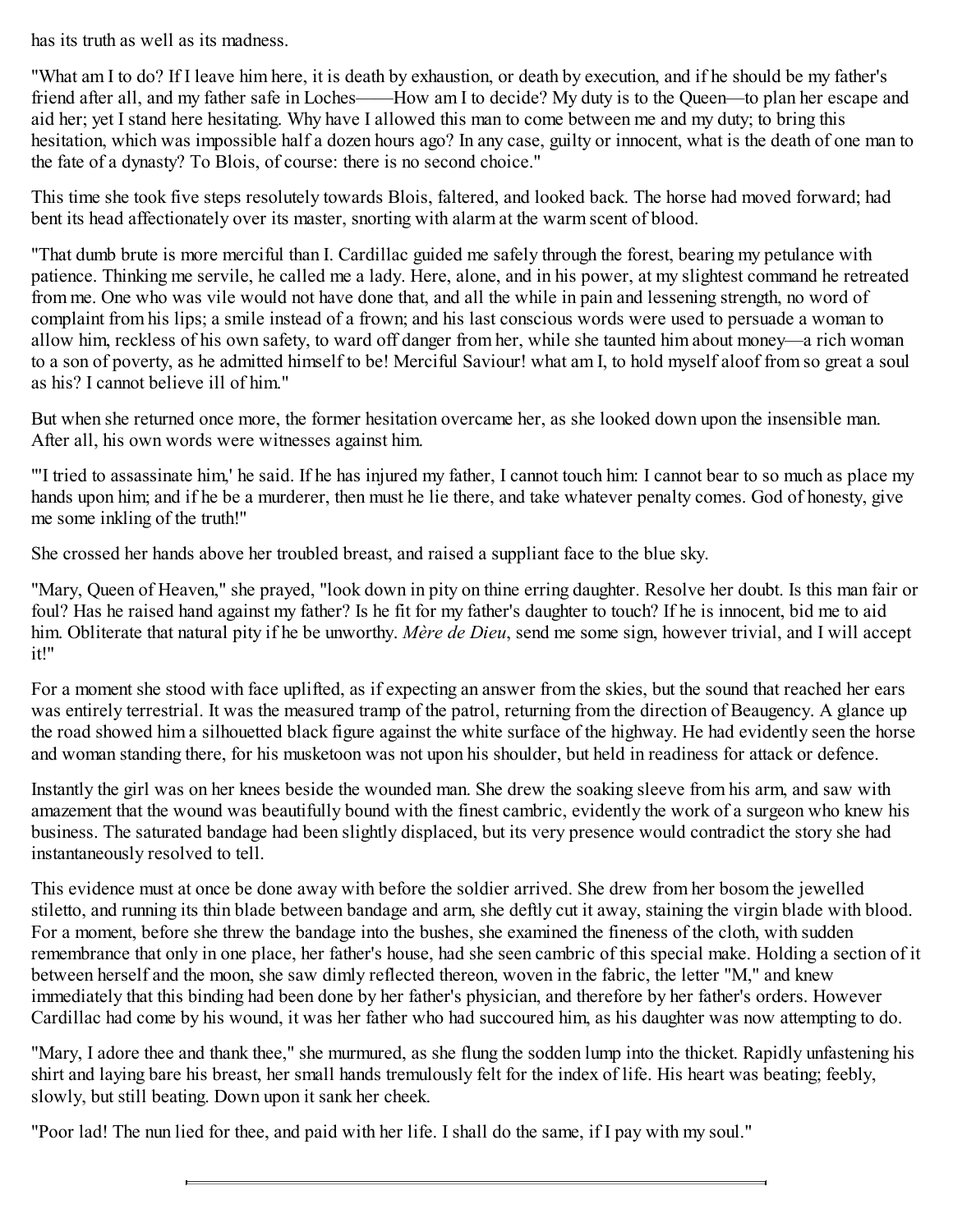has its truth as well as its madness.

"What am I to do? If I leave him here, it is death by exhaustion, or death by execution, and if he should be my father's friend after all, and my father safe in Loches——How am I to decide? My duty is to the Queen—to plan her escape and aid her; yet I stand here hesitating. Why have I allowed this man to come between me and my duty; to bring this hesitation, which was impossible half a dozen hours ago? In any case, guilty or innocent, what is the death of one man to the fate of a dynasty? To Blois, of course: there is no second choice."

This time she took five steps resolutely towards Blois, faltered, and looked back. The horse had moved forward; had bent its head affectionately over its master, snorting with alarm at the warm scent of blood.

"That dumb brute is more merciful than I. Cardillac guided me safely through the forest, bearing my petulance with patience. Thinking me servile, he called me a lady. Here, alone, and in his power, at my slightest command he retreated from me. One who was vile would not have done that, and all the while in pain and lessening strength, no word of complaint from his lips; a smile instead of a frown; and his last conscious words were used to persuade a woman to allow him, reckless of his own safety, to ward off danger from her, while she taunted him about money—a rich woman to a son of poverty, as he admitted himself to be! Merciful Saviour! what am I, to hold myself aloof from so great a soul as his? I cannot believe ill of him."

But when she returned once more, the former hesitation overcame her, as she looked down upon the insensible man. After all, his own words were witnesses against him.

"'I tried to assassinate him,' he said. If he has injured my father, I cannot touch him: I cannot bear to so much as place my hands upon him; and if he be a murderer, then must he lie there, and take whatever penalty comes. God of honesty, give me some inkling of the truth!"

She crossed her hands above her troubled breast, and raised a suppliant face to the blue sky.

"Mary, Queen of Heaven," she prayed, "look down in pity on thine erring daughter. Resolve her doubt. Is this man fair or foul? Has he raised hand against my father? Is he fit for my father's daughter to touch? If he is innocent, bid me to aid him. Obliterate that natural pity if he be unworthy. *Mère de Dieu*, send me some sign, however trivial, and I will accept it!"

For a moment she stood with face uplifted, as if expecting an answer from the skies, but the sound that reached her ears was entirely terrestrial. It was the measured tramp of the patrol, returning from the direction of Beaugency. A glance up the road showed him a silhouetted black figure against the white surface of the highway. He had evidently seen the horse and woman standing there, for his musketoon was not upon his shoulder, but held in readiness for attack or defence.

Instantly the girl was on her knees beside the wounded man. She drew the soaking sleeve from his arm, and saw with amazement that the wound was beautifully bound with the finest cambric, evidently the work of a surgeon who knew his business. The saturated bandage had been slightly displaced, but its very presence would contradict the story she had instantaneously resolved to tell.

This evidence must at once be done away with before the soldier arrived. She drew from her bosom the jewelled stiletto, and running its thin blade between bandage and arm, she deftly cut it away, staining the virgin blade with blood. For a moment, before she threw the bandage into the bushes, she examined the fineness of the cloth, with sudden remembrance that only in one place, her father's house, had she seen cambric of this special make. Holding a section of it between herself and the moon, she saw dimly reflected thereon, woven in the fabric, the letter "M," and knew immediately that this binding had been done by her father's physician, and therefore by her father's orders. However Cardillac had come by his wound, it was her father who had succoured him, as his daughter was now attempting to do.

"Mary, I adore thee and thank thee," she murmured, as she flung the sodden lump into the thicket. Rapidly unfastening his shirt and laying bare his breast, her small hands tremulously felt for the index of life. His heart was beating; feebly, slowly, but still beating. Down upon it sank her cheek.

"Poor lad! The nun lied for thee, and paid with her life. I shall do the same, if I pay with my soul."

---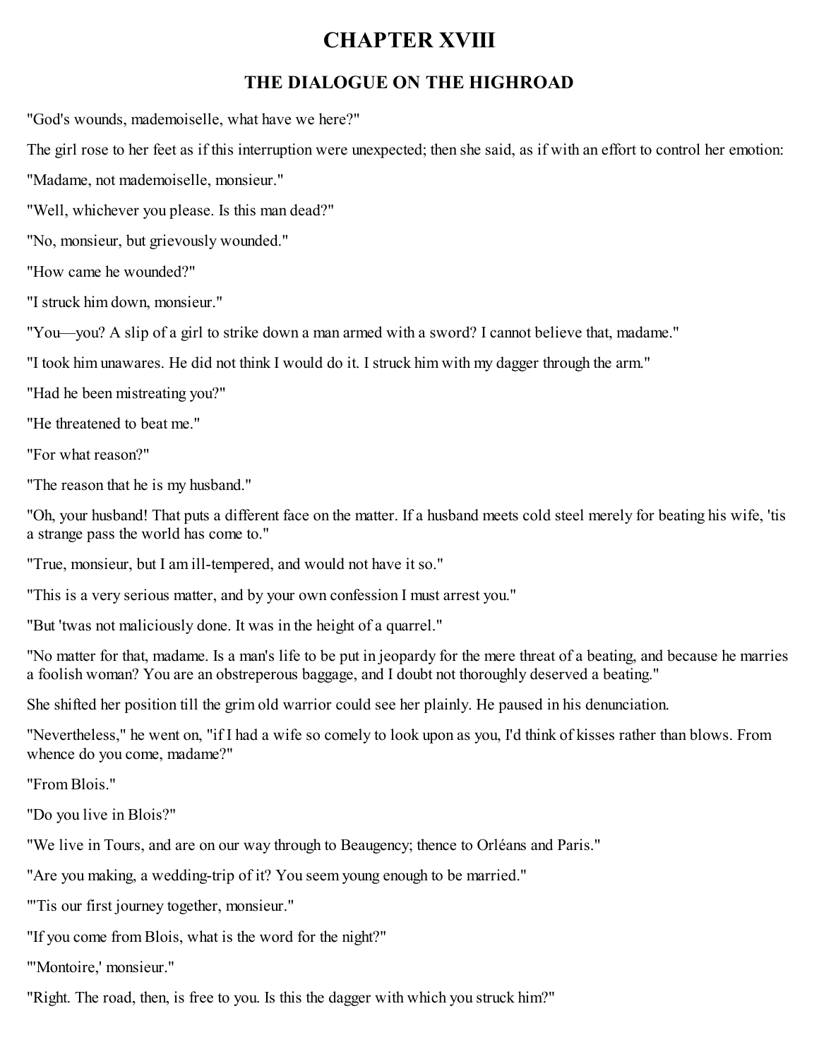# CHAPTER XVIII

## THE DIALOGUE ON THE HIGHROAD

"God's wounds, mademoiselle, what have we here?"

The girl rose to her feet as if this interruption were unexpected; then she said, as if with an effort to control her emotion:

"Madame, not mademoiselle, monsieur."

"Well, whichever you please. Is this man dead?"

"No, monsieur, but grievously wounded."

"How came he wounded?"

"I struck him down, monsieur."

"You—you? A slip of a girl to strike down a man armed with a sword? I cannot believe that, madame."

"I took him unawares. He did not think I would do it. I struck him with my dagger through the arm."

"Had he been mistreating you?"

"He threatened to beat me."

"For what reason?"

"The reason that he is my husband."

"Oh, your husband! That puts a different face on the matter. If a husband meets cold steel merely for beating his wife, 'tis a strange pass the world has come to."

"True, monsieur, but I am ill-tempered, and would not have it so."

"This is a very serious matter, and by your own confession I must arrest you."

"But 'twas not maliciously done. It was in the height of a quarrel."

"No matter for that, madame. Is a man's life to be put in jeopardy for the mere threat of a beating, and because he marries a foolish woman? You are an obstreperous baggage, and I doubt not thoroughly deserved a beating."

She shifted her position till the grim old warrior could see her plainly. He paused in his denunciation.

"Nevertheless," he went on, "if I had a wife so comely to look upon as you, I'd think of kisses rather than blows. From whence do you come, madame?"

"From Blois."

"Do you live in Blois?"

"We live in Tours, and are on our way through to Beaugency; thence to Orléans and Paris."

"Are you making, a wedding-trip of it? You seem young enough to be married."

"'Tis our first journey together, monsieur."

"If you come from Blois, what is the word for the night?"

"'Montoire,' monsieur."

"Right. The road, then, is free to you. Is this the dagger with which you struck him?"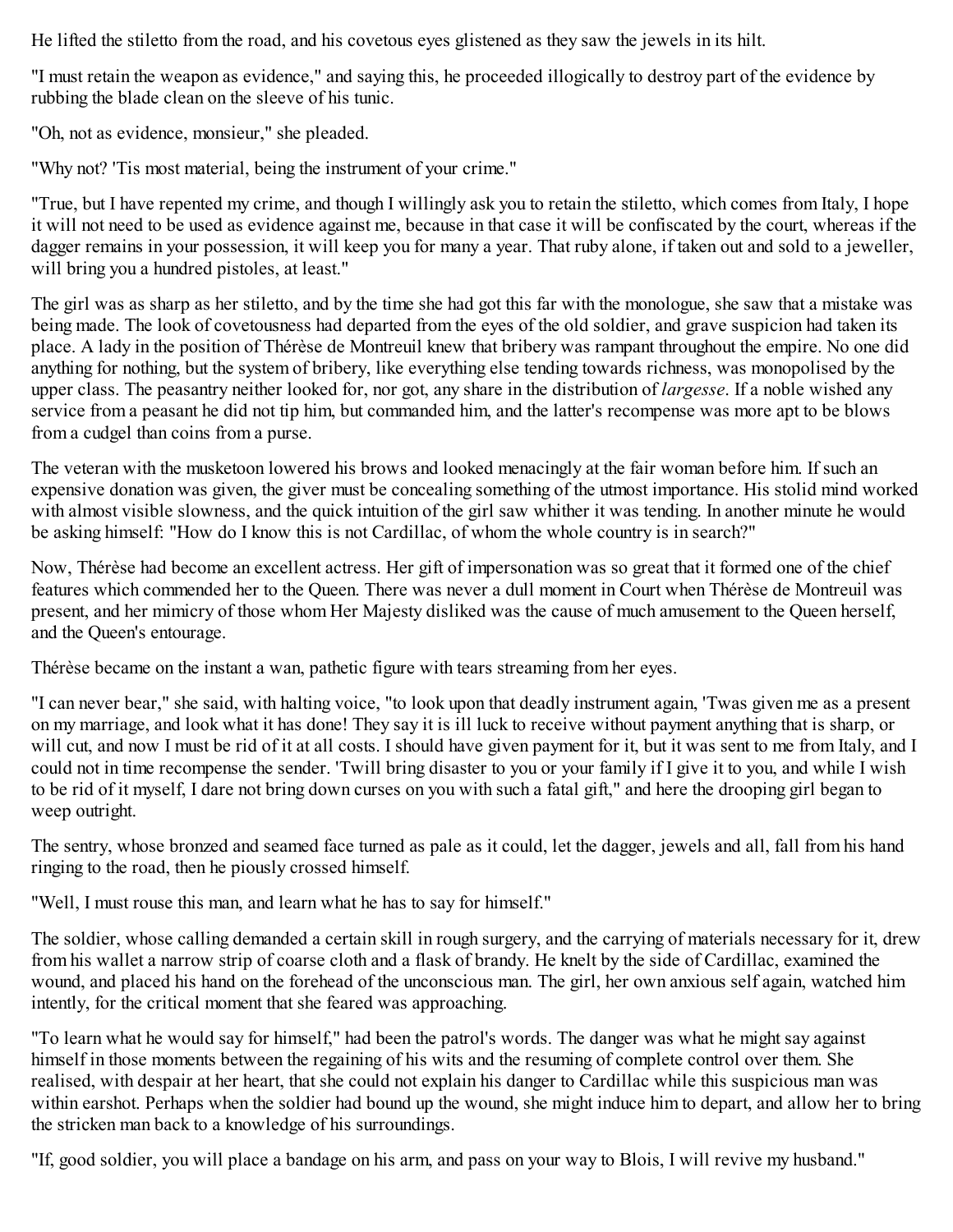He lifted the stiletto from the road, and his covetous eyes glistened as they saw the jewels in its hilt.

"I must retain the weapon as evidence," and saying this, he proceeded illogically to destroy part of the evidence by rubbing the blade clean on the sleeve of his tunic.

"Oh, not as evidence, monsieur," she pleaded.

"Why not? 'Tis most material, being the instrument of your crime."

"True, but I have repented my crime, and though I willingly ask you to retain the stiletto, which comes from Italy, I hope it will not need to be used as evidence against me, because in that case it will be confiscated by the court, whereas if the dagger remains in your possession, it will keep you for many a year. That ruby alone, if taken out and sold to a jeweller, will bring you a hundred pistoles, at least."

The girl was as sharp as her stiletto, and by the time she had got this far with the monologue, she saw that a mistake was being made. The look of covetousness had departed from the eyes of the old soldier, and grave suspicion had taken its place. A lady in the position of Thérèse de Montreuil knew that bribery was rampant throughout the empire. No one did anything for nothing, but the system of bribery, like everything else tending towards richness, was monopolised by the upper class. The peasantry neither looked for, nor got, any share in the distribution of *largesse*. If a noble wished any service from a peasant he did not tip him, but commanded him, and the latter's recompense was more apt to be blows from a cudgel than coins from a purse.

The veteran with the musketoon lowered his brows and looked menacingly at the fair woman before him. If such an expensive donation was given, the giver must be concealing something of the utmost importance. His stolid mind worked with almost visible slowness, and the quick intuition of the girl saw whither it was tending. In another minute he would be asking himself: "How do I know this is not Cardillac, of whom the whole country is in search?"

Now, Thérèse had become an excellent actress. Her gift of impersonation was so great that it formed one of the chief features which commended her to the Queen. There was never a dull moment in Court when Thérèse de Montreuil was present, and her mimicry of those whom Her Majesty disliked was the cause of much amusement to the Queen herself, and the Queen's entourage.

Thérèse became on the instant a wan, pathetic figure with tears streaming from her eyes.

"I can never bear," she said, with halting voice, "to look upon that deadly instrument again, 'Twas given me as a present on my marriage, and look what it has done! They say it is ill luck to receive without payment anything that is sharp, or will cut, and now I must be rid of it at all costs. I should have given payment for it, but it was sent to me from Italy, and I could not in time recompense the sender. 'Twill bring disaster to you or your family if I give it to you, and while I wish to be rid of it myself, I dare not bring down curses on you with such a fatal gift," and here the drooping girl began to weep outright.

The sentry, whose bronzed and seamed face turned as pale as it could, let the dagger, jewels and all, fall from his hand ringing to the road, then he piously crossed himself.

"Well, I must rouse this man, and learn what he has to say for himself."

The soldier, whose calling demanded a certain skill in rough surgery, and the carrying of materials necessary for it, drew from his wallet a narrow strip of coarse cloth and a flask of brandy. He knelt by the side of Cardillac, examined the wound, and placed his hand on the forehead of the unconscious man. The girl, her own anxious self again, watched him intently, for the critical moment that she feared was approaching.

"To learn what he would say for himself," had been the patrol's words. The danger was what he might say against himself in those moments between the regaining of his wits and the resuming of complete control over them. She realised, with despair at her heart, that she could not explain his danger to Cardillac while this suspicious man was within earshot. Perhaps when the soldier had bound up the wound, she might induce him to depart, and allow her to bring the stricken man back to a knowledge of his surroundings.

"If, good soldier, you will place a bandage on his arm, and pass on your way to Blois, I will revive my husband."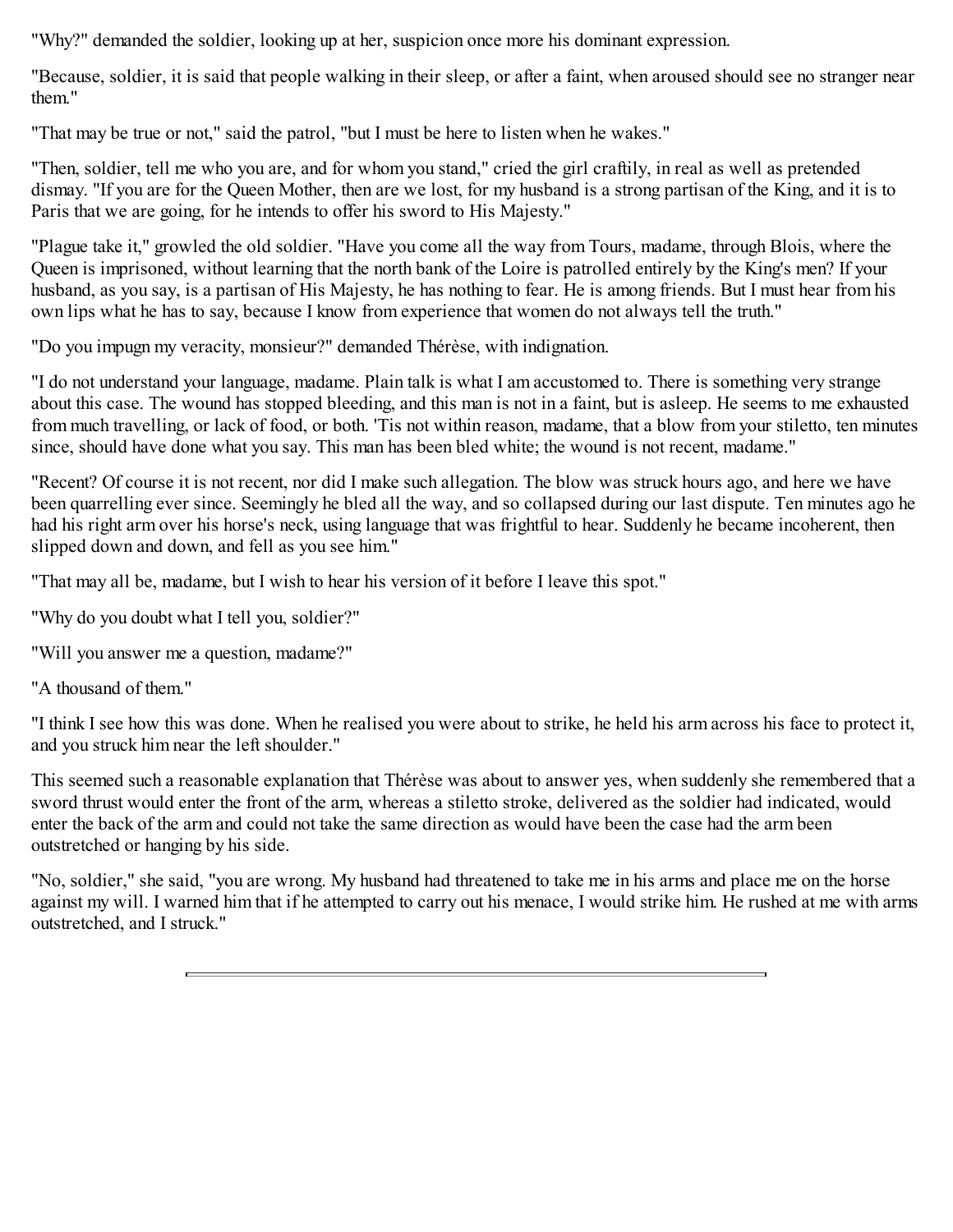"Why?" demanded the soldier, looking up at her, suspicion once more his dominant expression.

"Because, soldier, it is said that people walking in their sleep, or after a faint, when aroused should see no stranger near them."

"That may be true or not," said the patrol, "but I must be here to listen when he wakes."

"Then, soldier, tell me who you are, and for whom you stand," cried the girl craftily, in real as well as pretended dismay. "If you are for the Queen Mother, then are we lost, for my husband is a strong partisan of the King, and it is to Paris that we are going, for he intends to offer his sword to His Majesty."

"Plague take it," growled the old soldier. "Have you come all the way from Tours, madame, through Blois, where the Queen is imprisoned, without learning that the north bank of the Loire is patrolled entirely by the King's men? If your husband, as you say, is a partisan of His Majesty, he has nothing to fear. He is among friends. But I must hear from his own lips what he has to say, because I know from experience that women do not always tell the truth."

"Do you impugn my veracity, monsieur?" demanded Thérèse, with indignation.

"I do not understand your language, madame. Plain talk is what I am accustomed to. There is something very strange about this case. The wound has stopped bleeding, and this man is not in a faint, but is asleep. He seems to me exhausted from much travelling, or lack of food, or both. 'Tis not within reason, madame, that a blow from your stiletto, ten minutes since, should have done what you say. This man has been bled white; the wound is not recent, madame."

"Recent? Of course it is not recent, nor did I make such allegation. The blow was struck hours ago, and here we have been quarrelling ever since. Seemingly he bled all the way, and so collapsed during our last dispute. Ten minutes ago he had his right arm over his horse's neck, using language that was frightful to hear. Suddenly he became incoherent, then slipped down and down, and fell as you see him."

"That may all be, madame, but I wish to hear his version of it before I leave this spot."

"Why do you doubt what I tell you, soldier?"

"Will you answer me a question, madame?"

"A thousand of them."

"I think I see how this was done. When he realised you were about to strike, he held his arm across his face to protect it, and you struck him near the left shoulder."

This seemed such a reasonable explanation that Thérèse was about to answer yes, when suddenly she remembered that a sword thrust would enter the front of the arm, whereas a stiletto stroke, delivered as the soldier had indicated, would enter the back of the arm and could not take the same direction as would have been the case had the arm been outstretched or hanging by his side.

"No, soldier," she said, "you are wrong. My husband had threatened to take me in his arms and place me on the horse against my will. I warned him that if he attempted to carry out his menace, I would strike him. He rushed at me with arms outstretched, and I struck."

---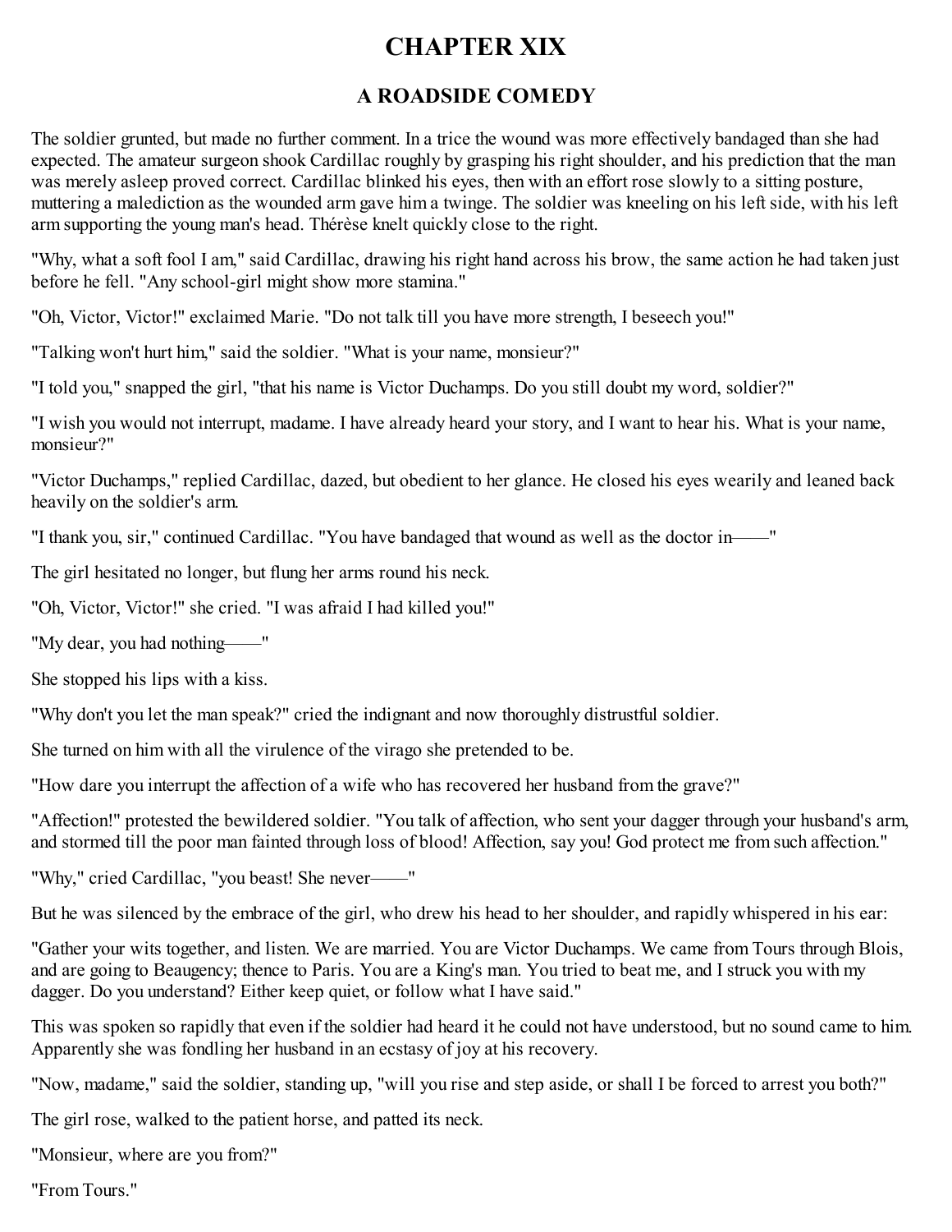# CHAPTER XIX

## A ROADSIDE COMEDY

The soldier grunted, but made no further comment. In a trice the wound was more effectively bandaged than she had expected. The amateur surgeon shook Cardillac roughly by grasping his right shoulder, and his prediction that the man was merely asleep proved correct. Cardillac blinked his eyes, then with an effort rose slowly to a sitting posture, muttering a malediction as the wounded arm gave him a twinge. The soldier was kneeling on his left side, with his left arm supporting the young man's head. Thérèse knelt quickly close to the right.

"Why, what a soft fool I am," said Cardillac, drawing his right hand across his brow, the same action he had taken just before he fell. "Any school-girl might show more stamina."

"Oh, Victor, Victor!" exclaimed Marie. "Do not talk till you have more strength, I beseech you!"

"Talking won't hurt him," said the soldier. "What is your name, monsieur?"

"I told you," snapped the girl, "that his name is Victor Duchamps. Do you still doubt my word, soldier?"

"I wish you would not interrupt, madame. I have already heard your story, and I want to hear his. What is your name, monsieur?"

"Victor Duchamps," replied Cardillac, dazed, but obedient to her glance. He closed his eyes wearily and leaned back heavily on the soldier's arm.

"I thank you, sir," continued Cardillac. "You have bandaged that wound as well as the doctor in——"

The girl hesitated no longer, but flung her arms round his neck.

"Oh, Victor, Victor!" she cried. "I was afraid I had killed you!"

"My dear, you had nothing——"

She stopped his lips with a kiss.

"Why don't you let the man speak?" cried the indignant and now thoroughly distrustful soldier.

She turned on him with all the virulence of the virago she pretended to be.

"How dare you interrupt the affection of a wife who has recovered her husband from the grave?"

"Affection!" protested the bewildered soldier. "You talk of affection, who sent your dagger through your husband's arm, and stormed till the poor man fainted through loss of blood! Affection, say you! God protect me from such affection."

"Why," cried Cardillac, "you beast! She never——"

But he was silenced by the embrace of the girl, who drew his head to her shoulder, and rapidly whispered in his ear:

"Gather your wits together, and listen. We are married. You are Victor Duchamps. We came from Tours through Blois, and are going to Beaugency; thence to Paris. You are a King's man. You tried to beat me, and I struck you with my dagger. Do you understand? Either keep quiet, or follow what I have said."

This was spoken so rapidly that even if the soldier had heard it he could not have understood, but no sound came to him. Apparently she was fondling her husband in an ecstasy of joy at his recovery.

"Now, madame," said the soldier, standing up, "will you rise and step aside, or shall I be forced to arrest you both?"

The girl rose, walked to the patient horse, and patted its neck.

"Monsieur, where are you from?"

"From Tours."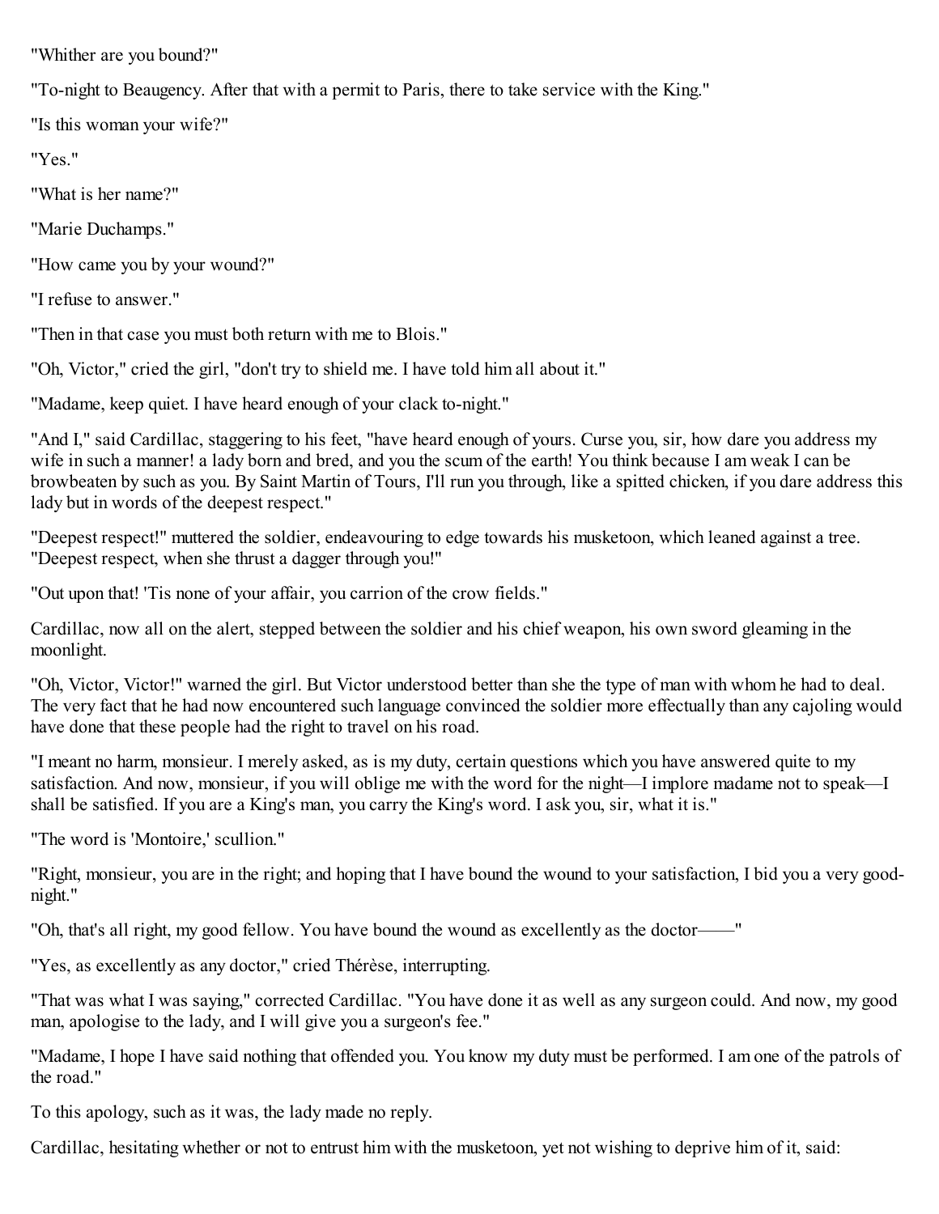"Whither are you bound?"

"To-night to Beaugency. After that with a permit to Paris, there to take service with the King."

"Is this woman your wife?"

"Yes."

"What is her name?"

"Marie Duchamps."

"How came you by your wound?"

"I refuse to answer."

"Then in that case you must both return with me to Blois."

"Oh, Victor," cried the girl, "don't try to shield me. I have told him all about it."

"Madame, keep quiet. I have heard enough of your clack to-night."

"And I," said Cardillac, staggering to his feet, "have heard enough of yours. Curse you, sir, how dare you address my wife in such a manner! a lady born and bred, and you the scum of the earth! You think because I am weak I can be browbeaten by such as you. By Saint Martin of Tours, I'll run you through, like a spitted chicken, if you dare address this lady but in words of the deepest respect."

"Deepest respect!" muttered the soldier, endeavouring to edge towards his musketoon, which leaned against a tree. "Deepest respect, when she thrust a dagger through you!"

"Out upon that! 'Tis none of your affair, you carrion of the crow fields."

Cardillac, now all on the alert, stepped between the soldier and his chief weapon, his own sword gleaming in the moonlight.

"Oh, Victor, Victor!" warned the girl. But Victor understood better than she the type of man with whom he had to deal. The very fact that he had now encountered such language convinced the soldier more effectually than any cajoling would have done that these people had the right to travel on his road.

"I meant no harm, monsieur. I merely asked, as is my duty, certain questions which you have answered quite to my satisfaction. And now, monsieur, if you will oblige me with the word for the night—I implore madame not to speak—I shall be satisfied. If you are a King's man, you carry the King's word. I ask you, sir, what it is."

"The word is 'Montoire,' scullion."

"Right, monsieur, you are in the right; and hoping that I have bound the wound to your satisfaction, I bid you a very good-night."

"Oh, that's all right, my good fellow. You have bound the wound as excellently as the doctor——"

"Yes, as excellently as any doctor," cried Thérèse, interrupting.

"That was what I was saying," corrected Cardillac. "You have done it as well as any surgeon could. And now, my good man, apologise to the lady, and I will give you a surgeon's fee."

"Madame, I hope I have said nothing that offended you. You know my duty must be performed. I am one of the patrols of the road."

To this apology, such as it was, the lady made no reply.

Cardillac, hesitating whether or not to entrust him with the musketoon, yet not wishing to deprive him of it, said: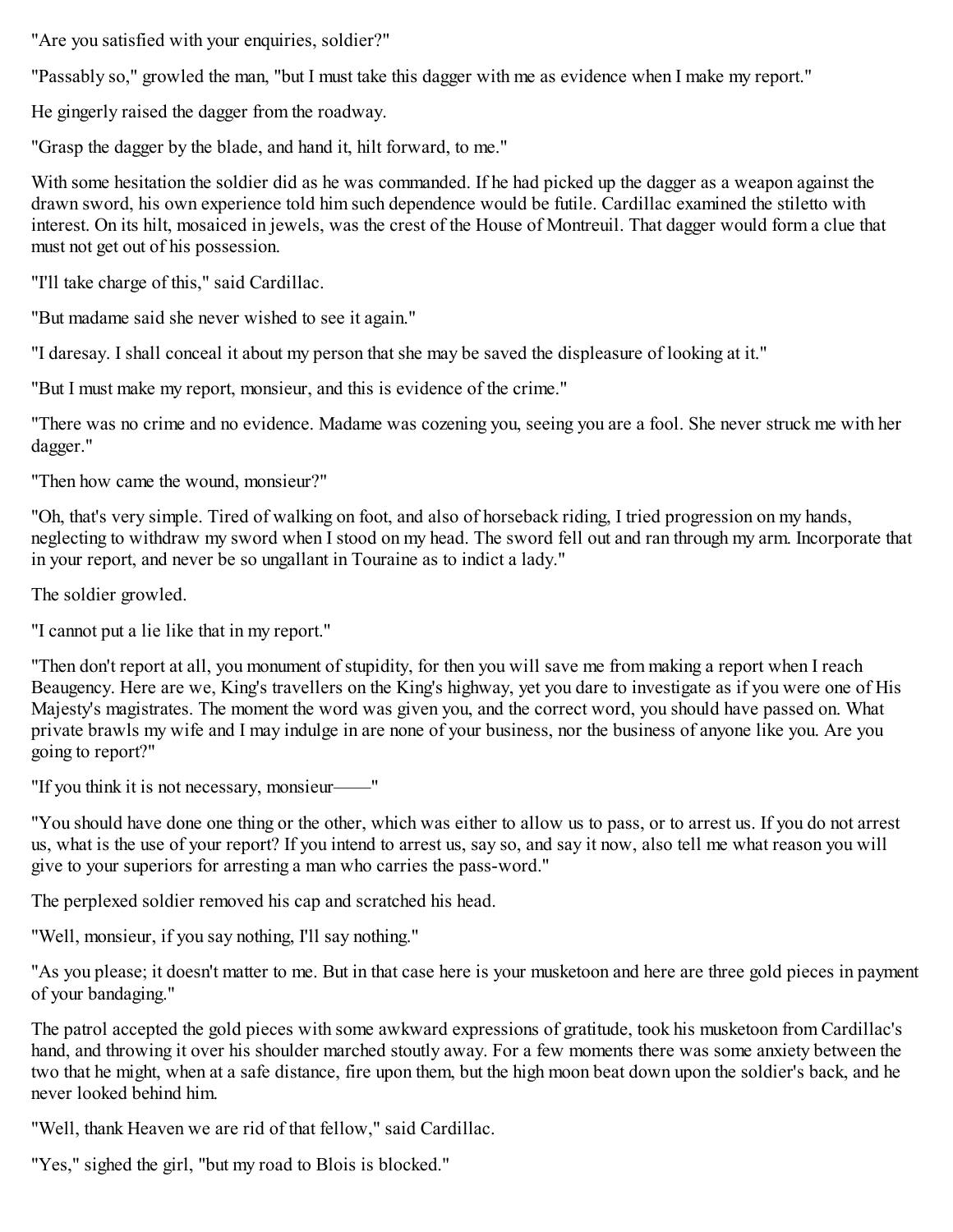"Are you satisfied with your enquiries, soldier?"

"Passably so," growled the man, "but I must take this dagger with me as evidence when I make my report."

He gingerly raised the dagger from the roadway.

"Grasp the dagger by the blade, and hand it, hilt forward, to me."

With some hesitation the soldier did as he was commanded. If he had picked up the dagger as a weapon against the drawn sword, his own experience told him such dependence would be futile. Cardillac examined the stiletto with interest. On its hilt, mosaiced in jewels, was the crest of the House of Montreuil. That dagger would form a clue that must not get out of his possession.

"I'll take charge of this," said Cardillac.

"But madame said she never wished to see it again."

"I daresay. I shall conceal it about my person that she may be saved the displeasure of looking at it."

"But I must make my report, monsieur, and this is evidence of the crime."

"There was no crime and no evidence. Madame was cozening you, seeing you are a fool. She never struck me with her dagger."

"Then how came the wound, monsieur?"

"Oh, that's very simple. Tired of walking on foot, and also of horseback riding, I tried progression on my hands, neglecting to withdraw my sword when I stood on my head. The sword fell out and ran through my arm. Incorporate that in your report, and never be so ungallant in Touraine as to indict a lady."

The soldier growled.

"I cannot put a lie like that in my report."

"Then don't report at all, you monument of stupidity, for then you will save me from making a report when I reach Beaugency. Here are we, King's travellers on the King's highway, yet you dare to investigate as if you were one of His Majesty's magistrates. The moment the word was given you, and the correct word, you should have passed on. What private brawls my wife and I may indulge in are none of your business, nor the business of anyone like you. Are you going to report?"

"If you think it is not necessary, monsieur——"

"You should have done one thing or the other, which was either to allow us to pass, or to arrest us. If you do not arrest us, what is the use of your report? If you intend to arrest us, say so, and say it now, also tell me what reason you will give to your superiors for arresting a man who carries the pass-word."

The perplexed soldier removed his cap and scratched his head.

"Well, monsieur, if you say nothing, I'll say nothing."

"As you please; it doesn't matter to me. But in that case here is your musketoon and here are three gold pieces in payment of your bandaging."

The patrol accepted the gold pieces with some awkward expressions of gratitude, took his musketoon from Cardillac's hand, and throwing it over his shoulder marched stoutly away. For a few moments there was some anxiety between the two that he might, when at a safe distance, fire upon them, but the high moon beat down upon the soldier's back, and he never looked behind him.

"Well, thank Heaven we are rid of that fellow," said Cardillac.

"Yes," sighed the girl, "but my road to Blois is blocked."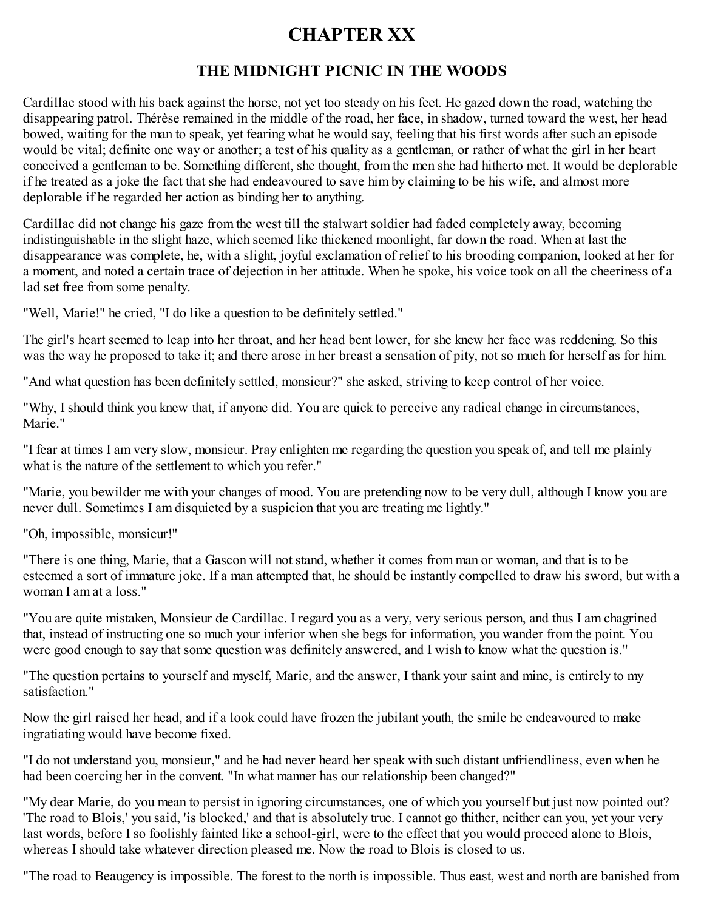# CHAPTER XX

## THE MIDNIGHT PICNIC IN THE WOODS

Cardillac stood with his back against the horse, not yet too steady on his feet. He gazed down the road, watching the disappearing patrol. Thérèse remained in the middle of the road, her face, in shadow, turned toward the west, her head bowed, waiting for the man to speak, yet fearing what he would say, feeling that his first words after such an episode would be vital; definite one way or another; a test of his quality as a gentleman, or rather of what the girl in her heart conceived a gentleman to be. Something different, she thought, from the men she had hitherto met. It would be deplorable if he treated as a joke the fact that she had endeavoured to save him by claiming to be his wife, and almost more deplorable if he regarded her action as binding her to anything.

Cardillac did not change his gaze from the west till the stalwart soldier had faded completely away, becoming indistinguishable in the slight haze, which seemed like thickened moonlight, far down the road. When at last the disappearance was complete, he, with a slight, joyful exclamation of relief to his brooding companion, looked at her for a moment, and noted a certain trace of dejection in her attitude. When he spoke, his voice took on all the cheeriness of a lad set free from some penalty.

"Well, Marie!" he cried, "I do like a question to be definitely settled."

The girl's heart seemed to leap into her throat, and her head bent lower, for she knew her face was reddening. So this was the way he proposed to take it; and there arose in her breast a sensation of pity, not so much for herself as for him.

"And what question has been definitely settled, monsieur?" she asked, striving to keep control of her voice.

"Why, I should think you knew that, if anyone did. You are quick to perceive any radical change in circumstances, Marie."

"I fear at times I am very slow, monsieur. Pray enlighten me regarding the question you speak of, and tell me plainly what is the nature of the settlement to which you refer."

"Marie, you bewilder me with your changes of mood. You are pretending now to be very dull, although I know you are never dull. Sometimes I am disquieted by a suspicion that you are treating me lightly."

"Oh, impossible, monsieur!"

"There is one thing, Marie, that a Gascon will not stand, whether it comes from man or woman, and that is to be esteemed a sort of immature joke. If a man attempted that, he should be instantly compelled to draw his sword, but with a woman I am at a loss."

"You are quite mistaken, Monsieur de Cardillac. I regard you as a very, very serious person, and thus I am chagrined that, instead of instructing one so much your inferior when she begs for information, you wander from the point. You were good enough to say that some question was definitely answered, and I wish to know what the question is."

"The question pertains to yourself and myself, Marie, and the answer, I thank your saint and mine, is entirely to my satisfaction."

Now the girl raised her head, and if a look could have frozen the jubilant youth, the smile he endeavoured to make ingratiating would have become fixed.

"I do not understand you, monsieur," and he had never heard her speak with such distant unfriendliness, even when he had been coercing her in the convent. "In what manner has our relationship been changed?"

"My dear Marie, do you mean to persist in ignoring circumstances, one of which you yourself but just now pointed out? 'The road to Blois,' you said, 'is blocked,' and that is absolutely true. I cannot go thither, neither can you, yet your very last words, before I so foolishly fainted like a school-girl, were to the effect that you would proceed alone to Blois, whereas I should take whatever direction pleased me. Now the road to Blois is closed to us.

"The road to Beaugency is impossible. The forest to the north is impossible. Thus east, west and north are banished from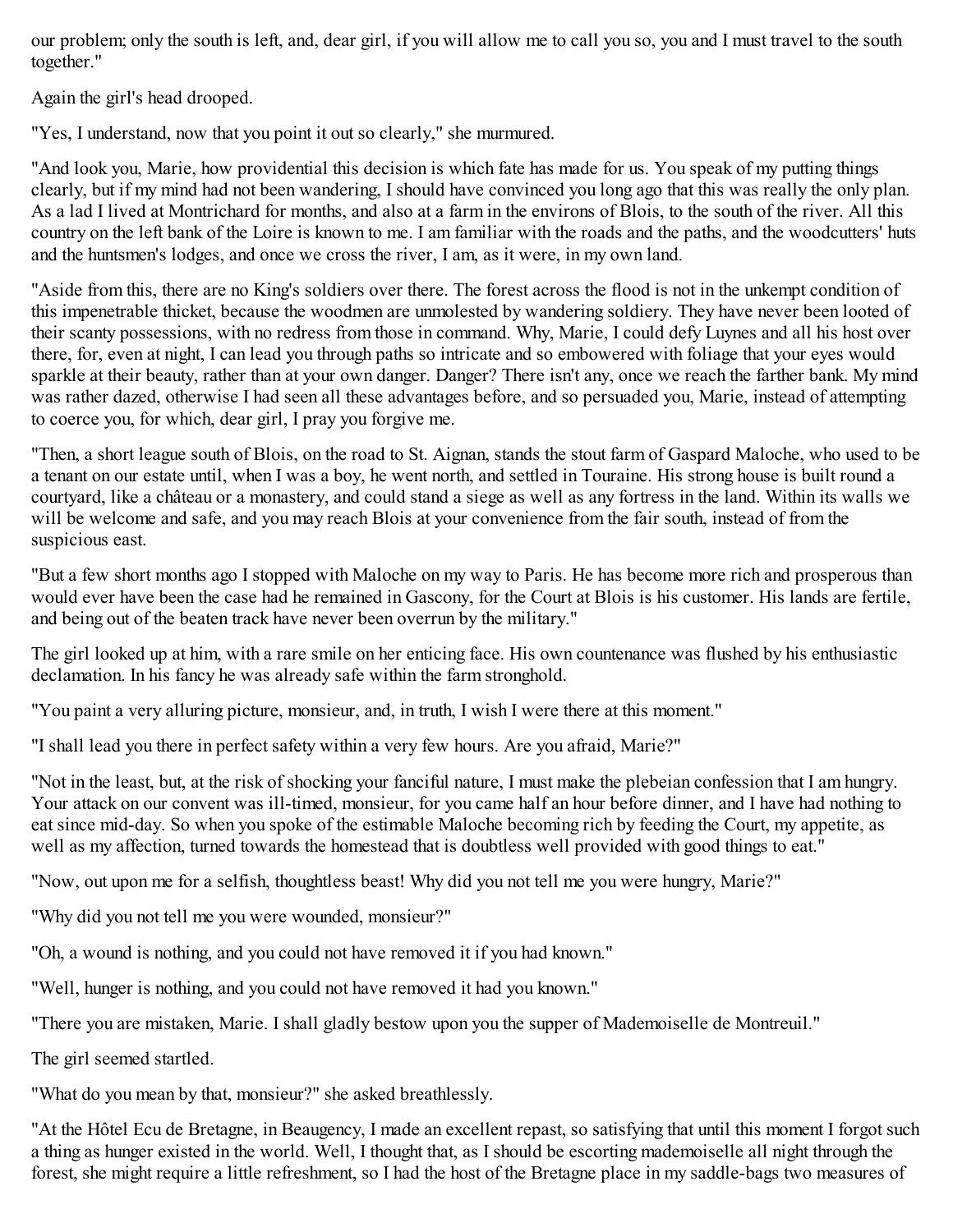our problem; only the south is left, and, dear girl, if you will allow me to call you so, you and I must travel to the south together."

Again the girl's head drooped.

"Yes, I understand, now that you point it out so clearly," she murmured.

"And look you, Marie, how providential this decision is which fate has made for us. You speak of my putting things clearly, but if my mind had not been wandering, I should have convinced you long ago that this was really the only plan. As a lad I lived at Montrichard for months, and also at a farm in the environs of Blois, to the south of the river. All this country on the left bank of the Loire is known to me. I am familiar with the roads and the paths, and the woodcutters' huts and the huntsmen's lodges, and once we cross the river, I am, as it were, in my own land.

"Aside from this, there are no King's soldiers over there. The forest across the flood is not in the unkempt condition of this impenetrable thicket, because the woodmen are unmolested by wandering soldiery. They have never been looted of their scanty possessions, with no redress from those in command. Why, Marie, I could defy Luynes and all his host over there, for, even at night, I can lead you through paths so intricate and so embowered with foliage that your eyes would sparkle at their beauty, rather than at your own danger. Danger? There isn't any, once we reach the farther bank. My mind was rather dazed, otherwise I had seen all these advantages before, and so persuaded you, Marie, instead of attempting to coerce you, for which, dear girl, I pray you forgive me.

"Then, a short league south of Blois, on the road to St. Aignan, stands the stout farm of Gaspard Maloche, who used to be a tenant on our estate until, when I was a boy, he went north, and settled in Touraine. His strong house is built round a courtyard, like a château or a monastery, and could stand a siege as well as any fortress in the land. Within its walls we will be welcome and safe, and you may reach Blois at your convenience from the fair south, instead of from the suspicious east.

"But a few short months ago I stopped with Maloche on my way to Paris. He has become more rich and prosperous than would ever have been the case had he remained in Gascony, for the Court at Blois is his customer. His lands are fertile, and being out of the beaten track have never been overrun by the military."

The girl looked up at him, with a rare smile on her enticing face. His own countenance was flushed by his enthusiastic declamation. In his fancy he was already safe within the farm stronghold.

"You paint a very alluring picture, monsieur, and, in truth, I wish I were there at this moment."

"I shall lead you there in perfect safety within a very few hours. Are you afraid, Marie?"

"Not in the least, but, at the risk of shocking your fanciful nature, I must make the plebeian confession that I am hungry. Your attack on our convent was ill-timed, monsieur, for you came half an hour before dinner, and I have had nothing to eat since mid-day. So when you spoke of the estimable Maloche becoming rich by feeding the Court, my appetite, as well as my affection, turned towards the homestead that is doubtless well provided with good things to eat."

"Now, out upon me for a selfish, thoughtless beast! Why did you not tell me you were hungry, Marie?"

"Why did you not tell me you were wounded, monsieur?"

"Oh, a wound is nothing, and you could not have removed it if you had known."

"Well, hunger is nothing, and you could not have removed it had you known."

"There you are mistaken, Marie. I shall gladly bestow upon you the supper of Mademoiselle de Montreuil."

The girl seemed startled.

"What do you mean by that, monsieur?" she asked breathlessly.

"At the Hôtel Ecu de Bretagne, in Beaugency, I made an excellent repast, so satisfying that until this moment I forgot such a thing as hunger existed in the world. Well, I thought that, as I should be escorting mademoiselle all night through the forest, she might require a little refreshment, so I had the host of the Bretagne place in my saddle-bags two measures of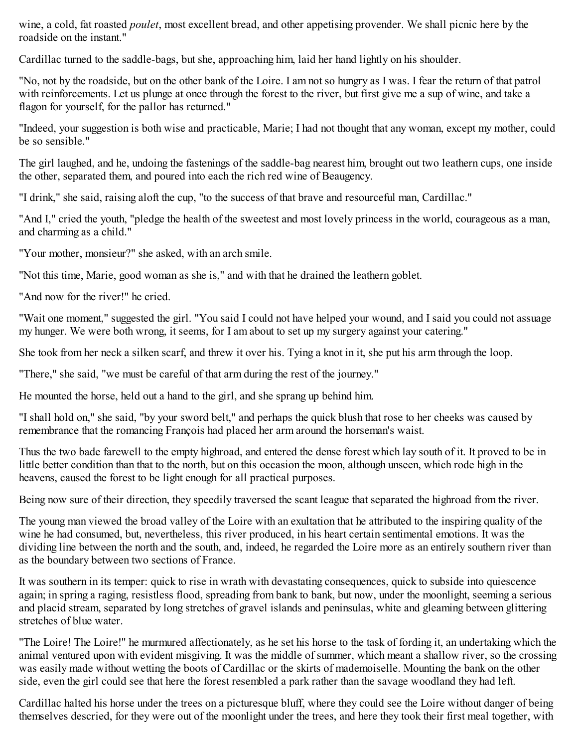wine, a cold, fat roasted *poulet*, most excellent bread, and other appetising provender. We shall picnic here by the roadside on the instant."

Cardillac turned to the saddle-bags, but she, approaching him, laid her hand lightly on his shoulder.

"No, not by the roadside, but on the other bank of the Loire. I am not so hungry as I was. I fear the return of that patrol with reinforcements. Let us plunge at once through the forest to the river, but first give me a sup of wine, and take a flagon for yourself, for the pallor has returned."

"Indeed, your suggestion is both wise and practicable, Marie; I had not thought that any woman, except my mother, could be so sensible."

The girl laughed, and he, undoing the fastenings of the saddle-bag nearest him, brought out two leathern cups, one inside the other, separated them, and poured into each the rich red wine of Beaugency.

"I drink," she said, raising aloft the cup, "to the success of that brave and resourceful man, Cardillac."

"And I," cried the youth, "pledge the health of the sweetest and most lovely princess in the world, courageous as a man, and charming as a child."

"Your mother, monsieur?" she asked, with an arch smile.

"Not this time, Marie, good woman as she is," and with that he drained the leathern goblet.

"And now for the river!" he cried.

"Wait one moment," suggested the girl. "You said I could not have helped your wound, and I said you could not assuage my hunger. We were both wrong, it seems, for I am about to set up my surgery against your catering."

She took from her neck a silken scarf, and threw it over his. Tying a knot in it, she put his arm through the loop.

"There," she said, "we must be careful of that arm during the rest of the journey."

He mounted the horse, held out a hand to the girl, and she sprang up behind him.

"I shall hold on," she said, "by your sword belt," and perhaps the quick blush that rose to her cheeks was caused by remembrance that the romancing François had placed her arm around the horseman's waist.

Thus the two bade farewell to the empty highroad, and entered the dense forest which lay south of it. It proved to be in little better condition than that to the north, but on this occasion the moon, although unseen, which rode high in the heavens, caused the forest to be light enough for all practical purposes.

Being now sure of their direction, they speedily traversed the scant league that separated the highroad from the river.

The young man viewed the broad valley of the Loire with an exultation that he attributed to the inspiring quality of the wine he had consumed, but, nevertheless, this river produced, in his heart certain sentimental emotions. It was the dividing line between the north and the south, and, indeed, he regarded the Loire more as an entirely southern river than as the boundary between two sections of France.

It was southern in its temper: quick to rise in wrath with devastating consequences, quick to subside into quiescence again; in spring a raging, resistless flood, spreading from bank to bank, but now, under the moonlight, seeming a serious and placid stream, separated by long stretches of gravel islands and peninsulas, white and gleaming between glittering stretches of blue water.

"The Loire! The Loire!" he murmured affectionately, as he set his horse to the task of fording it, an undertaking which the animal ventured upon with evident misgiving. It was the middle of summer, which meant a shallow river, so the crossing was easily made without wetting the boots of Cardillac or the skirts of mademoiselle. Mounting the bank on the other side, even the girl could see that here the forest resembled a park rather than the savage woodland they had left.

Cardillac halted his horse under the trees on a picturesque bluff, where they could see the Loire without danger of being themselves descried, for they were out of the moonlight under the trees, and here they took their first meal together, with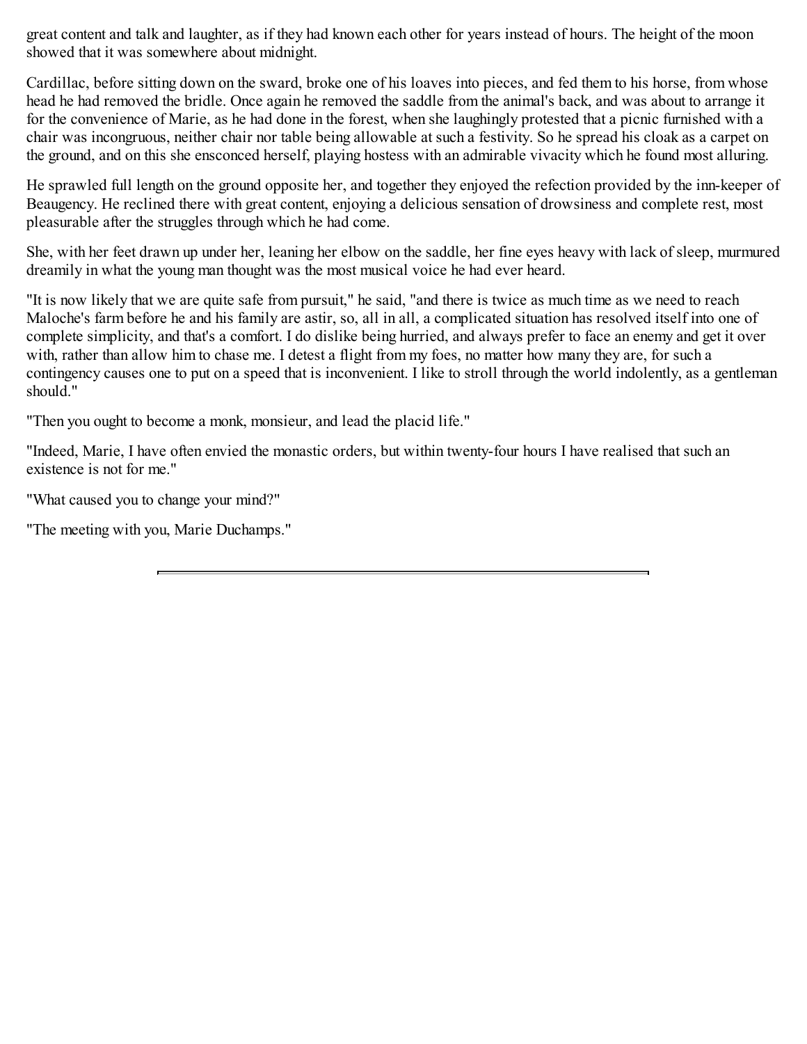great content and talk and laughter, as if they had known each other for years instead of hours. The height of the moon showed that it was somewhere about midnight.

Cardillac, before sitting down on the sward, broke one of his loaves into pieces, and fed them to his horse, from whose head he had removed the bridle. Once again he removed the saddle from the animal's back, and was about to arrange it for the convenience of Marie, as he had done in the forest, when she laughingly protested that a picnic furnished with a chair was incongruous, neither chair nor table being allowable at such a festivity. So he spread his cloak as a carpet on the ground, and on this she ensconced herself, playing hostess with an admirable vivacity which he found most alluring.

He sprawled full length on the ground opposite her, and together they enjoyed the refection provided by the inn-keeper of Beaugency. He reclined there with great content, enjoying a delicious sensation of drowsiness and complete rest, most pleasurable after the struggles through which he had come.

She, with her feet drawn up under her, leaning her elbow on the saddle, her fine eyes heavy with lack of sleep, murmured dreamily in what the young man thought was the most musical voice he had ever heard.

"It is now likely that we are quite safe from pursuit," he said, "and there is twice as much time as we need to reach Maloche's farm before he and his family are astir, so, all in all, a complicated situation has resolved itself into one of complete simplicity, and that's a comfort. I do dislike being hurried, and always prefer to face an enemy and get it over with, rather than allow him to chase me. I detest a flight from my foes, no matter how many they are, for such a contingency causes one to put on a speed that is inconvenient. I like to stroll through the world indolently, as a gentleman should."

"Then you ought to become a monk, monsieur, and lead the placid life."

"Indeed, Marie, I have often envied the monastic orders, but within twenty-four hours I have realised that such an existence is not for me."

"What caused you to change your mind?"

"The meeting with you, Marie Duchamps."

---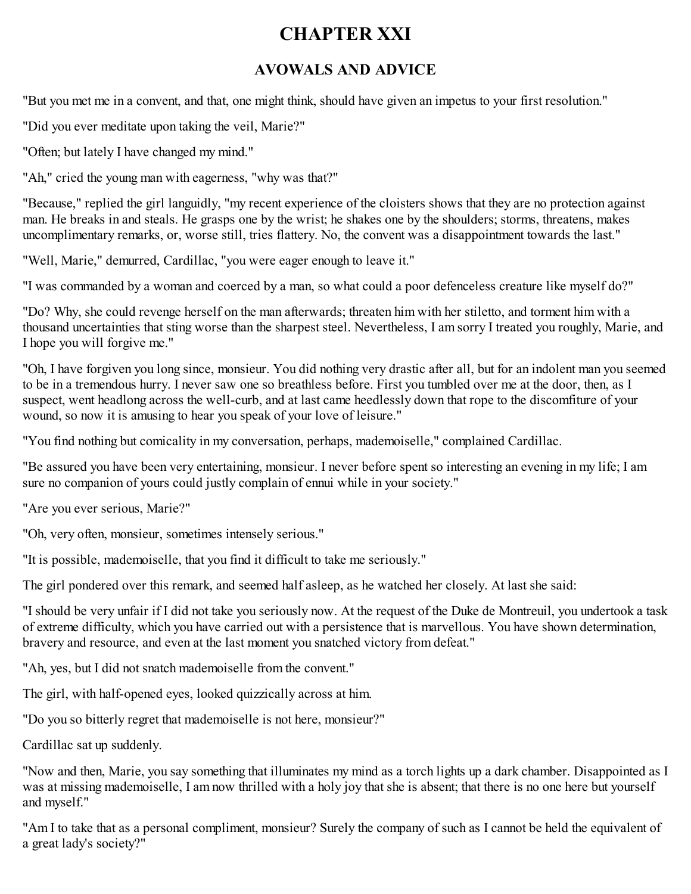# CHAPTER XXI

## AVOWALS AND ADVICE

"But you met me in a convent, and that, one might think, should have given an impetus to your first resolution."

"Did you ever meditate upon taking the veil, Marie?"

"Often; but lately I have changed my mind."

"Ah," cried the young man with eagerness, "why was that?"

"Because," replied the girl languidly, "my recent experience of the cloisters shows that they are no protection against man. He breaks in and steals. He grasps one by the wrist; he shakes one by the shoulders; storms, threatens, makes uncomplimentary remarks, or, worse still, tries flattery. No, the convent was a disappointment towards the last."

"Well, Marie," demurred, Cardillac, "you were eager enough to leave it."

"I was commanded by a woman and coerced by a man, so what could a poor defenceless creature like myself do?"

"Do? Why, she could revenge herself on the man afterwards; threaten him with her stiletto, and torment him with a thousand uncertainties that sting worse than the sharpest steel. Nevertheless, I am sorry I treated you roughly, Marie, and I hope you will forgive me."

"Oh, I have forgiven you long since, monsieur. You did nothing very drastic after all, but for an indolent man you seemed to be in a tremendous hurry. I never saw one so breathless before. First you tumbled over me at the door, then, as I suspect, went headlong across the well-curb, and at last came heedlessly down that rope to the discomfiture of your wound, so now it is amusing to hear you speak of your love of leisure."

"You find nothing but comicality in my conversation, perhaps, mademoiselle," complained Cardillac.

"Be assured you have been very entertaining, monsieur. I never before spent so interesting an evening in my life; I am sure no companion of yours could justly complain of ennui while in your society."

"Are you ever serious, Marie?"

"Oh, very often, monsieur, sometimes intensely serious."

"It is possible, mademoiselle, that you find it difficult to take me seriously."

The girl pondered over this remark, and seemed half asleep, as he watched her closely. At last she said:

"I should be very unfair if I did not take you seriously now. At the request of the Duke de Montreuil, you undertook a task of extreme difficulty, which you have carried out with a persistence that is marvellous. You have shown determination, bravery and resource, and even at the last moment you snatched victory from defeat."

"Ah, yes, but I did not snatch mademoiselle from the convent."

The girl, with half-opened eyes, looked quizzically across at him.

"Do you so bitterly regret that mademoiselle is not here, monsieur?"

Cardillac sat up suddenly.

"Now and then, Marie, you say something that illuminates my mind as a torch lights up a dark chamber. Disappointed as I was at missing mademoiselle, I am now thrilled with a holy joy that she is absent; that there is no one here but yourself and myself."

"Am I to take that as a personal compliment, monsieur? Surely the company of such as I cannot be held the equivalent of a great lady's society?"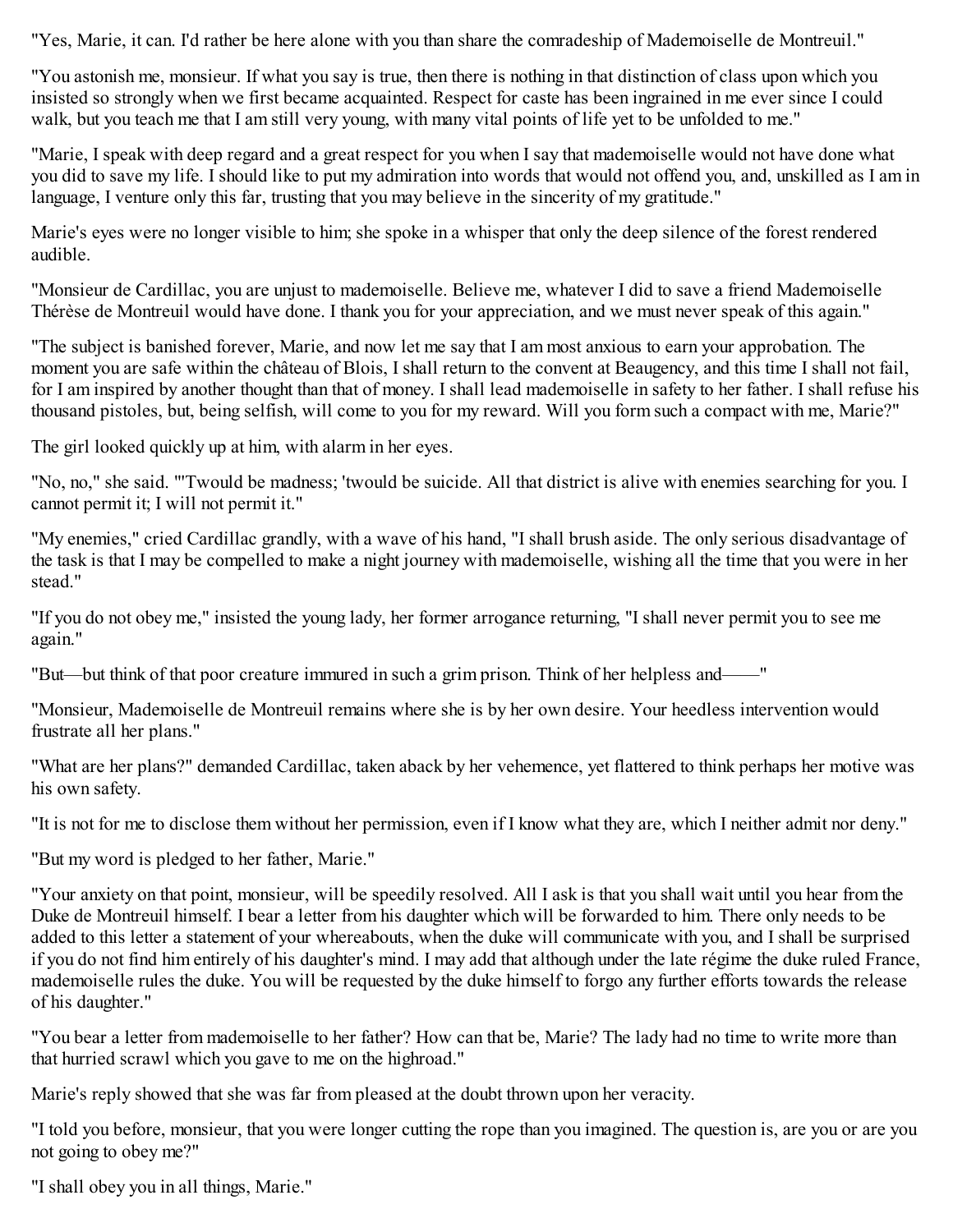"Yes, Marie, it can. I'd rather be here alone with you than share the comradeship of Mademoiselle de Montreuil."

"You astonish me, monsieur. If what you say is true, then there is nothing in that distinction of class upon which you insisted so strongly when we first became acquainted. Respect for caste has been ingrained in me ever since I could walk, but you teach me that I am still very young, with many vital points of life yet to be unfolded to me."

"Marie, I speak with deep regard and a great respect for you when I say that mademoiselle would not have done what you did to save my life. I should like to put my admiration into words that would not offend you, and, unskilled as I am in language, I venture only this far, trusting that you may believe in the sincerity of my gratitude."

Marie's eyes were no longer visible to him; she spoke in a whisper that only the deep silence of the forest rendered audible.

"Monsieur de Cardillac, you are unjust to mademoiselle. Believe me, whatever I did to save a friend Mademoiselle Thérèse de Montreuil would have done. I thank you for your appreciation, and we must never speak of this again."

"The subject is banished forever, Marie, and now let me say that I am most anxious to earn your approbation. The moment you are safe within the château of Blois, I shall return to the convent at Beaugency, and this time I shall not fail, for I am inspired by another thought than that of money. I shall lead mademoiselle in safety to her father. I shall refuse his thousand pistoles, but, being selfish, will come to you for my reward. Will you form such a compact with me, Marie?"

The girl looked quickly up at him, with alarm in her eyes.

"No, no," she said. "'Twould be madness; 'twould be suicide. All that district is alive with enemies searching for you. I cannot permit it; I will not permit it."

"My enemies," cried Cardillac grandly, with a wave of his hand, "I shall brush aside. The only serious disadvantage of the task is that I may be compelled to make a night journey with mademoiselle, wishing all the time that you were in her stead."

"If you do not obey me," insisted the young lady, her former arrogance returning, "I shall never permit you to see me again."

"But—but think of that poor creature immured in such a grim prison. Think of her helpless and——"

"Monsieur, Mademoiselle de Montreuil remains where she is by her own desire. Your heedless intervention would frustrate all her plans."

"What are her plans?" demanded Cardillac, taken aback by her vehemence, yet flattered to think perhaps her motive was his own safety.

"It is not for me to disclose them without her permission, even if I know what they are, which I neither admit nor deny."

"But my word is pledged to her father, Marie."

"Your anxiety on that point, monsieur, will be speedily resolved. All I ask is that you shall wait until you hear from the Duke de Montreuil himself. I bear a letter from his daughter which will be forwarded to him. There only needs to be added to this letter a statement of your whereabouts, when the duke will communicate with you, and I shall be surprised if you do not find him entirely of his daughter's mind. I may add that although under the late régime the duke ruled France, mademoiselle rules the duke. You will be requested by the duke himself to forgo any further efforts towards the release of his daughter."

"You bear a letter from mademoiselle to her father? How can that be, Marie? The lady had no time to write more than that hurried scrawl which you gave to me on the highroad."

Marie's reply showed that she was far from pleased at the doubt thrown upon her veracity.

"I told you before, monsieur, that you were longer cutting the rope than you imagined. The question is, are you or are you not going to obey me?"

"I shall obey you in all things, Marie."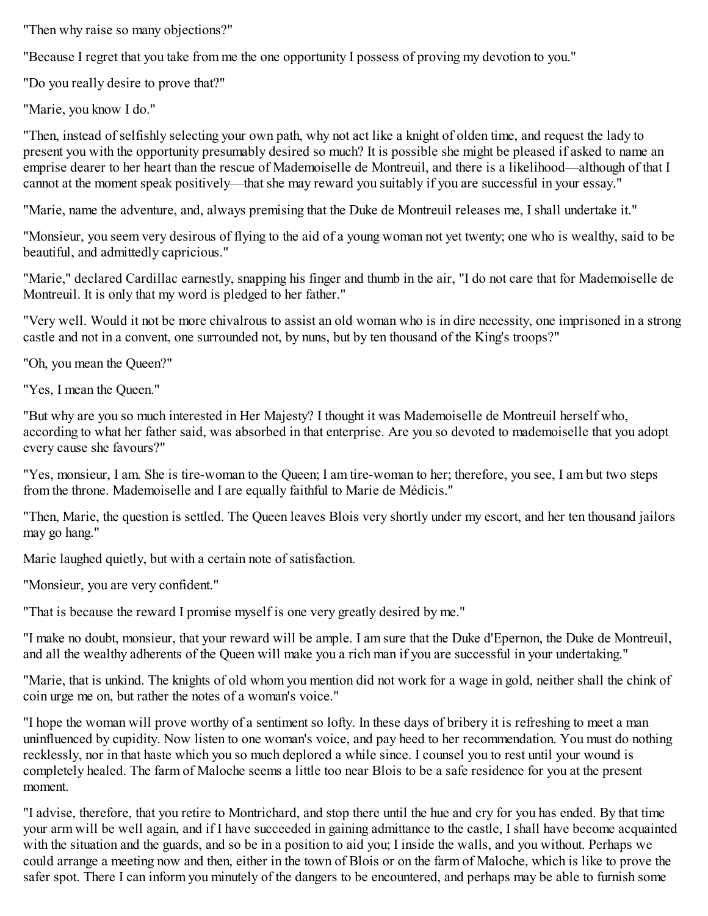"Then why raise so many objections?"

"Because I regret that you take from me the one opportunity I possess of proving my devotion to you."

"Do you really desire to prove that?"

"Marie, you know I do."

"Then, instead of selfishly selecting your own path, why not act like a knight of olden time, and request the lady to present you with the opportunity presumably desired so much? It is possible she might be pleased if asked to name an emprise dearer to her heart than the rescue of Mademoiselle de Montreuil, and there is a likelihood—although of that I cannot at the moment speak positively—that she may reward you suitably if you are successful in your essay."

"Marie, name the adventure, and, always premising that the Duke de Montreuil releases me, I shall undertake it."

"Monsieur, you seem very desirous of flying to the aid of a young woman not yet twenty; one who is wealthy, said to be beautiful, and admittedly capricious."

"Marie," declared Cardillac earnestly, snapping his finger and thumb in the air, "I do not care that for Mademoiselle de Montreuil. It is only that my word is pledged to her father."

"Very well. Would it not be more chivalrous to assist an old woman who is in dire necessity, one imprisoned in a strong castle and not in a convent, one surrounded not, by nuns, but by ten thousand of the King's troops?"

"Oh, you mean the Queen?"

"Yes, I mean the Queen."

"But why are you so much interested in Her Majesty? I thought it was Mademoiselle de Montreuil herself who, according to what her father said, was absorbed in that enterprise. Are you so devoted to mademoiselle that you adopt every cause she favours?"

"Yes, monsieur, I am. She is tire-woman to the Queen; I am tire-woman to her; therefore, you see, I am but two steps from the throne. Mademoiselle and I are equally faithful to Marie de Médicis."

"Then, Marie, the question is settled. The Queen leaves Blois very shortly under my escort, and her ten thousand jailors may go hang."

Marie laughed quietly, but with a certain note of satisfaction.

"Monsieur, you are very confident."

"That is because the reward I promise myself is one very greatly desired by me."

"I make no doubt, monsieur, that your reward will be ample. I am sure that the Duke d'Epernon, the Duke de Montreuil, and all the wealthy adherents of the Queen will make you a rich man if you are successful in your undertaking."

"Marie, that is unkind. The knights of old whom you mention did not work for a wage in gold, neither shall the chink of coin urge me on, but rather the notes of a woman's voice."

"I hope the woman will prove worthy of a sentiment so lofty. In these days of bribery it is refreshing to meet a man uninfluenced by cupidity. Now listen to one woman's voice, and pay heed to her recommendation. You must do nothing recklessly, nor in that haste which you so much deplored a while since. I counsel you to rest until your wound is completely healed. The farm of Maloche seems a little too near Blois to be a safe residence for you at the present moment.

"I advise, therefore, that you retire to Montrichard, and stop there until the hue and cry for you has ended. By that time your arm will be well again, and if I have succeeded in gaining admittance to the castle, I shall have become acquainted with the situation and the guards, and so be in a position to aid you; I inside the walls, and you without. Perhaps we could arrange a meeting now and then, either in the town of Blois or on the farm of Maloche, which is like to prove the safer spot. There I can inform you minutely of the dangers to be encountered, and perhaps may be able to furnish some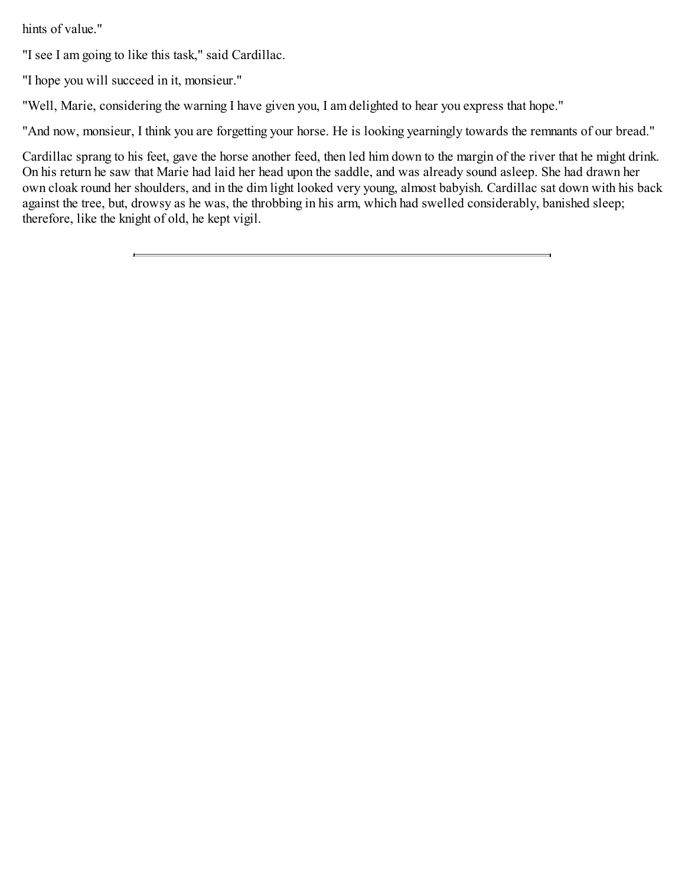hints of value."

"I see I am going to like this task," said Cardillac.

"I hope you will succeed in it, monsieur."

"Well, Marie, considering the warning I have given you, I am delighted to hear you express that hope."

"And now, monsieur, I think you are forgetting your horse. He is looking yearningly towards the remnants of our bread."

Cardillac sprang to his feet, gave the horse another feed, then led him down to the margin of the river that he might drink. On his return he saw that Marie had laid her head upon the saddle, and was already sound asleep. She had drawn her own cloak round her shoulders, and in the dim light looked very young, almost babyish. Cardillac sat down with his back against the tree, but, drowsy as he was, the throbbing in his arm, which had swelled considerably, banished sleep; therefore, like the knight of old, he kept vigil.

---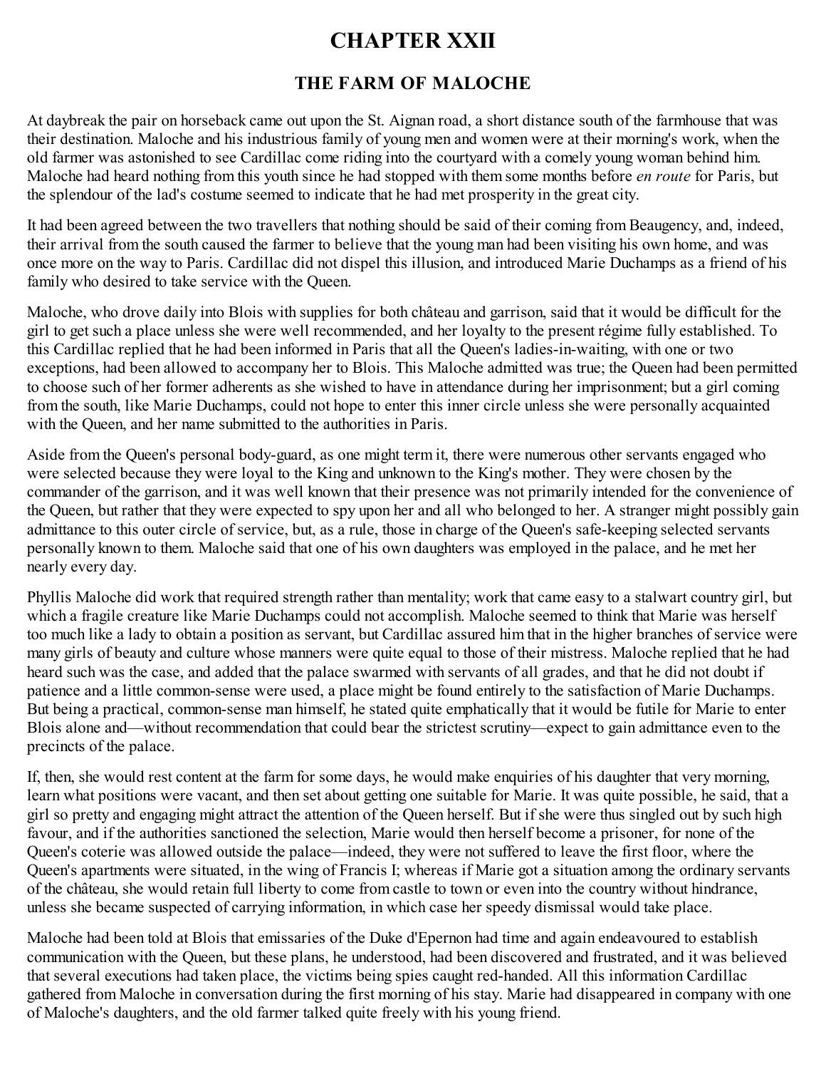# CHAPTER XXII

## THE FARM OF MALOCHE

At daybreak the pair on horseback came out upon the St. Aignan road, a short distance south of the farmhouse that was their destination. Maloche and his industrious family of young men and women were at their morning's work, when the old farmer was astonished to see Cardillac come riding into the courtyard with a comely young woman behind him. Maloche had heard nothing from this youth since he had stopped with them some months before *en route* for Paris, but the splendour of the lad's costume seemed to indicate that he had met prosperity in the great city.

It had been agreed between the two travellers that nothing should be said of their coming from Beaugency, and, indeed, their arrival from the south caused the farmer to believe that the young man had been visiting his own home, and was once more on the way to Paris. Cardillac did not dispel this illusion, and introduced Marie Duchamps as a friend of his family who desired to take service with the Queen.

Maloche, who drove daily into Blois with supplies for both château and garrison, said that it would be difficult for the girl to get such a place unless she were well recommended, and her loyalty to the present régime fully established. To this Cardillac replied that he had been informed in Paris that all the Queen's ladies-in-waiting, with one or two exceptions, had been allowed to accompany her to Blois. This Maloche admitted was true; the Queen had been permitted to choose such of her former adherents as she wished to have in attendance during her imprisonment; but a girl coming from the south, like Marie Duchamps, could not hope to enter this inner circle unless she were personally acquainted with the Queen, and her name submitted to the authorities in Paris.

Aside from the Queen's personal body-guard, as one might term it, there were numerous other servants engaged who were selected because they were loyal to the King and unknown to the King's mother. They were chosen by the commander of the garrison, and it was well known that their presence was not primarily intended for the convenience of the Queen, but rather that they were expected to spy upon her and all who belonged to her. A stranger might possibly gain admittance to this outer circle of service, but, as a rule, those in charge of the Queen's safe-keeping selected servants personally known to them. Maloche said that one of his own daughters was employed in the palace, and he met her nearly every day.

Phyllis Maloche did work that required strength rather than mentality; work that came easy to a stalwart country girl, but which a fragile creature like Marie Duchamps could not accomplish. Maloche seemed to think that Marie was herself too much like a lady to obtain a position as servant, but Cardillac assured him that in the higher branches of service were many girls of beauty and culture whose manners were quite equal to those of their mistress. Maloche replied that he had heard such was the case, and added that the palace swarmed with servants of all grades, and that he did not doubt if patience and a little common-sense were used, a place might be found entirely to the satisfaction of Marie Duchamps. But being a practical, common-sense man himself, he stated quite emphatically that it would be futile for Marie to enter Blois alone and—without recommendation that could bear the strictest scrutiny—expect to gain admittance even to the precincts of the palace.

If, then, she would rest content at the farm for some days, he would make enquiries of his daughter that very morning, learn what positions were vacant, and then set about getting one suitable for Marie. It was quite possible, he said, that a girl so pretty and engaging might attract the attention of the Queen herself. But if she were thus singled out by such high favour, and if the authorities sanctioned the selection, Marie would then herself become a prisoner, for none of the Queen's coterie was allowed outside the palace—indeed, they were not suffered to leave the first floor, where the Queen's apartments were situated, in the wing of Francis I; whereas if Marie got a situation among the ordinary servants of the château, she would retain full liberty to come from castle to town or even into the country without hindrance, unless she became suspected of carrying information, in which case her speedy dismissal would take place.

Maloche had been told at Blois that emissaries of the Duke d'Epernon had time and again endeavoured to establish communication with the Queen, but these plans, he understood, had been discovered and frustrated, and it was believed that several executions had taken place, the victims being spies caught red-handed. All this information Cardillac gathered from Maloche in conversation during the first morning of his stay. Marie had disappeared in company with one of Maloche's daughters, and the old farmer talked quite freely with his young friend.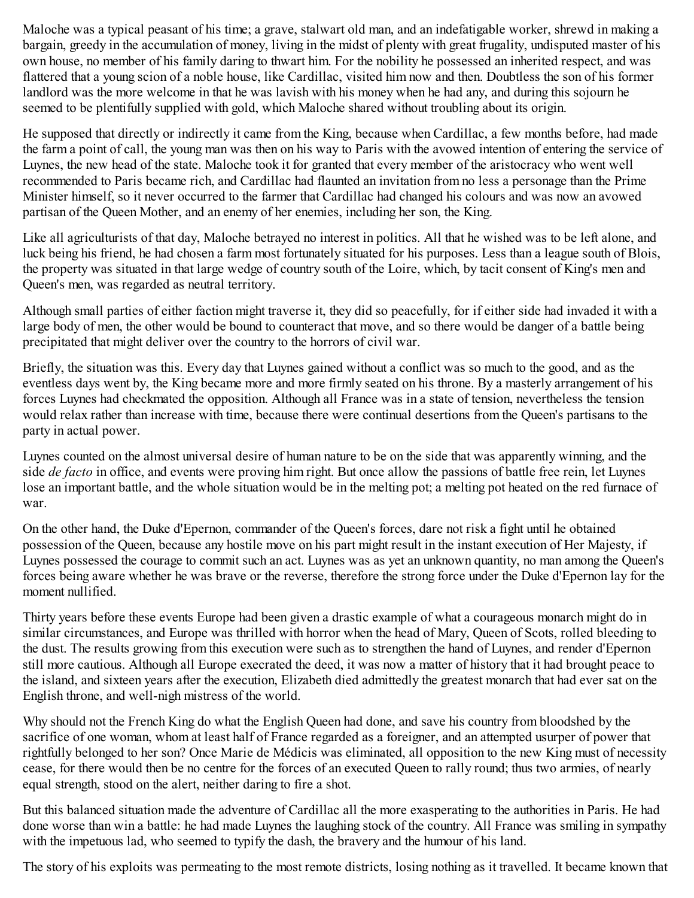Maloche was a typical peasant of his time; a grave, stalwart old man, and an indefatigable worker, shrewd in making a bargain, greedy in the accumulation of money, living in the midst of plenty with great frugality, undisputed master of his own house, no member of his family daring to thwart him. For the nobility he possessed an inherited respect, and was flattered that a young scion of a noble house, like Cardillac, visited him now and then. Doubtless the son of his former landlord was the more welcome in that he was lavish with his money when he had any, and during this sojourn he seemed to be plentifully supplied with gold, which Maloche shared without troubling about its origin.

He supposed that directly or indirectly it came from the King, because when Cardillac, a few months before, had made the farm a point of call, the young man was then on his way to Paris with the avowed intention of entering the service of Luynes, the new head of the state. Maloche took it for granted that every member of the aristocracy who went well recommended to Paris became rich, and Cardillac had flaunted an invitation from no less a personage than the Prime Minister himself, so it never occurred to the farmer that Cardillac had changed his colours and was now an avowed partisan of the Queen Mother, and an enemy of her enemies, including her son, the King.

Like all agriculturists of that day, Maloche betrayed no interest in politics. All that he wished was to be left alone, and luck being his friend, he had chosen a farm most fortunately situated for his purposes. Less than a league south of Blois, the property was situated in that large wedge of country south of the Loire, which, by tacit consent of King's men and Queen's men, was regarded as neutral territory.

Although small parties of either faction might traverse it, they did so peacefully, for if either side had invaded it with a large body of men, the other would be bound to counteract that move, and so there would be danger of a battle being precipitated that might deliver over the country to the horrors of civil war.

Briefly, the situation was this. Every day that Luynes gained without a conflict was so much to the good, and as the eventless days went by, the King became more and more firmly seated on his throne. By a masterly arrangement of his forces Luynes had checkmated the opposition. Although all France was in a state of tension, nevertheless the tension would relax rather than increase with time, because there were continual desertions from the Queen's partisans to the party in actual power.

Luynes counted on the almost universal desire of human nature to be on the side that was apparently winning, and the side *de facto* in office, and events were proving him right. But once allow the passions of battle free rein, let Luynes lose an important battle, and the whole situation would be in the melting pot; a melting pot heated on the red furnace of war.

On the other hand, the Duke d'Epernon, commander of the Queen's forces, dare not risk a fight until he obtained possession of the Queen, because any hostile move on his part might result in the instant execution of Her Majesty, if Luynes possessed the courage to commit such an act. Luynes was as yet an unknown quantity, no man among the Queen's forces being aware whether he was brave or the reverse, therefore the strong force under the Duke d'Epernon lay for the moment nullified.

Thirty years before these events Europe had been given a drastic example of what a courageous monarch might do in similar circumstances, and Europe was thrilled with horror when the head of Mary, Queen of Scots, rolled bleeding to the dust. The results growing from this execution were such as to strengthen the hand of Luynes, and render d'Epernon still more cautious. Although all Europe execrated the deed, it was now a matter of history that it had brought peace to the island, and sixteen years after the execution, Elizabeth died admittedly the greatest monarch that had ever sat on the English throne, and well-nigh mistress of the world.

Why should not the French King do what the English Queen had done, and save his country from bloodshed by the sacrifice of one woman, whom at least half of France regarded as a foreigner, and an attempted usurper of power that rightfully belonged to her son? Once Marie de Médicis was eliminated, all opposition to the new King must of necessity cease, for there would then be no centre for the forces of an executed Queen to rally round; thus two armies, of nearly equal strength, stood on the alert, neither daring to fire a shot.

But this balanced situation made the adventure of Cardillac all the more exasperating to the authorities in Paris. He had done worse than win a battle: he had made Luynes the laughing stock of the country. All France was smiling in sympathy with the impetuous lad, who seemed to typify the dash, the bravery and the humour of his land.

The story of his exploits was permeating to the most remote districts, losing nothing as it travelled. It became known that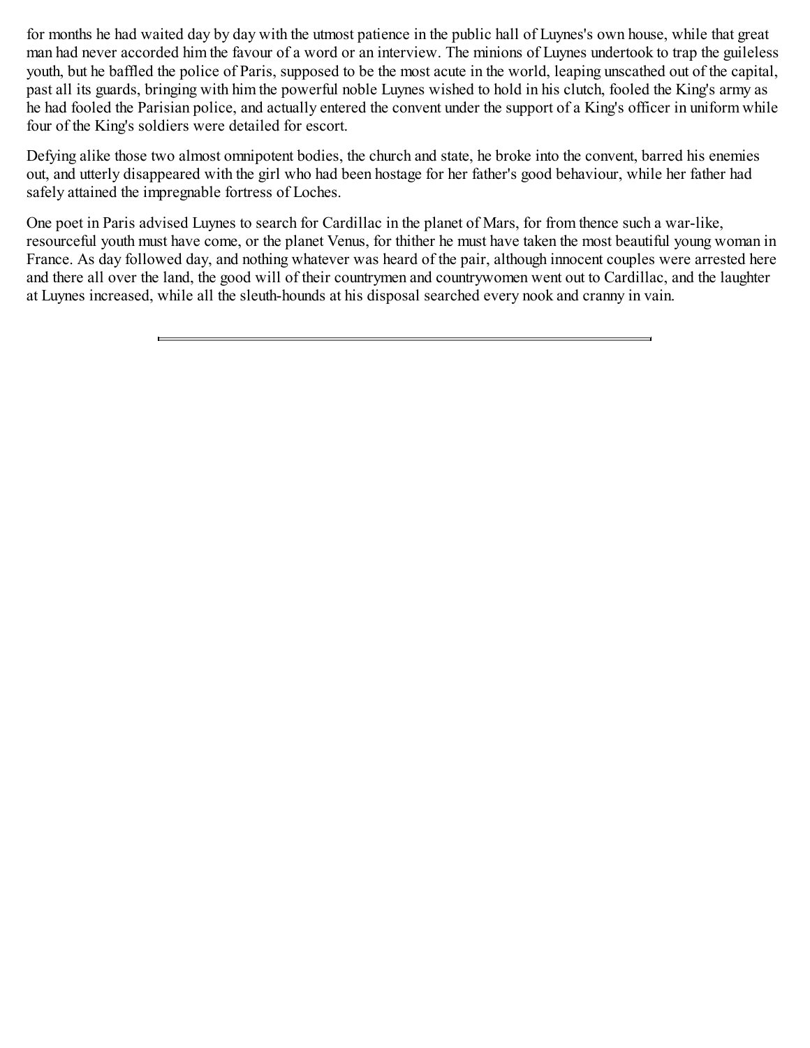for months he had waited day by day with the utmost patience in the public hall of Luynes's own house, while that great man had never accorded him the favour of a word or an interview. The minions of Luynes undertook to trap the guileless youth, but he baffled the police of Paris, supposed to be the most acute in the world, leaping unscathed out of the capital, past all its guards, bringing with him the powerful noble Luynes wished to hold in his clutch, fooled the King's army as he had fooled the Parisian police, and actually entered the convent under the support of a King's officer in uniform while four of the King's soldiers were detailed for escort.

Defying alike those two almost omnipotent bodies, the church and state, he broke into the convent, barred his enemies out, and utterly disappeared with the girl who had been hostage for her father's good behaviour, while her father had safely attained the impregnable fortress of Loches.

One poet in Paris advised Luynes to search for Cardillac in the planet of Mars, for from thence such a war-like, resourceful youth must have come, or the planet Venus, for thither he must have taken the most beautiful young woman in France. As day followed day, and nothing whatever was heard of the pair, although innocent couples were arrested here and there all over the land, the good will of their countrymen and countrywomen went out to Cardillac, and the laughter at Luynes increased, while all the sleuth-hounds at his disposal searched every nook and cranny in vain.

---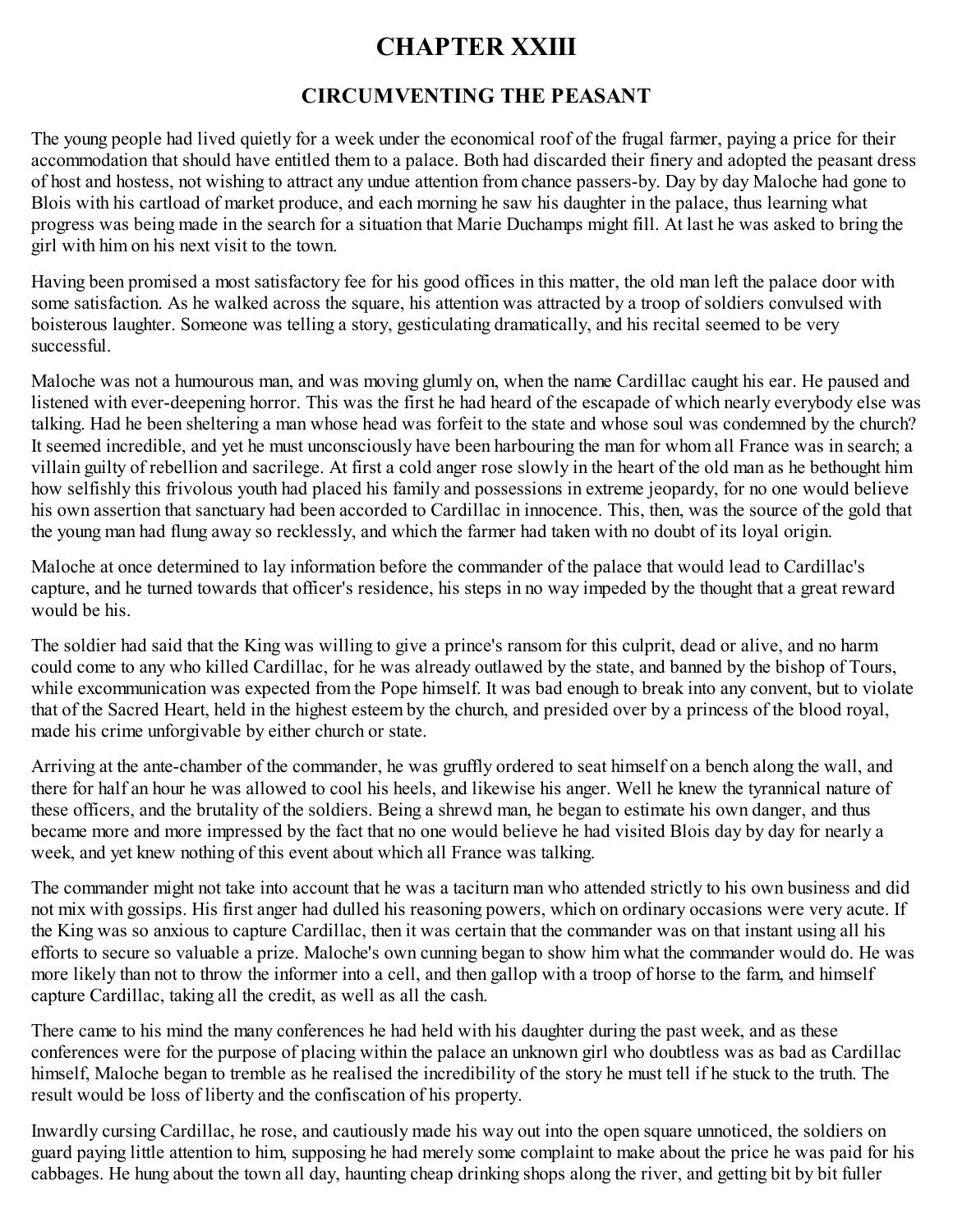# CHAPTER XXIII

## CIRCUMVENTING THE PEASANT

The young people had lived quietly for a week under the economical roof of the frugal farmer, paying a price for their accommodation that should have entitled them to a palace. Both had discarded their finery and adopted the peasant dress of host and hostess, not wishing to attract any undue attention from chance passers-by. Day by day Maloche had gone to Blois with his cartload of market produce, and each morning he saw his daughter in the palace, thus learning what progress was being made in the search for a situation that Marie Duchamps might fill. At last he was asked to bring the girl with him on his next visit to the town.

Having been promised a most satisfactory fee for his good offices in this matter, the old man left the palace door with some satisfaction. As he walked across the square, his attention was attracted by a troop of soldiers convulsed with boisterous laughter. Someone was telling a story, gesticulating dramatically, and his recital seemed to be very successful.

Maloche was not a humourous man, and was moving glumly on, when the name Cardillac caught his ear. He paused and listened with ever-deepening horror. This was the first he had heard of the escapade of which nearly everybody else was talking. Had he been sheltering a man whose head was forfeit to the state and whose soul was condemned by the church? It seemed incredible, and yet he must unconsciously have been harbouring the man for whom all France was in search; a villain guilty of rebellion and sacrilege. At first a cold anger rose slowly in the heart of the old man as he bethought him how selfishly this frivolous youth had placed his family and possessions in extreme jeopardy, for no one would believe his own assertion that sanctuary had been accorded to Cardillac in innocence. This, then, was the source of the gold that the young man had flung away so recklessly, and which the farmer had taken with no doubt of its loyal origin.

Maloche at once determined to lay information before the commander of the palace that would lead to Cardillac's capture, and he turned towards that officer's residence, his steps in no way impeded by the thought that a great reward would be his.

The soldier had said that the King was willing to give a prince's ransom for this culprit, dead or alive, and no harm could come to any who killed Cardillac, for he was already outlawed by the state, and banned by the bishop of Tours, while excommunication was expected from the Pope himself. It was bad enough to break into any convent, but to violate that of the Sacred Heart, held in the highest esteem by the church, and presided over by a princess of the blood royal, made his crime unforgivable by either church or state.

Arriving at the ante-chamber of the commander, he was gruffly ordered to seat himself on a bench along the wall, and there for half an hour he was allowed to cool his heels, and likewise his anger. Well he knew the tyrannical nature of these officers, and the brutality of the soldiers. Being a shrewd man, he began to estimate his own danger, and thus became more and more impressed by the fact that no one would believe he had visited Blois day by day for nearly a week, and yet knew nothing of this event about which all France was talking.

The commander might not take into account that he was a taciturn man who attended strictly to his own business and did not mix with gossips. His first anger had dulled his reasoning powers, which on ordinary occasions were very acute. If the King was so anxious to capture Cardillac, then it was certain that the commander was on that instant using all his efforts to secure so valuable a prize. Maloche's own cunning began to show him what the commander would do. He was more likely than not to throw the informer into a cell, and then gallop with a troop of horse to the farm, and himself capture Cardillac, taking all the credit, as well as all the cash.

There came to his mind the many conferences he had held with his daughter during the past week, and as these conferences were for the purpose of placing within the palace an unknown girl who doubtless was as bad as Cardillac himself, Maloche began to tremble as he realised the incredibility of the story he must tell if he stuck to the truth. The result would be loss of liberty and the confiscation of his property.

Inwardly cursing Cardillac, he rose, and cautiously made his way out into the open square unnoticed, the soldiers on guard paying little attention to him, supposing he had merely some complaint to make about the price he was paid for his cabbages. He hung about the town all day, haunting cheap drinking shops along the river, and getting bit by bit fuller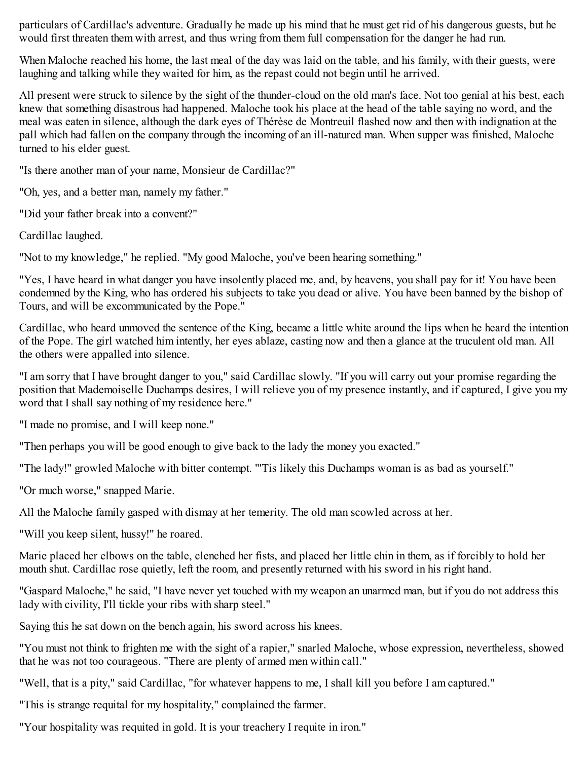particulars of Cardillac's adventure. Gradually he made up his mind that he must get rid of his dangerous guests, but he would first threaten them with arrest, and thus wring from them full compensation for the danger he had run.

When Maloche reached his home, the last meal of the day was laid on the table, and his family, with their guests, were laughing and talking while they waited for him, as the repast could not begin until he arrived.

All present were struck to silence by the sight of the thunder-cloud on the old man's face. Not too genial at his best, each knew that something disastrous had happened. Maloche took his place at the head of the table saying no word, and the meal was eaten in silence, although the dark eyes of Thérèse de Montreuil flashed now and then with indignation at the pall which had fallen on the company through the incoming of an ill-natured man. When supper was finished, Maloche turned to his elder guest.

"Is there another man of your name, Monsieur de Cardillac?"

"Oh, yes, and a better man, namely my father."

"Did your father break into a convent?"

Cardillac laughed.

"Not to my knowledge," he replied. "My good Maloche, you've been hearing something."

"Yes, I have heard in what danger you have insolently placed me, and, by heavens, you shall pay for it! You have been condemned by the King, who has ordered his subjects to take you dead or alive. You have been banned by the bishop of Tours, and will be excommunicated by the Pope."

Cardillac, who heard unmoved the sentence of the King, became a little white around the lips when he heard the intention of the Pope. The girl watched him intently, her eyes ablaze, casting now and then a glance at the truculent old man. All the others were appalled into silence.

"I am sorry that I have brought danger to you," said Cardillac slowly. "If you will carry out your promise regarding the position that Mademoiselle Duchamps desires, I will relieve you of my presence instantly, and if captured, I give you my word that I shall say nothing of my residence here."

"I made no promise, and I will keep none."

"Then perhaps you will be good enough to give back to the lady the money you exacted."

"The lady!" growled Maloche with bitter contempt. "'Tis likely this Duchamps woman is as bad as yourself."

"Or much worse," snapped Marie.

All the Maloche family gasped with dismay at her temerity. The old man scowled across at her.

"Will you keep silent, hussy!" he roared.

Marie placed her elbows on the table, clenched her fists, and placed her little chin in them, as if forcibly to hold her mouth shut. Cardillac rose quietly, left the room, and presently returned with his sword in his right hand.

"Gaspard Maloche," he said, "I have never yet touched with my weapon an unarmed man, but if you do not address this lady with civility, I'll tickle your ribs with sharp steel."

Saying this he sat down on the bench again, his sword across his knees.

"You must not think to frighten me with the sight of a rapier," snarled Maloche, whose expression, nevertheless, showed that he was not too courageous. "There are plenty of armed men within call."

"Well, that is a pity," said Cardillac, "for whatever happens to me, I shall kill you before I am captured."

"This is strange requital for my hospitality," complained the farmer.

"Your hospitality was requited in gold. It is your treachery I requite in iron."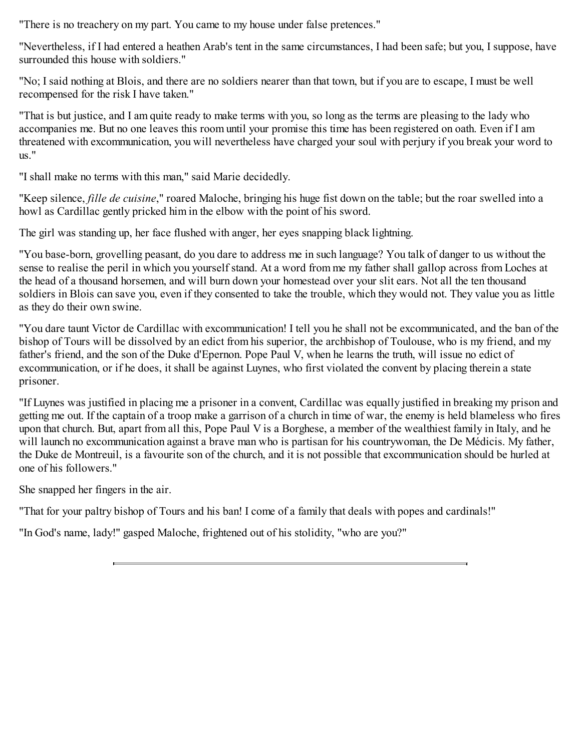"There is no treachery on my part. You came to my house under false pretences."

"Nevertheless, if I had entered a heathen Arab's tent in the same circumstances, I had been safe; but you, I suppose, have surrounded this house with soldiers."

"No; I said nothing at Blois, and there are no soldiers nearer than that town, but if you are to escape, I must be well recompensed for the risk I have taken."

"That is but justice, and I am quite ready to make terms with you, so long as the terms are pleasing to the lady who accompanies me. But no one leaves this room until your promise this time has been registered on oath. Even if I am threatened with excommunication, you will nevertheless have charged your soul with perjury if you break your word to us."

"I shall make no terms with this man," said Marie decidedly.

"Keep silence, *fille de cuisine*," roared Maloche, bringing his huge fist down on the table; but the roar swelled into a howl as Cardillac gently pricked him in the elbow with the point of his sword.

The girl was standing up, her face flushed with anger, her eyes snapping black lightning.

"You base-born, grovelling peasant, do you dare to address me in such language? You talk of danger to us without the sense to realise the peril in which you yourself stand. At a word from me my father shall gallop across from Loches at the head of a thousand horsemen, and will burn down your homestead over your slit ears. Not all the ten thousand soldiers in Blois can save you, even if they consented to take the trouble, which they would not. They value you as little as they do their own swine.

"You dare taunt Victor de Cardillac with excommunication! I tell you he shall not be excommunicated, and the ban of the bishop of Tours will be dissolved by an edict from his superior, the archbishop of Toulouse, who is my friend, and my father's friend, and the son of the Duke d'Epernon. Pope Paul V, when he learns the truth, will issue no edict of excommunication, or if he does, it shall be against Luynes, who first violated the convent by placing therein a state prisoner.

"If Luynes was justified in placing me a prisoner in a convent, Cardillac was equally justified in breaking my prison and getting me out. If the captain of a troop make a garrison of a church in time of war, the enemy is held blameless who fires upon that church. But, apart from all this, Pope Paul V is a Borghese, a member of the wealthiest family in Italy, and he will launch no excommunication against a brave man who is partisan for his countrywoman, the De Médicis. My father, the Duke de Montreuil, is a favourite son of the church, and it is not possible that excommunication should be hurled at one of his followers."

She snapped her fingers in the air.

"That for your paltry bishop of Tours and his ban! I come of a family that deals with popes and cardinals!"

"In God's name, lady!" gasped Maloche, frightened out of his stolidity, "who are you?"

---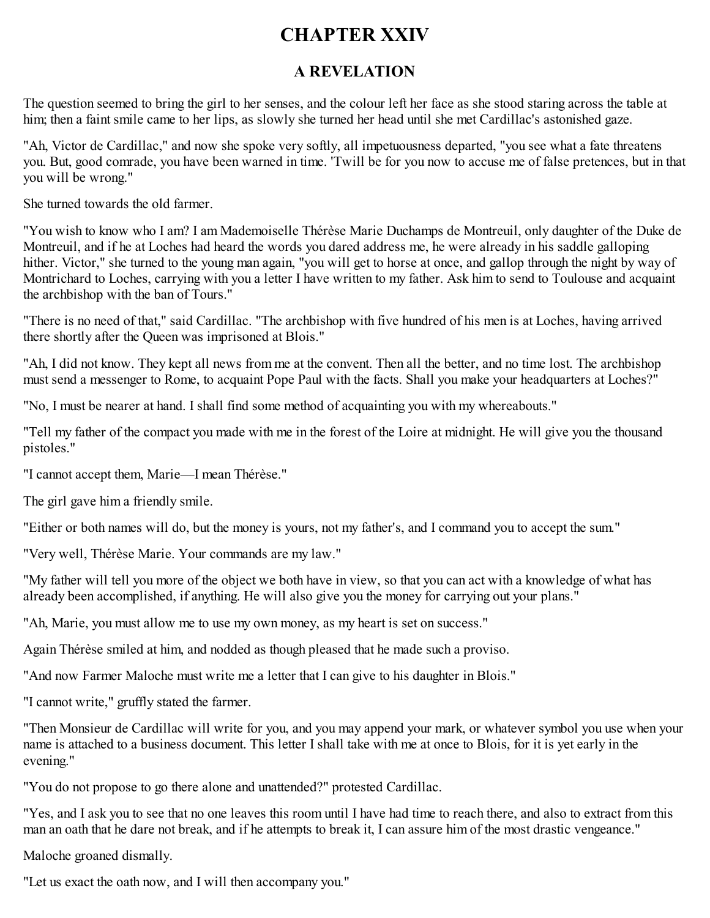# CHAPTER XXIV

## A REVELATION

The question seemed to bring the girl to her senses, and the colour left her face as she stood staring across the table at him; then a faint smile came to her lips, as slowly she turned her head until she met Cardillac's astonished gaze.

"Ah, Victor de Cardillac," and now she spoke very softly, all impetuousness departed, "you see what a fate threatens you. But, good comrade, you have been warned in time. 'Twill be for you now to accuse me of false pretences, but in that you will be wrong."

She turned towards the old farmer.

"You wish to know who I am? I am Mademoiselle Thérèse Marie Duchamps de Montreuil, only daughter of the Duke de Montreuil, and if he at Loches had heard the words you dared address me, he were already in his saddle galloping hither. Victor," she turned to the young man again, "you will get to horse at once, and gallop through the night by way of Montrichard to Loches, carrying with you a letter I have written to my father. Ask him to send to Toulouse and acquaint the archbishop with the ban of Tours."

"There is no need of that," said Cardillac. "The archbishop with five hundred of his men is at Loches, having arrived there shortly after the Queen was imprisoned at Blois."

"Ah, I did not know. They kept all news from me at the convent. Then all the better, and no time lost. The archbishop must send a messenger to Rome, to acquaint Pope Paul with the facts. Shall you make your headquarters at Loches?"

"No, I must be nearer at hand. I shall find some method of acquainting you with my whereabouts."

"Tell my father of the compact you made with me in the forest of the Loire at midnight. He will give you the thousand pistoles."

"I cannot accept them, Marie—I mean Thérèse."

The girl gave him a friendly smile.

"Either or both names will do, but the money is yours, not my father's, and I command you to accept the sum."

"Very well, Thérèse Marie. Your commands are my law."

"My father will tell you more of the object we both have in view, so that you can act with a knowledge of what has already been accomplished, if anything. He will also give you the money for carrying out your plans."

"Ah, Marie, you must allow me to use my own money, as my heart is set on success."

Again Thérèse smiled at him, and nodded as though pleased that he made such a proviso.

"And now Farmer Maloche must write me a letter that I can give to his daughter in Blois."

"I cannot write," gruffly stated the farmer.

"Then Monsieur de Cardillac will write for you, and you may append your mark, or whatever symbol you use when your name is attached to a business document. This letter I shall take with me at once to Blois, for it is yet early in the evening."

"You do not propose to go there alone and unattended?" protested Cardillac.

"Yes, and I ask you to see that no one leaves this room until I have had time to reach there, and also to extract from this man an oath that he dare not break, and if he attempts to break it, I can assure him of the most drastic vengeance."

Maloche groaned dismally.

"Let us exact the oath now, and I will then accompany you."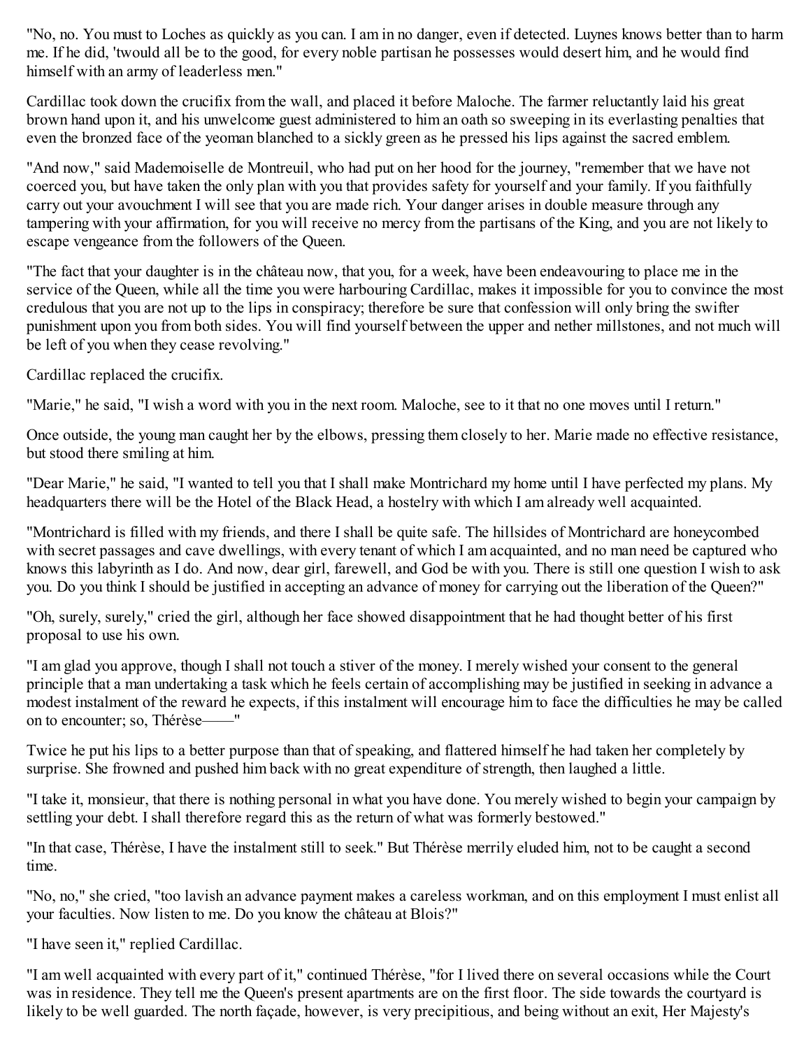"No, no. You must to Loches as quickly as you can. I am in no danger, even if detected. Luynes knows better than to harm me. If he did, 'twould all be to the good, for every noble partisan he possesses would desert him, and he would find himself with an army of leaderless men."

Cardillac took down the crucifix from the wall, and placed it before Maloche. The farmer reluctantly laid his great brown hand upon it, and his unwelcome guest administered to him an oath so sweeping in its everlasting penalties that even the bronzed face of the yeoman blanched to a sickly green as he pressed his lips against the sacred emblem.

"And now," said Mademoiselle de Montreuil, who had put on her hood for the journey, "remember that we have not coerced you, but have taken the only plan with you that provides safety for yourself and your family. If you faithfully carry out your avouchment I will see that you are made rich. Your danger arises in double measure through any tampering with your affirmation, for you will receive no mercy from the partisans of the King, and you are not likely to escape vengeance from the followers of the Queen.

"The fact that your daughter is in the château now, that you, for a week, have been endeavouring to place me in the service of the Queen, while all the time you were harbouring Cardillac, makes it impossible for you to convince the most credulous that you are not up to the lips in conspiracy; therefore be sure that confession will only bring the swifter punishment upon you from both sides. You will find yourself between the upper and nether millstones, and not much will be left of you when they cease revolving."

Cardillac replaced the crucifix.

"Marie," he said, "I wish a word with you in the next room. Maloche, see to it that no one moves until I return."

Once outside, the young man caught her by the elbows, pressing them closely to her. Marie made no effective resistance, but stood there smiling at him.

"Dear Marie," he said, "I wanted to tell you that I shall make Montrichard my home until I have perfected my plans. My headquarters there will be the Hotel of the Black Head, a hostelry with which I am already well acquainted.

"Montrichard is filled with my friends, and there I shall be quite safe. The hillsides of Montrichard are honeycombed with secret passages and cave dwellings, with every tenant of which I am acquainted, and no man need be captured who knows this labyrinth as I do. And now, dear girl, farewell, and God be with you. There is still one question I wish to ask you. Do you think I should be justified in accepting an advance of money for carrying out the liberation of the Queen?"

"Oh, surely, surely," cried the girl, although her face showed disappointment that he had thought better of his first proposal to use his own.

"I am glad you approve, though I shall not touch a stiver of the money. I merely wished your consent to the general principle that a man undertaking a task which he feels certain of accomplishing may be justified in seeking in advance a modest instalment of the reward he expects, if this instalment will encourage him to face the difficulties he may be called on to encounter; so, Thérèse——"

Twice he put his lips to a better purpose than that of speaking, and flattered himself he had taken her completely by surprise. She frowned and pushed him back with no great expenditure of strength, then laughed a little.

"I take it, monsieur, that there is nothing personal in what you have done. You merely wished to begin your campaign by settling your debt. I shall therefore regard this as the return of what was formerly bestowed."

"In that case, Thérèse, I have the instalment still to seek." But Thérèse merrily eluded him, not to be caught a second time.

"No, no," she cried, "too lavish an advance payment makes a careless workman, and on this employment I must enlist all your faculties. Now listen to me. Do you know the château at Blois?"

"I have seen it," replied Cardillac.

"I am well acquainted with every part of it," continued Thérèse, "for I lived there on several occasions while the Court was in residence. They tell me the Queen's present apartments are on the first floor. The side towards the courtyard is likely to be well guarded. The north façade, however, is very precipitious, and being without an exit, Her Majesty's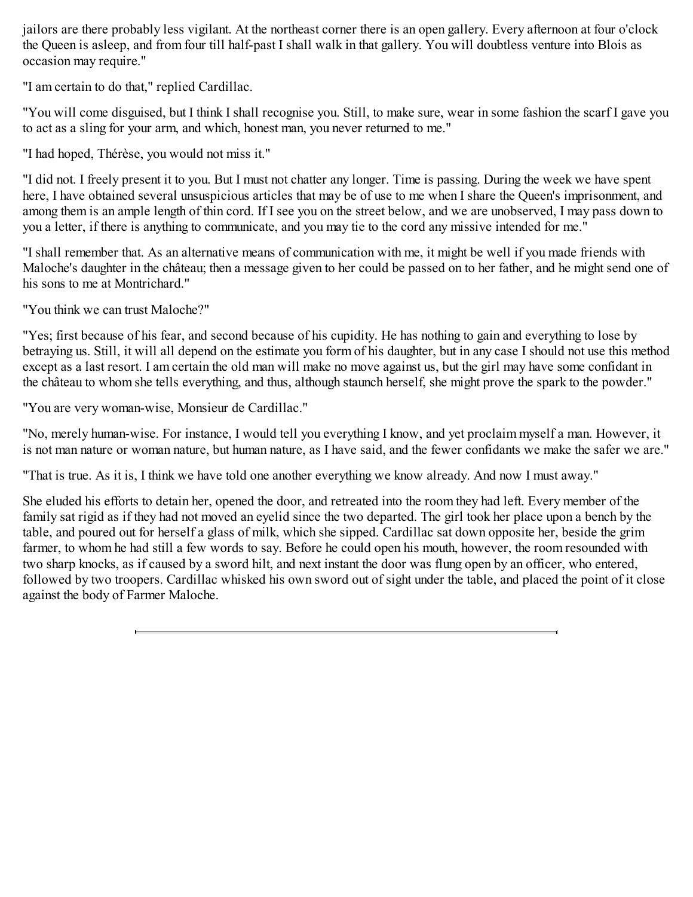jailors are there probably less vigilant. At the northeast corner there is an open gallery. Every afternoon at four o'clock the Queen is asleep, and from four till half-past I shall walk in that gallery. You will doubtless venture into Blois as occasion may require."

"I am certain to do that," replied Cardillac.

"You will come disguised, but I think I shall recognise you. Still, to make sure, wear in some fashion the scarf I gave you to act as a sling for your arm, and which, honest man, you never returned to me."

"I had hoped, Thérèse, you would not miss it."

"I did not. I freely present it to you. But I must not chatter any longer. Time is passing. During the week we have spent here, I have obtained several unsuspicious articles that may be of use to me when I share the Queen's imprisonment, and among them is an ample length of thin cord. If I see you on the street below, and we are unobserved, I may pass down to you a letter, if there is anything to communicate, and you may tie to the cord any missive intended for me."

"I shall remember that. As an alternative means of communication with me, it might be well if you made friends with Maloche's daughter in the château; then a message given to her could be passed on to her father, and he might send one of his sons to me at Montrichard."

"You think we can trust Maloche?"

"Yes; first because of his fear, and second because of his cupidity. He has nothing to gain and everything to lose by betraying us. Still, it will all depend on the estimate you form of his daughter, but in any case I should not use this method except as a last resort. I am certain the old man will make no move against us, but the girl may have some confidant in the château to whom she tells everything, and thus, although staunch herself, she might prove the spark to the powder."

"You are very woman-wise, Monsieur de Cardillac."

"No, merely human-wise. For instance, I would tell you everything I know, and yet proclaim myself a man. However, it is not man nature or woman nature, but human nature, as I have said, and the fewer confidants we make the safer we are."

"That is true. As it is, I think we have told one another everything we know already. And now I must away."

She eluded his efforts to detain her, opened the door, and retreated into the room they had left. Every member of the family sat rigid as if they had not moved an eyelid since the two departed. The girl took her place upon a bench by the table, and poured out for herself a glass of milk, which she sipped. Cardillac sat down opposite her, beside the grim farmer, to whom he had still a few words to say. Before he could open his mouth, however, the room resounded with two sharp knocks, as if caused by a sword hilt, and next instant the door was flung open by an officer, who entered, followed by two troopers. Cardillac whisked his own sword out of sight under the table, and placed the point of it close against the body of Farmer Maloche.

---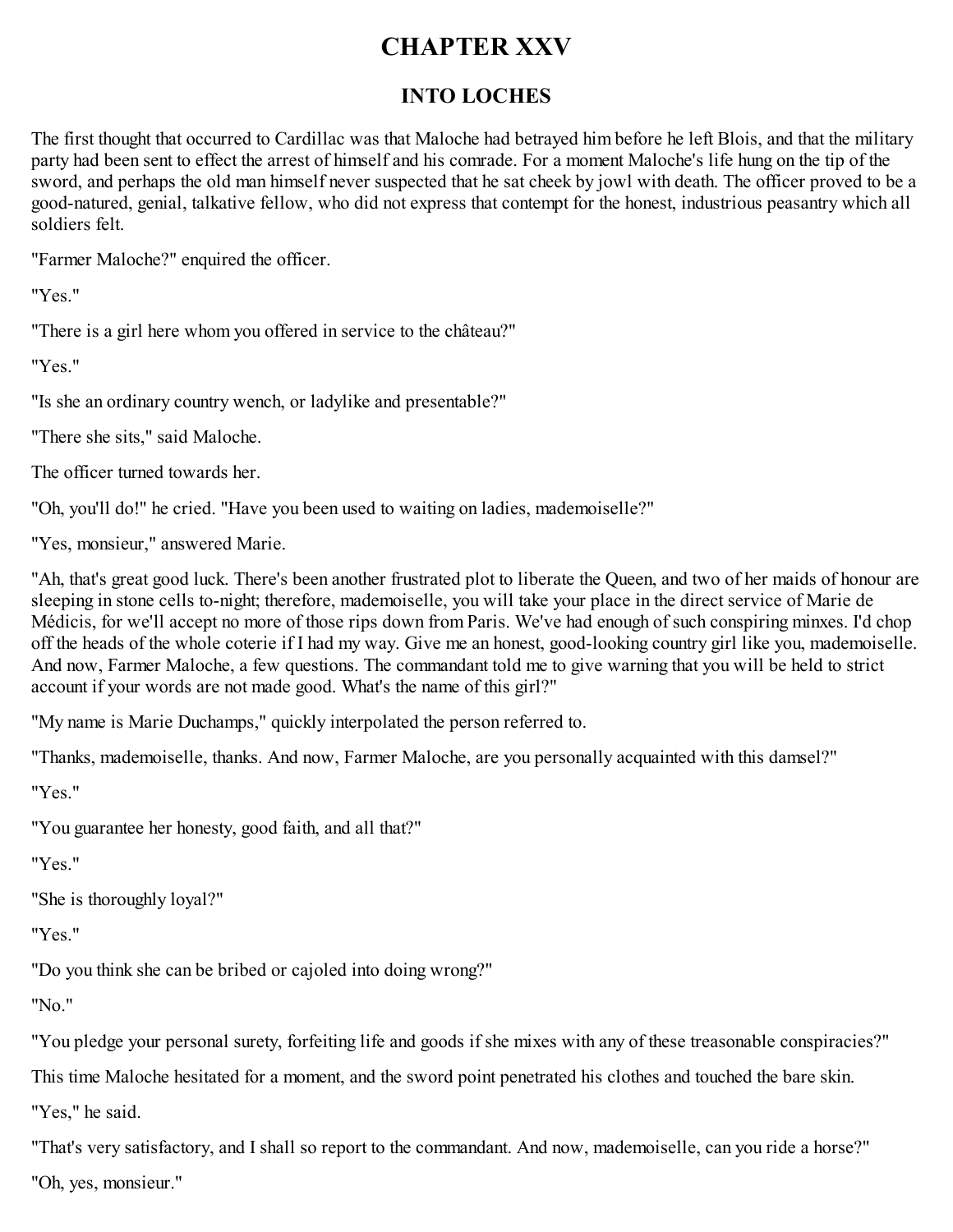# CHAPTER XXV

## INTO LOCHES

The first thought that occurred to Cardillac was that Maloche had betrayed him before he left Blois, and that the military party had been sent to effect the arrest of himself and his comrade. For a moment Maloche's life hung on the tip of the sword, and perhaps the old man himself never suspected that he sat cheek by jowl with death. The officer proved to be a good-natured, genial, talkative fellow, who did not express that contempt for the honest, industrious peasantry which all soldiers felt.

"Farmer Maloche?" enquired the officer.

"Yes."

"There is a girl here whom you offered in service to the château?"

"Yes."

"Is she an ordinary country wench, or ladylike and presentable?"

"There she sits," said Maloche.

The officer turned towards her.

"Oh, you'll do!" he cried. "Have you been used to waiting on ladies, mademoiselle?"

"Yes, monsieur," answered Marie.

"Ah, that's great good luck. There's been another frustrated plot to liberate the Queen, and two of her maids of honour are sleeping in stone cells to-night; therefore, mademoiselle, you will take your place in the direct service of Marie de Médicis, for we'll accept no more of those rips down from Paris. We've had enough of such conspiring minxes. I'd chop off the heads of the whole coterie if I had my way. Give me an honest, good-looking country girl like you, mademoiselle. And now, Farmer Maloche, a few questions. The commandant told me to give warning that you will be held to strict account if your words are not made good. What's the name of this girl?"

"My name is Marie Duchamps," quickly interpolated the person referred to.

"Thanks, mademoiselle, thanks. And now, Farmer Maloche, are you personally acquainted with this damsel?"

"Yes."

"You guarantee her honesty, good faith, and all that?"

"Yes."

"She is thoroughly loyal?"

"Yes."

"Do you think she can be bribed or cajoled into doing wrong?"

"No."

"You pledge your personal surety, forfeiting life and goods if she mixes with any of these treasonable conspiracies?"

This time Maloche hesitated for a moment, and the sword point penetrated his clothes and touched the bare skin.

"Yes," he said.

"That's very satisfactory, and I shall so report to the commandant. And now, mademoiselle, can you ride a horse?"

"Oh, yes, monsieur."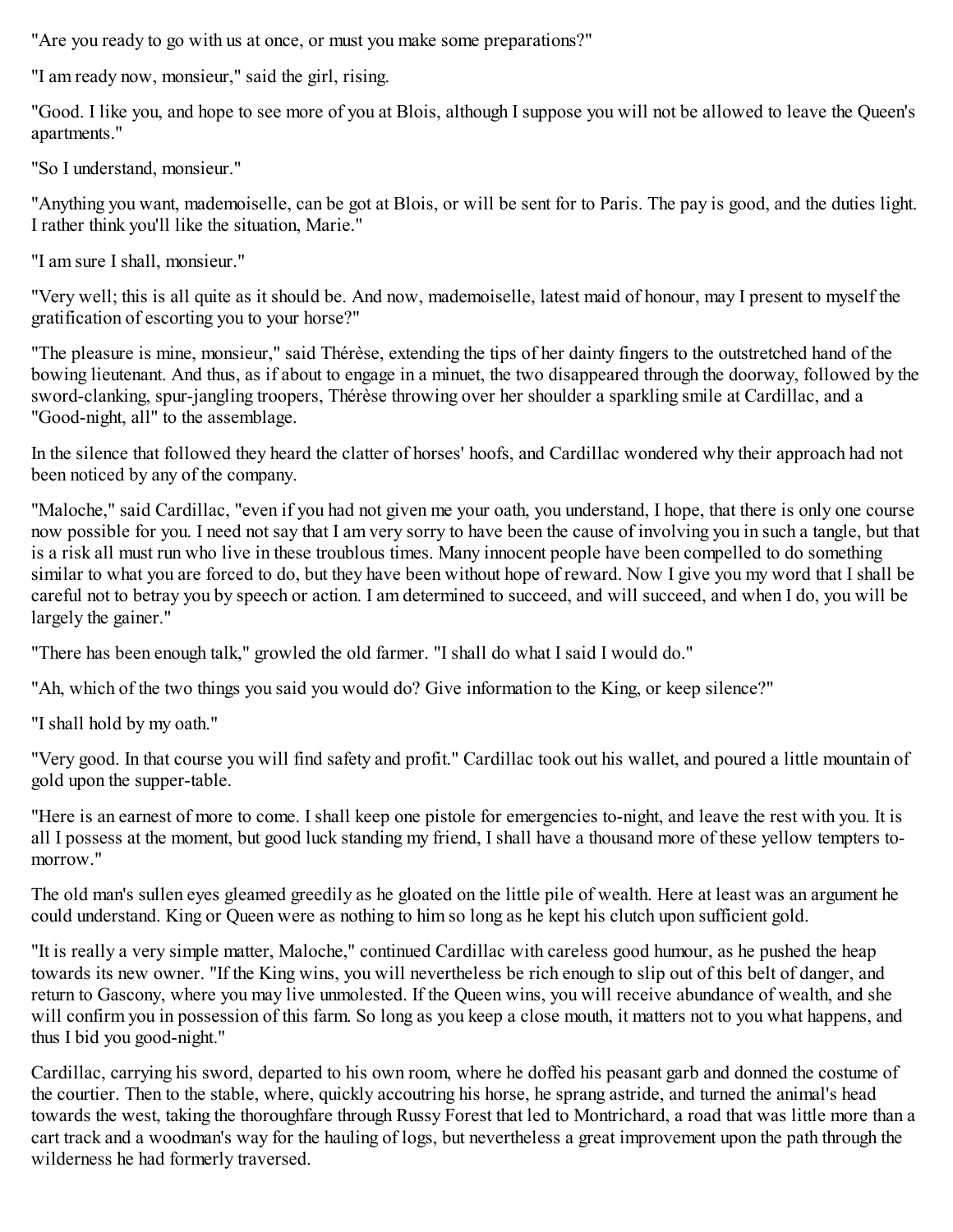"Are you ready to go with us at once, or must you make some preparations?"

"I am ready now, monsieur," said the girl, rising.

"Good. I like you, and hope to see more of you at Blois, although I suppose you will not be allowed to leave the Queen's apartments."

"So I understand, monsieur."

"Anything you want, mademoiselle, can be got at Blois, or will be sent for to Paris. The pay is good, and the duties light. I rather think you'll like the situation, Marie."

"I am sure I shall, monsieur."

"Very well; this is all quite as it should be. And now, mademoiselle, latest maid of honour, may I present to myself the gratification of escorting you to your horse?"

"The pleasure is mine, monsieur," said Thérèse, extending the tips of her dainty fingers to the outstretched hand of the bowing lieutenant. And thus, as if about to engage in a minuet, the two disappeared through the doorway, followed by the sword-clanking, spur-jangling troopers, Thérèse throwing over her shoulder a sparkling smile at Cardillac, and a "Good-night, all" to the assemblage.

In the silence that followed they heard the clatter of horses' hoofs, and Cardillac wondered why their approach had not been noticed by any of the company.

"Maloche," said Cardillac, "even if you had not given me your oath, you understand, I hope, that there is only one course now possible for you. I need not say that I am very sorry to have been the cause of involving you in such a tangle, but that is a risk all must run who live in these troublous times. Many innocent people have been compelled to do something similar to what you are forced to do, but they have been without hope of reward. Now I give you my word that I shall be careful not to betray you by speech or action. I am determined to succeed, and will succeed, and when I do, you will be largely the gainer."

"There has been enough talk," growled the old farmer. "I shall do what I said I would do."

"Ah, which of the two things you said you would do? Give information to the King, or keep silence?"

"I shall hold by my oath."

"Very good. In that course you will find safety and profit." Cardillac took out his wallet, and poured a little mountain of gold upon the supper-table.

"Here is an earnest of more to come. I shall keep one pistole for emergencies to-night, and leave the rest with you. It is all I possess at the moment, but good luck standing my friend, I shall have a thousand more of these yellow tempters to-morrow."

The old man's sullen eyes gleamed greedily as he gloated on the little pile of wealth. Here at least was an argument he could understand. King or Queen were as nothing to him so long as he kept his clutch upon sufficient gold.

"It is really a very simple matter, Maloche," continued Cardillac with careless good humour, as he pushed the heap towards its new owner. "If the King wins, you will nevertheless be rich enough to slip out of this belt of danger, and return to Gascony, where you may live unmolested. If the Queen wins, you will receive abundance of wealth, and she will confirm you in possession of this farm. So long as you keep a close mouth, it matters not to you what happens, and thus I bid you good-night."

Cardillac, carrying his sword, departed to his own room, where he doffed his peasant garb and donned the costume of the courtier. Then to the stable, where, quickly accoutring his horse, he sprang astride, and turned the animal's head towards the west, taking the thoroughfare through Russy Forest that led to Montrichard, a road that was little more than a cart track and a woodman's way for the hauling of logs, but nevertheless a great improvement upon the path through the wilderness he had formerly traversed.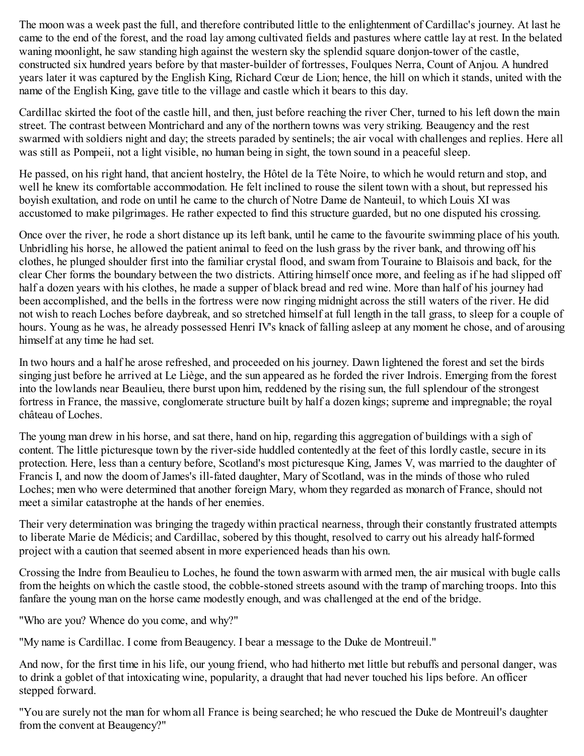The moon was a week past the full, and therefore contributed little to the enlightenment of Cardillac's journey. At last he came to the end of the forest, and the road lay among cultivated fields and pastures where cattle lay at rest. In the belated waning moonlight, he saw standing high against the western sky the splendid square donjon-tower of the castle, constructed six hundred years before by that master-builder of fortresses, Foulques Nerra, Count of Anjou. A hundred years later it was captured by the English King, Richard Cœur de Lion; hence, the hill on which it stands, united with the name of the English King, gave title to the village and castle which it bears to this day.

Cardillac skirted the foot of the castle hill, and then, just before reaching the river Cher, turned to his left down the main street. The contrast between Montrichard and any of the northern towns was very striking. Beaugency and the rest swarmed with soldiers night and day; the streets paraded by sentinels; the air vocal with challenges and replies. Here all was still as Pompeii, not a light visible, no human being in sight, the town sound in a peaceful sleep.

He passed, on his right hand, that ancient hostelry, the Hôtel de la Tête Noire, to which he would return and stop, and well he knew its comfortable accommodation. He felt inclined to rouse the silent town with a shout, but repressed his boyish exultation, and rode on until he came to the church of Notre Dame de Nanteuil, to which Louis XI was accustomed to make pilgrimages. He rather expected to find this structure guarded, but no one disputed his crossing.

Once over the river, he rode a short distance up its left bank, until he came to the favourite swimming place of his youth. Unbridling his horse, he allowed the patient animal to feed on the lush grass by the river bank, and throwing off his clothes, he plunged shoulder first into the familiar crystal flood, and swam from Touraine to Blaisois and back, for the clear Cher forms the boundary between the two districts. Attiring himself once more, and feeling as if he had slipped off half a dozen years with his clothes, he made a supper of black bread and red wine. More than half of his journey had been accomplished, and the bells in the fortress were now ringing midnight across the still waters of the river. He did not wish to reach Loches before daybreak, and so stretched himself at full length in the tall grass, to sleep for a couple of hours. Young as he was, he already possessed Henri IV's knack of falling asleep at any moment he chose, and of arousing himself at any time he had set.

In two hours and a half he arose refreshed, and proceeded on his journey. Dawn lightened the forest and set the birds singing just before he arrived at Le Liège, and the sun appeared as he forded the river Indrois. Emerging from the forest into the lowlands near Beaulieu, there burst upon him, reddened by the rising sun, the full splendour of the strongest fortress in France, the massive, conglomerate structure built by half a dozen kings; supreme and impregnable; the royal château of Loches.

The young man drew in his horse, and sat there, hand on hip, regarding this aggregation of buildings with a sigh of content. The little picturesque town by the river-side huddled contentedly at the feet of this lordly castle, secure in its protection. Here, less than a century before, Scotland's most picturesque King, James V, was married to the daughter of Francis I, and now the doom of James's ill-fated daughter, Mary of Scotland, was in the minds of those who ruled Loches; men who were determined that another foreign Mary, whom they regarded as monarch of France, should not meet a similar catastrophe at the hands of her enemies.

Their very determination was bringing the tragedy within practical nearness, through their constantly frustrated attempts to liberate Marie de Médicis; and Cardillac, sobered by this thought, resolved to carry out his already half-formed project with a caution that seemed absent in more experienced heads than his own.

Crossing the Indre from Beaulieu to Loches, he found the town aswarm with armed men, the air musical with bugle calls from the heights on which the castle stood, the cobble-stoned streets asound with the tramp of marching troops. Into this fanfare the young man on the horse came modestly enough, and was challenged at the end of the bridge.

"Who are you? Whence do you come, and why?"

"My name is Cardillac. I come from Beaugency. I bear a message to the Duke de Montreuil."

And now, for the first time in his life, our young friend, who had hitherto met little but rebuffs and personal danger, was to drink a goblet of that intoxicating wine, popularity, a draught that had never touched his lips before. An officer stepped forward.

"You are surely not the man for whom all France is being searched; he who rescued the Duke de Montreuil's daughter from the convent at Beaugency?"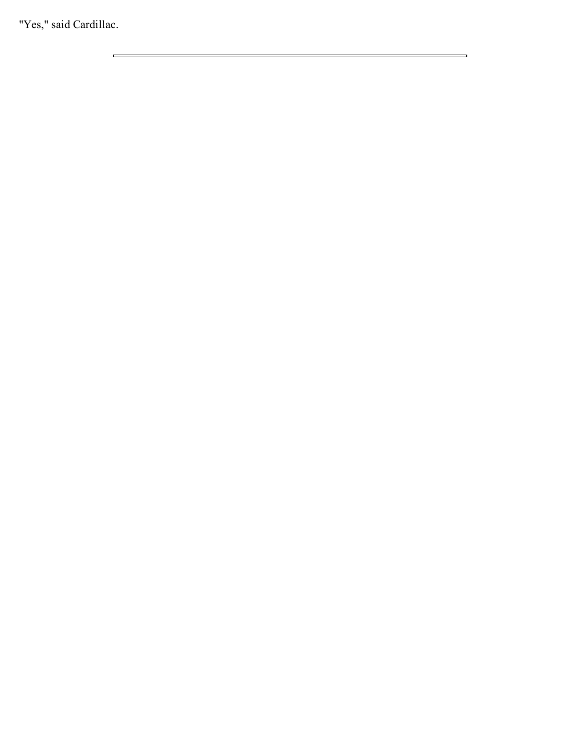"Yes," said Cardillac.

---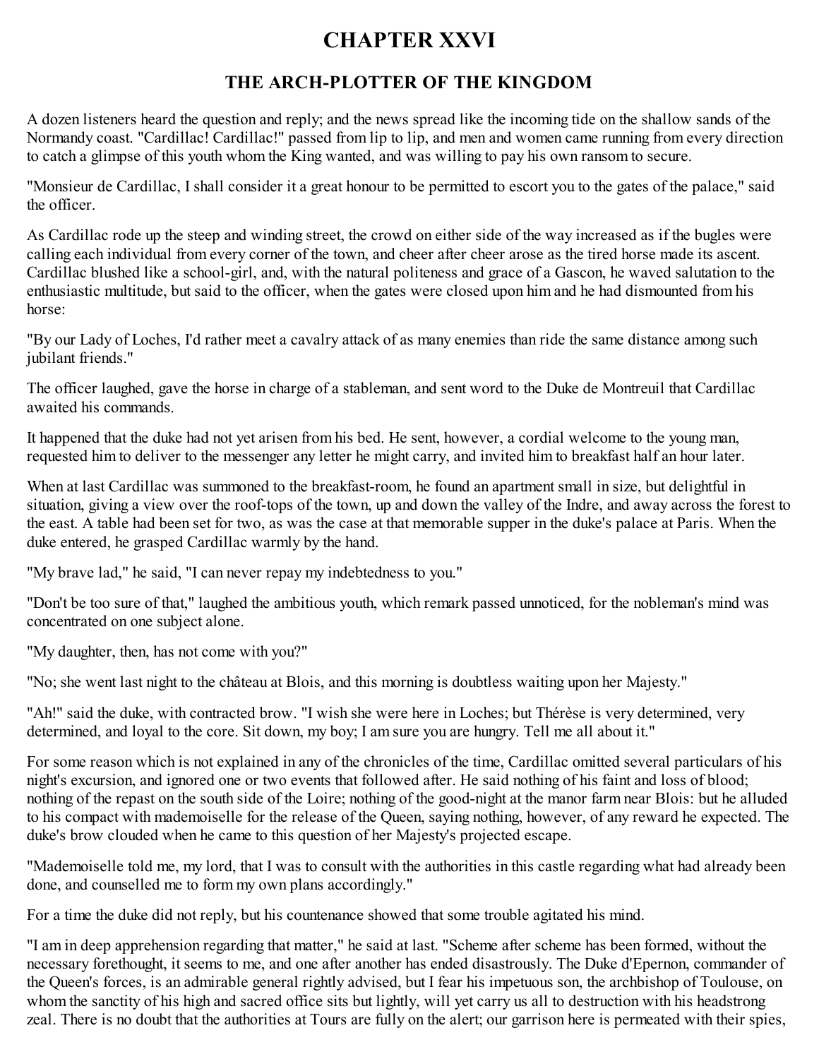# CHAPTER XXVI

## THE ARCH-PLOTTER OF THE KINGDOM

A dozen listeners heard the question and reply; and the news spread like the incoming tide on the shallow sands of the Normandy coast. "Cardillac! Cardillac!" passed from lip to lip, and men and women came running from every direction to catch a glimpse of this youth whom the King wanted, and was willing to pay his own ransom to secure.

"Monsieur de Cardillac, I shall consider it a great honour to be permitted to escort you to the gates of the palace," said the officer.

As Cardillac rode up the steep and winding street, the crowd on either side of the way increased as if the bugles were calling each individual from every corner of the town, and cheer after cheer arose as the tired horse made its ascent. Cardillac blushed like a school-girl, and, with the natural politeness and grace of a Gascon, he waved salutation to the enthusiastic multitude, but said to the officer, when the gates were closed upon him and he had dismounted from his horse:

"By our Lady of Loches, I'd rather meet a cavalry attack of as many enemies than ride the same distance among such jubilant friends."

The officer laughed, gave the horse in charge of a stableman, and sent word to the Duke de Montreuil that Cardillac awaited his commands.

It happened that the duke had not yet arisen from his bed. He sent, however, a cordial welcome to the young man, requested him to deliver to the messenger any letter he might carry, and invited him to breakfast half an hour later.

When at last Cardillac was summoned to the breakfast-room, he found an apartment small in size, but delightful in situation, giving a view over the roof-tops of the town, up and down the valley of the Indre, and away across the forest to the east. A table had been set for two, as was the case at that memorable supper in the duke's palace at Paris. When the duke entered, he grasped Cardillac warmly by the hand.

"My brave lad," he said, "I can never repay my indebtedness to you."

"Don't be too sure of that," laughed the ambitious youth, which remark passed unnoticed, for the nobleman's mind was concentrated on one subject alone.

"My daughter, then, has not come with you?"

"No; she went last night to the château at Blois, and this morning is doubtless waiting upon her Majesty."

"Ah!" said the duke, with contracted brow. "I wish she were here in Loches; but Thérèse is very determined, very determined, and loyal to the core. Sit down, my boy; I am sure you are hungry. Tell me all about it."

For some reason which is not explained in any of the chronicles of the time, Cardillac omitted several particulars of his night's excursion, and ignored one or two events that followed after. He said nothing of his faint and loss of blood; nothing of the repast on the south side of the Loire; nothing of the good-night at the manor farm near Blois: but he alluded to his compact with mademoiselle for the release of the Queen, saying nothing, however, of any reward he expected. The duke's brow clouded when he came to this question of her Majesty's projected escape.

"Mademoiselle told me, my lord, that I was to consult with the authorities in this castle regarding what had already been done, and counselled me to form my own plans accordingly."

For a time the duke did not reply, but his countenance showed that some trouble agitated his mind.

"I am in deep apprehension regarding that matter," he said at last. "Scheme after scheme has been formed, without the necessary forethought, it seems to me, and one after another has ended disastrously. The Duke d'Epernon, commander of the Queen's forces, is an admirable general rightly advised, but I fear his impetuous son, the archbishop of Toulouse, on whom the sanctity of his high and sacred office sits but lightly, will yet carry us all to destruction with his headstrong zeal. There is no doubt that the authorities at Tours are fully on the alert; our garrison here is permeated with their spies,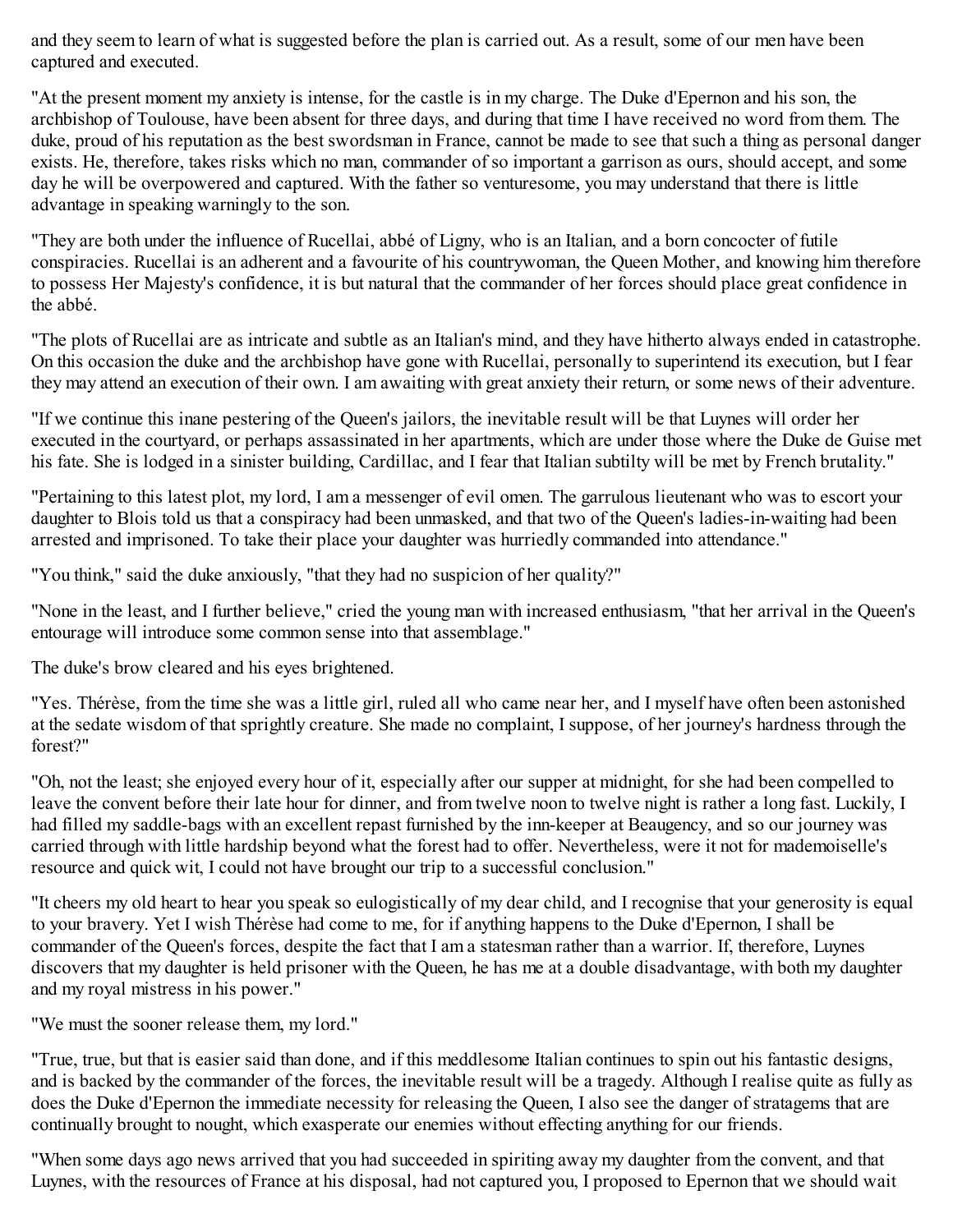and they seem to learn of what is suggested before the plan is carried out. As a result, some of our men have been captured and executed.

"At the present moment my anxiety is intense, for the castle is in my charge. The Duke d'Epernon and his son, the archbishop of Toulouse, have been absent for three days, and during that time I have received no word from them. The duke, proud of his reputation as the best swordsman in France, cannot be made to see that such a thing as personal danger exists. He, therefore, takes risks which no man, commander of so important a garrison as ours, should accept, and some day he will be overpowered and captured. With the father so venturesome, you may understand that there is little advantage in speaking warningly to the son.

"They are both under the influence of Rucellai, abbé of Ligny, who is an Italian, and a born concocter of futile conspiracies. Rucellai is an adherent and a favourite of his countrywoman, the Queen Mother, and knowing him therefore to possess Her Majesty's confidence, it is but natural that the commander of her forces should place great confidence in the abbé.

"The plots of Rucellai are as intricate and subtle as an Italian's mind, and they have hitherto always ended in catastrophe. On this occasion the duke and the archbishop have gone with Rucellai, personally to superintend its execution, but I fear they may attend an execution of their own. I am awaiting with great anxiety their return, or some news of their adventure.

"If we continue this inane pestering of the Queen's jailors, the inevitable result will be that Luynes will order her executed in the courtyard, or perhaps assassinated in her apartments, which are under those where the Duke de Guise met his fate. She is lodged in a sinister building, Cardillac, and I fear that Italian subtilty will be met by French brutality."

"Pertaining to this latest plot, my lord, I am a messenger of evil omen. The garrulous lieutenant who was to escort your daughter to Blois told us that a conspiracy had been unmasked, and that two of the Queen's ladies-in-waiting had been arrested and imprisoned. To take their place your daughter was hurriedly commanded into attendance."

"You think," said the duke anxiously, "that they had no suspicion of her quality?"

"None in the least, and I further believe," cried the young man with increased enthusiasm, "that her arrival in the Queen's entourage will introduce some common sense into that assemblage."

The duke's brow cleared and his eyes brightened.

"Yes. Thérèse, from the time she was a little girl, ruled all who came near her, and I myself have often been astonished at the sedate wisdom of that sprightly creature. She made no complaint, I suppose, of her journey's hardness through the forest?"

"Oh, not the least; she enjoyed every hour of it, especially after our supper at midnight, for she had been compelled to leave the convent before their late hour for dinner, and from twelve noon to twelve night is rather a long fast. Luckily, I had filled my saddle-bags with an excellent repast furnished by the inn-keeper at Beaugency, and so our journey was carried through with little hardship beyond what the forest had to offer. Nevertheless, were it not for mademoiselle's resource and quick wit, I could not have brought our trip to a successful conclusion."

"It cheers my old heart to hear you speak so eulogistically of my dear child, and I recognise that your generosity is equal to your bravery. Yet I wish Thérèse had come to me, for if anything happens to the Duke d'Epernon, I shall be commander of the Queen's forces, despite the fact that I am a statesman rather than a warrior. If, therefore, Luynes discovers that my daughter is held prisoner with the Queen, he has me at a double disadvantage, with both my daughter and my royal mistress in his power."

"We must the sooner release them, my lord."

"True, true, but that is easier said than done, and if this meddlesome Italian continues to spin out his fantastic designs, and is backed by the commander of the forces, the inevitable result will be a tragedy. Although I realise quite as fully as does the Duke d'Epernon the immediate necessity for releasing the Queen, I also see the danger of stratagems that are continually brought to nought, which exasperate our enemies without effecting anything for our friends.

"When some days ago news arrived that you had succeeded in spiriting away my daughter from the convent, and that Luynes, with the resources of France at his disposal, had not captured you, I proposed to Epernon that we should wait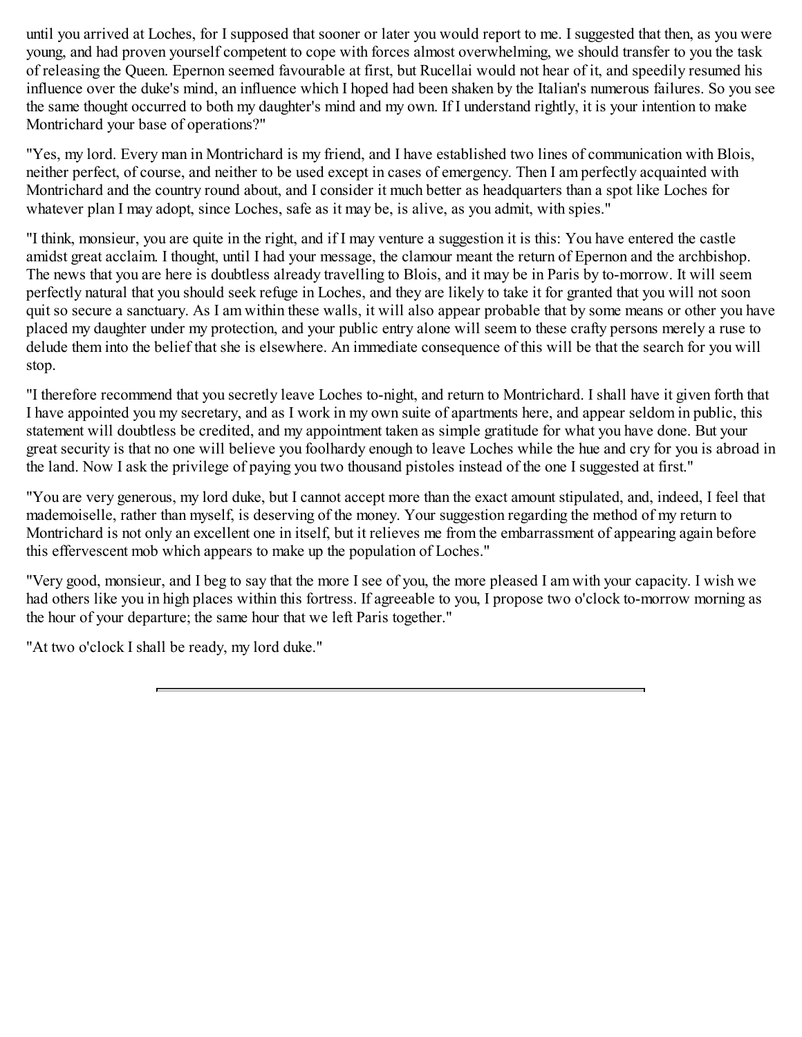until you arrived at Loches, for I supposed that sooner or later you would report to me. I suggested that then, as you were young, and had proven yourself competent to cope with forces almost overwhelming, we should transfer to you the task of releasing the Queen. Epernon seemed favourable at first, but Rucellai would not hear of it, and speedily resumed his influence over the duke's mind, an influence which I hoped had been shaken by the Italian's numerous failures. So you see the same thought occurred to both my daughter's mind and my own. If I understand rightly, it is your intention to make Montrichard your base of operations?"

"Yes, my lord. Every man in Montrichard is my friend, and I have established two lines of communication with Blois, neither perfect, of course, and neither to be used except in cases of emergency. Then I am perfectly acquainted with Montrichard and the country round about, and I consider it much better as headquarters than a spot like Loches for whatever plan I may adopt, since Loches, safe as it may be, is alive, as you admit, with spies."

"I think, monsieur, you are quite in the right, and if I may venture a suggestion it is this: You have entered the castle amidst great acclaim. I thought, until I had your message, the clamour meant the return of Epernon and the archbishop. The news that you are here is doubtless already travelling to Blois, and it may be in Paris by to-morrow. It will seem perfectly natural that you should seek refuge in Loches, and they are likely to take it for granted that you will not soon quit so secure a sanctuary. As I am within these walls, it will also appear probable that by some means or other you have placed my daughter under my protection, and your public entry alone will seem to these crafty persons merely a ruse to delude them into the belief that she is elsewhere. An immediate consequence of this will be that the search for you will stop.

"I therefore recommend that you secretly leave Loches to-night, and return to Montrichard. I shall have it given forth that I have appointed you my secretary, and as I work in my own suite of apartments here, and appear seldom in public, this statement will doubtless be credited, and my appointment taken as simple gratitude for what you have done. But your great security is that no one will believe you foolhardy enough to leave Loches while the hue and cry for you is abroad in the land. Now I ask the privilege of paying you two thousand pistoles instead of the one I suggested at first."

"You are very generous, my lord duke, but I cannot accept more than the exact amount stipulated, and, indeed, I feel that mademoiselle, rather than myself, is deserving of the money. Your suggestion regarding the method of my return to Montrichard is not only an excellent one in itself, but it relieves me from the embarrassment of appearing again before this effervescent mob which appears to make up the population of Loches."

"Very good, monsieur, and I beg to say that the more I see of you, the more pleased I am with your capacity. I wish we had others like you in high places within this fortress. If agreeable to you, I propose two o'clock to-morrow morning as the hour of your departure; the same hour that we left Paris together."

"At two o'clock I shall be ready, my lord duke."

---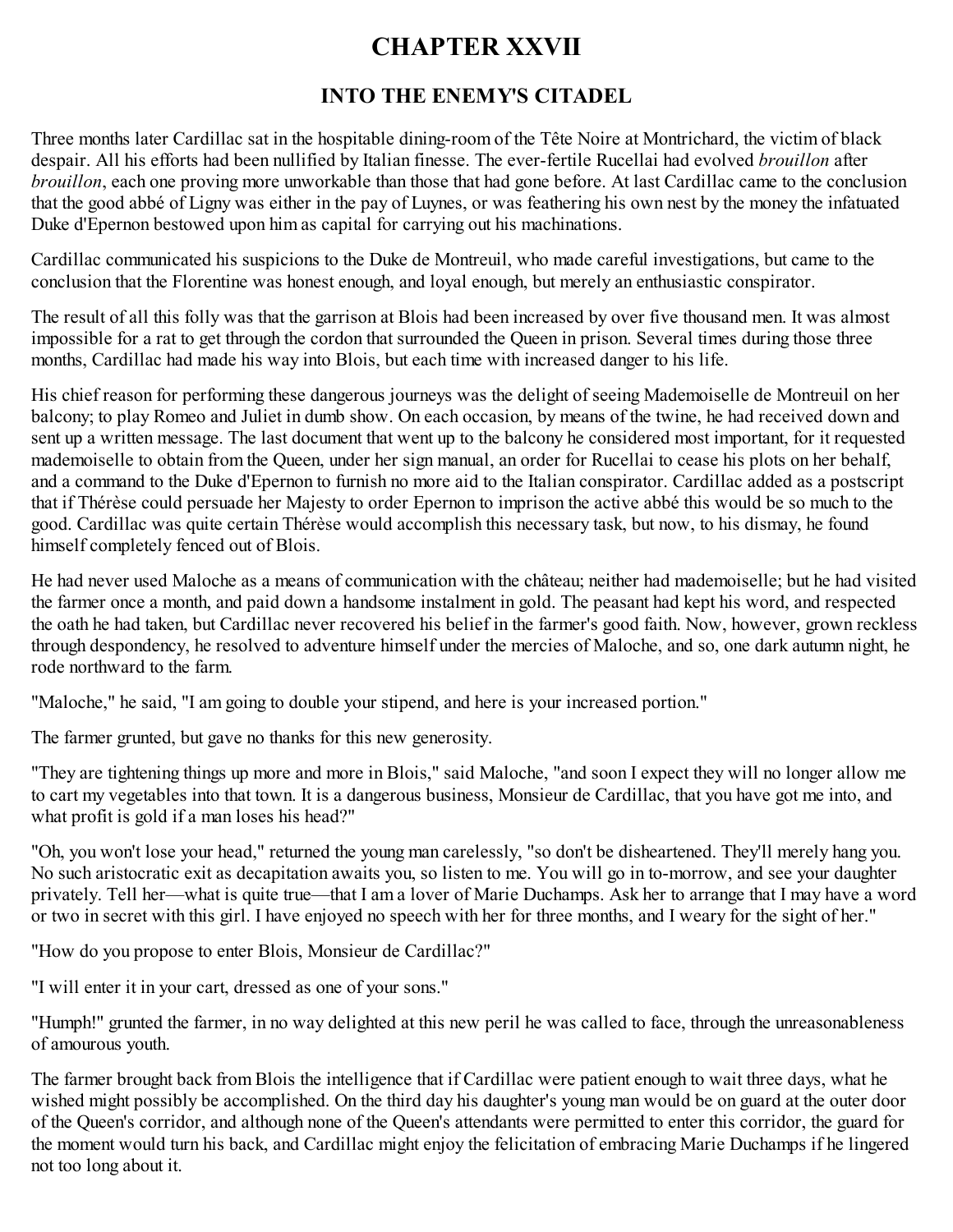# CHAPTER XXVII

## INTO THE ENEMY'S CITADEL

Three months later Cardillac sat in the hospitable dining-room of the Tête Noire at Montrichard, the victim of black despair. All his efforts had been nullified by Italian finesse. The ever-fertile Rucellai had evolved *brouillon* after *brouillon*, each one proving more unworkable than those that had gone before. At last Cardillac came to the conclusion that the good abbé of Ligny was either in the pay of Luynes, or was feathering his own nest by the money the infatuated Duke d'Epernon bestowed upon him as capital for carrying out his machinations.

Cardillac communicated his suspicions to the Duke de Montreuil, who made careful investigations, but came to the conclusion that the Florentine was honest enough, and loyal enough, but merely an enthusiastic conspirator.

The result of all this folly was that the garrison at Blois had been increased by over five thousand men. It was almost impossible for a rat to get through the cordon that surrounded the Queen in prison. Several times during those three months, Cardillac had made his way into Blois, but each time with increased danger to his life.

His chief reason for performing these dangerous journeys was the delight of seeing Mademoiselle de Montreuil on her balcony; to play Romeo and Juliet in dumb show. On each occasion, by means of the twine, he had received down and sent up a written message. The last document that went up to the balcony he considered most important, for it requested mademoiselle to obtain from the Queen, under her sign manual, an order for Rucellai to cease his plots on her behalf, and a command to the Duke d'Epernon to furnish no more aid to the Italian conspirator. Cardillac added as a postscript that if Thérèse could persuade her Majesty to order Epernon to imprison the active abbé this would be so much to the good. Cardillac was quite certain Thérèse would accomplish this necessary task, but now, to his dismay, he found himself completely fenced out of Blois.

He had never used Maloche as a means of communication with the château; neither had mademoiselle; but he had visited the farmer once a month, and paid down a handsome instalment in gold. The peasant had kept his word, and respected the oath he had taken, but Cardillac never recovered his belief in the farmer's good faith. Now, however, grown reckless through despondency, he resolved to adventure himself under the mercies of Maloche, and so, one dark autumn night, he rode northward to the farm.

"Maloche," he said, "I am going to double your stipend, and here is your increased portion."

The farmer grunted, but gave no thanks for this new generosity.

"They are tightening things up more and more in Blois," said Maloche, "and soon I expect they will no longer allow me to cart my vegetables into that town. It is a dangerous business, Monsieur de Cardillac, that you have got me into, and what profit is gold if a man loses his head?"

"Oh, you won't lose your head," returned the young man carelessly, "so don't be disheartened. They'll merely hang you. No such aristocratic exit as decapitation awaits you, so listen to me. You will go in to-morrow, and see your daughter privately. Tell her—what is quite true—that I am a lover of Marie Duchamps. Ask her to arrange that I may have a word or two in secret with this girl. I have enjoyed no speech with her for three months, and I weary for the sight of her."

"How do you propose to enter Blois, Monsieur de Cardillac?"

"I will enter it in your cart, dressed as one of your sons."

"Humph!" grunted the farmer, in no way delighted at this new peril he was called to face, through the unreasonableness of amourous youth.

The farmer brought back from Blois the intelligence that if Cardillac were patient enough to wait three days, what he wished might possibly be accomplished. On the third day his daughter's young man would be on guard at the outer door of the Queen's corridor, and although none of the Queen's attendants were permitted to enter this corridor, the guard for the moment would turn his back, and Cardillac might enjoy the felicitation of embracing Marie Duchamps if he lingered not too long about it.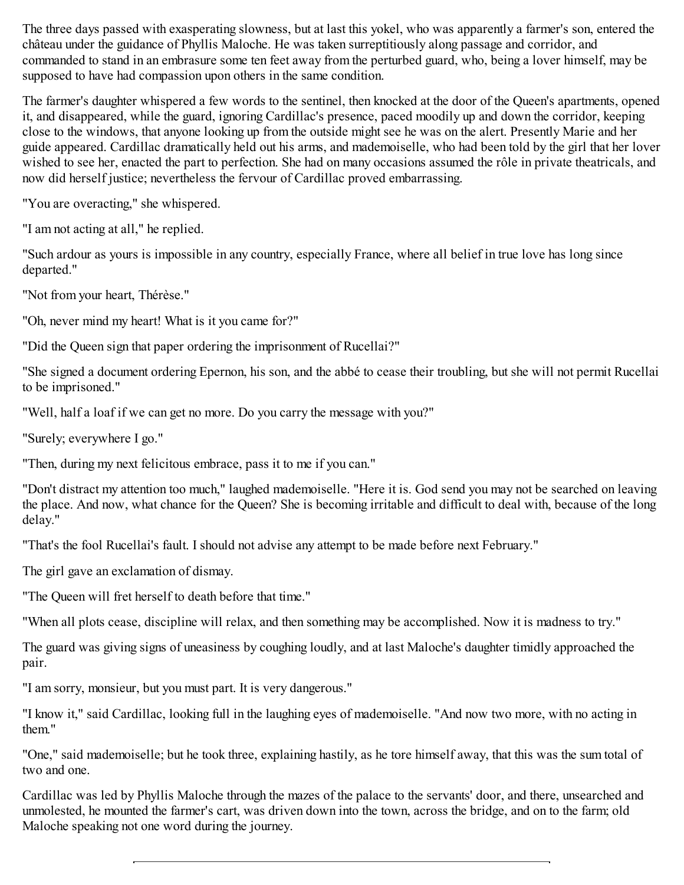The three days passed with exasperating slowness, but at last this yokel, who was apparently a farmer's son, entered the château under the guidance of Phyllis Maloche. He was taken surreptitiously along passage and corridor, and commanded to stand in an embrasure some ten feet away from the perturbed guard, who, being a lover himself, may be supposed to have had compassion upon others in the same condition.

The farmer's daughter whispered a few words to the sentinel, then knocked at the door of the Queen's apartments, opened it, and disappeared, while the guard, ignoring Cardillac's presence, paced moodily up and down the corridor, keeping close to the windows, that anyone looking up from the outside might see he was on the alert. Presently Marie and her guide appeared. Cardillac dramatically held out his arms, and mademoiselle, who had been told by the girl that her lover wished to see her, enacted the part to perfection. She had on many occasions assumed the rôle in private theatricals, and now did herself justice; nevertheless the fervour of Cardillac proved embarrassing.

"You are overacting," she whispered.

"I am not acting at all," he replied.

"Such ardour as yours is impossible in any country, especially France, where all belief in true love has long since departed."

"Not from your heart, Thérèse."

"Oh, never mind my heart! What is it you came for?"

"Did the Queen sign that paper ordering the imprisonment of Rucellai?"

"She signed a document ordering Epernon, his son, and the abbé to cease their troubling, but she will not permit Rucellai to be imprisoned."

"Well, half a loaf if we can get no more. Do you carry the message with you?"

"Surely; everywhere I go."

"Then, during my next felicitous embrace, pass it to me if you can."

"Don't distract my attention too much," laughed mademoiselle. "Here it is. God send you may not be searched on leaving the place. And now, what chance for the Queen? She is becoming irritable and difficult to deal with, because of the long delay."

"That's the fool Rucellai's fault. I should not advise any attempt to be made before next February."

The girl gave an exclamation of dismay.

"The Queen will fret herself to death before that time."

"When all plots cease, discipline will relax, and then something may be accomplished. Now it is madness to try."

The guard was giving signs of uneasiness by coughing loudly, and at last Maloche's daughter timidly approached the pair.

"I am sorry, monsieur, but you must part. It is very dangerous."

"I know it," said Cardillac, looking full in the laughing eyes of mademoiselle. "And now two more, with no acting in them."

"One," said mademoiselle; but he took three, explaining hastily, as he tore himself away, that this was the sum total of two and one.

Cardillac was led by Phyllis Maloche through the mazes of the palace to the servants' door, and there, unsearched and unmolested, he mounted the farmer's cart, was driven down into the town, across the bridge, and on to the farm; old Maloche speaking not one word during the journey.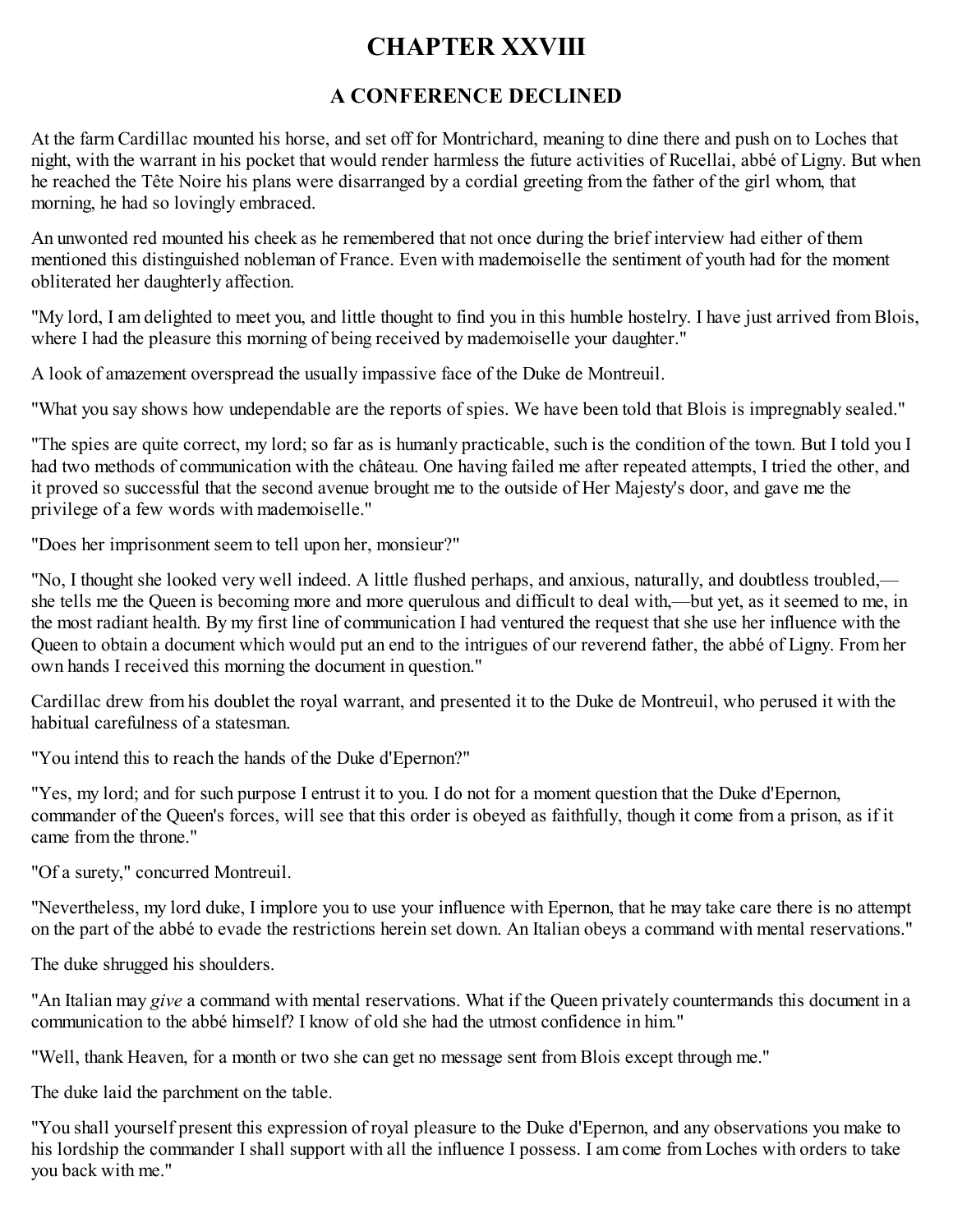# CHAPTER XXVIII

## A CONFERENCE DECLINED

At the farm Cardillac mounted his horse, and set off for Montrichard, meaning to dine there and push on to Loches that night, with the warrant in his pocket that would render harmless the future activities of Rucellai, abbé of Ligny. But when he reached the Tête Noire his plans were disarranged by a cordial greeting from the father of the girl whom, that morning, he had so lovingly embraced.

An unwonted red mounted his cheek as he remembered that not once during the brief interview had either of them mentioned this distinguished nobleman of France. Even with mademoiselle the sentiment of youth had for the moment obliterated her daughterly affection.

"My lord, I am delighted to meet you, and little thought to find you in this humble hostelry. I have just arrived from Blois, where I had the pleasure this morning of being received by mademoiselle your daughter."

A look of amazement overspread the usually impassive face of the Duke de Montreuil.

"What you say shows how undependable are the reports of spies. We have been told that Blois is impregnably sealed."

"The spies are quite correct, my lord; so far as is humanly practicable, such is the condition of the town. But I told you I had two methods of communication with the château. One having failed me after repeated attempts, I tried the other, and it proved so successful that the second avenue brought me to the outside of Her Majesty's door, and gave me the privilege of a few words with mademoiselle."

"Does her imprisonment seem to tell upon her, monsieur?"

"No, I thought she looked very well indeed. A little flushed perhaps, and anxious, naturally, and doubtless troubled,—she tells me the Queen is becoming more and more querulous and difficult to deal with,—but yet, as it seemed to me, in the most radiant health. By my first line of communication I had ventured the request that she use her influence with the Queen to obtain a document which would put an end to the intrigues of our reverend father, the abbé of Ligny. From her own hands I received this morning the document in question."

Cardillac drew from his doublet the royal warrant, and presented it to the Duke de Montreuil, who perused it with the habitual carefulness of a statesman.

"You intend this to reach the hands of the Duke d'Epernon?"

"Yes, my lord; and for such purpose I entrust it to you. I do not for a moment question that the Duke d'Epernon, commander of the Queen's forces, will see that this order is obeyed as faithfully, though it come from a prison, as if it came from the throne."

"Of a surety," concurred Montreuil.

"Nevertheless, my lord duke, I implore you to use your influence with Epernon, that he may take care there is no attempt on the part of the abbé to evade the restrictions herein set down. An Italian obeys a command with mental reservations."

The duke shrugged his shoulders.

"An Italian may *give* a command with mental reservations. What if the Queen privately countermands this document in a communication to the abbé himself? I know of old she had the utmost confidence in him."

"Well, thank Heaven, for a month or two she can get no message sent from Blois except through me."

The duke laid the parchment on the table.

"You shall yourself present this expression of royal pleasure to the Duke d'Epernon, and any observations you make to his lordship the commander I shall support with all the influence I possess. I am come from Loches with orders to take you back with me."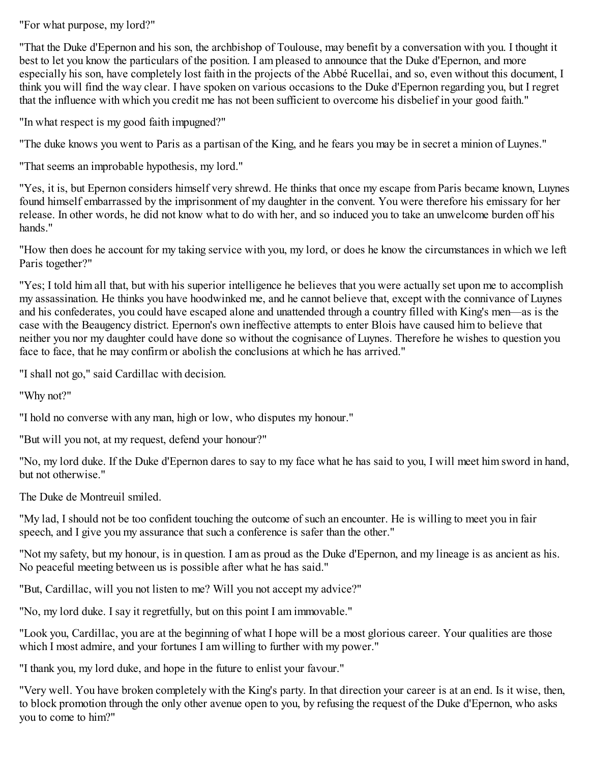"For what purpose, my lord?"

"That the Duke d'Epernon and his son, the archbishop of Toulouse, may benefit by a conversation with you. I thought it best to let you know the particulars of the position. I am pleased to announce that the Duke d'Epernon, and more especially his son, have completely lost faith in the projects of the Abbé Rucellai, and so, even without this document, I think you will find the way clear. I have spoken on various occasions to the Duke d'Epernon regarding you, but I regret that the influence with which you credit me has not been sufficient to overcome his disbelief in your good faith."

"In what respect is my good faith impugned?"

"The duke knows you went to Paris as a partisan of the King, and he fears you may be in secret a minion of Luynes."

"That seems an improbable hypothesis, my lord."

"Yes, it is, but Epernon considers himself very shrewd. He thinks that once my escape from Paris became known, Luynes found himself embarrassed by the imprisonment of my daughter in the convent. You were therefore his emissary for her release. In other words, he did not know what to do with her, and so induced you to take an unwelcome burden off his hands."

"How then does he account for my taking service with you, my lord, or does he know the circumstances in which we left Paris together?"

"Yes; I told him all that, but with his superior intelligence he believes that you were actually set upon me to accomplish my assassination. He thinks you have hoodwinked me, and he cannot believe that, except with the connivance of Luynes and his confederates, you could have escaped alone and unattended through a country filled with King's men—as is the case with the Beaugency district. Epernon's own ineffective attempts to enter Blois have caused him to believe that neither you nor my daughter could have done so without the cognisance of Luynes. Therefore he wishes to question you face to face, that he may confirm or abolish the conclusions at which he has arrived."

"I shall not go," said Cardillac with decision.

"Why not?"

"I hold no converse with any man, high or low, who disputes my honour."

"But will you not, at my request, defend your honour?"

"No, my lord duke. If the Duke d'Epernon dares to say to my face what he has said to you, I will meet him sword in hand, but not otherwise."

The Duke de Montreuil smiled.

"My lad, I should not be too confident touching the outcome of such an encounter. He is willing to meet you in fair speech, and I give you my assurance that such a conference is safer than the other."

"Not my safety, but my honour, is in question. I am as proud as the Duke d'Epernon, and my lineage is as ancient as his. No peaceful meeting between us is possible after what he has said."

"But, Cardillac, will you not listen to me? Will you not accept my advice?"

"No, my lord duke. I say it regretfully, but on this point I am immovable."

"Look you, Cardillac, you are at the beginning of what I hope will be a most glorious career. Your qualities are those which I most admire, and your fortunes I am willing to further with my power."

"I thank you, my lord duke, and hope in the future to enlist your favour."

"Very well. You have broken completely with the King's party. In that direction your career is at an end. Is it wise, then, to block promotion through the only other avenue open to you, by refusing the request of the Duke d'Epernon, who asks you to come to him?"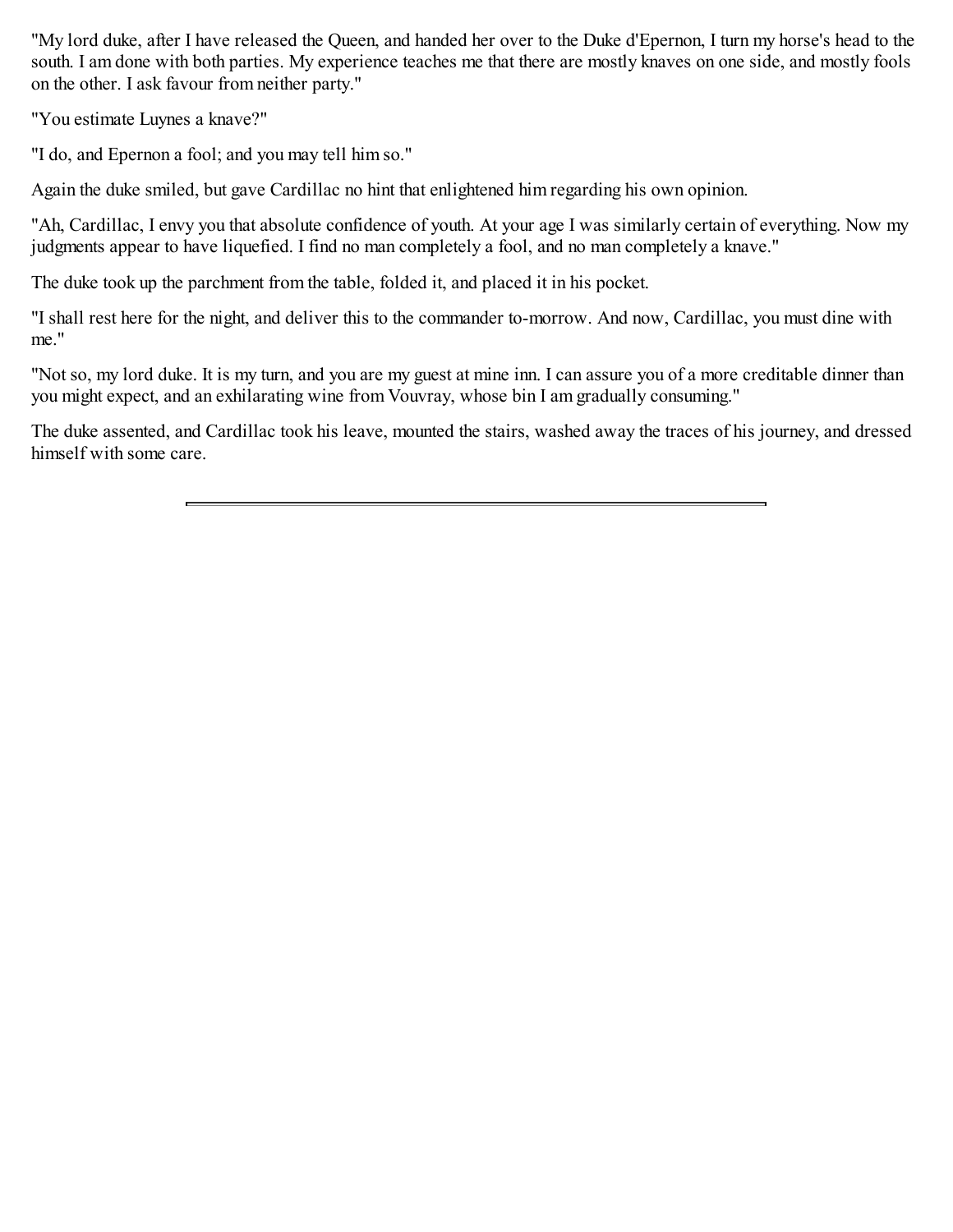"My lord duke, after I have released the Queen, and handed her over to the Duke d'Epernon, I turn my horse's head to the south. I am done with both parties. My experience teaches me that there are mostly knaves on one side, and mostly fools on the other. I ask favour from neither party."

"You estimate Luynes a knave?"

"I do, and Epernon a fool; and you may tell him so."

Again the duke smiled, but gave Cardillac no hint that enlightened him regarding his own opinion.

"Ah, Cardillac, I envy you that absolute confidence of youth. At your age I was similarly certain of everything. Now my judgments appear to have liquefied. I find no man completely a fool, and no man completely a knave."

The duke took up the parchment from the table, folded it, and placed it in his pocket.

"I shall rest here for the night, and deliver this to the commander to-morrow. And now, Cardillac, you must dine with me."

"Not so, my lord duke. It is my turn, and you are my guest at mine inn. I can assure you of a more creditable dinner than you might expect, and an exhilarating wine from Vouvray, whose bin I am gradually consuming."

The duke assented, and Cardillac took his leave, mounted the stairs, washed away the traces of his journey, and dressed himself with some care.

---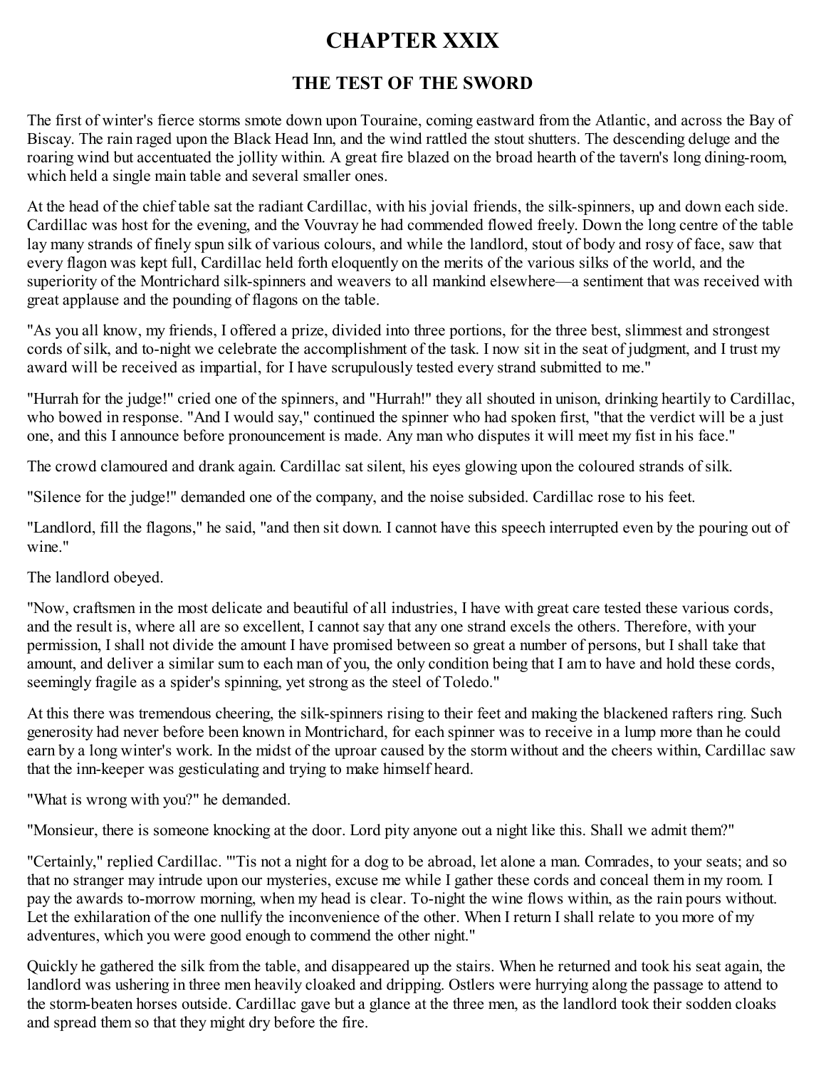# CHAPTER XXIX

## THE TEST OF THE SWORD

The first of winter's fierce storms smote down upon Touraine, coming eastward from the Atlantic, and across the Bay of Biscay. The rain raged upon the Black Head Inn, and the wind rattled the stout shutters. The descending deluge and the roaring wind but accentuated the jollity within. A great fire blazed on the broad hearth of the tavern's long dining-room, which held a single main table and several smaller ones.

At the head of the chief table sat the radiant Cardillac, with his jovial friends, the silk-spinners, up and down each side. Cardillac was host for the evening, and the Vouvray he had commended flowed freely. Down the long centre of the table lay many strands of finely spun silk of various colours, and while the landlord, stout of body and rosy of face, saw that every flagon was kept full, Cardillac held forth eloquently on the merits of the various silks of the world, and the superiority of the Montrichard silk-spinners and weavers to all mankind elsewhere—a sentiment that was received with great applause and the pounding of flagons on the table.

"As you all know, my friends, I offered a prize, divided into three portions, for the three best, slimmest and strongest cords of silk, and to-night we celebrate the accomplishment of the task. I now sit in the seat of judgment, and I trust my award will be received as impartial, for I have scrupulously tested every strand submitted to me."

"Hurrah for the judge!" cried one of the spinners, and "Hurrah!" they all shouted in unison, drinking heartily to Cardillac, who bowed in response. "And I would say," continued the spinner who had spoken first, "that the verdict will be a just one, and this I announce before pronouncement is made. Any man who disputes it will meet my fist in his face."

The crowd clamoured and drank again. Cardillac sat silent, his eyes glowing upon the coloured strands of silk.

"Silence for the judge!" demanded one of the company, and the noise subsided. Cardillac rose to his feet.

"Landlord, fill the flagons," he said, "and then sit down. I cannot have this speech interrupted even by the pouring out of wine."

The landlord obeyed.

"Now, craftsmen in the most delicate and beautiful of all industries, I have with great care tested these various cords, and the result is, where all are so excellent, I cannot say that any one strand excels the others. Therefore, with your permission, I shall not divide the amount I have promised between so great a number of persons, but I shall take that amount, and deliver a similar sum to each man of you, the only condition being that I am to have and hold these cords, seemingly fragile as a spider's spinning, yet strong as the steel of Toledo."

At this there was tremendous cheering, the silk-spinners rising to their feet and making the blackened rafters ring. Such generosity had never before been known in Montrichard, for each spinner was to receive in a lump more than he could earn by a long winter's work. In the midst of the uproar caused by the storm without and the cheers within, Cardillac saw that the inn-keeper was gesticulating and trying to make himself heard.

"What is wrong with you?" he demanded.

"Monsieur, there is someone knocking at the door. Lord pity anyone out a night like this. Shall we admit them?"

"Certainly," replied Cardillac. "'Tis not a night for a dog to be abroad, let alone a man. Comrades, to your seats; and so that no stranger may intrude upon our mysteries, excuse me while I gather these cords and conceal them in my room. I pay the awards to-morrow morning, when my head is clear. To-night the wine flows within, as the rain pours without. Let the exhilaration of the one nullify the inconvenience of the other. When I return I shall relate to you more of my adventures, which you were good enough to commend the other night."

Quickly he gathered the silk from the table, and disappeared up the stairs. When he returned and took his seat again, the landlord was ushering in three men heavily cloaked and dripping. Ostlers were hurrying along the passage to attend to the storm-beaten horses outside. Cardillac gave but a glance at the three men, as the landlord took their sodden cloaks and spread them so that they might dry before the fire.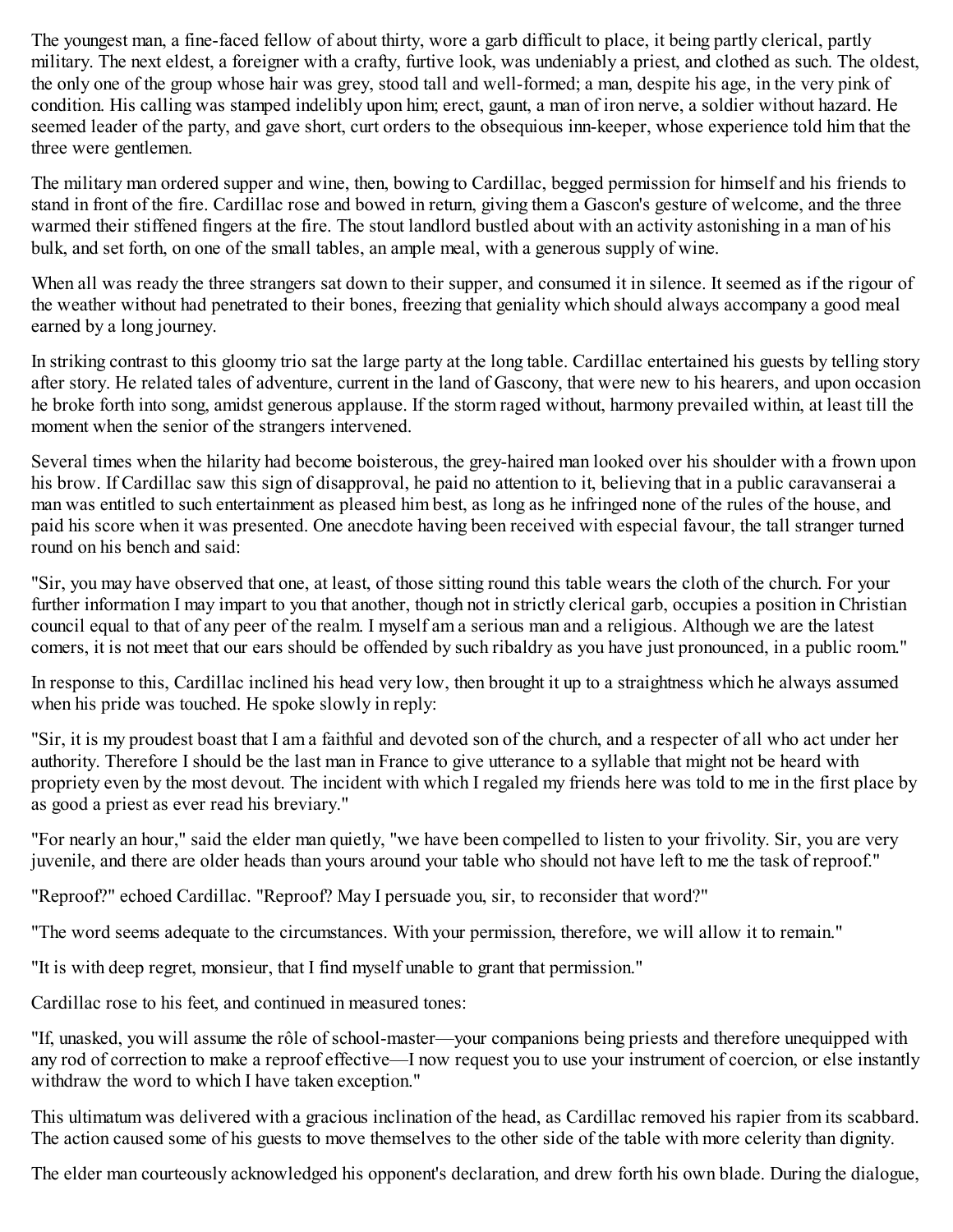The youngest man, a fine-faced fellow of about thirty, wore a garb difficult to place, it being partly clerical, partly military. The next eldest, a foreigner with a crafty, furtive look, was undeniably a priest, and clothed as such. The oldest, the only one of the group whose hair was grey, stood tall and well-formed; a man, despite his age, in the very pink of condition. His calling was stamped indelibly upon him; erect, gaunt, a man of iron nerve, a soldier without hazard. He seemed leader of the party, and gave short, curt orders to the obsequious inn-keeper, whose experience told him that the three were gentlemen.

The military man ordered supper and wine, then, bowing to Cardillac, begged permission for himself and his friends to stand in front of the fire. Cardillac rose and bowed in return, giving them a Gascon's gesture of welcome, and the three warmed their stiffened fingers at the fire. The stout landlord bustled about with an activity astonishing in a man of his bulk, and set forth, on one of the small tables, an ample meal, with a generous supply of wine.

When all was ready the three strangers sat down to their supper, and consumed it in silence. It seemed as if the rigour of the weather without had penetrated to their bones, freezing that geniality which should always accompany a good meal earned by a long journey.

In striking contrast to this gloomy trio sat the large party at the long table. Cardillac entertained his guests by telling story after story. He related tales of adventure, current in the land of Gascony, that were new to his hearers, and upon occasion he broke forth into song, amidst generous applause. If the storm raged without, harmony prevailed within, at least till the moment when the senior of the strangers intervened.

Several times when the hilarity had become boisterous, the grey-haired man looked over his shoulder with a frown upon his brow. If Cardillac saw this sign of disapproval, he paid no attention to it, believing that in a public caravanserai a man was entitled to such entertainment as pleased him best, as long as he infringed none of the rules of the house, and paid his score when it was presented. One anecdote having been received with especial favour, the tall stranger turned round on his bench and said:

"Sir, you may have observed that one, at least, of those sitting round this table wears the cloth of the church. For your further information I may impart to you that another, though not in strictly clerical garb, occupies a position in Christian council equal to that of any peer of the realm. I myself am a serious man and a religious. Although we are the latest comers, it is not meet that our ears should be offended by such ribaldry as you have just pronounced, in a public room."

In response to this, Cardillac inclined his head very low, then brought it up to a straightness which he always assumed when his pride was touched. He spoke slowly in reply:

"Sir, it is my proudest boast that I am a faithful and devoted son of the church, and a respecter of all who act under her authority. Therefore I should be the last man in France to give utterance to a syllable that might not be heard with propriety even by the most devout. The incident with which I regaled my friends here was told to me in the first place by as good a priest as ever read his breviary."

"For nearly an hour," said the elder man quietly, "we have been compelled to listen to your frivolity. Sir, you are very juvenile, and there are older heads than yours around your table who should not have left to me the task of reproof."

"Reproof?" echoed Cardillac. "Reproof? May I persuade you, sir, to reconsider that word?"

"The word seems adequate to the circumstances. With your permission, therefore, we will allow it to remain."

"It is with deep regret, monsieur, that I find myself unable to grant that permission."

Cardillac rose to his feet, and continued in measured tones:

"If, unasked, you will assume the rôle of school-master—your companions being priests and therefore unequipped with any rod of correction to make a reproof effective—I now request you to use your instrument of coercion, or else instantly withdraw the word to which I have taken exception."

This ultimatum was delivered with a gracious inclination of the head, as Cardillac removed his rapier from its scabbard. The action caused some of his guests to move themselves to the other side of the table with more celerity than dignity.

The elder man courteously acknowledged his opponent's declaration, and drew forth his own blade. During the dialogue,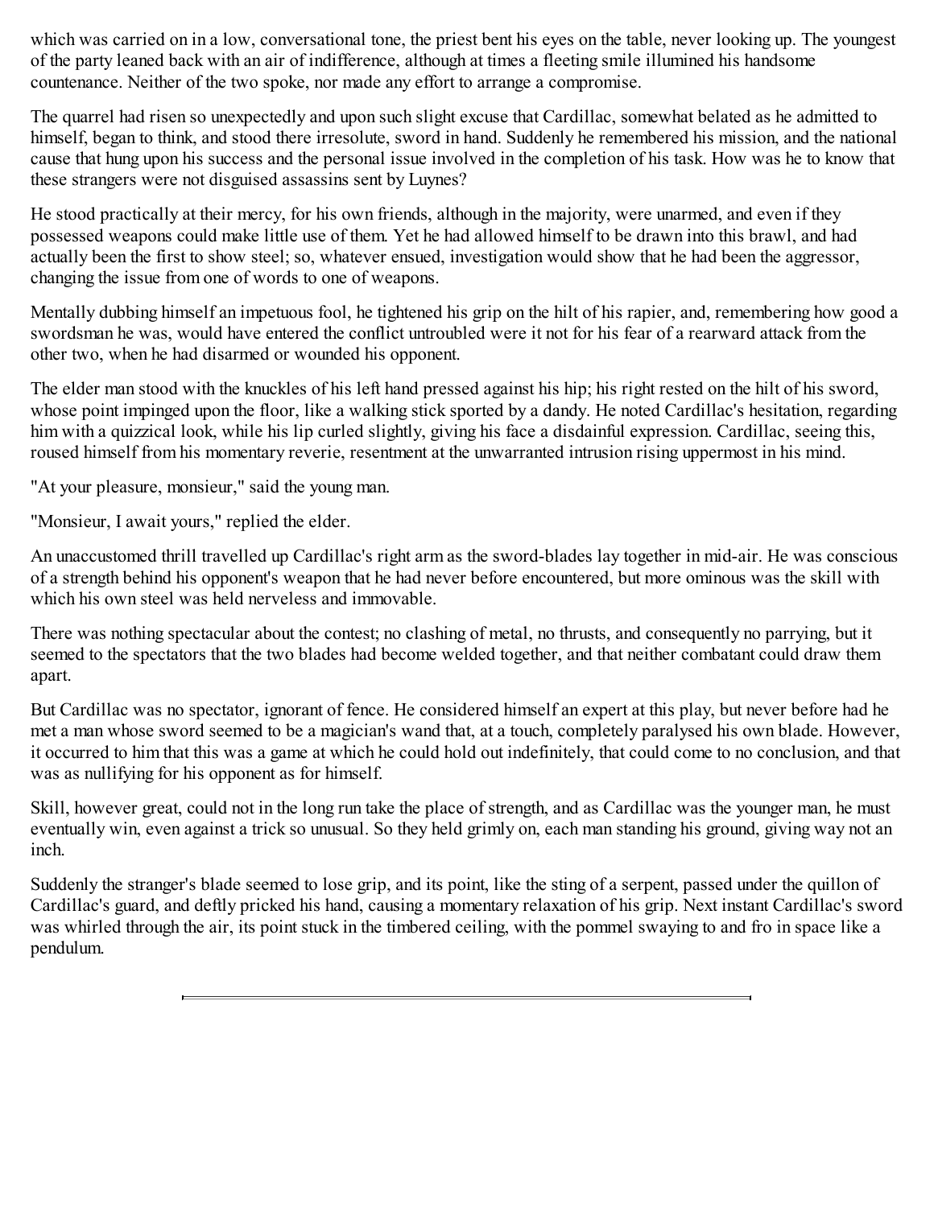which was carried on in a low, conversational tone, the priest bent his eyes on the table, never looking up. The youngest of the party leaned back with an air of indifference, although at times a fleeting smile illumined his handsome countenance. Neither of the two spoke, nor made any effort to arrange a compromise.

The quarrel had risen so unexpectedly and upon such slight excuse that Cardillac, somewhat belated as he admitted to himself, began to think, and stood there irresolute, sword in hand. Suddenly he remembered his mission, and the national cause that hung upon his success and the personal issue involved in the completion of his task. How was he to know that these strangers were not disguised assassins sent by Luynes?

He stood practically at their mercy, for his own friends, although in the majority, were unarmed, and even if they possessed weapons could make little use of them. Yet he had allowed himself to be drawn into this brawl, and had actually been the first to show steel; so, whatever ensued, investigation would show that he had been the aggressor, changing the issue from one of words to one of weapons.

Mentally dubbing himself an impetuous fool, he tightened his grip on the hilt of his rapier, and, remembering how good a swordsman he was, would have entered the conflict untroubled were it not for his fear of a rearward attack from the other two, when he had disarmed or wounded his opponent.

The elder man stood with the knuckles of his left hand pressed against his hip; his right rested on the hilt of his sword, whose point impinged upon the floor, like a walking stick sported by a dandy. He noted Cardillac's hesitation, regarding him with a quizzical look, while his lip curled slightly, giving his face a disdainful expression. Cardillac, seeing this, roused himself from his momentary reverie, resentment at the unwarranted intrusion rising uppermost in his mind.

"At your pleasure, monsieur," said the young man.

"Monsieur, I await yours," replied the elder.

An unaccustomed thrill travelled up Cardillac's right arm as the sword-blades lay together in mid-air. He was conscious of a strength behind his opponent's weapon that he had never before encountered, but more ominous was the skill with which his own steel was held nerveless and immovable.

There was nothing spectacular about the contest; no clashing of metal, no thrusts, and consequently no parrying, but it seemed to the spectators that the two blades had become welded together, and that neither combatant could draw them apart.

But Cardillac was no spectator, ignorant of fence. He considered himself an expert at this play, but never before had he met a man whose sword seemed to be a magician's wand that, at a touch, completely paralysed his own blade. However, it occurred to him that this was a game at which he could hold out indefinitely, that could come to no conclusion, and that was as nullifying for his opponent as for himself.

Skill, however great, could not in the long run take the place of strength, and as Cardillac was the younger man, he must eventually win, even against a trick so unusual. So they held grimly on, each man standing his ground, giving way not an inch.

Suddenly the stranger's blade seemed to lose grip, and its point, like the sting of a serpent, passed under the quillon of Cardillac's guard, and deftly pricked his hand, causing a momentary relaxation of his grip. Next instant Cardillac's sword was whirled through the air, its point stuck in the timbered ceiling, with the pommel swaying to and fro in space like a pendulum.

---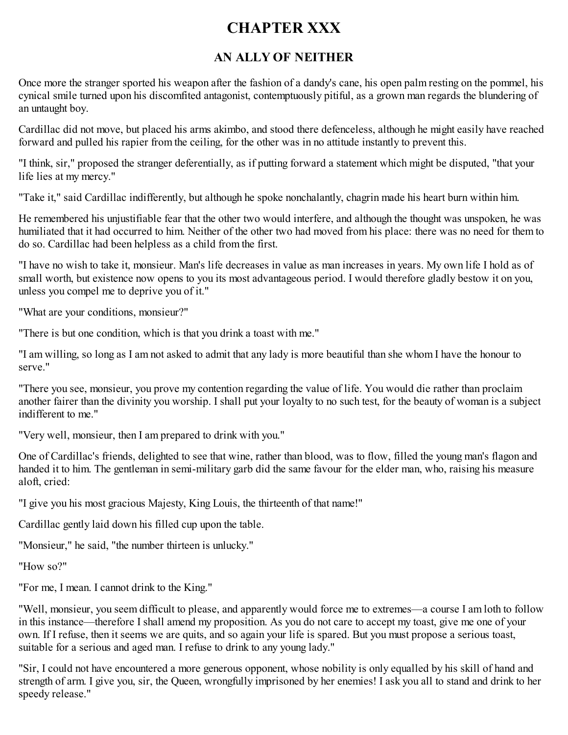# CHAPTER XXX

## AN ALLY OF NEITHER

Once more the stranger sported his weapon after the fashion of a dandy's cane, his open palm resting on the pommel, his cynical smile turned upon his discomfited antagonist, contemptuously pitiful, as a grown man regards the blundering of an untaught boy.

Cardillac did not move, but placed his arms akimbo, and stood there defenceless, although he might easily have reached forward and pulled his rapier from the ceiling, for the other was in no attitude instantly to prevent this.

"I think, sir," proposed the stranger deferentially, as if putting forward a statement which might be disputed, "that your life lies at my mercy."

"Take it," said Cardillac indifferently, but although he spoke nonchalantly, chagrin made his heart burn within him.

He remembered his unjustifiable fear that the other two would interfere, and although the thought was unspoken, he was humiliated that it had occurred to him. Neither of the other two had moved from his place: there was no need for them to do so. Cardillac had been helpless as a child from the first.

"I have no wish to take it, monsieur. Man's life decreases in value as man increases in years. My own life I hold as of small worth, but existence now opens to you its most advantageous period. I would therefore gladly bestow it on you, unless you compel me to deprive you of it."

"What are your conditions, monsieur?"

"There is but one condition, which is that you drink a toast with me."

"I am willing, so long as I am not asked to admit that any lady is more beautiful than she whom I have the honour to serve."

"There you see, monsieur, you prove my contention regarding the value of life. You would die rather than proclaim another fairer than the divinity you worship. I shall put your loyalty to no such test, for the beauty of woman is a subject indifferent to me."

"Very well, monsieur, then I am prepared to drink with you."

One of Cardillac's friends, delighted to see that wine, rather than blood, was to flow, filled the young man's flagon and handed it to him. The gentleman in semi-military garb did the same favour for the elder man, who, raising his measure aloft, cried:

"I give you his most gracious Majesty, King Louis, the thirteenth of that name!"

Cardillac gently laid down his filled cup upon the table.

"Monsieur," he said, "the number thirteen is unlucky."

"How so?"

"For me, I mean. I cannot drink to the King."

"Well, monsieur, you seem difficult to please, and apparently would force me to extremes—a course I am loth to follow in this instance—therefore I shall amend my proposition. As you do not care to accept my toast, give me one of your own. If I refuse, then it seems we are quits, and so again your life is spared. But you must propose a serious toast, suitable for a serious and aged man. I refuse to drink to any young lady."

"Sir, I could not have encountered a more generous opponent, whose nobility is only equalled by his skill of hand and strength of arm. I give you, sir, the Queen, wrongfully imprisoned by her enemies! I ask you all to stand and drink to her speedy release."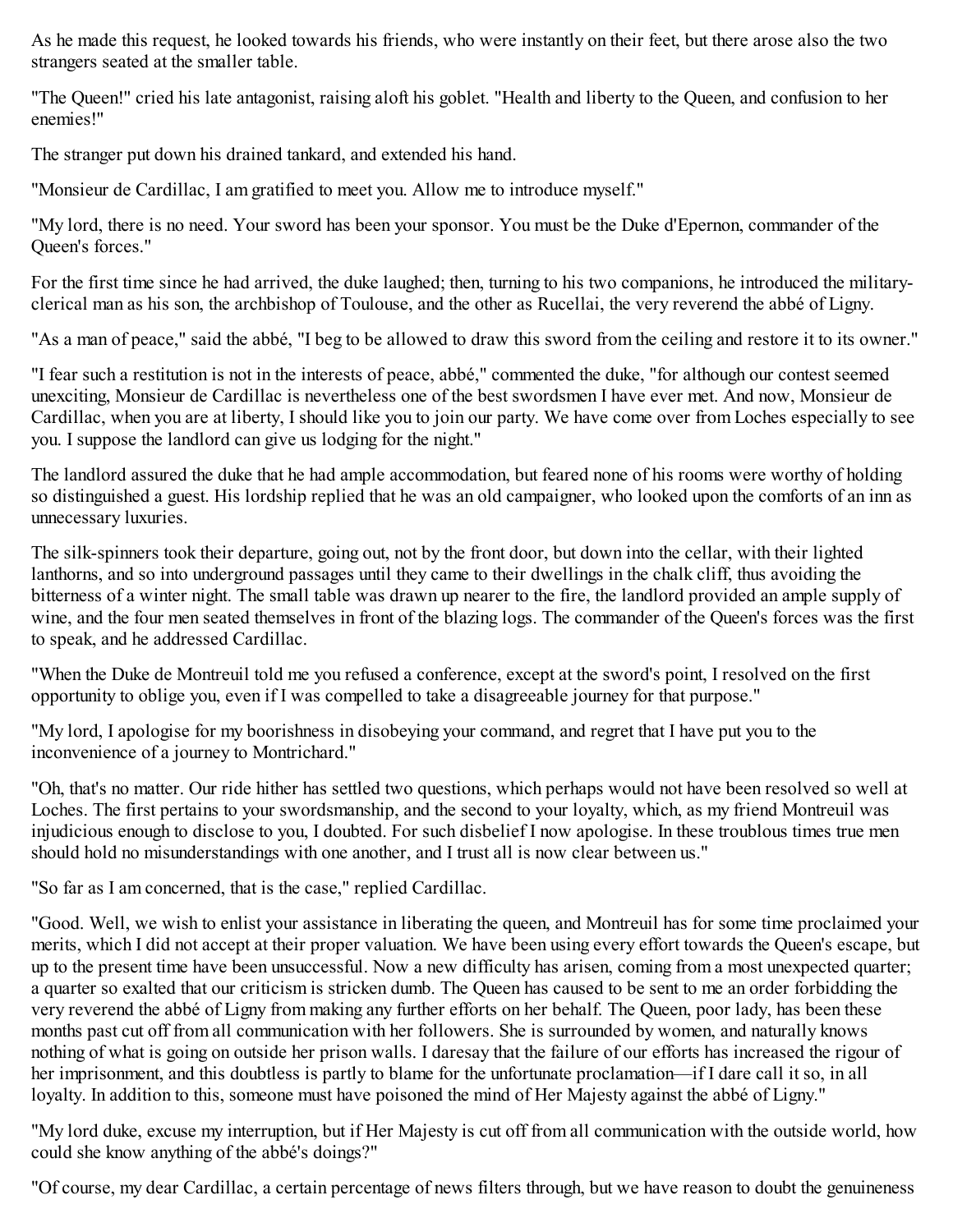As he made this request, he looked towards his friends, who were instantly on their feet, but there arose also the two strangers seated at the smaller table.

"The Queen!" cried his late antagonist, raising aloft his goblet. "Health and liberty to the Queen, and confusion to her enemies!"

The stranger put down his drained tankard, and extended his hand.

"Monsieur de Cardillac, I am gratified to meet you. Allow me to introduce myself."

"My lord, there is no need. Your sword has been your sponsor. You must be the Duke d'Epernon, commander of the Queen's forces."

For the first time since he had arrived, the duke laughed; then, turning to his two companions, he introduced the military-clerical man as his son, the archbishop of Toulouse, and the other as Rucellai, the very reverend the abbé of Ligny.

"As a man of peace," said the abbé, "I beg to be allowed to draw this sword from the ceiling and restore it to its owner."

"I fear such a restitution is not in the interests of peace, abbé," commented the duke, "for although our contest seemed unexciting, Monsieur de Cardillac is nevertheless one of the best swordsmen I have ever met. And now, Monsieur de Cardillac, when you are at liberty, I should like you to join our party. We have come over from Loches especially to see you. I suppose the landlord can give us lodging for the night."

The landlord assured the duke that he had ample accommodation, but feared none of his rooms were worthy of holding so distinguished a guest. His lordship replied that he was an old campaigner, who looked upon the comforts of an inn as unnecessary luxuries.

The silk-spinners took their departure, going out, not by the front door, but down into the cellar, with their lighted lanthorns, and so into underground passages until they came to their dwellings in the chalk cliff, thus avoiding the bitterness of a winter night. The small table was drawn up nearer to the fire, the landlord provided an ample supply of wine, and the four men seated themselves in front of the blazing logs. The commander of the Queen's forces was the first to speak, and he addressed Cardillac.

"When the Duke de Montreuil told me you refused a conference, except at the sword's point, I resolved on the first opportunity to oblige you, even if I was compelled to take a disagreeable journey for that purpose."

"My lord, I apologise for my boorishness in disobeying your command, and regret that I have put you to the inconvenience of a journey to Montrichard."

"Oh, that's no matter. Our ride hither has settled two questions, which perhaps would not have been resolved so well at Loches. The first pertains to your swordsmanship, and the second to your loyalty, which, as my friend Montreuil was injudicious enough to disclose to you, I doubted. For such disbelief I now apologise. In these troublous times true men should hold no misunderstandings with one another, and I trust all is now clear between us."

"So far as I am concerned, that is the case," replied Cardillac.

"Good. Well, we wish to enlist your assistance in liberating the queen, and Montreuil has for some time proclaimed your merits, which I did not accept at their proper valuation. We have been using every effort towards the Queen's escape, but up to the present time have been unsuccessful. Now a new difficulty has arisen, coming from a most unexpected quarter; a quarter so exalted that our criticism is stricken dumb. The Queen has caused to be sent to me an order forbidding the very reverend the abbé of Ligny from making any further efforts on her behalf. The Queen, poor lady, has been these months past cut off from all communication with her followers. She is surrounded by women, and naturally knows nothing of what is going on outside her prison walls. I daresay that the failure of our efforts has increased the rigour of her imprisonment, and this doubtless is partly to blame for the unfortunate proclamation—if I dare call it so, in all loyalty. In addition to this, someone must have poisoned the mind of Her Majesty against the abbé of Ligny."

"My lord duke, excuse my interruption, but if Her Majesty is cut off from all communication with the outside world, how could she know anything of the abbé's doings?"

"Of course, my dear Cardillac, a certain percentage of news filters through, but we have reason to doubt the genuineness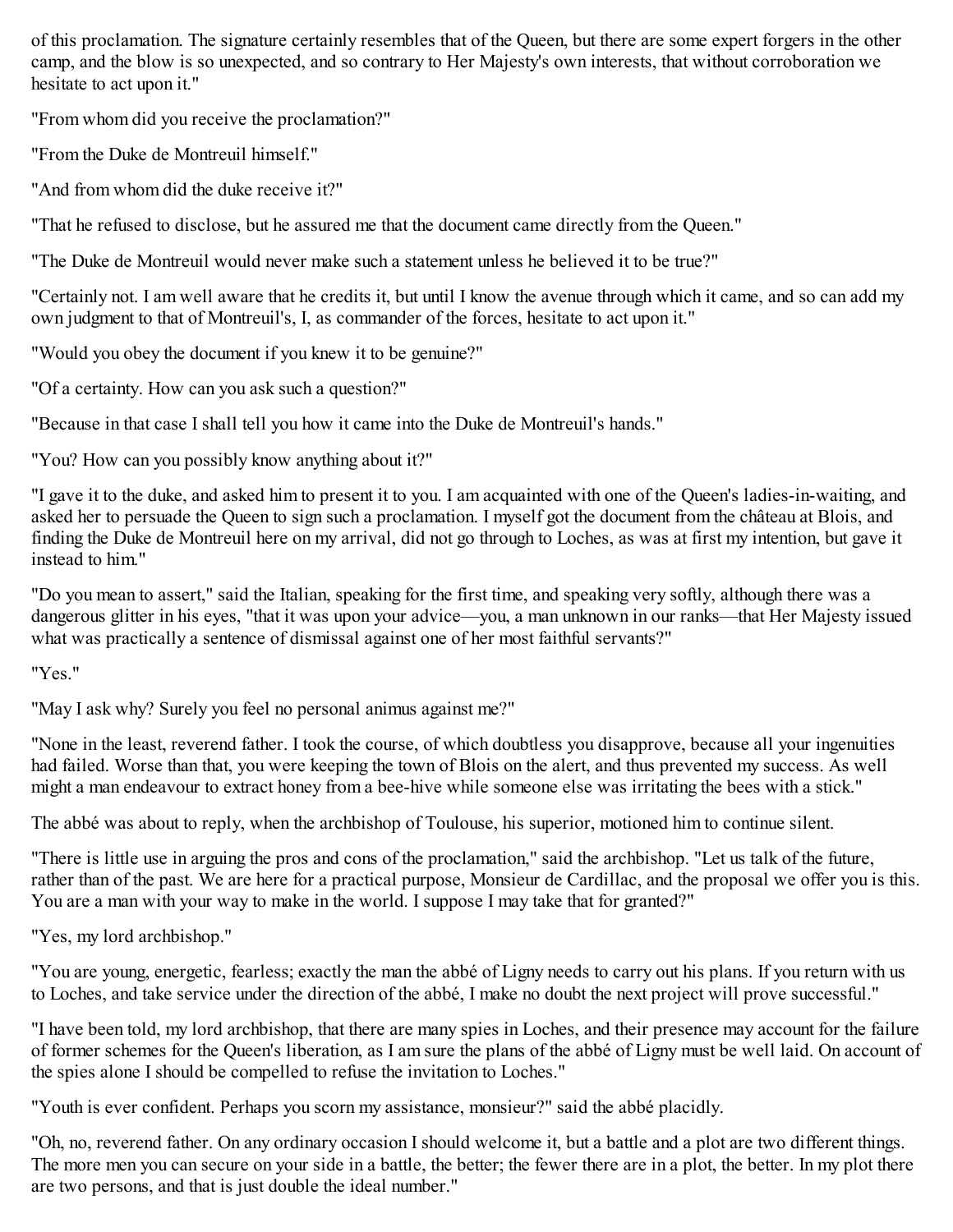of this proclamation. The signature certainly resembles that of the Queen, but there are some expert forgers in the other camp, and the blow is so unexpected, and so contrary to Her Majesty's own interests, that without corroboration we hesitate to act upon it."

"From whom did you receive the proclamation?"

"From the Duke de Montreuil himself."

"And from whom did the duke receive it?"

"That he refused to disclose, but he assured me that the document came directly from the Queen."

"The Duke de Montreuil would never make such a statement unless he believed it to be true?"

"Certainly not. I am well aware that he credits it, but until I know the avenue through which it came, and so can add my own judgment to that of Montreuil's, I, as commander of the forces, hesitate to act upon it."

"Would you obey the document if you knew it to be genuine?"

"Of a certainty. How can you ask such a question?"

"Because in that case I shall tell you how it came into the Duke de Montreuil's hands."

"You? How can you possibly know anything about it?"

"I gave it to the duke, and asked him to present it to you. I am acquainted with one of the Queen's ladies-in-waiting, and asked her to persuade the Queen to sign such a proclamation. I myself got the document from the château at Blois, and finding the Duke de Montreuil here on my arrival, did not go through to Loches, as was at first my intention, but gave it instead to him."

"Do you mean to assert," said the Italian, speaking for the first time, and speaking very softly, although there was a dangerous glitter in his eyes, "that it was upon your advice—you, a man unknown in our ranks—that Her Majesty issued what was practically a sentence of dismissal against one of her most faithful servants?"

"Yes."

"May I ask why? Surely you feel no personal animus against me?"

"None in the least, reverend father. I took the course, of which doubtless you disapprove, because all your ingenuities had failed. Worse than that, you were keeping the town of Blois on the alert, and thus prevented my success. As well might a man endeavour to extract honey from a bee-hive while someone else was irritating the bees with a stick."

The abbé was about to reply, when the archbishop of Toulouse, his superior, motioned him to continue silent.

"There is little use in arguing the pros and cons of the proclamation," said the archbishop. "Let us talk of the future, rather than of the past. We are here for a practical purpose, Monsieur de Cardillac, and the proposal we offer you is this. You are a man with your way to make in the world. I suppose I may take that for granted?"

"Yes, my lord archbishop."

"You are young, energetic, fearless; exactly the man the abbé of Ligny needs to carry out his plans. If you return with us to Loches, and take service under the direction of the abbé, I make no doubt the next project will prove successful."

"I have been told, my lord archbishop, that there are many spies in Loches, and their presence may account for the failure of former schemes for the Queen's liberation, as I am sure the plans of the abbé of Ligny must be well laid. On account of the spies alone I should be compelled to refuse the invitation to Loches."

"Youth is ever confident. Perhaps you scorn my assistance, monsieur?" said the abbé placidly.

"Oh, no, reverend father. On any ordinary occasion I should welcome it, but a battle and a plot are two different things. The more men you can secure on your side in a battle, the better; the fewer there are in a plot, the better. In my plot there are two persons, and that is just double the ideal number."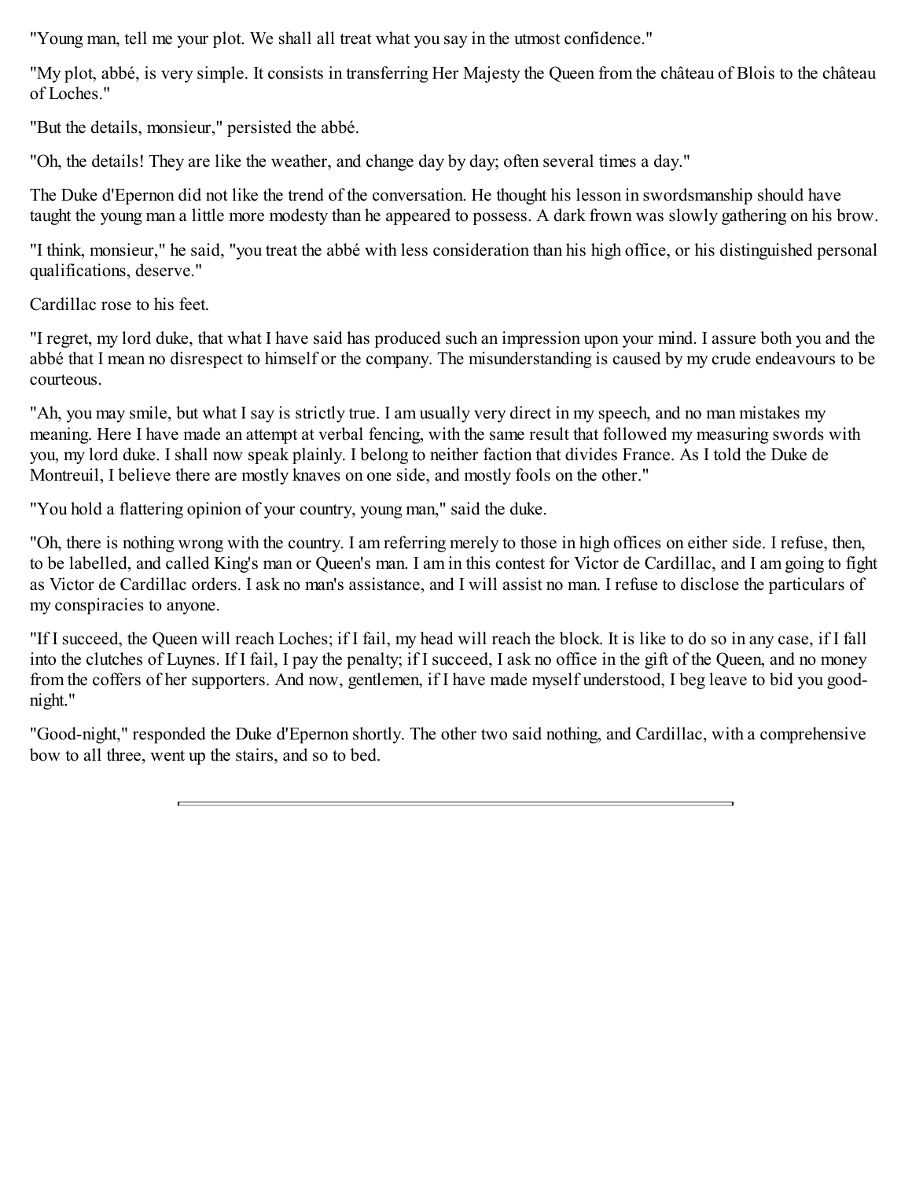"Young man, tell me your plot. We shall all treat what you say in the utmost confidence."

"My plot, abbé, is very simple. It consists in transferring Her Majesty the Queen from the château of Blois to the château of Loches."

"But the details, monsieur," persisted the abbé.

"Oh, the details! They are like the weather, and change day by day; often several times a day."

The Duke d'Epernon did not like the trend of the conversation. He thought his lesson in swordsmanship should have taught the young man a little more modesty than he appeared to possess. A dark frown was slowly gathering on his brow.

"I think, monsieur," he said, "you treat the abbé with less consideration than his high office, or his distinguished personal qualifications, deserve."

Cardillac rose to his feet.

"I regret, my lord duke, that what I have said has produced such an impression upon your mind. I assure both you and the abbé that I mean no disrespect to himself or the company. The misunderstanding is caused by my crude endeavours to be courteous.

"Ah, you may smile, but what I say is strictly true. I am usually very direct in my speech, and no man mistakes my meaning. Here I have made an attempt at verbal fencing, with the same result that followed my measuring swords with you, my lord duke. I shall now speak plainly. I belong to neither faction that divides France. As I told the Duke de Montreuil, I believe there are mostly knaves on one side, and mostly fools on the other."

"You hold a flattering opinion of your country, young man," said the duke.

"Oh, there is nothing wrong with the country. I am referring merely to those in high offices on either side. I refuse, then, to be labelled, and called King's man or Queen's man. I am in this contest for Victor de Cardillac, and I am going to fight as Victor de Cardillac orders. I ask no man's assistance, and I will assist no man. I refuse to disclose the particulars of my conspiracies to anyone.

"If I succeed, the Queen will reach Loches; if I fail, my head will reach the block. It is like to do so in any case, if I fall into the clutches of Luynes. If I fail, I pay the penalty; if I succeed, I ask no office in the gift of the Queen, and no money from the coffers of her supporters. And now, gentlemen, if I have made myself understood, I beg leave to bid you good-night."

"Good-night," responded the Duke d'Epernon shortly. The other two said nothing, and Cardillac, with a comprehensive bow to all three, went up the stairs, and so to bed.

---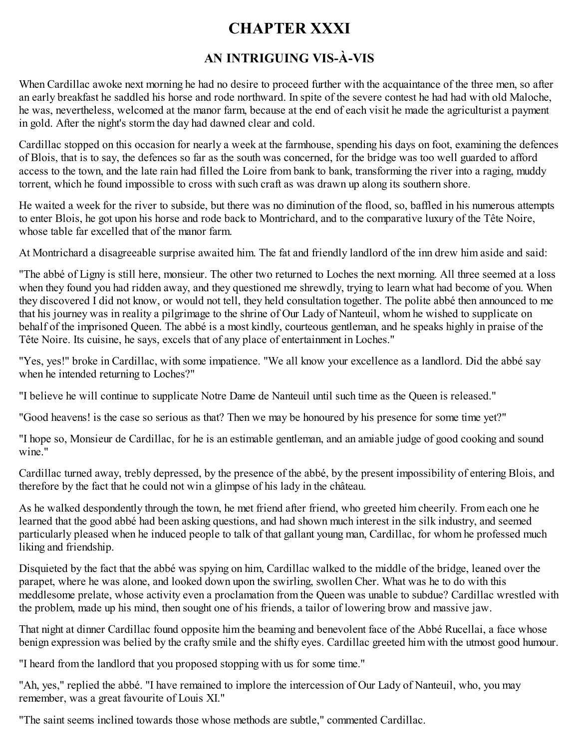# CHAPTER XXXI

## AN INTRIGUING VIS-À-VIS

When Cardillac awoke next morning he had no desire to proceed further with the acquaintance of the three men, so after an early breakfast he saddled his horse and rode northward. In spite of the severe contest he had had with old Maloche, he was, nevertheless, welcomed at the manor farm, because at the end of each visit he made the agriculturist a payment in gold. After the night's storm the day had dawned clear and cold.

Cardillac stopped on this occasion for nearly a week at the farmhouse, spending his days on foot, examining the defences of Blois, that is to say, the defences so far as the south was concerned, for the bridge was too well guarded to afford access to the town, and the late rain had filled the Loire from bank to bank, transforming the river into a raging, muddy torrent, which he found impossible to cross with such craft as was drawn up along its southern shore.

He waited a week for the river to subside, but there was no diminution of the flood, so, baffled in his numerous attempts to enter Blois, he got upon his horse and rode back to Montrichard, and to the comparative luxury of the Tête Noire, whose table far excelled that of the manor farm.

At Montrichard a disagreeable surprise awaited him. The fat and friendly landlord of the inn drew him aside and said:

"The abbé of Ligny is still here, monsieur. The other two returned to Loches the next morning. All three seemed at a loss when they found you had ridden away, and they questioned me shrewdly, trying to learn what had become of you. When they discovered I did not know, or would not tell, they held consultation together. The polite abbé then announced to me that his journey was in reality a pilgrimage to the shrine of Our Lady of Nanteuil, whom he wished to supplicate on behalf of the imprisoned Queen. The abbé is a most kindly, courteous gentleman, and he speaks highly in praise of the Tête Noire. Its cuisine, he says, excels that of any place of entertainment in Loches."

"Yes, yes!" broke in Cardillac, with some impatience. "We all know your excellence as a landlord. Did the abbé say when he intended returning to Loches?"

"I believe he will continue to supplicate Notre Dame de Nanteuil until such time as the Queen is released."

"Good heavens! is the case so serious as that? Then we may be honoured by his presence for some time yet?"

"I hope so, Monsieur de Cardillac, for he is an estimable gentleman, and an amiable judge of good cooking and sound wine."

Cardillac turned away, trebly depressed, by the presence of the abbé, by the present impossibility of entering Blois, and therefore by the fact that he could not win a glimpse of his lady in the château.

As he walked despondently through the town, he met friend after friend, who greeted him cheerily. From each one he learned that the good abbé had been asking questions, and had shown much interest in the silk industry, and seemed particularly pleased when he induced people to talk of that gallant young man, Cardillac, for whom he professed much liking and friendship.

Disquieted by the fact that the abbé was spying on him, Cardillac walked to the middle of the bridge, leaned over the parapet, where he was alone, and looked down upon the swirling, swollen Cher. What was he to do with this meddlesome prelate, whose activity even a proclamation from the Queen was unable to subdue? Cardillac wrestled with the problem, made up his mind, then sought one of his friends, a tailor of lowering brow and massive jaw.

That night at dinner Cardillac found opposite him the beaming and benevolent face of the Abbé Rucellai, a face whose benign expression was belied by the crafty smile and the shifty eyes. Cardillac greeted him with the utmost good humour.

"I heard from the landlord that you proposed stopping with us for some time."

"Ah, yes," replied the abbé. "I have remained to implore the intercession of Our Lady of Nanteuil, who, you may remember, was a great favourite of Louis XI."

"The saint seems inclined towards those whose methods are subtle," commented Cardillac.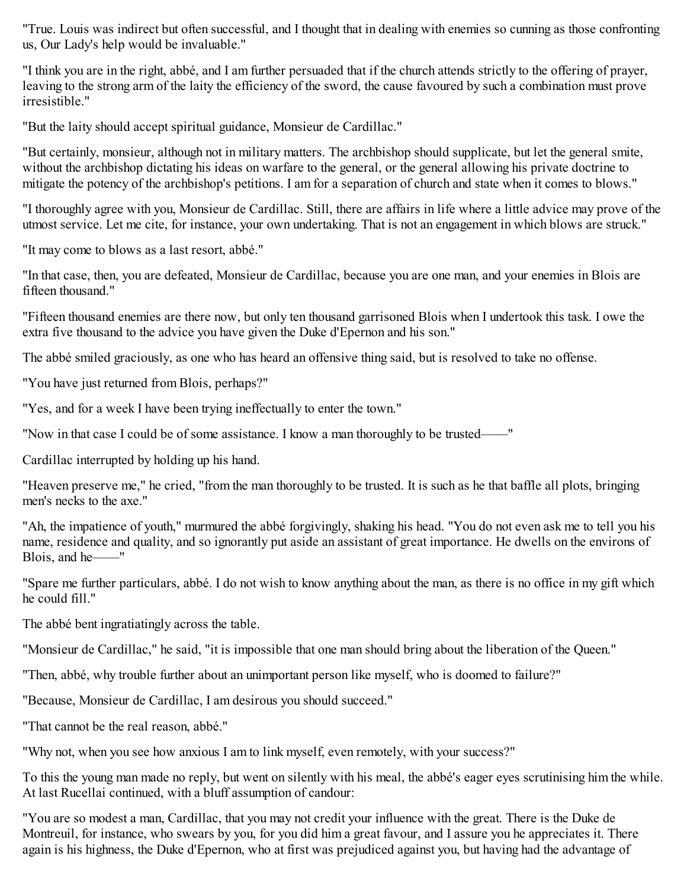"True. Louis was indirect but often successful, and I thought that in dealing with enemies so cunning as those confronting us, Our Lady's help would be invaluable."

"I think you are in the right, abbé, and I am further persuaded that if the church attends strictly to the offering of prayer, leaving to the strong arm of the laity the efficiency of the sword, the cause favoured by such a combination must prove irresistible."

"But the laity should accept spiritual guidance, Monsieur de Cardillac."

"But certainly, monsieur, although not in military matters. The archbishop should supplicate, but let the general smite, without the archbishop dictating his ideas on warfare to the general, or the general allowing his private doctrine to mitigate the potency of the archbishop's petitions. I am for a separation of church and state when it comes to blows."

"I thoroughly agree with you, Monsieur de Cardillac. Still, there are affairs in life where a little advice may prove of the utmost service. Let me cite, for instance, your own undertaking. That is not an engagement in which blows are struck."

"It may come to blows as a last resort, abbé."

"In that case, then, you are defeated, Monsieur de Cardillac, because you are one man, and your enemies in Blois are fifteen thousand."

"Fifteen thousand enemies are there now, but only ten thousand garrisoned Blois when I undertook this task. I owe the extra five thousand to the advice you have given the Duke d'Epernon and his son."

The abbé smiled graciously, as one who has heard an offensive thing said, but is resolved to take no offense.

"You have just returned from Blois, perhaps?"

"Yes, and for a week I have been trying ineffectually to enter the town."

"Now in that case I could be of some assistance. I know a man thoroughly to be trusted——"

Cardillac interrupted by holding up his hand.

"Heaven preserve me," he cried, "from the man thoroughly to be trusted. It is such as he that baffle all plots, bringing men's necks to the axe."

"Ah, the impatience of youth," murmured the abbé forgivingly, shaking his head. "You do not even ask me to tell you his name, residence and quality, and so ignorantly put aside an assistant of great importance. He dwells on the environs of Blois, and he——"

"Spare me further particulars, abbé. I do not wish to know anything about the man, as there is no office in my gift which he could fill."

The abbé bent ingratiatingly across the table.

"Monsieur de Cardillac," he said, "it is impossible that one man should bring about the liberation of the Queen."

"Then, abbé, why trouble further about an unimportant person like myself, who is doomed to failure?"

"Because, Monsieur de Cardillac, I am desirous you should succeed."

"That cannot be the real reason, abbé."

"Why not, when you see how anxious I am to link myself, even remotely, with your success?"

To this the young man made no reply, but went on silently with his meal, the abbé's eager eyes scrutinising him the while. At last Rucellai continued, with a bluff assumption of candour:

"You are so modest a man, Cardillac, that you may not credit your influence with the great. There is the Duke de Montreuil, for instance, who swears by you, for you did him a great favour, and I assure you he appreciates it. There again is his highness, the Duke d'Epernon, who at first was prejudiced against you, but having had the advantage of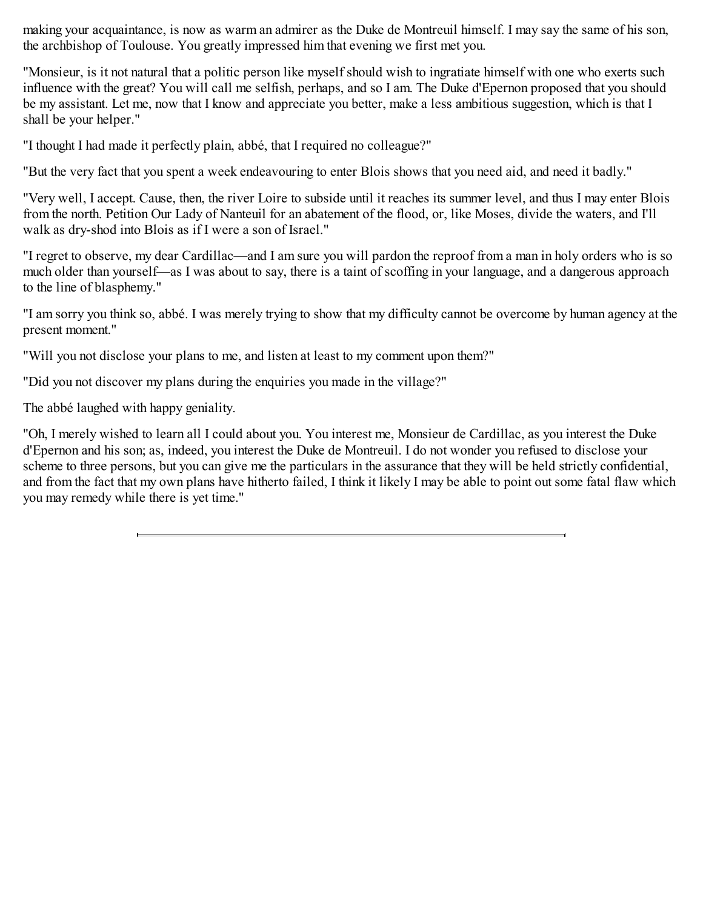making your acquaintance, is now as warm an admirer as the Duke de Montreuil himself. I may say the same of his son, the archbishop of Toulouse. You greatly impressed him that evening we first met you.

"Monsieur, is it not natural that a politic person like myself should wish to ingratiate himself with one who exerts such influence with the great? You will call me selfish, perhaps, and so I am. The Duke d'Epernon proposed that you should be my assistant. Let me, now that I know and appreciate you better, make a less ambitious suggestion, which is that I shall be your helper."

"I thought I had made it perfectly plain, abbé, that I required no colleague?"

"But the very fact that you spent a week endeavouring to enter Blois shows that you need aid, and need it badly."

"Very well, I accept. Cause, then, the river Loire to subside until it reaches its summer level, and thus I may enter Blois from the north. Petition Our Lady of Nanteuil for an abatement of the flood, or, like Moses, divide the waters, and I'll walk as dry-shod into Blois as if I were a son of Israel."

"I regret to observe, my dear Cardillac—and I am sure you will pardon the reproof from a man in holy orders who is so much older than yourself—as I was about to say, there is a taint of scoffing in your language, and a dangerous approach to the line of blasphemy."

"I am sorry you think so, abbé. I was merely trying to show that my difficulty cannot be overcome by human agency at the present moment."

"Will you not disclose your plans to me, and listen at least to my comment upon them?"

"Did you not discover my plans during the enquiries you made in the village?"

The abbé laughed with happy geniality.

"Oh, I merely wished to learn all I could about you. You interest me, Monsieur de Cardillac, as you interest the Duke d'Epernon and his son; as, indeed, you interest the Duke de Montreuil. I do not wonder you refused to disclose your scheme to three persons, but you can give me the particulars in the assurance that they will be held strictly confidential, and from the fact that my own plans have hitherto failed, I think it likely I may be able to point out some fatal flaw which you may remedy while there is yet time."

---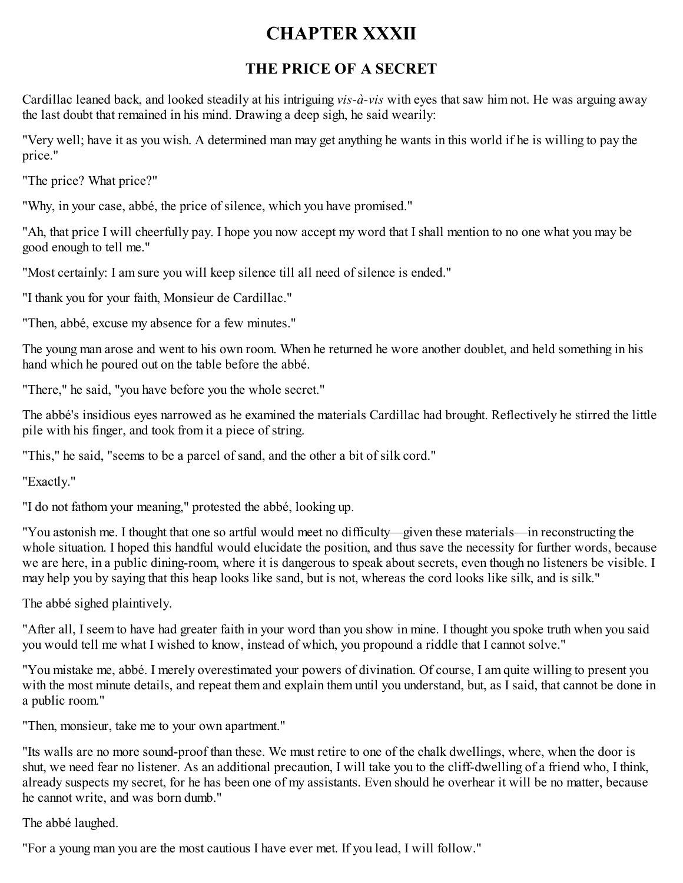# CHAPTER XXXII

## THE PRICE OF A SECRET

Cardillac leaned back, and looked steadily at his intriguing *vis-à-vis* with eyes that saw him not. He was arguing away the last doubt that remained in his mind. Drawing a deep sigh, he said wearily:

"Very well; have it as you wish. A determined man may get anything he wants in this world if he is willing to pay the price."

"The price? What price?"

"Why, in your case, abbé, the price of silence, which you have promised."

"Ah, that price I will cheerfully pay. I hope you now accept my word that I shall mention to no one what you may be good enough to tell me."

"Most certainly: I am sure you will keep silence till all need of silence is ended."

"I thank you for your faith, Monsieur de Cardillac."

"Then, abbé, excuse my absence for a few minutes."

The young man arose and went to his own room. When he returned he wore another doublet, and held something in his hand which he poured out on the table before the abbé.

"There," he said, "you have before you the whole secret."

The abbé's insidious eyes narrowed as he examined the materials Cardillac had brought. Reflectively he stirred the little pile with his finger, and took from it a piece of string.

"This," he said, "seems to be a parcel of sand, and the other a bit of silk cord."

"Exactly."

"I do not fathom your meaning," protested the abbé, looking up.

"You astonish me. I thought that one so artful would meet no difficulty—given these materials—in reconstructing the whole situation. I hoped this handful would elucidate the position, and thus save the necessity for further words, because we are here, in a public dining-room, where it is dangerous to speak about secrets, even though no listeners be visible. I may help you by saying that this heap looks like sand, but is not, whereas the cord looks like silk, and is silk."

The abbé sighed plaintively.

"After all, I seem to have had greater faith in your word than you show in mine. I thought you spoke truth when you said you would tell me what I wished to know, instead of which, you propound a riddle that I cannot solve."

"You mistake me, abbé. I merely overestimated your powers of divination. Of course, I am quite willing to present you with the most minute details, and repeat them and explain them until you understand, but, as I said, that cannot be done in a public room."

"Then, monsieur, take me to your own apartment."

"Its walls are no more sound-proof than these. We must retire to one of the chalk dwellings, where, when the door is shut, we need fear no listener. As an additional precaution, I will take you to the cliff-dwelling of a friend who, I think, already suspects my secret, for he has been one of my assistants. Even should he overhear it will be no matter, because he cannot write, and was born dumb."

The abbé laughed.

"For a young man you are the most cautious I have ever met. If you lead, I will follow."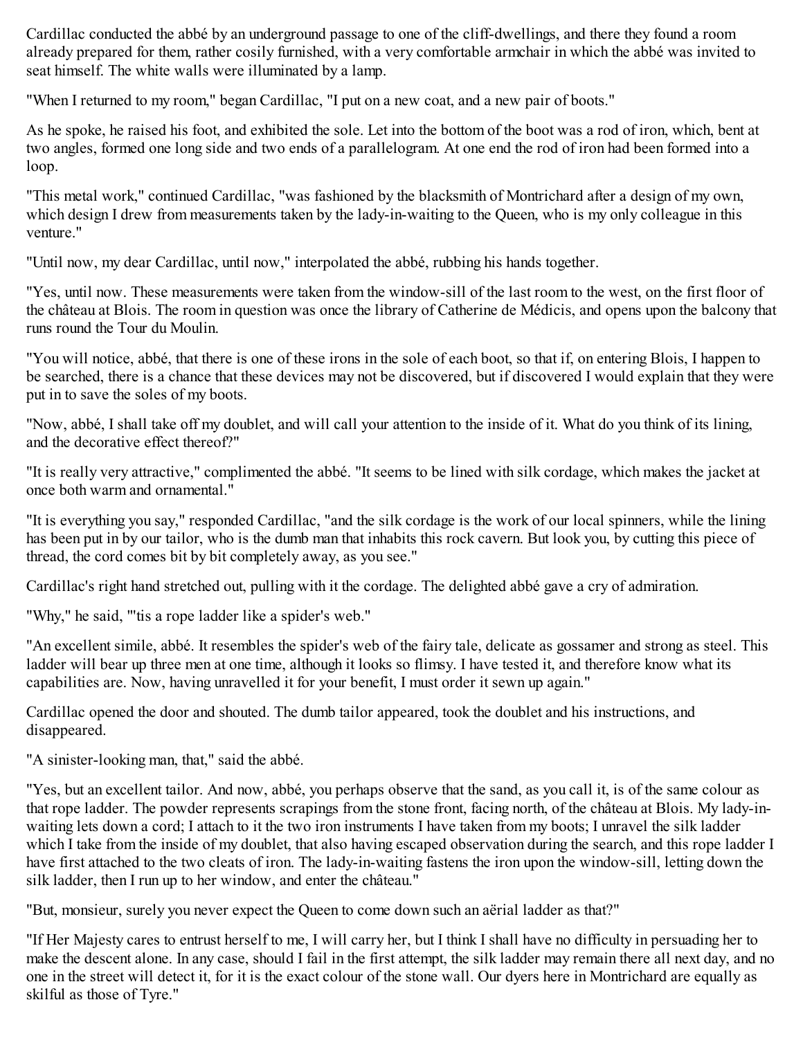Cardillac conducted the abbé by an underground passage to one of the cliff-dwellings, and there they found a room already prepared for them, rather cosily furnished, with a very comfortable armchair in which the abbé was invited to seat himself. The white walls were illuminated by a lamp.

"When I returned to my room," began Cardillac, "I put on a new coat, and a new pair of boots."

As he spoke, he raised his foot, and exhibited the sole. Let into the bottom of the boot was a rod of iron, which, bent at two angles, formed one long side and two ends of a parallelogram. At one end the rod of iron had been formed into a loop.

"This metal work," continued Cardillac, "was fashioned by the blacksmith of Montrichard after a design of my own, which design I drew from measurements taken by the lady-in-waiting to the Queen, who is my only colleague in this venture."

"Until now, my dear Cardillac, until now," interpolated the abbé, rubbing his hands together.

"Yes, until now. These measurements were taken from the window-sill of the last room to the west, on the first floor of the château at Blois. The room in question was once the library of Catherine de Médicis, and opens upon the balcony that runs round the Tour du Moulin.

"You will notice, abbé, that there is one of these irons in the sole of each boot, so that if, on entering Blois, I happen to be searched, there is a chance that these devices may not be discovered, but if discovered I would explain that they were put in to save the soles of my boots.

"Now, abbé, I shall take off my doublet, and will call your attention to the inside of it. What do you think of its lining, and the decorative effect thereof?"

"It is really very attractive," complimented the abbé. "It seems to be lined with silk cordage, which makes the jacket at once both warm and ornamental."

"It is everything you say," responded Cardillac, "and the silk cordage is the work of our local spinners, while the lining has been put in by our tailor, who is the dumb man that inhabits this rock cavern. But look you, by cutting this piece of thread, the cord comes bit by bit completely away, as you see."

Cardillac's right hand stretched out, pulling with it the cordage. The delighted abbé gave a cry of admiration.

"Why," he said, "'tis a rope ladder like a spider's web."

"An excellent simile, abbé. It resembles the spider's web of the fairy tale, delicate as gossamer and strong as steel. This ladder will bear up three men at one time, although it looks so flimsy. I have tested it, and therefore know what its capabilities are. Now, having unravelled it for your benefit, I must order it sewn up again."

Cardillac opened the door and shouted. The dumb tailor appeared, took the doublet and his instructions, and disappeared.

"A sinister-looking man, that," said the abbé.

"Yes, but an excellent tailor. And now, abbé, you perhaps observe that the sand, as you call it, is of the same colour as that rope ladder. The powder represents scrapings from the stone front, facing north, of the château at Blois. My lady-in-waiting lets down a cord; I attach to it the two iron instruments I have taken from my boots; I unravel the silk ladder which I take from the inside of my doublet, that also having escaped observation during the search, and this rope ladder I have first attached to the two cleats of iron. The lady-in-waiting fastens the iron upon the window-sill, letting down the silk ladder, then I run up to her window, and enter the château."

"But, monsieur, surely you never expect the Queen to come down such an aërial ladder as that?"

"If Her Majesty cares to entrust herself to me, I will carry her, but I think I shall have no difficulty in persuading her to make the descent alone. In any case, should I fail in the first attempt, the silk ladder may remain there all next day, and no one in the street will detect it, for it is the exact colour of the stone wall. Our dyers here in Montrichard are equally as skilful as those of Tyre."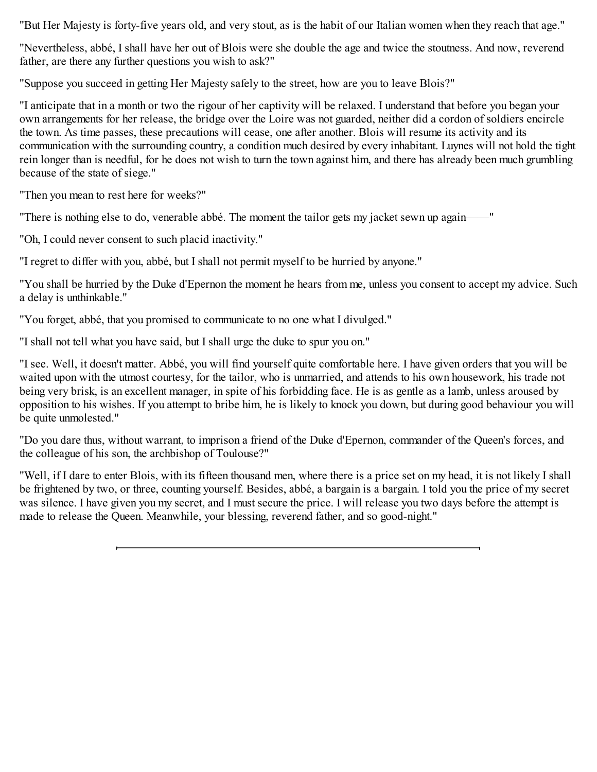"But Her Majesty is forty-five years old, and very stout, as is the habit of our Italian women when they reach that age."

"Nevertheless, abbé, I shall have her out of Blois were she double the age and twice the stoutness. And now, reverend father, are there any further questions you wish to ask?"

"Suppose you succeed in getting Her Majesty safely to the street, how are you to leave Blois?"

"I anticipate that in a month or two the rigour of her captivity will be relaxed. I understand that before you began your own arrangements for her release, the bridge over the Loire was not guarded, neither did a cordon of soldiers encircle the town. As time passes, these precautions will cease, one after another. Blois will resume its activity and its communication with the surrounding country, a condition much desired by every inhabitant. Luynes will not hold the tight rein longer than is needful, for he does not wish to turn the town against him, and there has already been much grumbling because of the state of siege."

"Then you mean to rest here for weeks?"

"There is nothing else to do, venerable abbé. The moment the tailor gets my jacket sewn up again——"

"Oh, I could never consent to such placid inactivity."

"I regret to differ with you, abbé, but I shall not permit myself to be hurried by anyone."

"You shall be hurried by the Duke d'Epernon the moment he hears from me, unless you consent to accept my advice. Such a delay is unthinkable."

"You forget, abbé, that you promised to communicate to no one what I divulged."

"I shall not tell what you have said, but I shall urge the duke to spur you on."

"I see. Well, it doesn't matter. Abbé, you will find yourself quite comfortable here. I have given orders that you will be waited upon with the utmost courtesy, for the tailor, who is unmarried, and attends to his own housework, his trade not being very brisk, is an excellent manager, in spite of his forbidding face. He is as gentle as a lamb, unless aroused by opposition to his wishes. If you attempt to bribe him, he is likely to knock you down, but during good behaviour you will be quite unmolested."

"Do you dare thus, without warrant, to imprison a friend of the Duke d'Epernon, commander of the Queen's forces, and the colleague of his son, the archbishop of Toulouse?"

"Well, if I dare to enter Blois, with its fifteen thousand men, where there is a price set on my head, it is not likely I shall be frightened by two, or three, counting yourself. Besides, abbé, a bargain is a bargain. I told you the price of my secret was silence. I have given you my secret, and I must secure the price. I will release you two days before the attempt is made to release the Queen. Meanwhile, your blessing, reverend father, and so good-night."

---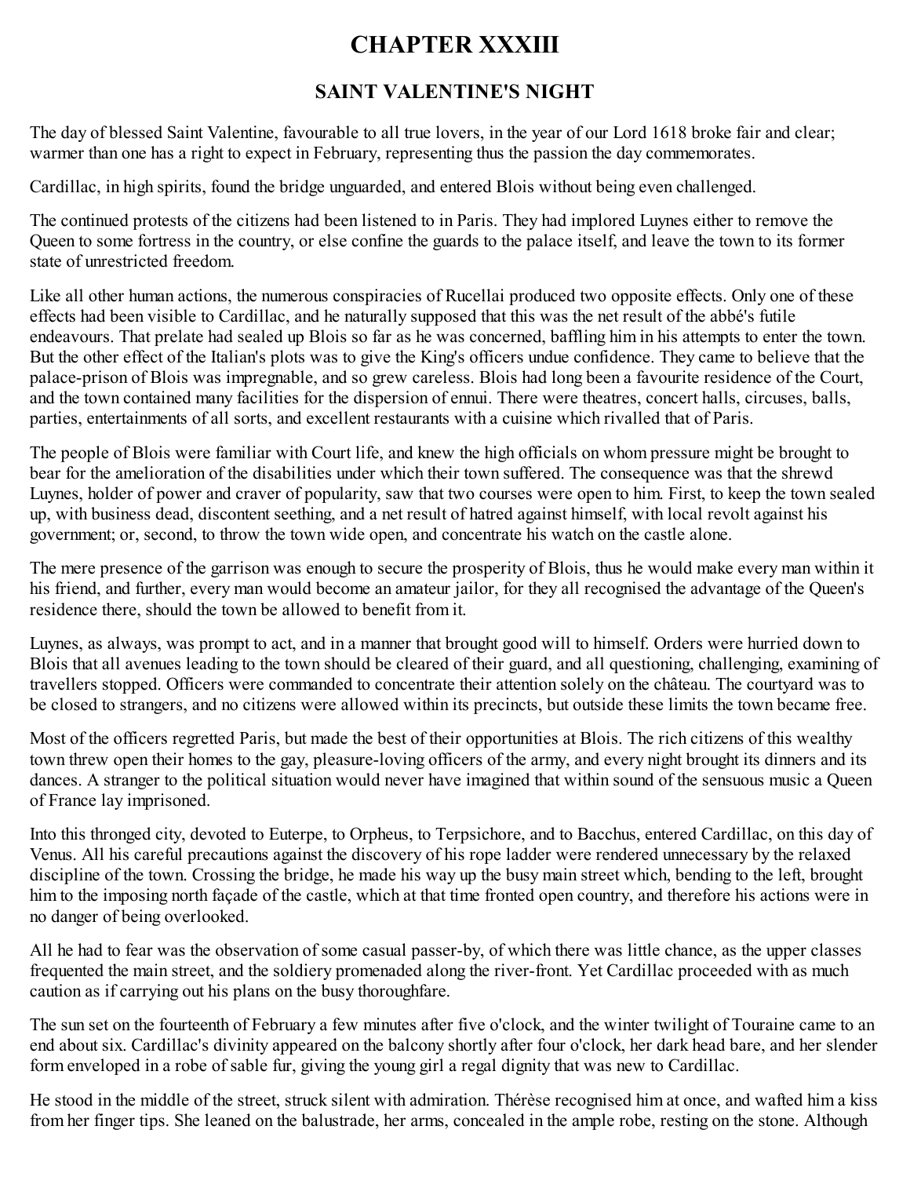# CHAPTER XXXIII

## SAINT VALENTINE'S NIGHT

The day of blessed Saint Valentine, favourable to all true lovers, in the year of our Lord 1618 broke fair and clear; warmer than one has a right to expect in February, representing thus the passion the day commemorates.

Cardillac, in high spirits, found the bridge unguarded, and entered Blois without being even challenged.

The continued protests of the citizens had been listened to in Paris. They had implored Luynes either to remove the Queen to some fortress in the country, or else confine the guards to the palace itself, and leave the town to its former state of unrestricted freedom.

Like all other human actions, the numerous conspiracies of Rucellai produced two opposite effects. Only one of these effects had been visible to Cardillac, and he naturally supposed that this was the net result of the abbé's futile endeavours. That prelate had sealed up Blois so far as he was concerned, baffling him in his attempts to enter the town. But the other effect of the Italian's plots was to give the King's officers undue confidence. They came to believe that the palace-prison of Blois was impregnable, and so grew careless. Blois had long been a favourite residence of the Court, and the town contained many facilities for the dispersion of ennui. There were theatres, concert halls, circuses, balls, parties, entertainments of all sorts, and excellent restaurants with a cuisine which rivalled that of Paris.

The people of Blois were familiar with Court life, and knew the high officials on whom pressure might be brought to bear for the amelioration of the disabilities under which their town suffered. The consequence was that the shrewd Luynes, holder of power and craver of popularity, saw that two courses were open to him. First, to keep the town sealed up, with business dead, discontent seething, and a net result of hatred against himself, with local revolt against his government; or, second, to throw the town wide open, and concentrate his watch on the castle alone.

The mere presence of the garrison was enough to secure the prosperity of Blois, thus he would make every man within it his friend, and further, every man would become an amateur jailor, for they all recognised the advantage of the Queen's residence there, should the town be allowed to benefit from it.

Luynes, as always, was prompt to act, and in a manner that brought good will to himself. Orders were hurried down to Blois that all avenues leading to the town should be cleared of their guard, and all questioning, challenging, examining of travellers stopped. Officers were commanded to concentrate their attention solely on the château. The courtyard was to be closed to strangers, and no citizens were allowed within its precincts, but outside these limits the town became free.

Most of the officers regretted Paris, but made the best of their opportunities at Blois. The rich citizens of this wealthy town threw open their homes to the gay, pleasure-loving officers of the army, and every night brought its dinners and its dances. A stranger to the political situation would never have imagined that within sound of the sensuous music a Queen of France lay imprisoned.

Into this thronged city, devoted to Euterpe, to Orpheus, to Terpsichore, and to Bacchus, entered Cardillac, on this day of Venus. All his careful precautions against the discovery of his rope ladder were rendered unnecessary by the relaxed discipline of the town. Crossing the bridge, he made his way up the busy main street which, bending to the left, brought him to the imposing north façade of the castle, which at that time fronted open country, and therefore his actions were in no danger of being overlooked.

All he had to fear was the observation of some casual passer-by, of which there was little chance, as the upper classes frequented the main street, and the soldiery promenaded along the river-front. Yet Cardillac proceeded with as much caution as if carrying out his plans on the busy thoroughfare.

The sun set on the fourteenth of February a few minutes after five o'clock, and the winter twilight of Touraine came to an end about six. Cardillac's divinity appeared on the balcony shortly after four o'clock, her dark head bare, and her slender form enveloped in a robe of sable fur, giving the young girl a regal dignity that was new to Cardillac.

He stood in the middle of the street, struck silent with admiration. Thérèse recognised him at once, and wafted him a kiss from her finger tips. She leaned on the balustrade, her arms, concealed in the ample robe, resting on the stone. Although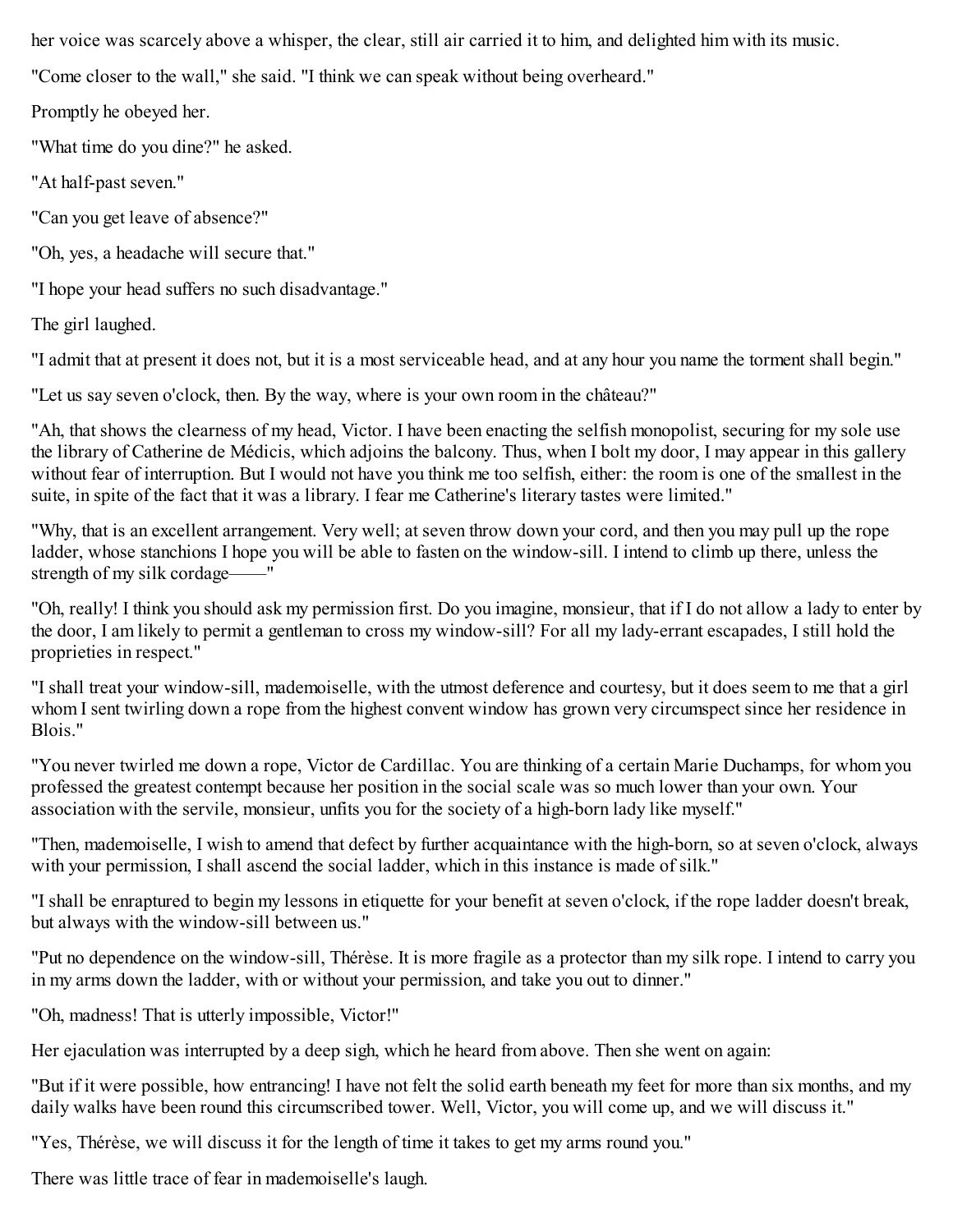her voice was scarcely above a whisper, the clear, still air carried it to him, and delighted him with its music.

"Come closer to the wall," she said. "I think we can speak without being overheard."

Promptly he obeyed her.

"What time do you dine?" he asked.

"At half-past seven."

"Can you get leave of absence?"

"Oh, yes, a headache will secure that."

"I hope your head suffers no such disadvantage."

The girl laughed.

"I admit that at present it does not, but it is a most serviceable head, and at any hour you name the torment shall begin."

"Let us say seven o'clock, then. By the way, where is your own room in the château?"

"Ah, that shows the clearness of my head, Victor. I have been enacting the selfish monopolist, securing for my sole use the library of Catherine de Médicis, which adjoins the balcony. Thus, when I bolt my door, I may appear in this gallery without fear of interruption. But I would not have you think me too selfish, either: the room is one of the smallest in the suite, in spite of the fact that it was a library. I fear me Catherine's literary tastes were limited."

"Why, that is an excellent arrangement. Very well; at seven throw down your cord, and then you may pull up the rope ladder, whose stanchions I hope you will be able to fasten on the window-sill. I intend to climb up there, unless the strength of my silk cordage——"

"Oh, really! I think you should ask my permission first. Do you imagine, monsieur, that if I do not allow a lady to enter by the door, I am likely to permit a gentleman to cross my window-sill? For all my lady-errant escapades, I still hold the proprieties in respect."

"I shall treat your window-sill, mademoiselle, with the utmost deference and courtesy, but it does seem to me that a girl whom I sent twirling down a rope from the highest convent window has grown very circumspect since her residence in Blois."

"You never twirled me down a rope, Victor de Cardillac. You are thinking of a certain Marie Duchamps, for whom you professed the greatest contempt because her position in the social scale was so much lower than your own. Your association with the servile, monsieur, unfits you for the society of a high-born lady like myself."

"Then, mademoiselle, I wish to amend that defect by further acquaintance with the high-born, so at seven o'clock, always with your permission, I shall ascend the social ladder, which in this instance is made of silk."

"I shall be enraptured to begin my lessons in etiquette for your benefit at seven o'clock, if the rope ladder doesn't break, but always with the window-sill between us."

"Put no dependence on the window-sill, Thérèse. It is more fragile as a protector than my silk rope. I intend to carry you in my arms down the ladder, with or without your permission, and take you out to dinner."

"Oh, madness! That is utterly impossible, Victor!"

Her ejaculation was interrupted by a deep sigh, which he heard from above. Then she went on again:

"But if it were possible, how entrancing! I have not felt the solid earth beneath my feet for more than six months, and my daily walks have been round this circumscribed tower. Well, Victor, you will come up, and we will discuss it."

"Yes, Thérèse, we will discuss it for the length of time it takes to get my arms round you."

There was little trace of fear in mademoiselle's laugh.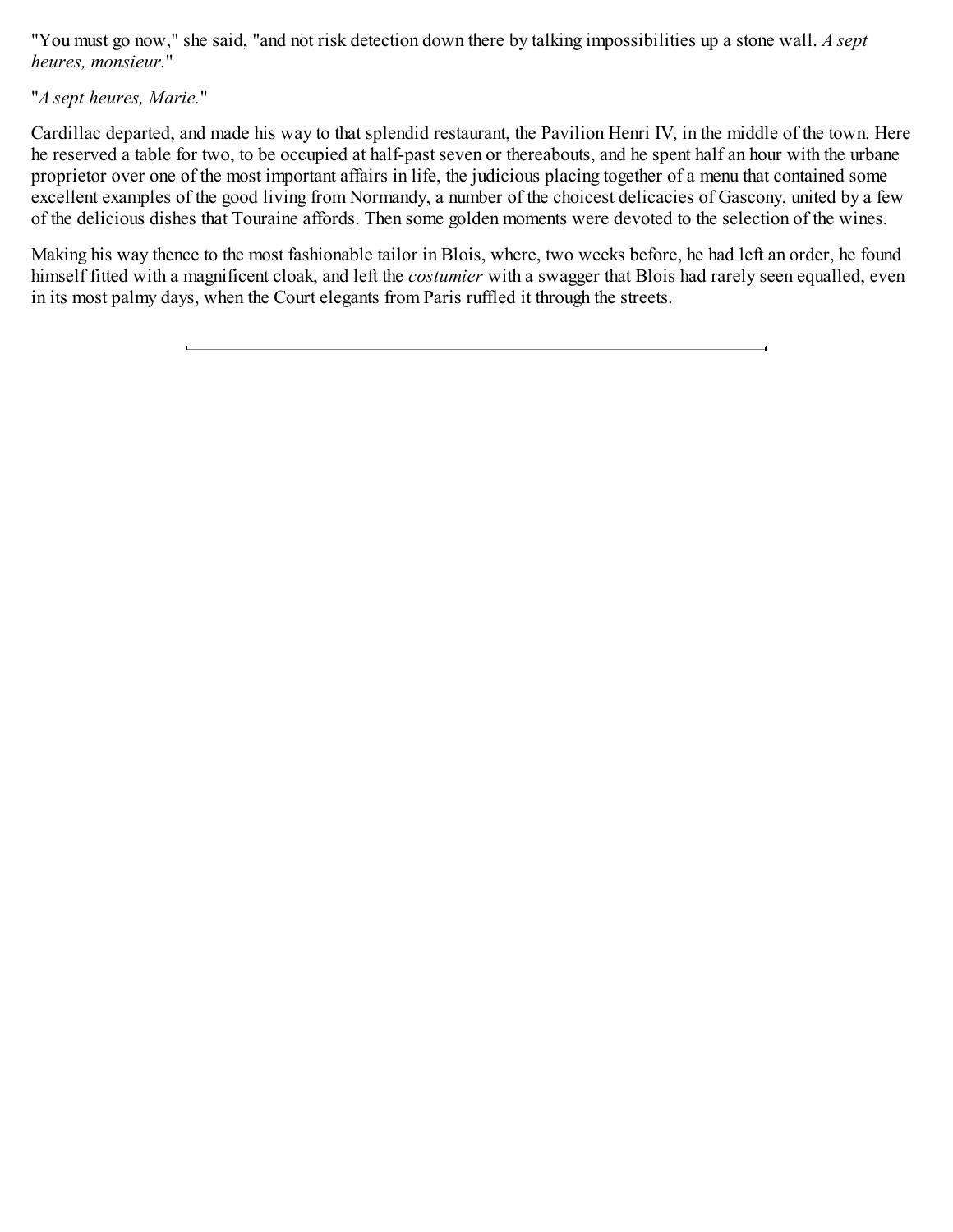"You must go now," she said, "and not risk detection down there by talking impossibilities up a stone wall. *A sept heures, monsieur.*"

"*A sept heures, Marie.*"

Cardillac departed, and made his way to that splendid restaurant, the Pavilion Henri IV, in the middle of the town. Here he reserved a table for two, to be occupied at half-past seven or thereabouts, and he spent half an hour with the urbane proprietor over one of the most important affairs in life, the judicious placing together of a menu that contained some excellent examples of the good living from Normandy, a number of the choicest delicacies of Gascony, united by a few of the delicious dishes that Touraine affords. Then some golden moments were devoted to the selection of the wines.

Making his way thence to the most fashionable tailor in Blois, where, two weeks before, he had left an order, he found himself fitted with a magnificent cloak, and left the *costumier* with a swagger that Blois had rarely seen equalled, even in its most palmy days, when the Court elegants from Paris ruffled it through the streets.

---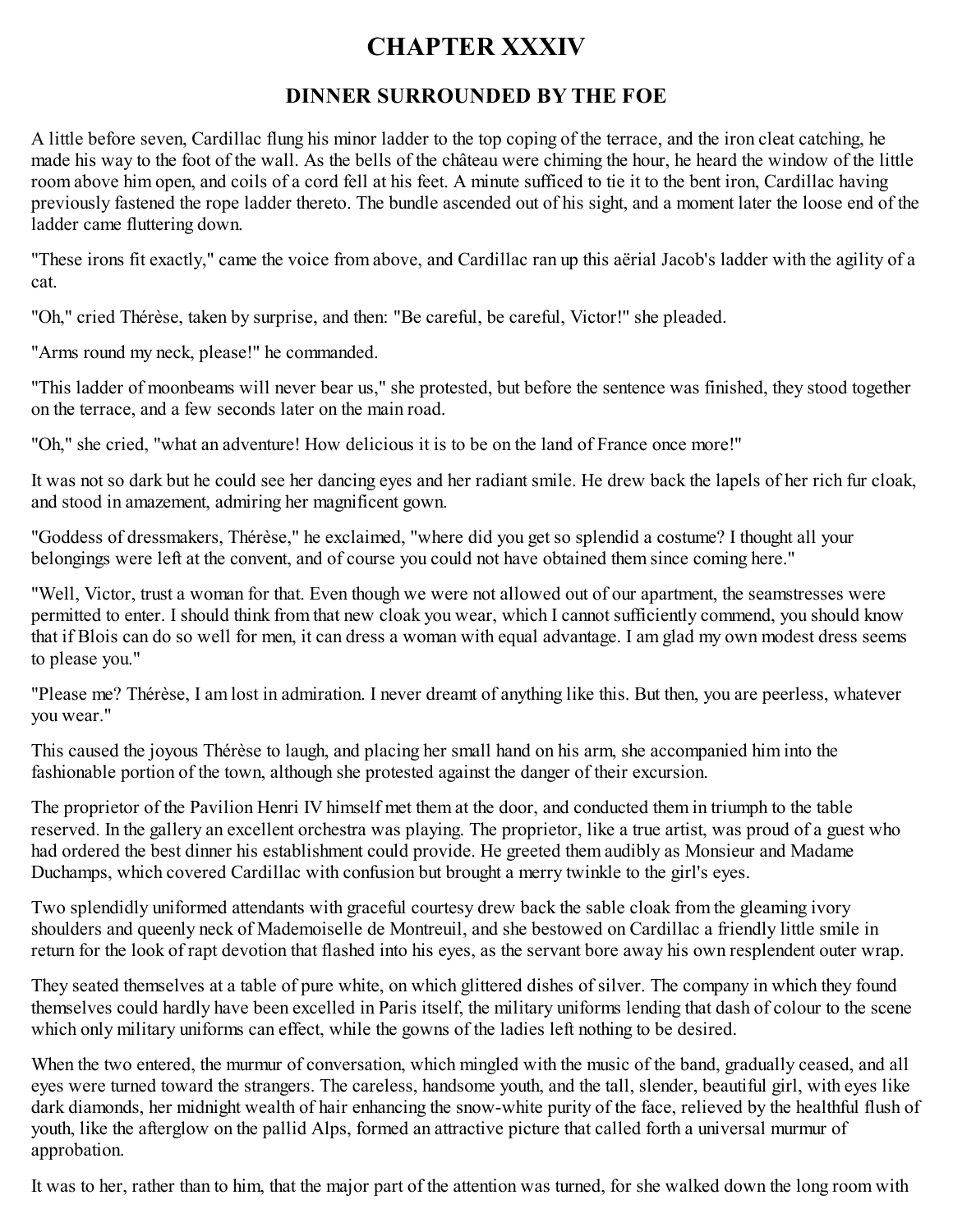# CHAPTER XXXIV

## DINNER SURROUNDED BY THE FOE

A little before seven, Cardillac flung his minor ladder to the top coping of the terrace, and the iron cleat catching, he made his way to the foot of the wall. As the bells of the château were chiming the hour, he heard the window of the little room above him open, and coils of a cord fell at his feet. A minute sufficed to tie it to the bent iron, Cardillac having previously fastened the rope ladder thereto. The bundle ascended out of his sight, and a moment later the loose end of the ladder came fluttering down.

"These irons fit exactly," came the voice from above, and Cardillac ran up this aërial Jacob's ladder with the agility of a cat.

"Oh," cried Thérèse, taken by surprise, and then: "Be careful, be careful, Victor!" she pleaded.

"Arms round my neck, please!" he commanded.

"This ladder of moonbeams will never bear us," she protested, but before the sentence was finished, they stood together on the terrace, and a few seconds later on the main road.

"Oh," she cried, "what an adventure! How delicious it is to be on the land of France once more!"

It was not so dark but he could see her dancing eyes and her radiant smile. He drew back the lapels of her rich fur cloak, and stood in amazement, admiring her magnificent gown.

"Goddess of dressmakers, Thérèse," he exclaimed, "where did you get so splendid a costume? I thought all your belongings were left at the convent, and of course you could not have obtained them since coming here."

"Well, Victor, trust a woman for that. Even though we were not allowed out of our apartment, the seamstresses were permitted to enter. I should think from that new cloak you wear, which I cannot sufficiently commend, you should know that if Blois can do so well for men, it can dress a woman with equal advantage. I am glad my own modest dress seems to please you."

"Please me? Thérèse, I am lost in admiration. I never dreamt of anything like this. But then, you are peerless, whatever you wear."

This caused the joyous Thérèse to laugh, and placing her small hand on his arm, she accompanied him into the fashionable portion of the town, although she protested against the danger of their excursion.

The proprietor of the Pavilion Henri IV himself met them at the door, and conducted them in triumph to the table reserved. In the gallery an excellent orchestra was playing. The proprietor, like a true artist, was proud of a guest who had ordered the best dinner his establishment could provide. He greeted them audibly as Monsieur and Madame Duchamps, which covered Cardillac with confusion but brought a merry twinkle to the girl's eyes.

Two splendidly uniformed attendants with graceful courtesy drew back the sable cloak from the gleaming ivory shoulders and queenly neck of Mademoiselle de Montreuil, and she bestowed on Cardillac a friendly little smile in return for the look of rapt devotion that flashed into his eyes, as the servant bore away his own resplendent outer wrap.

They seated themselves at a table of pure white, on which glittered dishes of silver. The company in which they found themselves could hardly have been excelled in Paris itself, the military uniforms lending that dash of colour to the scene which only military uniforms can effect, while the gowns of the ladies left nothing to be desired.

When the two entered, the murmur of conversation, which mingled with the music of the band, gradually ceased, and all eyes were turned toward the strangers. The careless, handsome youth, and the tall, slender, beautiful girl, with eyes like dark diamonds, her midnight wealth of hair enhancing the snow-white purity of the face, relieved by the healthful flush of youth, like the afterglow on the pallid Alps, formed an attractive picture that called forth a universal murmur of approbation.

It was to her, rather than to him, that the major part of the attention was turned, for she walked down the long room with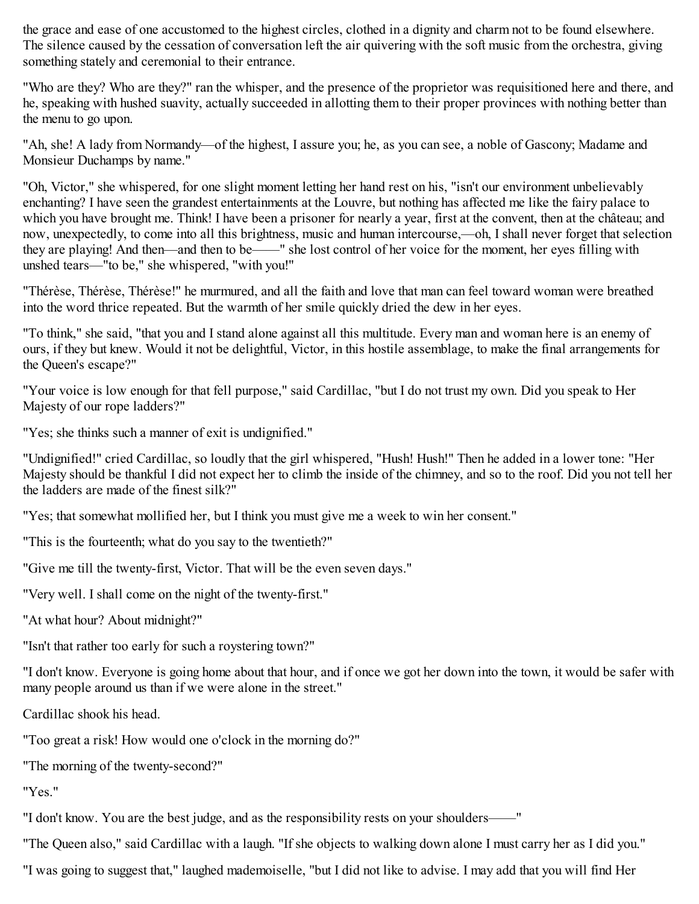the grace and ease of one accustomed to the highest circles, clothed in a dignity and charm not to be found elsewhere. The silence caused by the cessation of conversation left the air quivering with the soft music from the orchestra, giving something stately and ceremonial to their entrance.

"Who are they? Who are they?" ran the whisper, and the presence of the proprietor was requisitioned here and there, and he, speaking with hushed suavity, actually succeeded in allotting them to their proper provinces with nothing better than the menu to go upon.

"Ah, she! A lady from Normandy—of the highest, I assure you; he, as you can see, a noble of Gascony; Madame and Monsieur Duchamps by name."

"Oh, Victor," she whispered, for one slight moment letting her hand rest on his, "isn't our environment unbelievably enchanting? I have seen the grandest entertainments at the Louvre, but nothing has affected me like the fairy palace to which you have brought me. Think! I have been a prisoner for nearly a year, first at the convent, then at the château; and now, unexpectedly, to come into all this brightness, music and human intercourse,—oh, I shall never forget that selection they are playing! And then—and then to be——" she lost control of her voice for the moment, her eyes filling with unshed tears—"to be," she whispered, "with you!"

"Thérèse, Thérèse, Thérèse!" he murmured, and all the faith and love that man can feel toward woman were breathed into the word thrice repeated. But the warmth of her smile quickly dried the dew in her eyes.

"To think," she said, "that you and I stand alone against all this multitude. Every man and woman here is an enemy of ours, if they but knew. Would it not be delightful, Victor, in this hostile assemblage, to make the final arrangements for the Queen's escape?"

"Your voice is low enough for that fell purpose," said Cardillac, "but I do not trust my own. Did you speak to Her Majesty of our rope ladders?"

"Yes; she thinks such a manner of exit is undignified."

"Undignified!" cried Cardillac, so loudly that the girl whispered, "Hush! Hush!" Then he added in a lower tone: "Her Majesty should be thankful I did not expect her to climb the inside of the chimney, and so to the roof. Did you not tell her the ladders are made of the finest silk?"

"Yes; that somewhat mollified her, but I think you must give me a week to win her consent."

"This is the fourteenth; what do you say to the twentieth?"

"Give me till the twenty-first, Victor. That will be the even seven days."

"Very well. I shall come on the night of the twenty-first."

"At what hour? About midnight?"

"Isn't that rather too early for such a roystering town?"

"I don't know. Everyone is going home about that hour, and if once we got her down into the town, it would be safer with many people around us than if we were alone in the street."

Cardillac shook his head.

"Too great a risk! How would one o'clock in the morning do?"

"The morning of the twenty-second?"

"Yes."

"I don't know. You are the best judge, and as the responsibility rests on your shoulders——"

"The Queen also," said Cardillac with a laugh. "If she objects to walking down alone I must carry her as I did you."

"I was going to suggest that," laughed mademoiselle, "but I did not like to advise. I may add that you will find Her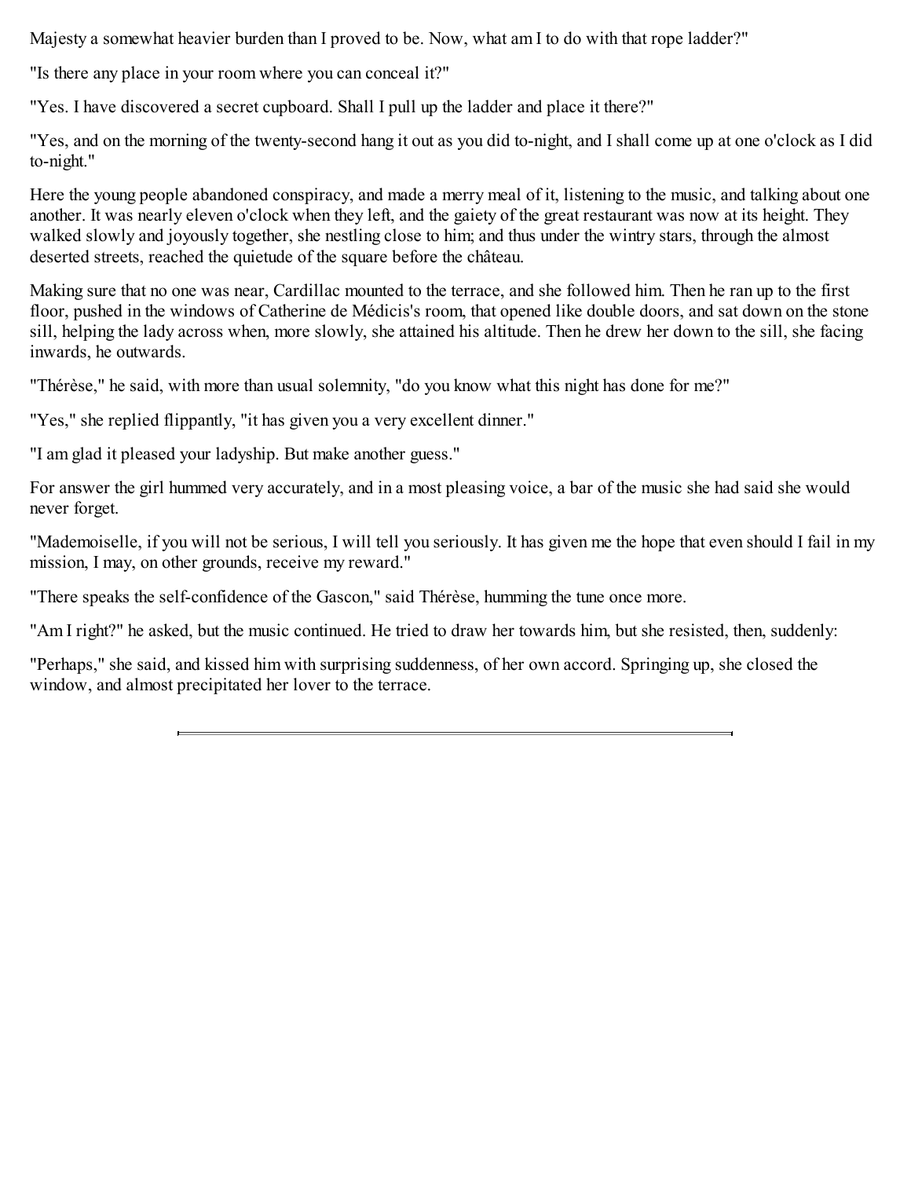Majesty a somewhat heavier burden than I proved to be. Now, what am I to do with that rope ladder?"

"Is there any place in your room where you can conceal it?"

"Yes. I have discovered a secret cupboard. Shall I pull up the ladder and place it there?"

"Yes, and on the morning of the twenty-second hang it out as you did to-night, and I shall come up at one o'clock as I did to-night."

Here the young people abandoned conspiracy, and made a merry meal of it, listening to the music, and talking about one another. It was nearly eleven o'clock when they left, and the gaiety of the great restaurant was now at its height. They walked slowly and joyously together, she nestling close to him; and thus under the wintry stars, through the almost deserted streets, reached the quietude of the square before the château.

Making sure that no one was near, Cardillac mounted to the terrace, and she followed him. Then he ran up to the first floor, pushed in the windows of Catherine de Médicis's room, that opened like double doors, and sat down on the stone sill, helping the lady across when, more slowly, she attained his altitude. Then he drew her down to the sill, she facing inwards, he outwards.

"Thérèse," he said, with more than usual solemnity, "do you know what this night has done for me?"

"Yes," she replied flippantly, "it has given you a very excellent dinner."

"I am glad it pleased your ladyship. But make another guess."

For answer the girl hummed very accurately, and in a most pleasing voice, a bar of the music she had said she would never forget.

"Mademoiselle, if you will not be serious, I will tell you seriously. It has given me the hope that even should I fail in my mission, I may, on other grounds, receive my reward."

"There speaks the self-confidence of the Gascon," said Thérèse, humming the tune once more.

"Am I right?" he asked, but the music continued. He tried to draw her towards him, but she resisted, then, suddenly:

"Perhaps," she said, and kissed him with surprising suddenness, of her own accord. Springing up, she closed the window, and almost precipitated her lover to the terrace.

---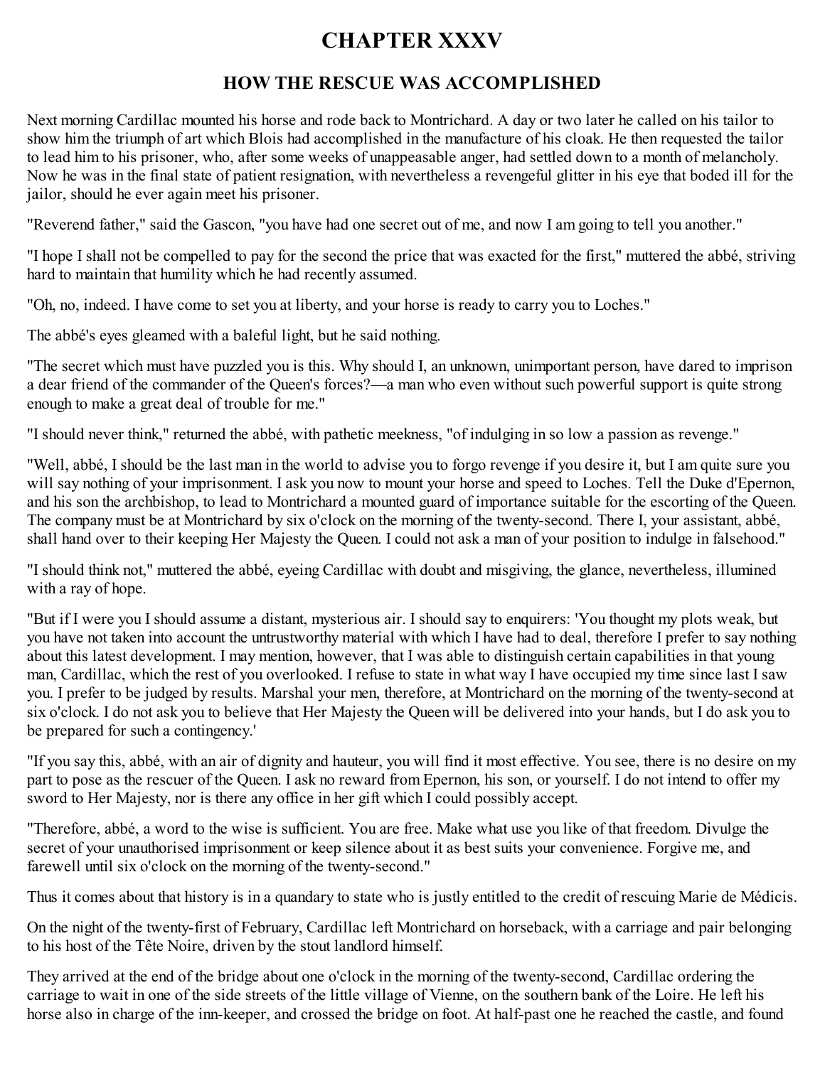# CHAPTER XXXV

## HOW THE RESCUE WAS ACCOMPLISHED

Next morning Cardillac mounted his horse and rode back to Montrichard. A day or two later he called on his tailor to show him the triumph of art which Blois had accomplished in the manufacture of his cloak. He then requested the tailor to lead him to his prisoner, who, after some weeks of unappeasable anger, had settled down to a month of melancholy. Now he was in the final state of patient resignation, with nevertheless a revengeful glitter in his eye that boded ill for the jailor, should he ever again meet his prisoner.

"Reverend father," said the Gascon, "you have had one secret out of me, and now I am going to tell you another."

"I hope I shall not be compelled to pay for the second the price that was exacted for the first," muttered the abbé, striving hard to maintain that humility which he had recently assumed.

"Oh, no, indeed. I have come to set you at liberty, and your horse is ready to carry you to Loches."

The abbé's eyes gleamed with a baleful light, but he said nothing.

"The secret which must have puzzled you is this. Why should I, an unknown, unimportant person, have dared to imprison a dear friend of the commander of the Queen's forces?—a man who even without such powerful support is quite strong enough to make a great deal of trouble for me."

"I should never think," returned the abbé, with pathetic meekness, "of indulging in so low a passion as revenge."

"Well, abbé, I should be the last man in the world to advise you to forgo revenge if you desire it, but I am quite sure you will say nothing of your imprisonment. I ask you now to mount your horse and speed to Loches. Tell the Duke d'Epernon, and his son the archbishop, to lead to Montrichard a mounted guard of importance suitable for the escorting of the Queen. The company must be at Montrichard by six o'clock on the morning of the twenty-second. There I, your assistant, abbé, shall hand over to their keeping Her Majesty the Queen. I could not ask a man of your position to indulge in falsehood."

"I should think not," muttered the abbé, eyeing Cardillac with doubt and misgiving, the glance, nevertheless, illumined with a ray of hope.

"But if I were you I should assume a distant, mysterious air. I should say to enquirers: 'You thought my plots weak, but you have not taken into account the untrustworthy material with which I have had to deal, therefore I prefer to say nothing about this latest development. I may mention, however, that I was able to distinguish certain capabilities in that young man, Cardillac, which the rest of you overlooked. I refuse to state in what way I have occupied my time since last I saw you. I prefer to be judged by results. Marshal your men, therefore, at Montrichard on the morning of the twenty-second at six o'clock. I do not ask you to believe that Her Majesty the Queen will be delivered into your hands, but I do ask you to be prepared for such a contingency.'

"If you say this, abbé, with an air of dignity and hauteur, you will find it most effective. You see, there is no desire on my part to pose as the rescuer of the Queen. I ask no reward from Epernon, his son, or yourself. I do not intend to offer my sword to Her Majesty, nor is there any office in her gift which I could possibly accept.

"Therefore, abbé, a word to the wise is sufficient. You are free. Make what use you like of that freedom. Divulge the secret of your unauthorised imprisonment or keep silence about it as best suits your convenience. Forgive me, and farewell until six o'clock on the morning of the twenty-second."

Thus it comes about that history is in a quandary to state who is justly entitled to the credit of rescuing Marie de Médicis.

On the night of the twenty-first of February, Cardillac left Montrichard on horseback, with a carriage and pair belonging to his host of the Tête Noire, driven by the stout landlord himself.

They arrived at the end of the bridge about one o'clock in the morning of the twenty-second, Cardillac ordering the carriage to wait in one of the side streets of the little village of Vienne, on the southern bank of the Loire. He left his horse also in charge of the inn-keeper, and crossed the bridge on foot. At half-past one he reached the castle, and found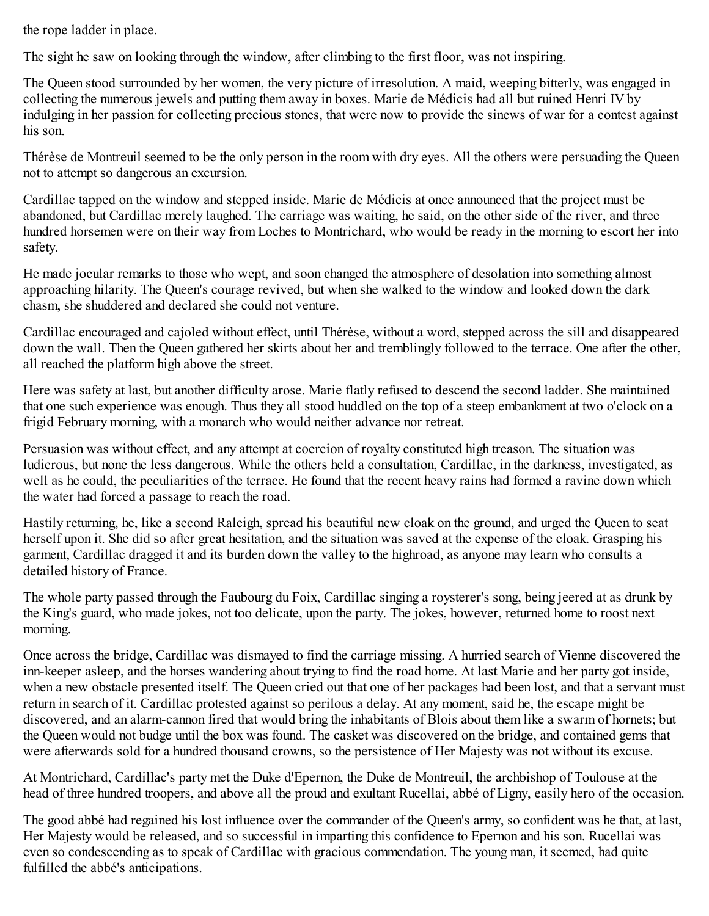the rope ladder in place.

The sight he saw on looking through the window, after climbing to the first floor, was not inspiring.

The Queen stood surrounded by her women, the very picture of irresolution. A maid, weeping bitterly, was engaged in collecting the numerous jewels and putting them away in boxes. Marie de Médicis had all but ruined Henri IV by indulging in her passion for collecting precious stones, that were now to provide the sinews of war for a contest against his son.

Thérèse de Montreuil seemed to be the only person in the room with dry eyes. All the others were persuading the Queen not to attempt so dangerous an excursion.

Cardillac tapped on the window and stepped inside. Marie de Médicis at once announced that the project must be abandoned, but Cardillac merely laughed. The carriage was waiting, he said, on the other side of the river, and three hundred horsemen were on their way from Loches to Montrichard, who would be ready in the morning to escort her into safety.

He made jocular remarks to those who wept, and soon changed the atmosphere of desolation into something almost approaching hilarity. The Queen's courage revived, but when she walked to the window and looked down the dark chasm, she shuddered and declared she could not venture.

Cardillac encouraged and cajoled without effect, until Thérèse, without a word, stepped across the sill and disappeared down the wall. Then the Queen gathered her skirts about her and tremblingly followed to the terrace. One after the other, all reached the platform high above the street.

Here was safety at last, but another difficulty arose. Marie flatly refused to descend the second ladder. She maintained that one such experience was enough. Thus they all stood huddled on the top of a steep embankment at two o'clock on a frigid February morning, with a monarch who would neither advance nor retreat.

Persuasion was without effect, and any attempt at coercion of royalty constituted high treason. The situation was ludicrous, but none the less dangerous. While the others held a consultation, Cardillac, in the darkness, investigated, as well as he could, the peculiarities of the terrace. He found that the recent heavy rains had formed a ravine down which the water had forced a passage to reach the road.

Hastily returning, he, like a second Raleigh, spread his beautiful new cloak on the ground, and urged the Queen to seat herself upon it. She did so after great hesitation, and the situation was saved at the expense of the cloak. Grasping his garment, Cardillac dragged it and its burden down the valley to the highroad, as anyone may learn who consults a detailed history of France.

The whole party passed through the Faubourg du Foix, Cardillac singing a roysterer's song, being jeered at as drunk by the King's guard, who made jokes, not too delicate, upon the party. The jokes, however, returned home to roost next morning.

Once across the bridge, Cardillac was dismayed to find the carriage missing. A hurried search of Vienne discovered the inn-keeper asleep, and the horses wandering about trying to find the road home. At last Marie and her party got inside, when a new obstacle presented itself. The Queen cried out that one of her packages had been lost, and that a servant must return in search of it. Cardillac protested against so perilous a delay. At any moment, said he, the escape might be discovered, and an alarm-cannon fired that would bring the inhabitants of Blois about them like a swarm of hornets; but the Queen would not budge until the box was found. The casket was discovered on the bridge, and contained gems that were afterwards sold for a hundred thousand crowns, so the persistence of Her Majesty was not without its excuse.

At Montrichard, Cardillac's party met the Duke d'Epernon, the Duke de Montreuil, the archbishop of Toulouse at the head of three hundred troopers, and above all the proud and exultant Rucellai, abbé of Ligny, easily hero of the occasion.

The good abbé had regained his lost influence over the commander of the Queen's army, so confident was he that, at last, Her Majesty would be released, and so successful in imparting this confidence to Epernon and his son. Rucellai was even so condescending as to speak of Cardillac with gracious commendation. The young man, it seemed, had quite fulfilled the abbé's anticipations.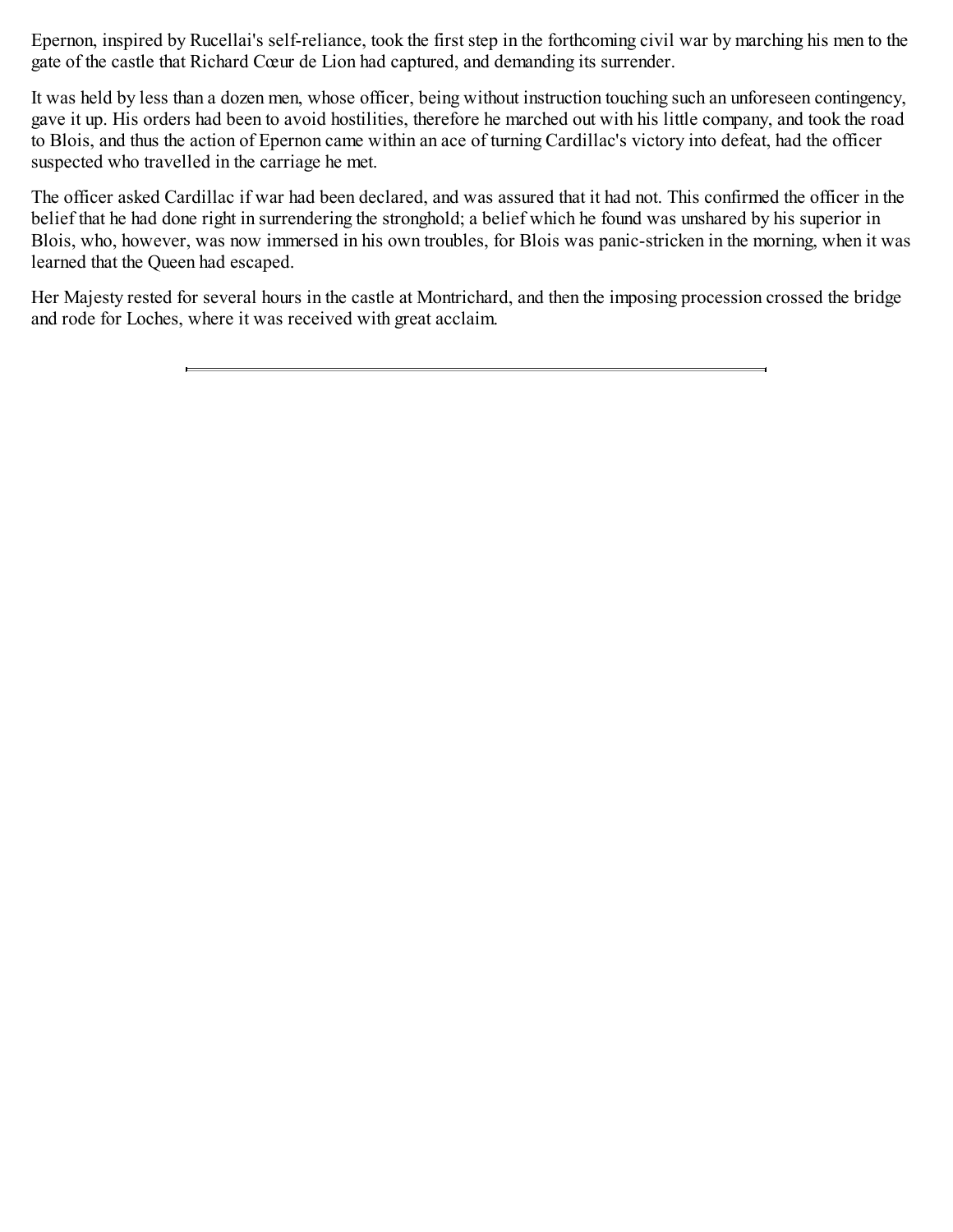Epernon, inspired by Rucellai's self-reliance, took the first step in the forthcoming civil war by marching his men to the gate of the castle that Richard Cœur de Lion had captured, and demanding its surrender.

It was held by less than a dozen men, whose officer, being without instruction touching such an unforeseen contingency, gave it up. His orders had been to avoid hostilities, therefore he marched out with his little company, and took the road to Blois, and thus the action of Epernon came within an ace of turning Cardillac's victory into defeat, had the officer suspected who travelled in the carriage he met.

The officer asked Cardillac if war had been declared, and was assured that it had not. This confirmed the officer in the belief that he had done right in surrendering the stronghold; a belief which he found was unshared by his superior in Blois, who, however, was now immersed in his own troubles, for Blois was panic-stricken in the morning, when it was learned that the Queen had escaped.

Her Majesty rested for several hours in the castle at Montrichard, and then the imposing procession crossed the bridge and rode for Loches, where it was received with great acclaim.

---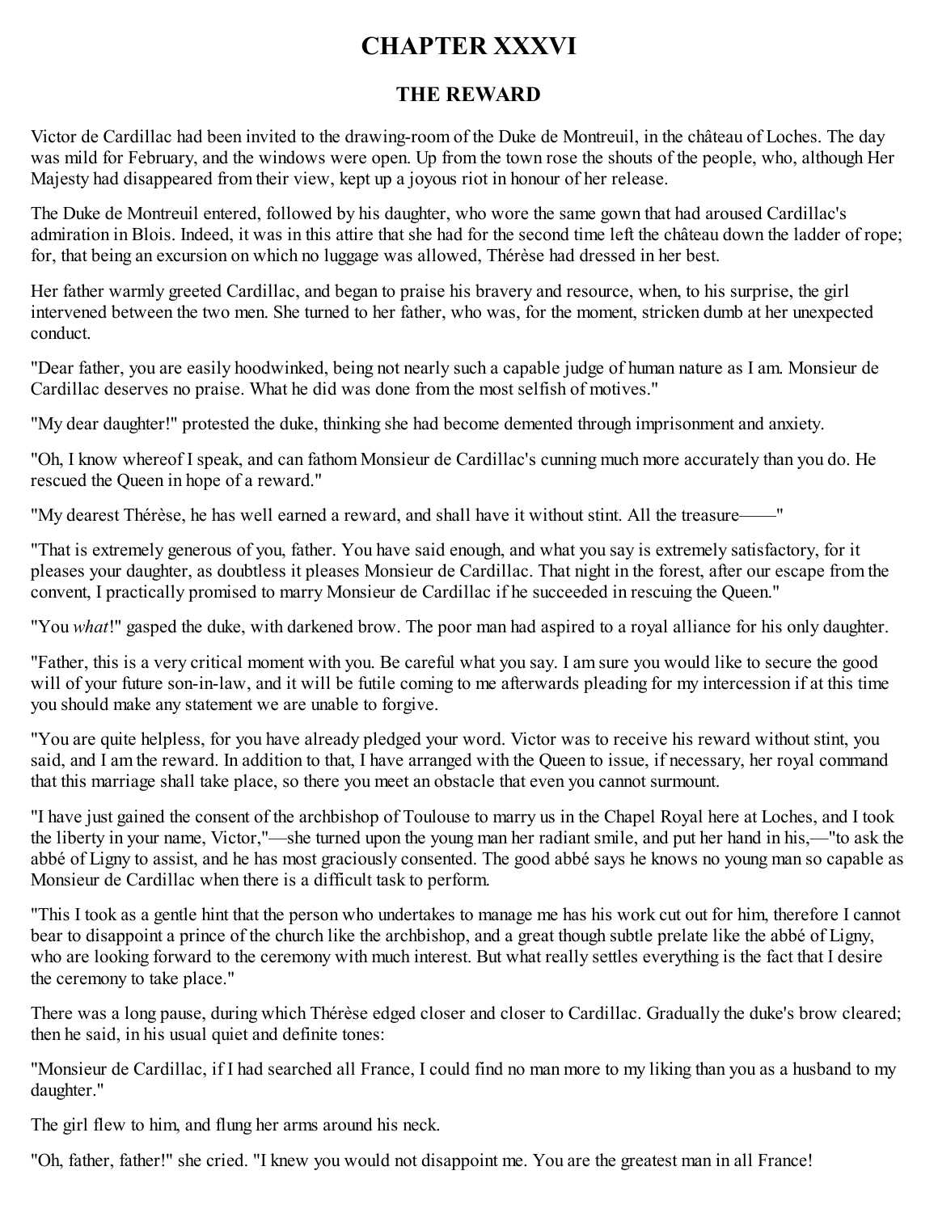# CHAPTER XXXVI

## THE REWARD

Victor de Cardillac had been invited to the drawing-room of the Duke de Montreuil, in the château of Loches. The day was mild for February, and the windows were open. Up from the town rose the shouts of the people, who, although Her Majesty had disappeared from their view, kept up a joyous riot in honour of her release.

The Duke de Montreuil entered, followed by his daughter, who wore the same gown that had aroused Cardillac's admiration in Blois. Indeed, it was in this attire that she had for the second time left the château down the ladder of rope; for, that being an excursion on which no luggage was allowed, Thérèse had dressed in her best.

Her father warmly greeted Cardillac, and began to praise his bravery and resource, when, to his surprise, the girl intervened between the two men. She turned to her father, who was, for the moment, stricken dumb at her unexpected conduct.

"Dear father, you are easily hoodwinked, being not nearly such a capable judge of human nature as I am. Monsieur de Cardillac deserves no praise. What he did was done from the most selfish of motives."

"My dear daughter!" protested the duke, thinking she had become demented through imprisonment and anxiety.

"Oh, I know whereof I speak, and can fathom Monsieur de Cardillac's cunning much more accurately than you do. He rescued the Queen in hope of a reward."

"My dearest Thérèse, he has well earned a reward, and shall have it without stint. All the treasure——"

"That is extremely generous of you, father. You have said enough, and what you say is extremely satisfactory, for it pleases your daughter, as doubtless it pleases Monsieur de Cardillac. That night in the forest, after our escape from the convent, I practically promised to marry Monsieur de Cardillac if he succeeded in rescuing the Queen."

"You *what*!" gasped the duke, with darkened brow. The poor man had aspired to a royal alliance for his only daughter.

"Father, this is a very critical moment with you. Be careful what you say. I am sure you would like to secure the good will of your future son-in-law, and it will be futile coming to me afterwards pleading for my intercession if at this time you should make any statement we are unable to forgive.

"You are quite helpless, for you have already pledged your word. Victor was to receive his reward without stint, you said, and I am the reward. In addition to that, I have arranged with the Queen to issue, if necessary, her royal command that this marriage shall take place, so there you meet an obstacle that even you cannot surmount.

"I have just gained the consent of the archbishop of Toulouse to marry us in the Chapel Royal here at Loches, and I took the liberty in your name, Victor,"—she turned upon the young man her radiant smile, and put her hand in his,—"to ask the abbé of Ligny to assist, and he has most graciously consented. The good abbé says he knows no young man so capable as Monsieur de Cardillac when there is a difficult task to perform.

"This I took as a gentle hint that the person who undertakes to manage me has his work cut out for him, therefore I cannot bear to disappoint a prince of the church like the archbishop, and a great though subtle prelate like the abbé of Ligny, who are looking forward to the ceremony with much interest. But what really settles everything is the fact that I desire the ceremony to take place."

There was a long pause, during which Thérèse edged closer and closer to Cardillac. Gradually the duke's brow cleared; then he said, in his usual quiet and definite tones:

"Monsieur de Cardillac, if I had searched all France, I could find no man more to my liking than you as a husband to my daughter."

The girl flew to him, and flung her arms around his neck.

"Oh, father, father!" she cried. "I knew you would not disappoint me. You are the greatest man in all France!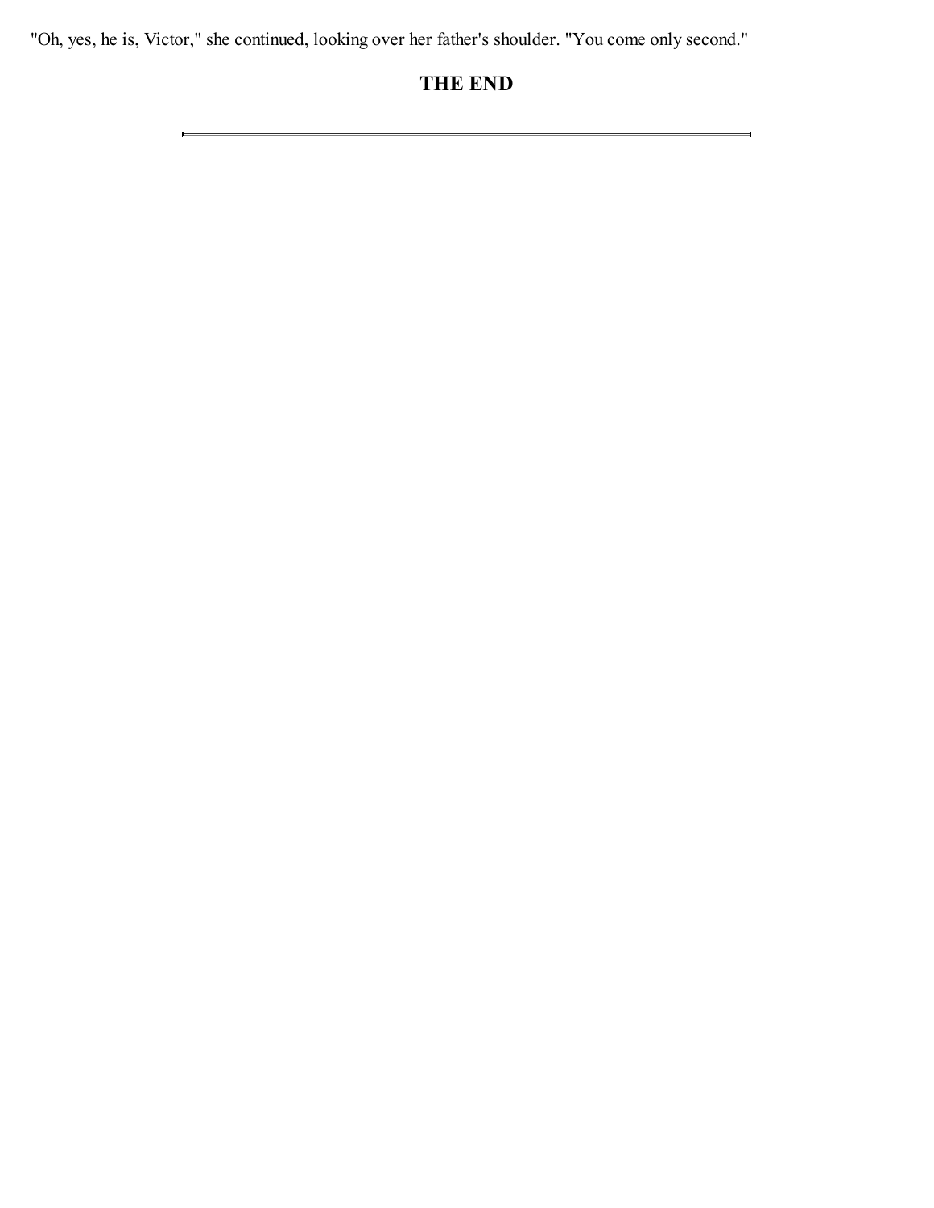"Oh, yes, he is, Victor," she continued, looking over her father's shoulder. "You come only second."

## THE END

---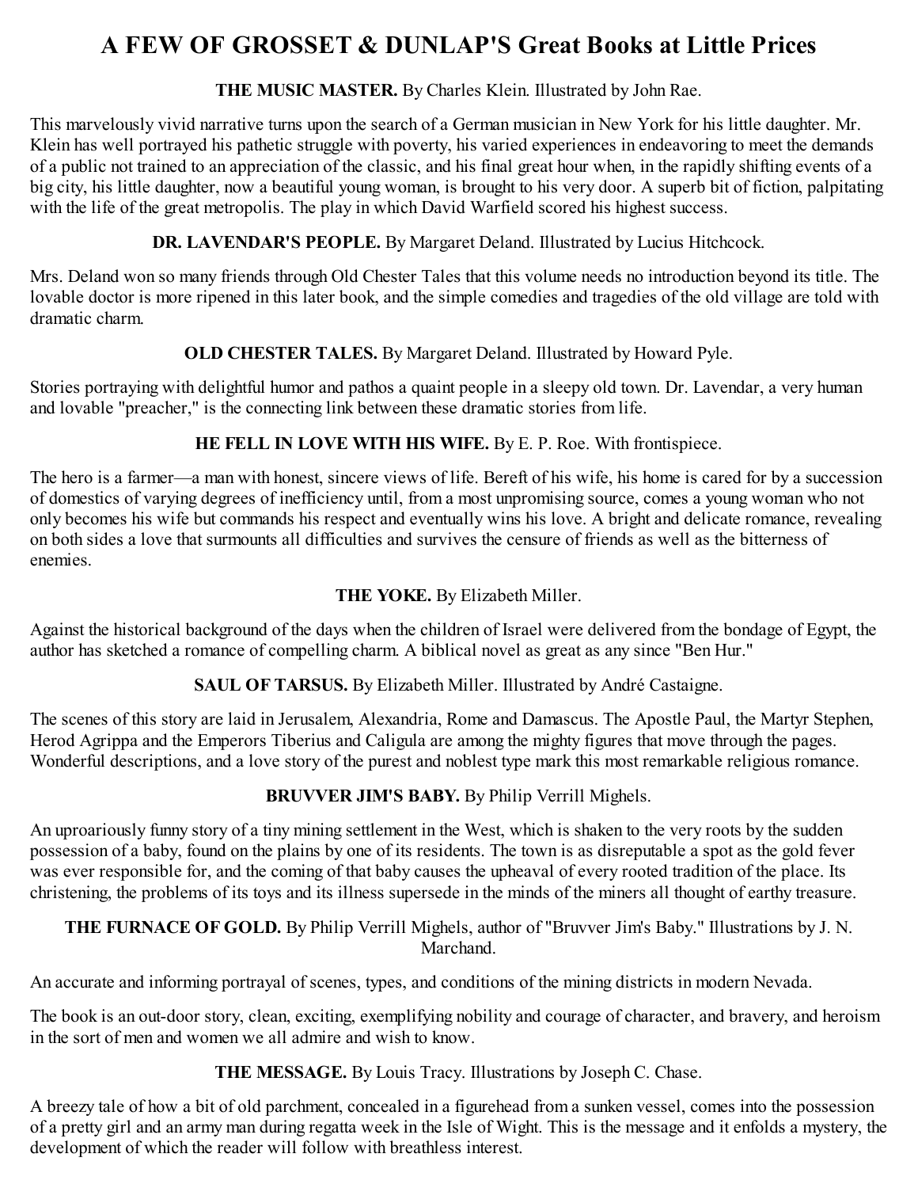# A FEW OF GROSSET & DUNLAP'S Great Books at Little Prices

**THE MUSIC MASTER.** By Charles Klein. Illustrated by John Rae.

This marvelously vivid narrative turns upon the search of a German musician in New York for his little daughter. Mr. Klein has well portrayed his pathetic struggle with poverty, his varied experiences in endeavoring to meet the demands of a public not trained to an appreciation of the classic, and his final great hour when, in the rapidly shifting events of a big city, his little daughter, now a beautiful young woman, is brought to his very door. A superb bit of fiction, palpitating with the life of the great metropolis. The play in which David Warfield scored his highest success.

**DR. LAVENDAR'S PEOPLE.** By Margaret Deland. Illustrated by Lucius Hitchcock.

Mrs. Deland won so many friends through Old Chester Tales that this volume needs no introduction beyond its title. The lovable doctor is more ripened in this later book, and the simple comedies and tragedies of the old village are told with dramatic charm.

**OLD CHESTER TALES.** By Margaret Deland. Illustrated by Howard Pyle.

Stories portraying with delightful humor and pathos a quaint people in a sleepy old town. Dr. Lavendar, a very human and lovable "preacher," is the connecting link between these dramatic stories from life.

**HE FELL IN LOVE WITH HIS WIFE.** By E. P. Roe. With frontispiece.

The hero is a farmer—a man with honest, sincere views of life. Bereft of his wife, his home is cared for by a succession of domestics of varying degrees of inefficiency until, from a most unpromising source, comes a young woman who not only becomes his wife but commands his respect and eventually wins his love. A bright and delicate romance, revealing on both sides a love that surmounts all difficulties and survives the censure of friends as well as the bitterness of enemies.

**THE YOKE.** By Elizabeth Miller.

Against the historical background of the days when the children of Israel were delivered from the bondage of Egypt, the author has sketched a romance of compelling charm. A biblical novel as great as any since "Ben Hur."

**SAUL OF TARSUS.** By Elizabeth Miller. Illustrated by André Castaigne.

The scenes of this story are laid in Jerusalem, Alexandria, Rome and Damascus. The Apostle Paul, the Martyr Stephen, Herod Agrippa and the Emperors Tiberius and Caligula are among the mighty figures that move through the pages. Wonderful descriptions, and a love story of the purest and noblest type mark this most remarkable religious romance.

**BRUVVER JIM'S BABY.** By Philip Verrill Mighels.

An uproariously funny story of a tiny mining settlement in the West, which is shaken to the very roots by the sudden possession of a baby, found on the plains by one of its residents. The town is as disreputable a spot as the gold fever was ever responsible for, and the coming of that baby causes the upheaval of every rooted tradition of the place. Its christening, the problems of its toys and its illness supersede in the minds of the miners all thought of earthy treasure.

**THE FURNACE OF GOLD.** By Philip Verrill Mighels, author of "Bruvver Jim's Baby." Illustrations by J. N. Marchand.

An accurate and informing portrayal of scenes, types, and conditions of the mining districts in modern Nevada.

The book is an out-door story, clean, exciting, exemplifying nobility and courage of character, and bravery, and heroism in the sort of men and women we all admire and wish to know.

**THE MESSAGE.** By Louis Tracy. Illustrations by Joseph C. Chase.

A breezy tale of how a bit of old parchment, concealed in a figurehead from a sunken vessel, comes into the possession of a pretty girl and an army man during regatta week in the Isle of Wight. This is the message and it enfolds a mystery, the development of which the reader will follow with breathless interest.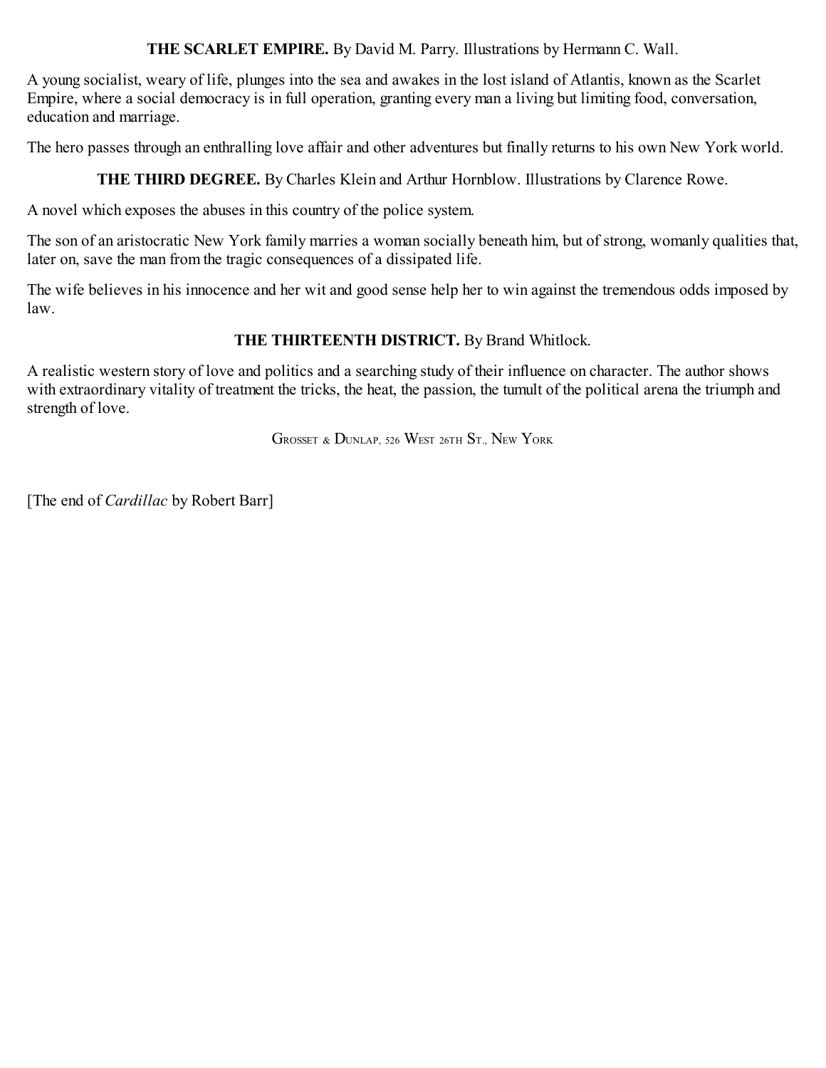**THE SCARLET EMPIRE.** By David M. Parry. Illustrations by Hermann C. Wall.

A young socialist, weary of life, plunges into the sea and awakes in the lost island of Atlantis, known as the Scarlet Empire, where a social democracy is in full operation, granting every man a living but limiting food, conversation, education and marriage.

The hero passes through an enthralling love affair and other adventures but finally returns to his own New York world.

**THE THIRD DEGREE.** By Charles Klein and Arthur Hornblow. Illustrations by Clarence Rowe.

A novel which exposes the abuses in this country of the police system.

The son of an aristocratic New York family marries a woman socially beneath him, but of strong, womanly qualities that, later on, save the man from the tragic consequences of a dissipated life.

The wife believes in his innocence and her wit and good sense help her to win against the tremendous odds imposed by law.

**THE THIRTEENTH DISTRICT.** By Brand Whitlock.

A realistic western story of love and politics and a searching study of their influence on character. The author shows with extraordinary vitality of treatment the tricks, the heat, the passion, the tumult of the political arena the triumph and strength of love.

GROSSET & DUNLAP, 526 WEST 26TH ST., NEW YORK

[The end of *Cardillac* by Robert Barr]